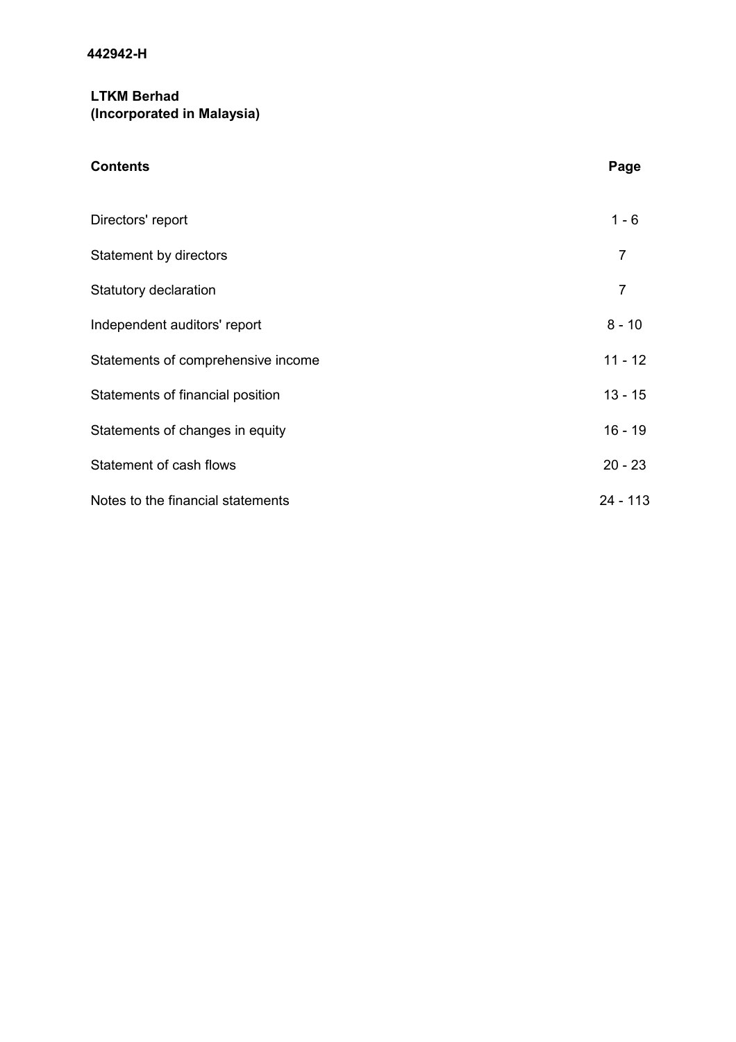**442942-H**

**LTKM Berhad**
**(Incorporated in Malaysia)**

| **Contents** | **Page** |
|---|---|
| Directors' report | 1 - 6 |
| Statement by directors | 7 |
| Statutory declaration | 7 |
| Independent auditors' report | 8 - 10 |
| Statements of comprehensive income | 11 - 12 |
| Statements of financial position | 13 - 15 |
| Statements of changes in equity | 16 - 19 |
| Statement of cash flows | 20 - 23 |
| Notes to the financial statements | 24 - 113 |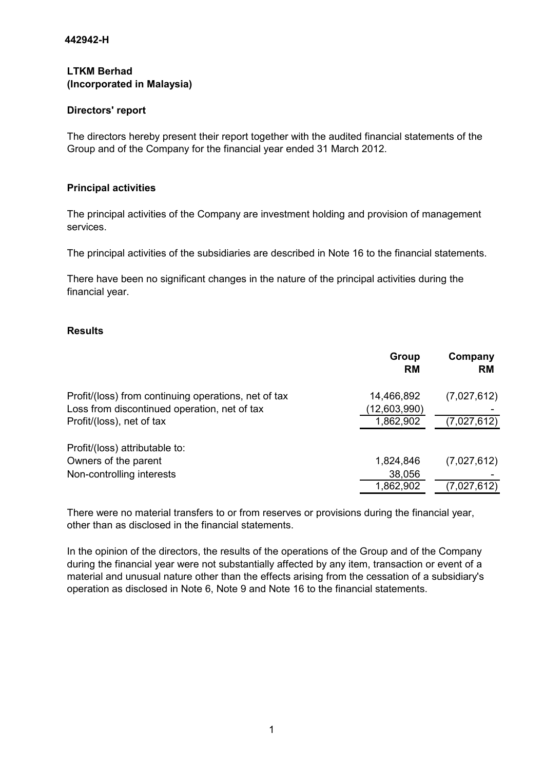442942-H

**LTKM Berhad**
**(Incorporated in Malaysia)**

## Directors' report

The directors hereby present their report together with the audited financial statements of the Group and of the Company for the financial year ended 31 March 2012.

### Principal activities

The principal activities of the Company are investment holding and provision of management services.

The principal activities of the subsidiaries are described in Note 16 to the financial statements.

There have been no significant changes in the nature of the principal activities during the financial year.

### Results

| | Group RM | Company RM |
|---|---|---|
| Profit/(loss) from continuing operations, net of tax | 14,466,892 | (7,027,612) |
| Loss from discontinued operation, net of tax | (12,603,990) | - |
| Profit/(loss), net of tax | 1,862,902 | (7,027,612) |
| | | |
| Profit/(loss) attributable to: | | |
| Owners of the parent | 1,824,846 | (7,027,612) |
| Non-controlling interests | 38,056 | - |
| | 1,862,902 | (7,027,612) |

There were no material transfers to or from reserves or provisions during the financial year, other than as disclosed in the financial statements.

In the opinion of the directors, the results of the operations of the Group and of the Company during the financial year were not substantially affected by any item, transaction or event of a material and unusual nature other than the effects arising from the cessation of a subsidiary's operation as disclosed in Note 6, Note 9 and Note 16 to the financial statements.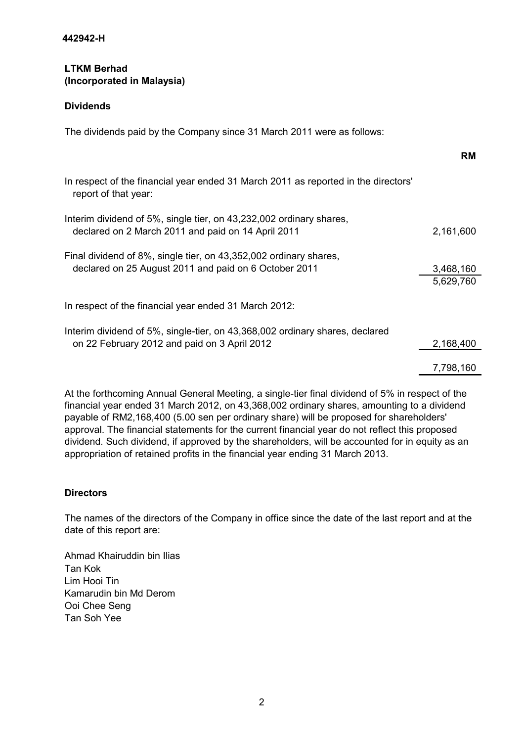442942-H

**LTKM Berhad**
**(Incorporated in Malaysia)**

**Dividends**

The dividends paid by the Company since 31 March 2011 were as follows:

| | RM |
|---|---|
| In respect of the financial year ended 31 March 2011 as reported in the directors' report of that year: | |
| Interim dividend of 5%, single tier, on 43,232,002 ordinary shares, declared on 2 March 2011 and paid on 14 April 2011 | 2,161,600 |
| Final dividend of 8%, single tier, on 43,352,002 ordinary shares, declared on 25 August 2011 and paid on 6 October 2011 | 3,468,160 |
| | 5,629,760 |
| In respect of the financial year ended 31 March 2012: | |
| Interim dividend of 5%, single-tier, on 43,368,002 ordinary shares, declared on 22 February 2012 and paid on 3 April 2012 | 2,168,400 |
| | 7,798,160 |

At the forthcoming Annual General Meeting, a single-tier final dividend of 5% in respect of the financial year ended 31 March 2012, on 43,368,002 ordinary shares, amounting to a dividend payable of RM2,168,400 (5.00 sen per ordinary share) will be proposed for shareholders' approval. The financial statements for the current financial year do not reflect this proposed dividend. Such dividend, if approved by the shareholders, will be accounted for in equity as an appropriation of retained profits in the financial year ending 31 March 2013.

**Directors**

The names of the directors of the Company in office since the date of the last report and at the date of this report are:

Ahmad Khairuddin bin Ilias
Tan Kok
Lim Hooi Tin
Kamarudin bin Md Derom
Ooi Chee Seng
Tan Soh Yee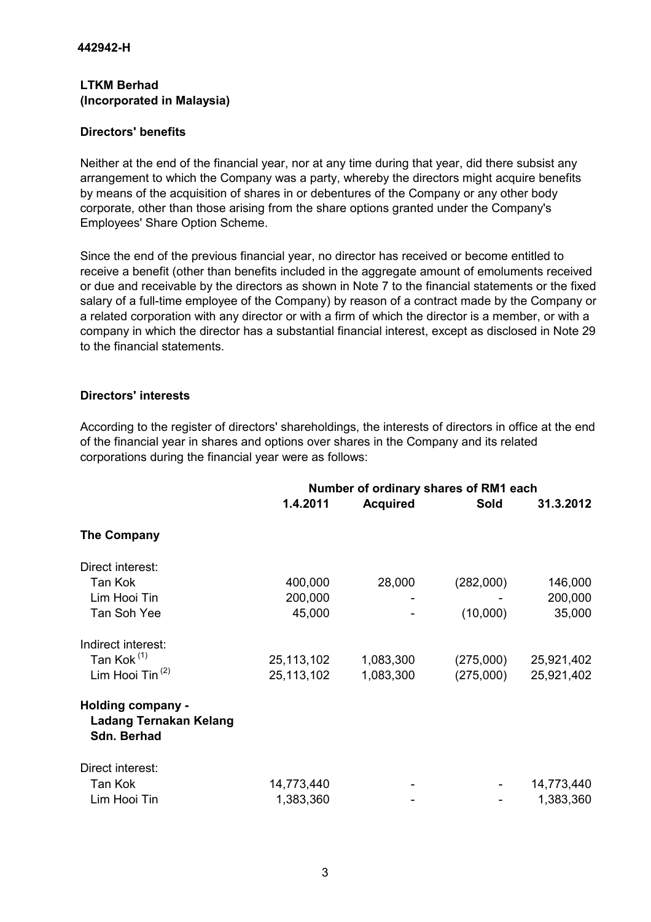442942-H

**LTKM Berhad**
**(Incorporated in Malaysia)**

**Directors' benefits**

Neither at the end of the financial year, nor at any time during that year, did there subsist any arrangement to which the Company was a party, whereby the directors might acquire benefits by means of the acquisition of shares in or debentures of the Company or any other body corporate, other than those arising from the share options granted under the Company's Employees' Share Option Scheme.

Since the end of the previous financial year, no director has received or become entitled to receive a benefit (other than benefits included in the aggregate amount of emoluments received or due and receivable by the directors as shown in Note 7 to the financial statements or the fixed salary of a full-time employee of the Company) by reason of a contract made by the Company or a related corporation with any director or with a firm of which the director is a member, or with a company in which the director has a substantial financial interest, except as disclosed in Note 29 to the financial statements.

**Directors' interests**

According to the register of directors' shareholdings, the interests of directors in office at the end of the financial year in shares and options over shares in the Company and its related corporations during the financial year were as follows:

| | Number of ordinary shares of RM1 each | | | |
|---|---|---|---|---|
| | **1.4.2011** | **Acquired** | **Sold** | **31.3.2012** |
| **The Company** | | | | |
| Direct interest: | | | | |
| Tan Kok | 400,000 | 28,000 | (282,000) | 146,000 |
| Lim Hooi Tin | 200,000 | - | - | 200,000 |
| Tan Soh Yee | 45,000 | - | (10,000) | 35,000 |
| Indirect interest: | | | | |
| Tan Kok [(1)] | 25,113,102 | 1,083,300 | (275,000) | 25,921,402 |
| Lim Hooi Tin [(2)] | 25,113,102 | 1,083,300 | (275,000) | 25,921,402 |
| **Holding company - Ladang Ternakan Kelang Sdn. Berhad** | | | | |
| Direct interest: | | | | |
| Tan Kok | 14,773,440 | - | - | 14,773,440 |
| Lim Hooi Tin | 1,383,360 | - | - | 1,383,360 |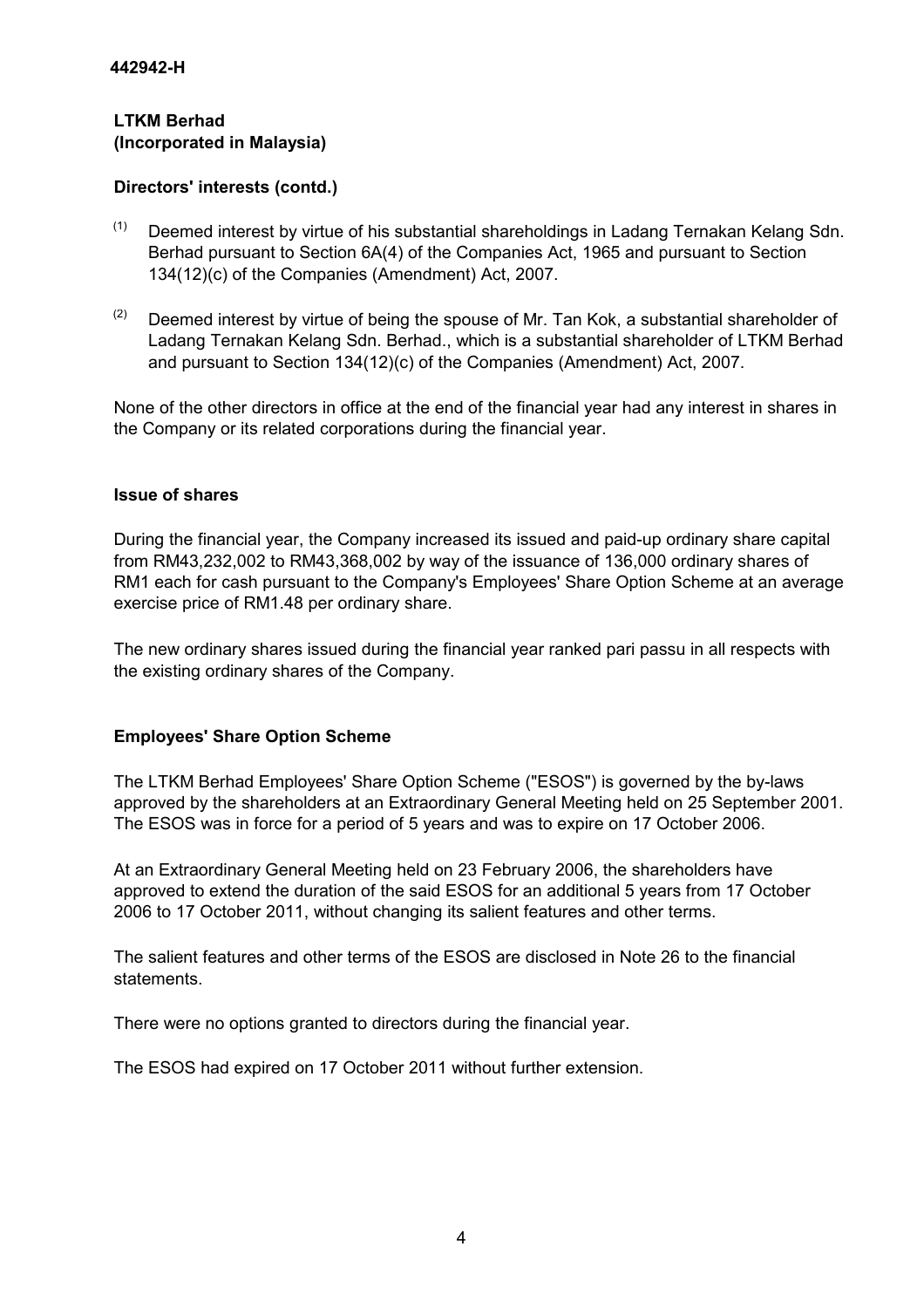**442942-H**

**LTKM Berhad**
**(Incorporated in Malaysia)**

**Directors' interests (contd.)**

(1) Deemed interest by virtue of his substantial shareholdings in Ladang Ternakan Kelang Sdn. Berhad pursuant to Section 6A(4) of the Companies Act, 1965 and pursuant to Section 134(12)(c) of the Companies (Amendment) Act, 2007.

(2) Deemed interest by virtue of being the spouse of Mr. Tan Kok, a substantial shareholder of Ladang Ternakan Kelang Sdn. Berhad., which is a substantial shareholder of LTKM Berhad and pursuant to Section 134(12)(c) of the Companies (Amendment) Act, 2007.

None of the other directors in office at the end of the financial year had any interest in shares in the Company or its related corporations during the financial year.

**Issue of shares**

During the financial year, the Company increased its issued and paid-up ordinary share capital from RM43,232,002 to RM43,368,002 by way of the issuance of 136,000 ordinary shares of RM1 each for cash pursuant to the Company's Employees' Share Option Scheme at an average exercise price of RM1.48 per ordinary share.

The new ordinary shares issued during the financial year ranked pari passu in all respects with the existing ordinary shares of the Company.

**Employees' Share Option Scheme**

The LTKM Berhad Employees' Share Option Scheme ("ESOS") is governed by the by-laws approved by the shareholders at an Extraordinary General Meeting held on 25 September 2001. The ESOS was in force for a period of 5 years and was to expire on 17 October 2006.

At an Extraordinary General Meeting held on 23 February 2006, the shareholders have approved to extend the duration of the said ESOS for an additional 5 years from 17 October 2006 to 17 October 2011, without changing its salient features and other terms.

The salient features and other terms of the ESOS are disclosed in Note 26 to the financial statements.

There were no options granted to directors during the financial year.

The ESOS had expired on 17 October 2011 without further extension.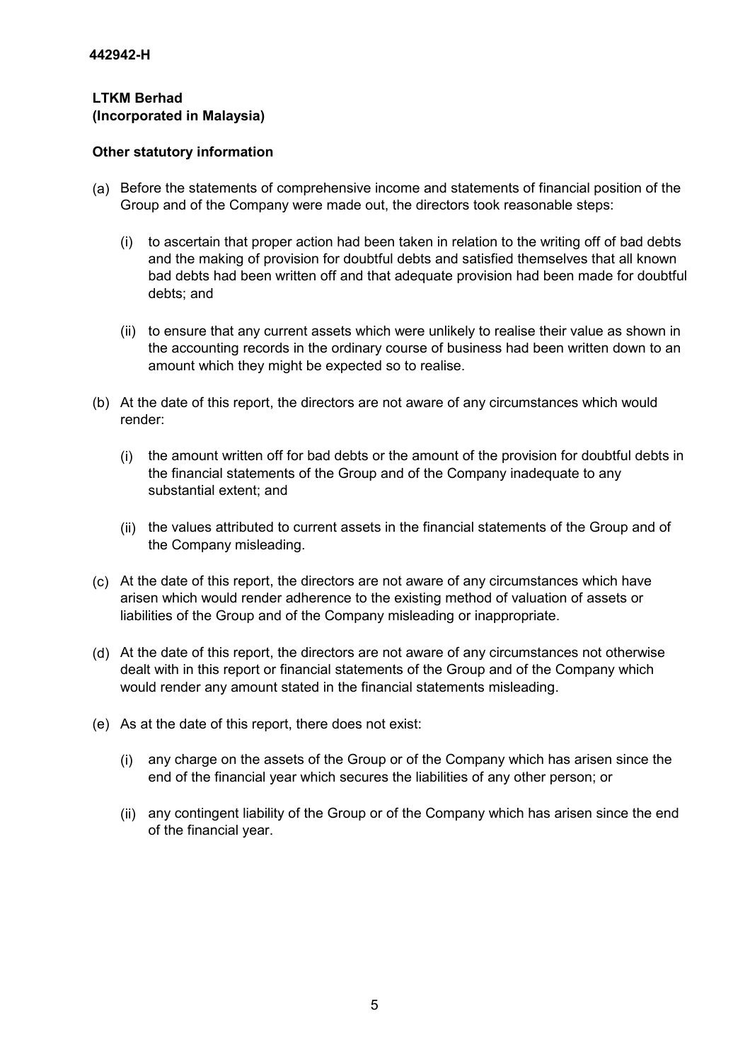**442942-H**

**LTKM Berhad**
**(Incorporated in Malaysia)**

**Other statutory information**

(a) Before the statements of comprehensive income and statements of financial position of the Group and of the Company were made out, the directors took reasonable steps:

   (i) to ascertain that proper action had been taken in relation to the writing off of bad debts and the making of provision for doubtful debts and satisfied themselves that all known bad debts had been written off and that adequate provision had been made for doubtful debts; and

   (ii) to ensure that any current assets which were unlikely to realise their value as shown in the accounting records in the ordinary course of business had been written down to an amount which they might be expected so to realise.

(b) At the date of this report, the directors are not aware of any circumstances which would render:

   (i) the amount written off for bad debts or the amount of the provision for doubtful debts in the financial statements of the Group and of the Company inadequate to any substantial extent; and

   (ii) the values attributed to current assets in the financial statements of the Group and of the Company misleading.

(c) At the date of this report, the directors are not aware of any circumstances which have arisen which would render adherence to the existing method of valuation of assets or liabilities of the Group and of the Company misleading or inappropriate.

(d) At the date of this report, the directors are not aware of any circumstances not otherwise dealt with in this report or financial statements of the Group and of the Company which would render any amount stated in the financial statements misleading.

(e) As at the date of this report, there does not exist:

   (i) any charge on the assets of the Group or of the Company which has arisen since the end of the financial year which secures the liabilities of any other person; or

   (ii) any contingent liability of the Group or of the Company which has arisen since the end of the financial year.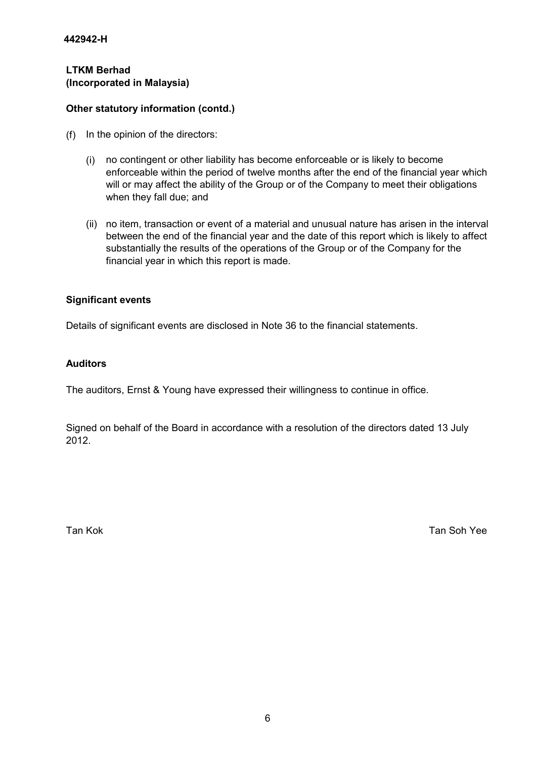**442942-H**

**LTKM Berhad**
**(Incorporated in Malaysia)**

**Other statutory information (contd.)**

(f) In the opinion of the directors:

   (i) no contingent or other liability has become enforceable or is likely to become enforceable within the period of twelve months after the end of the financial year which will or may affect the ability of the Group or of the Company to meet their obligations when they fall due; and

   (ii) no item, transaction or event of a material and unusual nature has arisen in the interval between the end of the financial year and the date of this report which is likely to affect substantially the results of the operations of the Group or of the Company for the financial year in which this report is made.

**Significant events**

Details of significant events are disclosed in Note 36 to the financial statements.

**Auditors**

The auditors, Ernst & Young have expressed their willingness to continue in office.

Signed on behalf of the Board in accordance with a resolution of the directors dated 13 July 2012.

Tan Kok

Tan Soh Yee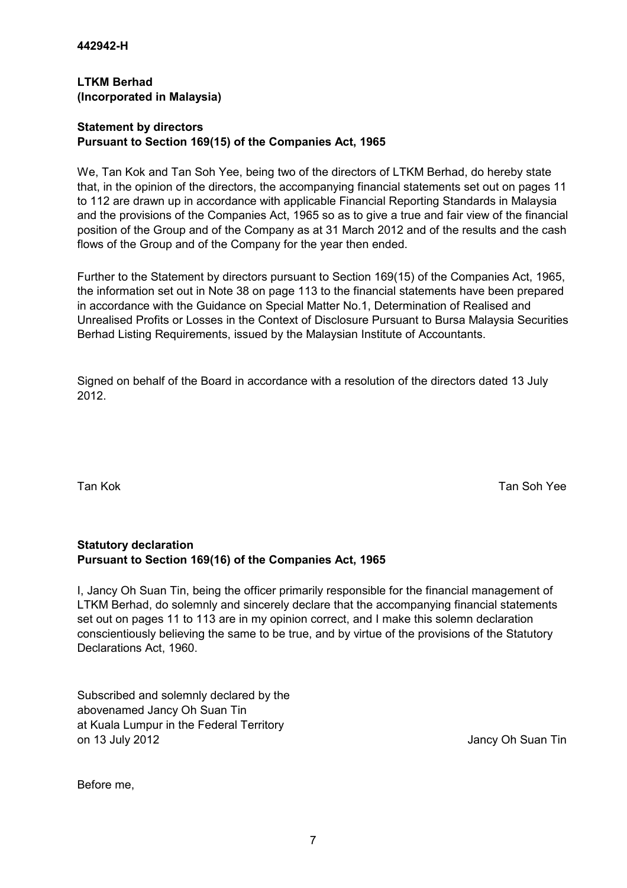**442942-H**

**LTKM Berhad**
**(Incorporated in Malaysia)**

**Statement by directors**
**Pursuant to Section 169(15) of the Companies Act, 1965**

We, Tan Kok and Tan Soh Yee, being two of the directors of LTKM Berhad, do hereby state that, in the opinion of the directors, the accompanying financial statements set out on pages 11 to 112 are drawn up in accordance with applicable Financial Reporting Standards in Malaysia and the provisions of the Companies Act, 1965 so as to give a true and fair view of the financial position of the Group and of the Company as at 31 March 2012 and of the results and the cash flows of the Group and of the Company for the year then ended.

Further to the Statement by directors pursuant to Section 169(15) of the Companies Act, 1965, the information set out in Note 38 on page 113 to the financial statements have been prepared in accordance with the Guidance on Special Matter No.1, Determination of Realised and Unrealised Profits or Losses in the Context of Disclosure Pursuant to Bursa Malaysia Securities Berhad Listing Requirements, issued by the Malaysian Institute of Accountants.

Signed on behalf of the Board in accordance with a resolution of the directors dated 13 July 2012.

Tan Kok

Tan Soh Yee

**Statutory declaration**
**Pursuant to Section 169(16) of the Companies Act, 1965**

I, Jancy Oh Suan Tin, being the officer primarily responsible for the financial management of LTKM Berhad, do solemnly and sincerely declare that the accompanying financial statements set out on pages 11 to 113 are in my opinion correct, and I make this solemn declaration conscientiously believing the same to be true, and by virtue of the provisions of the Statutory Declarations Act, 1960.

Subscribed and solemnly declared by the
abovenamed Jancy Oh Suan Tin
at Kuala Lumpur in the Federal Territory
on 13 July 2012

Jancy Oh Suan Tin

Before me,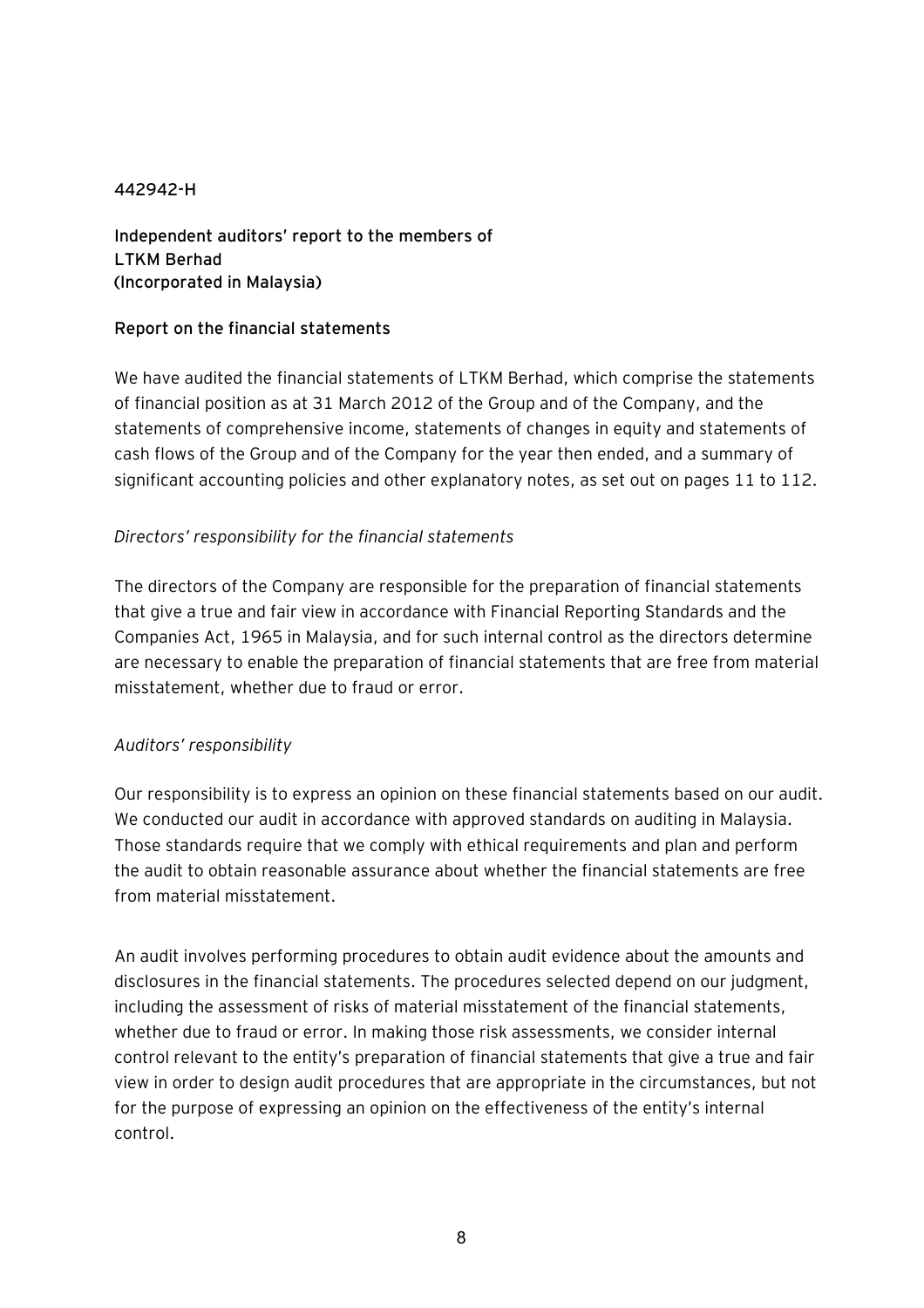442942-H

**Independent auditors' report to the members of LTKM Berhad (Incorporated in Malaysia)**

## Report on the financial statements

We have audited the financial statements of LTKM Berhad, which comprise the statements of financial position as at 31 March 2012 of the Group and of the Company, and the statements of comprehensive income, statements of changes in equity and statements of cash flows of the Group and of the Company for the year then ended, and a summary of significant accounting policies and other explanatory notes, as set out on pages 11 to 112.

*Directors' responsibility for the financial statements*

The directors of the Company are responsible for the preparation of financial statements that give a true and fair view in accordance with Financial Reporting Standards and the Companies Act, 1965 in Malaysia, and for such internal control as the directors determine are necessary to enable the preparation of financial statements that are free from material misstatement, whether due to fraud or error.

*Auditors' responsibility*

Our responsibility is to express an opinion on these financial statements based on our audit. We conducted our audit in accordance with approved standards on auditing in Malaysia. Those standards require that we comply with ethical requirements and plan and perform the audit to obtain reasonable assurance about whether the financial statements are free from material misstatement.

An audit involves performing procedures to obtain audit evidence about the amounts and disclosures in the financial statements. The procedures selected depend on our judgment, including the assessment of risks of material misstatement of the financial statements, whether due to fraud or error. In making those risk assessments, we consider internal control relevant to the entity's preparation of financial statements that give a true and fair view in order to design audit procedures that are appropriate in the circumstances, but not for the purpose of expressing an opinion on the effectiveness of the entity's internal control.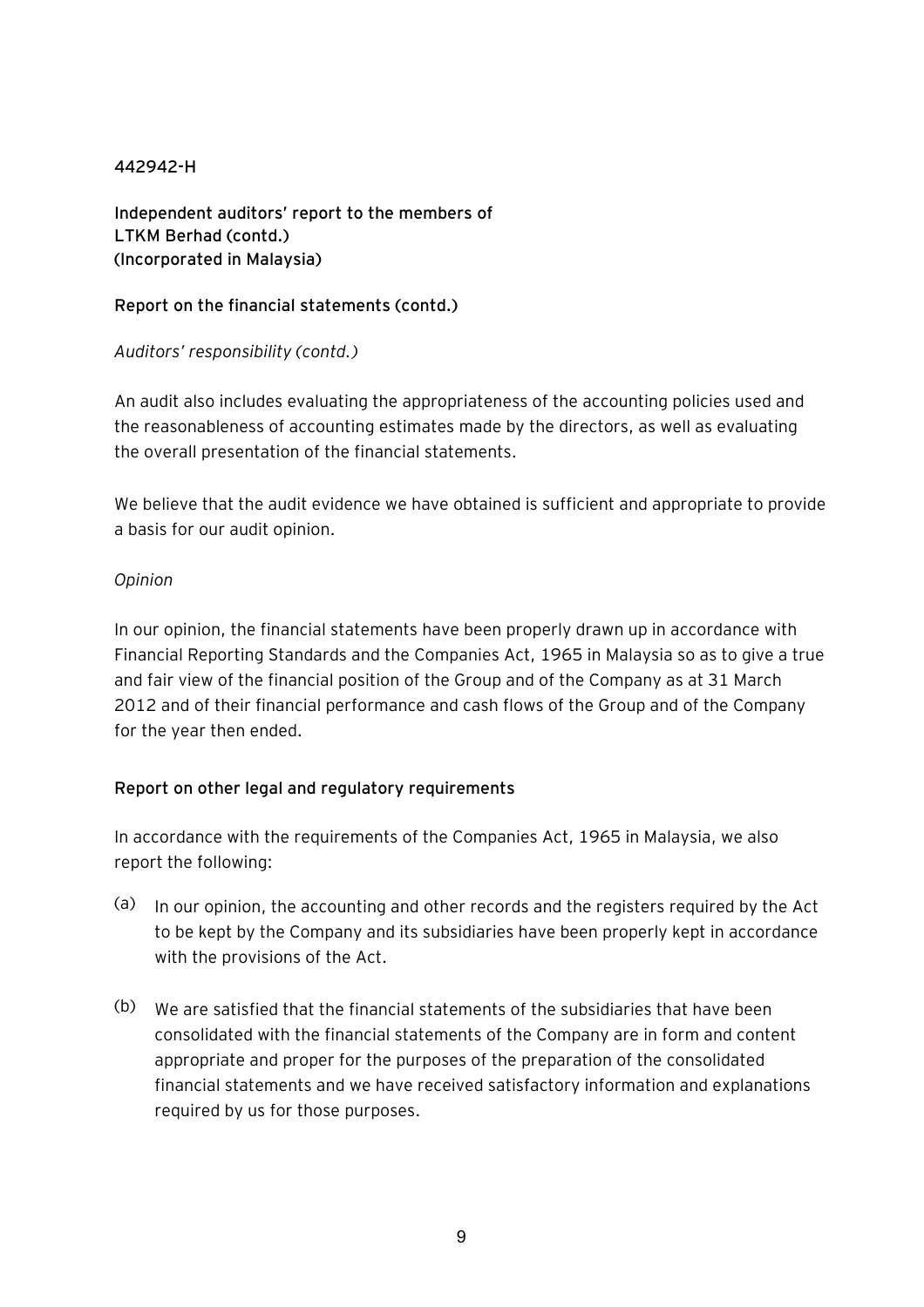442942-H

**Independent auditors' report to the members of LTKM Berhad (contd.) (Incorporated in Malaysia)**

**Report on the financial statements (contd.)**

*Auditors' responsibility (contd.)*

An audit also includes evaluating the appropriateness of the accounting policies used and the reasonableness of accounting estimates made by the directors, as well as evaluating the overall presentation of the financial statements.

We believe that the audit evidence we have obtained is sufficient and appropriate to provide a basis for our audit opinion.

*Opinion*

In our opinion, the financial statements have been properly drawn up in accordance with Financial Reporting Standards and the Companies Act, 1965 in Malaysia so as to give a true and fair view of the financial position of the Group and of the Company as at 31 March 2012 and of their financial performance and cash flows of the Group and of the Company for the year then ended.

**Report on other legal and regulatory requirements**

In accordance with the requirements of the Companies Act, 1965 in Malaysia, we also report the following:

(a) In our opinion, the accounting and other records and the registers required by the Act to be kept by the Company and its subsidiaries have been properly kept in accordance with the provisions of the Act.

(b) We are satisfied that the financial statements of the subsidiaries that have been consolidated with the financial statements of the Company are in form and content appropriate and proper for the purposes of the preparation of the consolidated financial statements and we have received satisfactory information and explanations required by us for those purposes.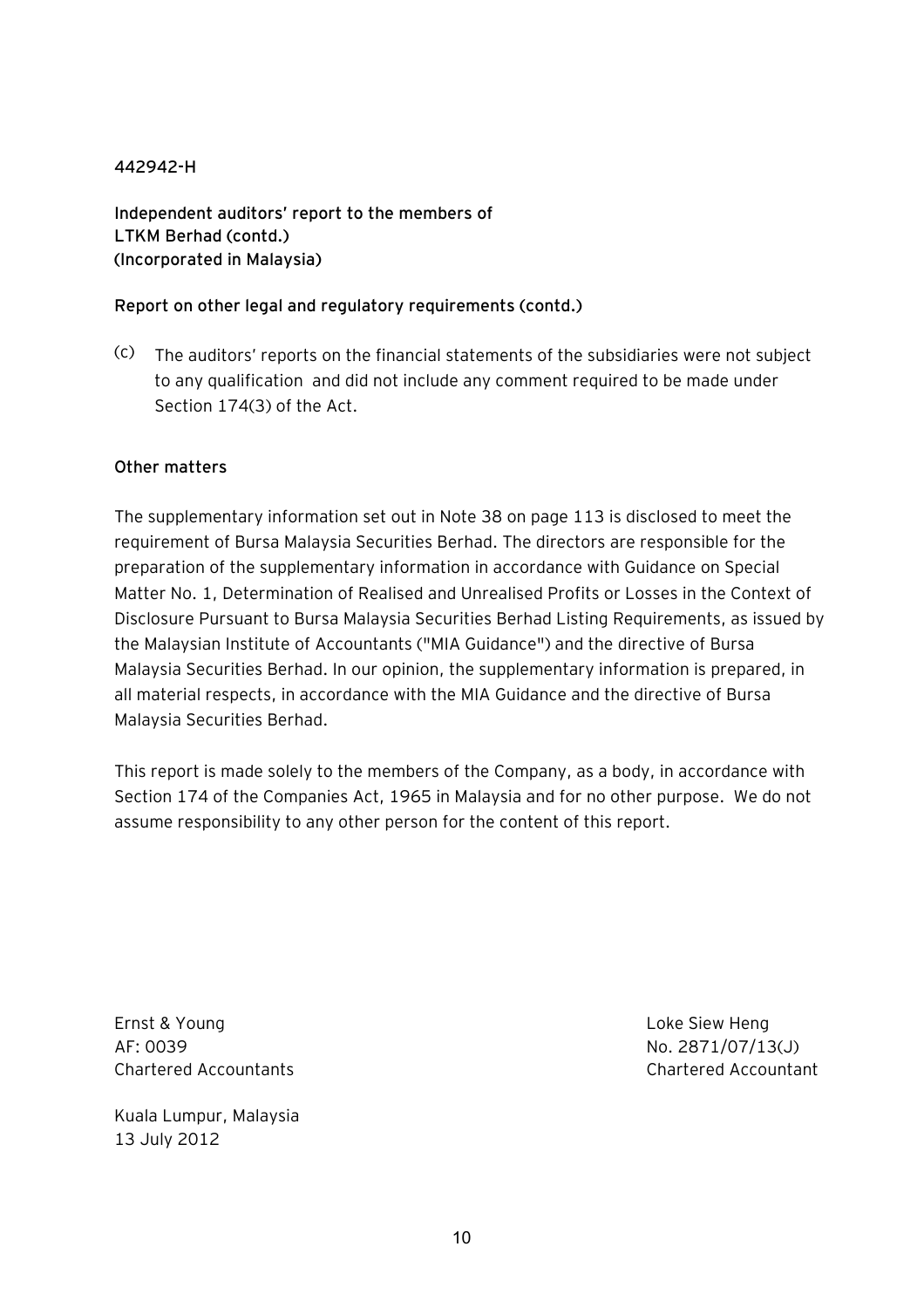442942-H

**Independent auditors' report to the members of**
**LTKM Berhad (contd.)**
**(Incorporated in Malaysia)**

**Report on other legal and regulatory requirements (contd.)**

(c) The auditors' reports on the financial statements of the subsidiaries were not subject to any qualification and did not include any comment required to be made under Section 174(3) of the Act.

**Other matters**

The supplementary information set out in Note 38 on page 113 is disclosed to meet the requirement of Bursa Malaysia Securities Berhad. The directors are responsible for the preparation of the supplementary information in accordance with Guidance on Special Matter No. 1, Determination of Realised and Unrealised Profits or Losses in the Context of Disclosure Pursuant to Bursa Malaysia Securities Berhad Listing Requirements, as issued by the Malaysian Institute of Accountants ("MIA Guidance") and the directive of Bursa Malaysia Securities Berhad. In our opinion, the supplementary information is prepared, in all material respects, in accordance with the MIA Guidance and the directive of Bursa Malaysia Securities Berhad.

This report is made solely to the members of the Company, as a body, in accordance with Section 174 of the Companies Act, 1965 in Malaysia and for no other purpose. We do not assume responsibility to any other person for the content of this report.

Ernst & Young
AF: 0039
Chartered Accountants

Loke Siew Heng
No. 2871/07/13(J)
Chartered Accountant

Kuala Lumpur, Malaysia
13 July 2012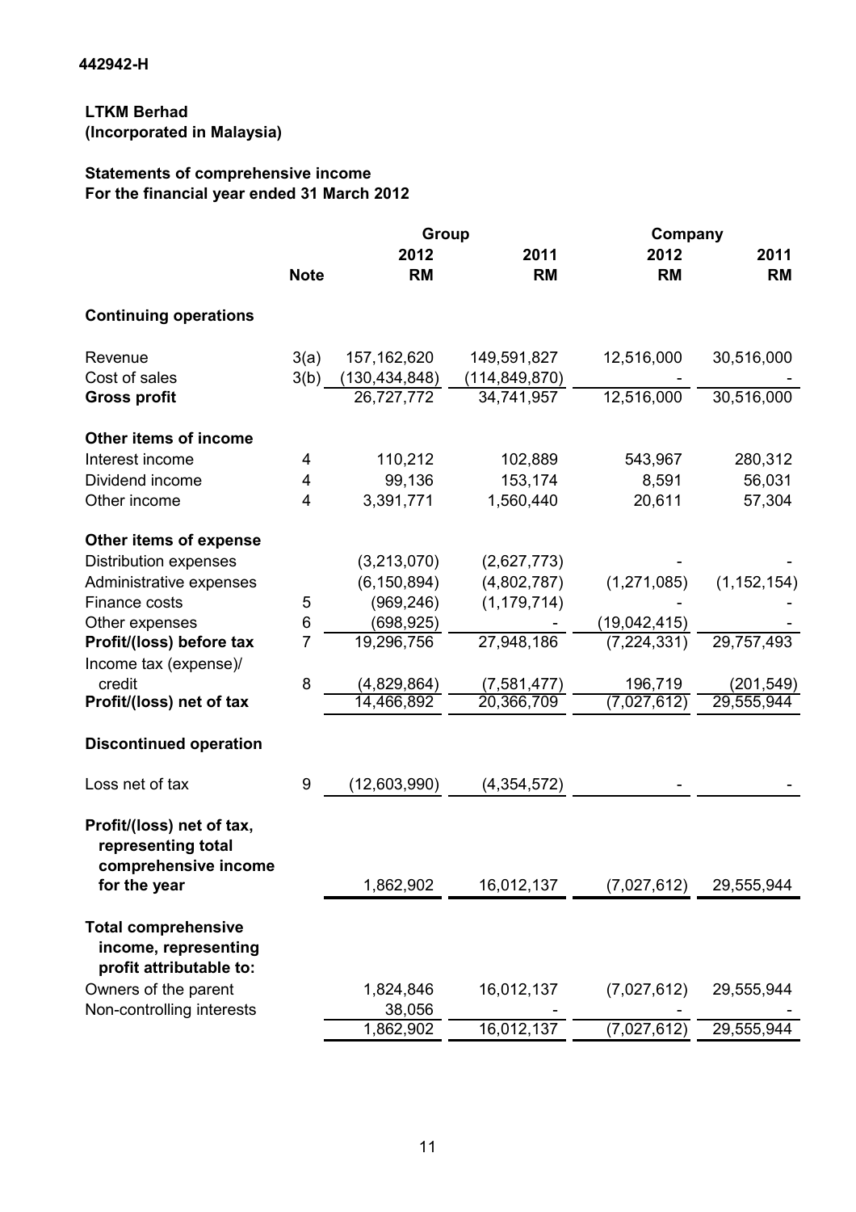442942-H

**LTKM Berhad**
**(Incorporated in Malaysia)**

**Statements of comprehensive income**
**For the financial year ended 31 March 2012**

| | | Group | | Company | |
|---|---|---|---|---|---|
| | **Note** | **2012** **RM** | **2011** **RM** | **2012** **RM** | **2011** **RM** |
| **Continuing operations** | | | | | |
| Revenue | 3(a) | 157,162,620 | 149,591,827 | 12,516,000 | 30,516,000 |
| Cost of sales | 3(b) | (130,434,848) | (114,849,870) | - | - |
| **Gross profit** | | 26,727,772 | 34,741,957 | 12,516,000 | 30,516,000 |
| **Other items of income** | | | | | |
| Interest income | 4 | 110,212 | 102,889 | 543,967 | 280,312 |
| Dividend income | 4 | 99,136 | 153,174 | 8,591 | 56,031 |
| Other income | 4 | 3,391,771 | 1,560,440 | 20,611 | 57,304 |
| **Other items of expense** | | | | | |
| Distribution expenses | | (3,213,070) | (2,627,773) | - | - |
| Administrative expenses | | (6,150,894) | (4,802,787) | (1,271,085) | (1,152,154) |
| Finance costs | 5 | (969,246) | (1,179,714) | - | - |
| Other expenses | 6 | (698,925) | - | (19,042,415) | - |
| **Profit/(loss) before tax** | 7 | 19,296,756 | 27,948,186 | (7,224,331) | 29,757,493 |
| Income tax (expense)/ credit | 8 | (4,829,864) | (7,581,477) | 196,719 | (201,549) |
| **Profit/(loss) net of tax** | | 14,466,892 | 20,366,709 | (7,027,612) | 29,555,944 |
| **Discontinued operation** | | | | | |
| Loss net of tax | 9 | (12,603,990) | (4,354,572) | - | - |
| **Profit/(loss) net of tax, representing total comprehensive income for the year** | | 1,862,902 | 16,012,137 | (7,027,612) | 29,555,944 |
| **Total comprehensive income, representing profit attributable to:** | | | | | |
| Owners of the parent | | 1,824,846 | 16,012,137 | (7,027,612) | 29,555,944 |
| Non-controlling interests | | 38,056 | - | - | - |
| | | 1,862,902 | 16,012,137 | (7,027,612) | 29,555,944 |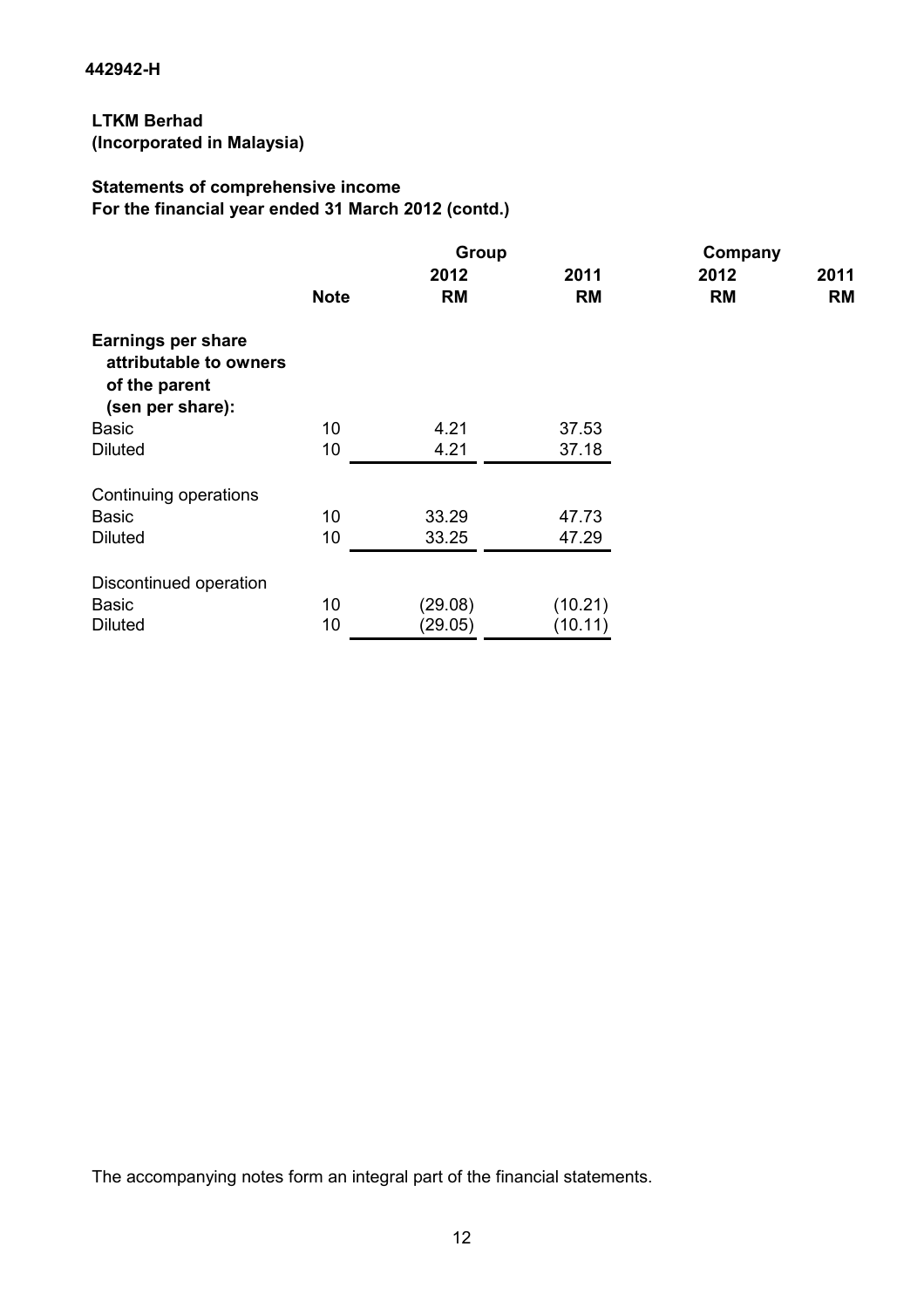442942-H

**LTKM Berhad**
**(Incorporated in Malaysia)**

**Statements of comprehensive income**
**For the financial year ended 31 March 2012 (contd.)**

| | **Note** | **Group** | | **Company** | |
|---|---|---|---|---|---|
| | | **2012** | **2011** | **2012** | **2011** |
| | | **RM** | **RM** | **RM** | **RM** |
| **Earnings per share attributable to owners of the parent (sen per share):** | | | | | |
| Basic | 10 | 4.21 | 37.53 | | |
| Diluted | 10 | 4.21 | 37.18 | | |
| Continuing operations | | | | | |
| Basic | 10 | 33.29 | 47.73 | | |
| Diluted | 10 | 33.25 | 47.29 | | |
| Discontinued operation | | | | | |
| Basic | 10 | (29.08) | (10.21) | | |
| Diluted | 10 | (29.05) | (10.11) | | |

The accompanying notes form an integral part of the financial statements.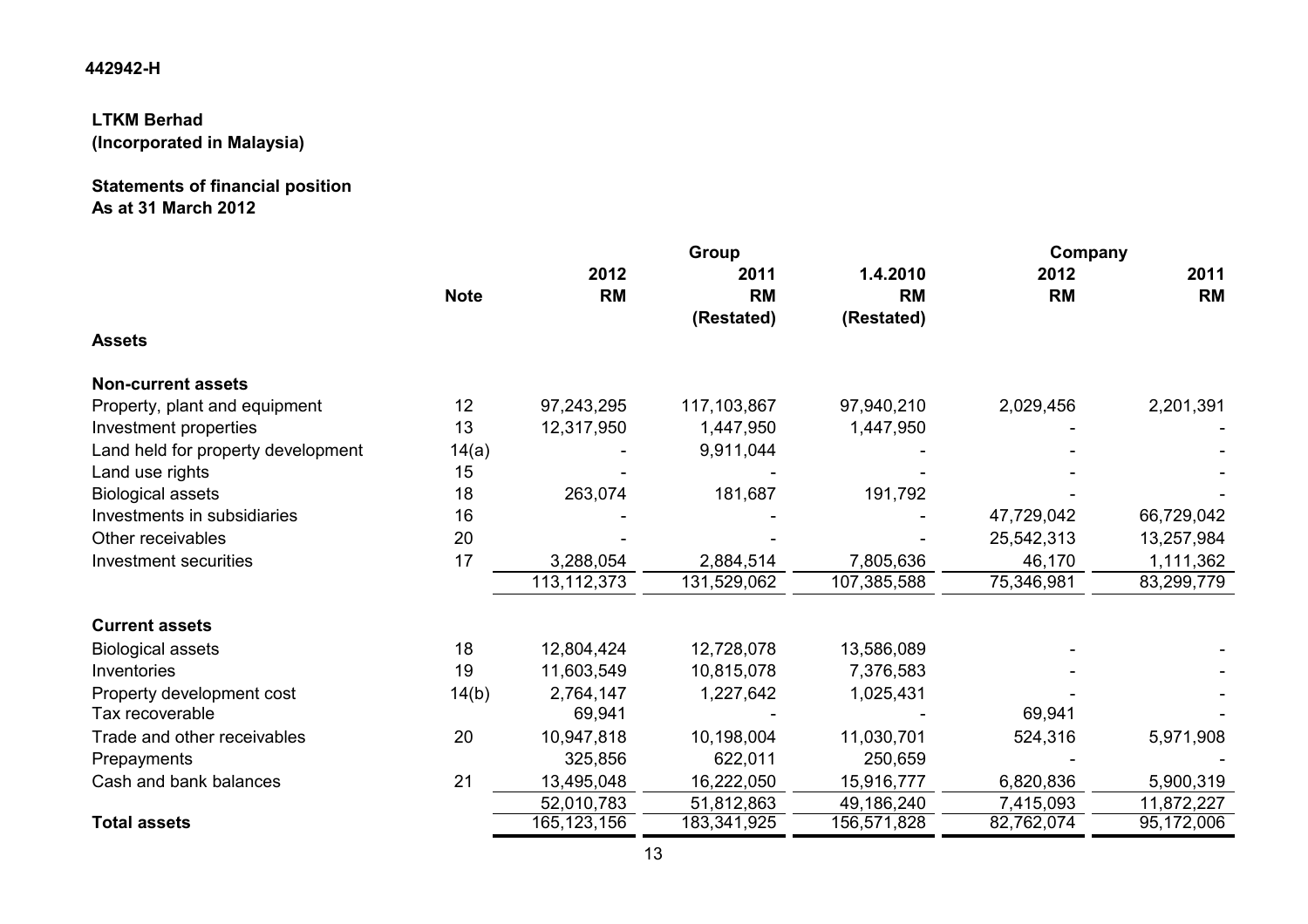442942-H

**LTKM Berhad**
**(Incorporated in Malaysia)**

**Statements of financial position**
**As at 31 March 2012**

| | | Group | | | Company | |
|---|---|---|---|---|---|---|
| | Note | 2012<br>RM | 2011<br>RM<br>(Restated) | 1.4.2010<br>RM<br>(Restated) | 2012<br>RM | 2011<br>RM |
| **Assets** | | | | | | |
| **Non-current assets** | | | | | | |
| Property, plant and equipment | 12 | 97,243,295 | 117,103,867 | 97,940,210 | 2,029,456 | 2,201,391 |
| Investment properties | 13 | 12,317,950 | 1,447,950 | 1,447,950 | - | - |
| Land held for property development | 14(a) | - | 9,911,044 | - | - | - |
| Land use rights | 15 | - | - | - | - | - |
| Biological assets | 18 | 263,074 | 181,687 | 191,792 | - | - |
| Investments in subsidiaries | 16 | - | - | - | 47,729,042 | 66,729,042 |
| Other receivables | 20 | - | - | - | 25,542,313 | 13,257,984 |
| Investment securities | 17 | 3,288,054 | 2,884,514 | 7,805,636 | 46,170 | 1,111,362 |
| | | 113,112,373 | 131,529,062 | 107,385,588 | 75,346,981 | 83,299,779 |
| **Current assets** | | | | | | |
| Biological assets | 18 | 12,804,424 | 12,728,078 | 13,586,089 | - | - |
| Inventories | 19 | 11,603,549 | 10,815,078 | 7,376,583 | - | - |
| Property development cost | 14(b) | 2,764,147 | 1,227,642 | 1,025,431 | - | - |
| Tax recoverable | | 69,941 | - | - | 69,941 | - |
| Trade and other receivables | 20 | 10,947,818 | 10,198,004 | 11,030,701 | 524,316 | 5,971,908 |
| Prepayments | | 325,856 | 622,011 | 250,659 | - | - |
| Cash and bank balances | 21 | 13,495,048 | 16,222,050 | 15,916,777 | 6,820,836 | 5,900,319 |
| | | 52,010,783 | 51,812,863 | 49,186,240 | 7,415,093 | 11,872,227 |
| **Total assets** | | 165,123,156 | 183,341,925 | 156,571,828 | 82,762,074 | 95,172,006 |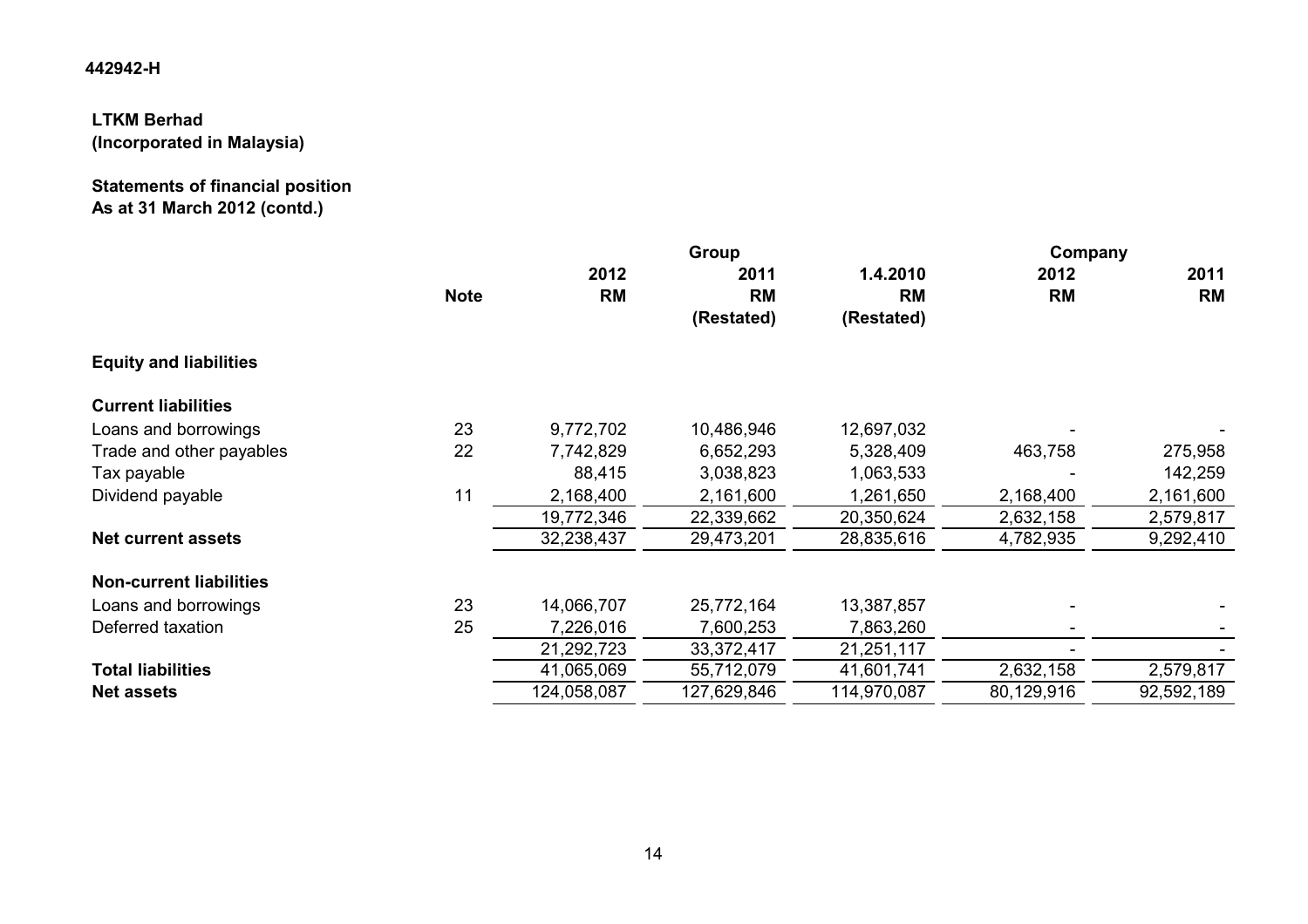442942-H

**LTKM Berhad**
**(Incorporated in Malaysia)**

**Statements of financial position**
**As at 31 March 2012 (contd.)**

| | Note | Group | | | Company | |
|---|---|---|---|---|---|---|
| | | 2012 RM | 2011 RM (Restated) | 1.4.2010 RM (Restated) | 2012 RM | 2011 RM |
| **Equity and liabilities** | | | | | | |
| **Current liabilities** | | | | | | |
| Loans and borrowings | 23 | 9,772,702 | 10,486,946 | 12,697,032 | - | - |
| Trade and other payables | 22 | 7,742,829 | 6,652,293 | 5,328,409 | 463,758 | 275,958 |
| Tax payable | | 88,415 | 3,038,823 | 1,063,533 | - | 142,259 |
| Dividend payable | 11 | 2,168,400 | 2,161,600 | 1,261,650 | 2,168,400 | 2,161,600 |
| | | 19,772,346 | 22,339,662 | 20,350,624 | 2,632,158 | 2,579,817 |
| **Net current assets** | | 32,238,437 | 29,473,201 | 28,835,616 | 4,782,935 | 9,292,410 |
| **Non-current liabilities** | | | | | | |
| Loans and borrowings | 23 | 14,066,707 | 25,772,164 | 13,387,857 | - | - |
| Deferred taxation | 25 | 7,226,016 | 7,600,253 | 7,863,260 | - | - |
| | | 21,292,723 | 33,372,417 | 21,251,117 | - | - |
| **Total liabilities** | | 41,065,069 | 55,712,079 | 41,601,741 | 2,632,158 | 2,579,817 |
| **Net assets** | | 124,058,087 | 127,629,846 | 114,970,087 | 80,129,916 | 92,592,189 |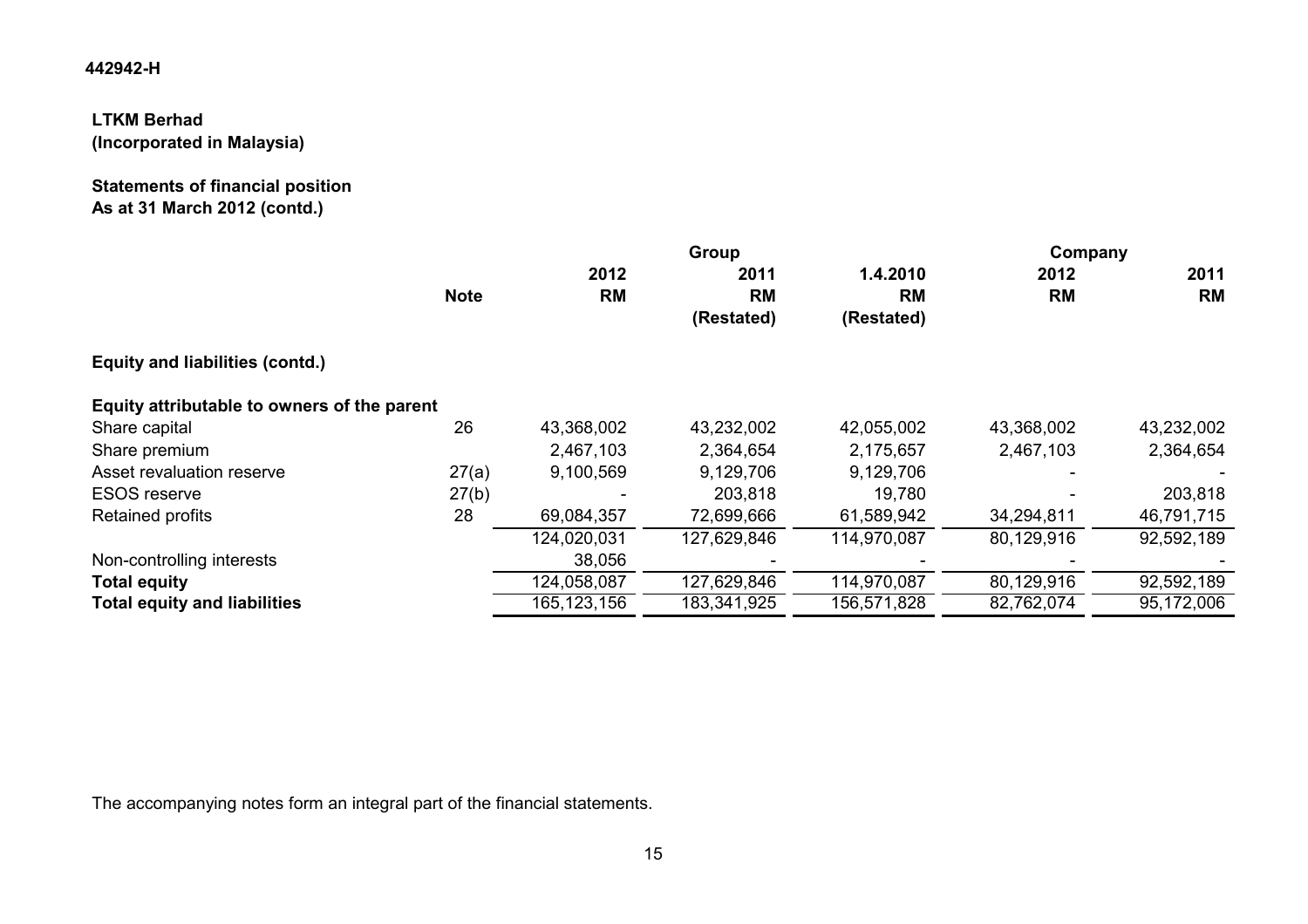442942-H

**LTKM Berhad**
**(Incorporated in Malaysia)**

**Statements of financial position**
**As at 31 March 2012 (contd.)**

| | Note | Group | | | Company | |
|---|---|---|---|---|---|---|
| | | 2012 | 2011 | 1.4.2010 | 2012 | 2011 |
| | | RM | RM | RM | RM | RM |
| | | | (Restated) | (Restated) | | |
| **Equity and liabilities (contd.)** | | | | | | |
| **Equity attributable to owners of the parent** | | | | | | |
| Share capital | 26 | 43,368,002 | 43,232,002 | 42,055,002 | 43,368,002 | 43,232,002 |
| Share premium | | 2,467,103 | 2,364,654 | 2,175,657 | 2,467,103 | 2,364,654 |
| Asset revaluation reserve | 27(a) | 9,100,569 | 9,129,706 | 9,129,706 | - | - |
| ESOS reserve | 27(b) | - | 203,818 | 19,780 | - | 203,818 |
| Retained profits | 28 | 69,084,357 | 72,699,666 | 61,589,942 | 34,294,811 | 46,791,715 |
| | | 124,020,031 | 127,629,846 | 114,970,087 | 80,129,916 | 92,592,189 |
| Non-controlling interests | | 38,056 | - | - | - | - |
| **Total equity** | | 124,058,087 | 127,629,846 | 114,970,087 | 80,129,916 | 92,592,189 |
| **Total equity and liabilities** | | 165,123,156 | 183,341,925 | 156,571,828 | 82,762,074 | 95,172,006 |

The accompanying notes form an integral part of the financial statements.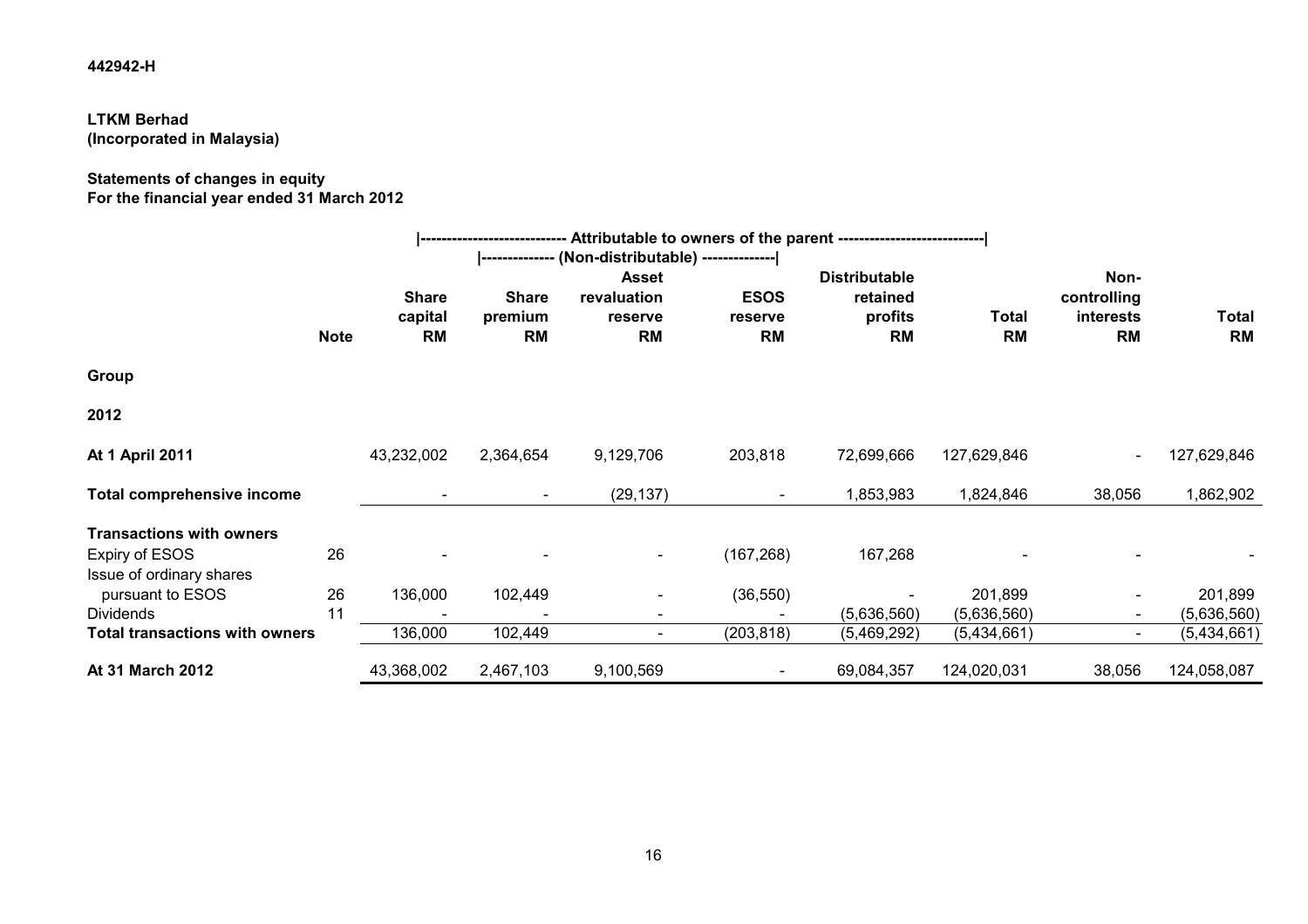442942-H

**LTKM Berhad**
**(Incorporated in Malaysia)**

**Statements of changes in equity**
**For the financial year ended 31 March 2012**

| | | Attributable to owners of the parent | | | | | | | |
|---|---|---|---|---|---|---|---|---|---|
| | | | (Non-distributable) | | | | | | |
| | **Note** | **Share capital RM** | **Share premium RM** | **Asset revaluation reserve RM** | **ESOS reserve RM** | **Distributable retained profits RM** | **Total RM** | **Non-controlling interests RM** | **Total RM** |
| **Group** | | | | | | | | | |
| **2012** | | | | | | | | | |
| **At 1 April 2011** | | 43,232,002 | 2,364,654 | 9,129,706 | 203,818 | 72,699,666 | 127,629,846 | - | 127,629,846 |
| **Total comprehensive income** | | - | - | (29,137) | - | 1,853,983 | 1,824,846 | 38,056 | 1,862,902 |
| **Transactions with owners** | | | | | | | | | |
| Expiry of ESOS | 26 | - | - | - | (167,268) | 167,268 | - | - | - |
| Issue of ordinary shares pursuant to ESOS | 26 | 136,000 | 102,449 | - | (36,550) | - | 201,899 | - | 201,899 |
| Dividends | 11 | - | - | - | - | (5,636,560) | (5,636,560) | - | (5,636,560) |
| **Total transactions with owners** | | 136,000 | 102,449 | - | (203,818) | (5,469,292) | (5,434,661) | - | (5,434,661) |
| **At 31 March 2012** | | 43,368,002 | 2,467,103 | 9,100,569 | - | 69,084,357 | 124,020,031 | 38,056 | 124,058,087 |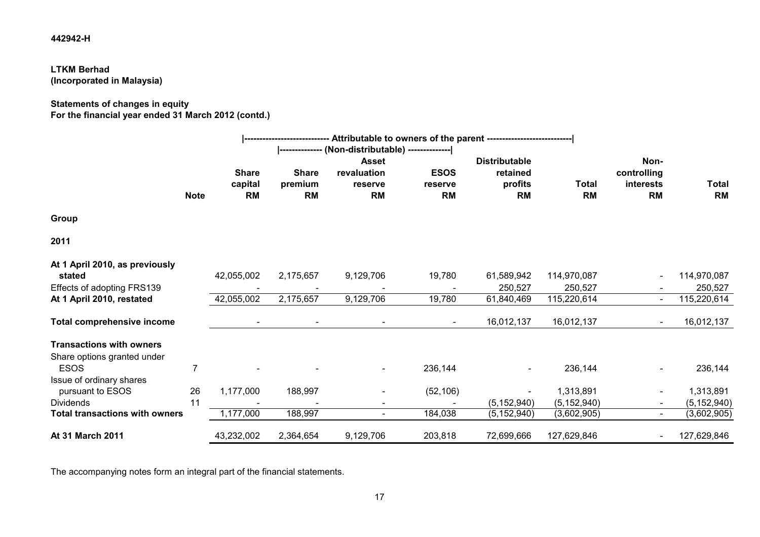442942-H

**LTKM Berhad**
**(Incorporated in Malaysia)**

**Statements of changes in equity**
**For the financial year ended 31 March 2012 (contd.)**

| | | Attributable to owners of the parent | | | | | | | |
|---|---|---|---|---|---|---|---|---|---|
| | | | (Non-distributable) | | | | | | |
| | **Note** | **Share capital RM** | **Share premium RM** | **Asset revaluation reserve RM** | **ESOS reserve RM** | **Distributable retained profits RM** | **Total RM** | **Non-controlling interests RM** | **Total RM** |
| **Group** | | | | | | | | | |
| **2011** | | | | | | | | | |
| **At 1 April 2010, as previously stated** | | 42,055,002 | 2,175,657 | 9,129,706 | 19,780 | 61,589,942 | 114,970,087 | - | 114,970,087 |
| Effects of adopting FRS139 | | - | - | - | - | 250,527 | 250,527 | - | 250,527 |
| **At 1 April 2010, restated** | | 42,055,002 | 2,175,657 | 9,129,706 | 19,780 | 61,840,469 | 115,220,614 | - | 115,220,614 |
| **Total comprehensive income** | | - | - | - | - | 16,012,137 | 16,012,137 | - | 16,012,137 |
| **Transactions with owners** | | | | | | | | | |
| Share options granted under ESOS | 7 | - | - | - | 236,144 | - | 236,144 | - | 236,144 |
| Issue of ordinary shares pursuant to ESOS | 26 | 1,177,000 | 188,997 | - | (52,106) | - | 1,313,891 | - | 1,313,891 |
| Dividends | 11 | - | - | - | - | (5,152,940) | (5,152,940) | - | (5,152,940) |
| **Total transactions with owners** | | 1,177,000 | 188,997 | - | 184,038 | (5,152,940) | (3,602,905) | - | (3,602,905) |
| **At 31 March 2011** | | 43,232,002 | 2,364,654 | 9,129,706 | 203,818 | 72,699,666 | 127,629,846 | - | 127,629,846 |

The accompanying notes form an integral part of the financial statements.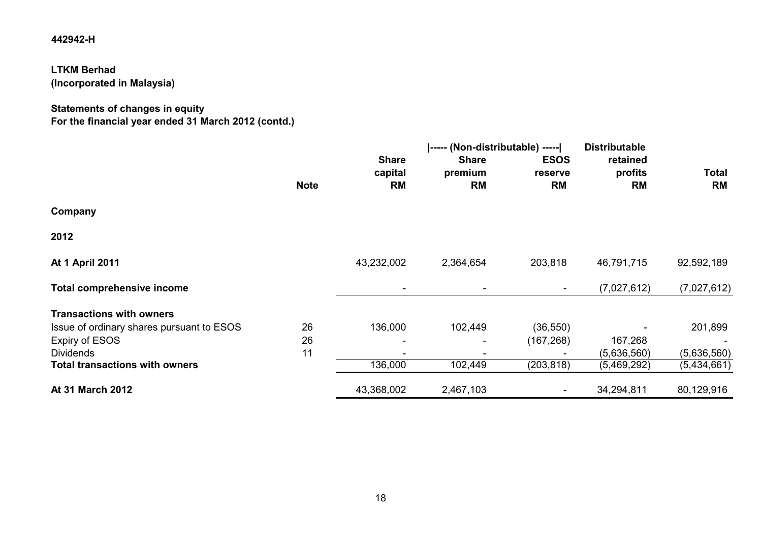442942-H

**LTKM Berhad**
**(Incorporated in Malaysia)**

**Statements of changes in equity**
**For the financial year ended 31 March 2012 (contd.)**

| | | | \|----- (Non-distributable) -----\| | | Distributable | |
|---|---|---|---|---|---|---|
| | **Note** | **Share capital RM** | **Share premium RM** | **ESOS reserve RM** | **retained profits RM** | **Total RM** |
| **Company** | | | | | | |
| **2012** | | | | | | |
| **At 1 April 2011** | | 43,232,002 | 2,364,654 | 203,818 | 46,791,715 | 92,592,189 |
| **Total comprehensive income** | | - | - | - | (7,027,612) | (7,027,612) |
| **Transactions with owners** | | | | | | |
| Issue of ordinary shares pursuant to ESOS | 26 | 136,000 | 102,449 | (36,550) | - | 201,899 |
| Expiry of ESOS | 26 | - | - | (167,268) | 167,268 | - |
| Dividends | 11 | - | - | - | (5,636,560) | (5,636,560) |
| **Total transactions with owners** | | 136,000 | 102,449 | (203,818) | (5,469,292) | (5,434,661) |
| **At 31 March 2012** | | 43,368,002 | 2,467,103 | - | 34,294,811 | 80,129,916 |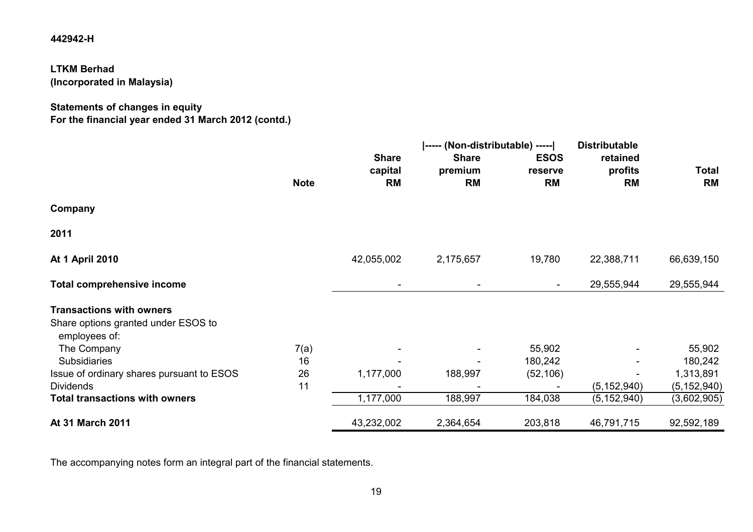442942-H

**LTKM Berhad**
**(Incorporated in Malaysia)**

**Statements of changes in equity**
**For the financial year ended 31 March 2012 (contd.)**

| | Note | Share capital RM | \|----- (Non-distributable) -----\| Share premium RM | ESOS reserve RM | Distributable retained profits RM | Total RM |
|---|---|---|---|---|---|---|
| **Company** | | | | | | |
| **2011** | | | | | | |
| **At 1 April 2010** | | 42,055,002 | 2,175,657 | 19,780 | 22,388,711 | 66,639,150 |
| **Total comprehensive income** | | - | - | - | 29,555,944 | 29,555,944 |
| **Transactions with owners** | | | | | | |
| Share options granted under ESOS to employees of: | | | | | | |
| The Company | 7(a) | - | - | 55,902 | - | 55,902 |
| Subsidiaries | 16 | - | - | 180,242 | - | 180,242 |
| Issue of ordinary shares pursuant to ESOS | 26 | 1,177,000 | 188,997 | (52,106) | - | 1,313,891 |
| Dividends | 11 | - | - | - | (5,152,940) | (5,152,940) |
| **Total transactions with owners** | | 1,177,000 | 188,997 | 184,038 | (5,152,940) | (3,602,905) |
| **At 31 March 2011** | | 43,232,002 | 2,364,654 | 203,818 | 46,791,715 | 92,592,189 |

The accompanying notes form an integral part of the financial statements.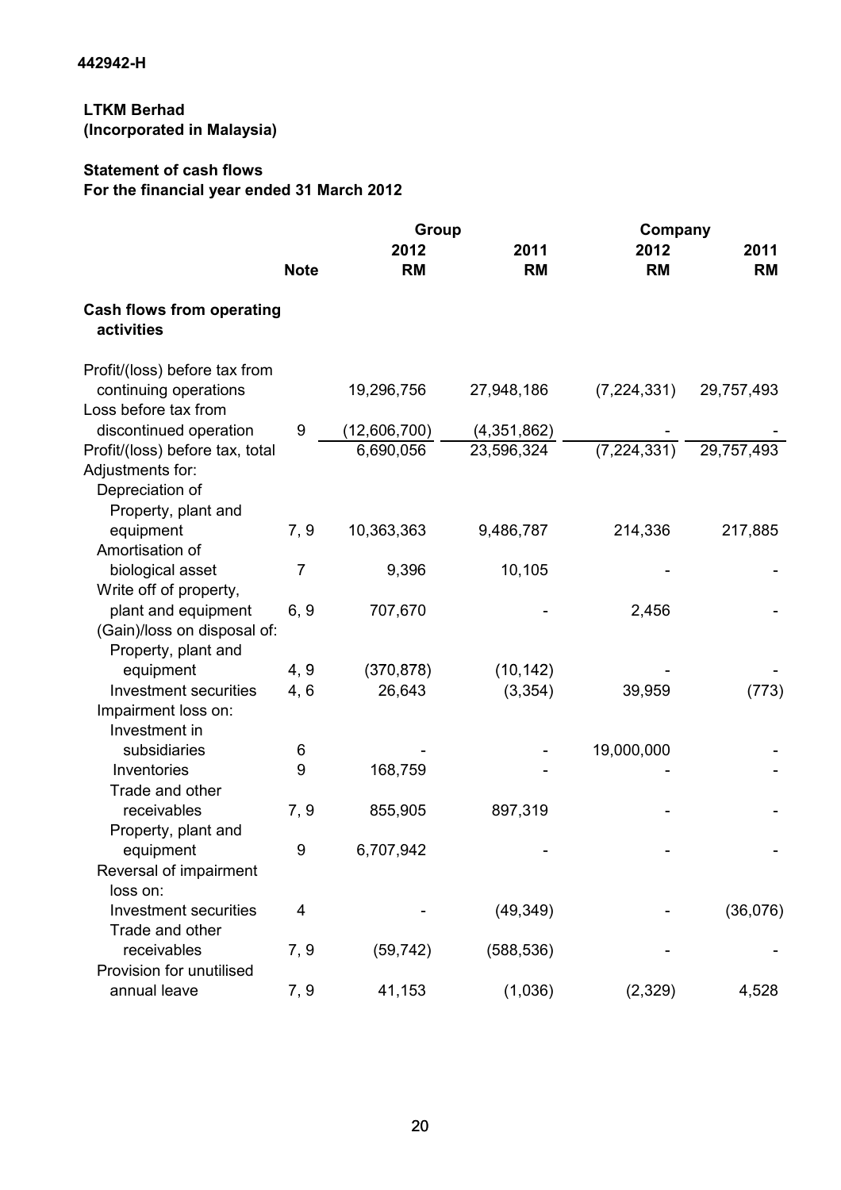442942-H

**LTKM Berhad**
**(Incorporated in Malaysia)**

**Statement of cash flows**
**For the financial year ended 31 March 2012**

| | | Group | | Company | |
|---|---|---|---|---|---|
| | **Note** | **2012 RM** | **2011 RM** | **2012 RM** | **2011 RM** |
| **Cash flows from operating activities** | | | | | |
| Profit/(loss) before tax from continuing operations | | 19,296,756 | 27,948,186 | (7,224,331) | 29,757,493 |
| Loss before tax from discontinued operation | 9 | (12,606,700) | (4,351,862) | - | - |
| Profit/(loss) before tax, total | | 6,690,056 | 23,596,324 | (7,224,331) | 29,757,493 |
| Adjustments for: | | | | | |
| Depreciation of Property, plant and equipment | 7, 9 | 10,363,363 | 9,486,787 | 214,336 | 217,885 |
| Amortisation of biological asset | 7 | 9,396 | 10,105 | - | - |
| Write off of property, plant and equipment | 6, 9 | 707,670 | - | 2,456 | - |
| (Gain)/loss on disposal of: | | | | | |
| Property, plant and equipment | 4, 9 | (370,878) | (10,142) | - | - |
| Investment securities | 4, 6 | 26,643 | (3,354) | 39,959 | (773) |
| Impairment loss on: | | | | | |
| Investment in subsidiaries | 6 | - | - | 19,000,000 | - |
| Inventories | 9 | 168,759 | - | - | - |
| Trade and other receivables | 7, 9 | 855,905 | 897,319 | - | - |
| Property, plant and equipment | 9 | 6,707,942 | - | - | - |
| Reversal of impairment loss on: | | | | | |
| Investment securities | 4 | - | (49,349) | - | (36,076) |
| Trade and other receivables | 7, 9 | (59,742) | (588,536) | - | - |
| Provision for unutilised annual leave | 7, 9 | 41,153 | (1,036) | (2,329) | 4,528 |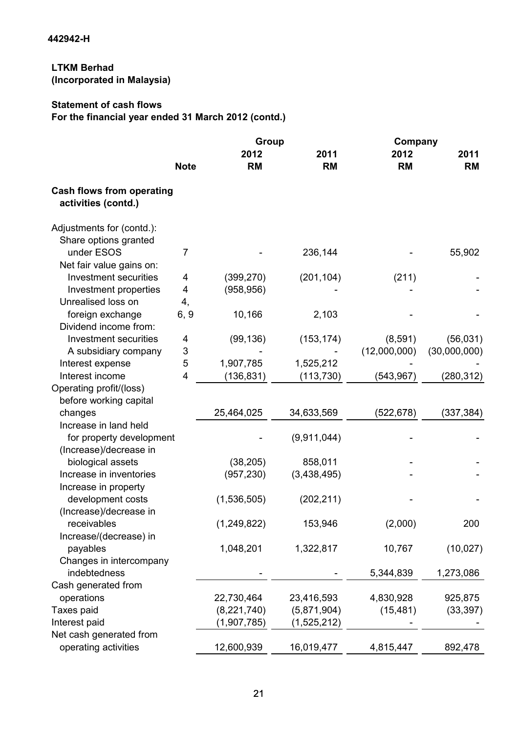442942-H

**LTKM Berhad**
**(Incorporated in Malaysia)**

**Statement of cash flows**
**For the financial year ended 31 March 2012 (contd.)**

| | | Group | | Company | |
|---|---|---|---|---|---|
| | Note | 2012 RM | 2011 RM | 2012 RM | 2011 RM |
| **Cash flows from operating activities (contd.)** | | | | | |
| Adjustments for (contd.): | | | | | |
| Share options granted under ESOS | 7 | - | 236,144 | - | 55,902 |
| Net fair value gains on: | | | | | |
| Investment securities | 4 | (399,270) | (201,104) | (211) | - |
| Investment properties | 4 | (958,956) | - | - | - |
| Unrealised loss on foreign exchange | 4, 6, 9 | 10,166 | 2,103 | - | - |
| Dividend income from: | | | | | |
| Investment securities | 4 | (99,136) | (153,174) | (8,591) | (56,031) |
| A subsidiary company | 3 | - | - | (12,000,000) | (30,000,000) |
| Interest expense | 5 | 1,907,785 | 1,525,212 | - | - |
| Interest income | 4 | (136,831) | (113,730) | (543,967) | (280,312) |
| Operating profit/(loss) before working capital changes | | 25,464,025 | 34,633,569 | (522,678) | (337,384) |
| Increase in land held for property development | | - | (9,911,044) | - | - |
| (Increase)/decrease in biological assets | | (38,205) | 858,011 | - | - |
| Increase in inventories | | (957,230) | (3,438,495) | - | - |
| Increase in property development costs | | (1,536,505) | (202,211) | - | - |
| (Increase)/decrease in receivables | | (1,249,822) | 153,946 | (2,000) | 200 |
| Increase/(decrease) in payables | | 1,048,201 | 1,322,817 | 10,767 | (10,027) |
| Changes in intercompany indebtedness | | - | - | 5,344,839 | 1,273,086 |
| Cash generated from operations | | 22,730,464 | 23,416,593 | 4,830,928 | 925,875 |
| Taxes paid | | (8,221,740) | (5,871,904) | (15,481) | (33,397) |
| Interest paid | | (1,907,785) | (1,525,212) | - | - |
| Net cash generated from operating activities | | 12,600,939 | 16,019,477 | 4,815,447 | 892,478 |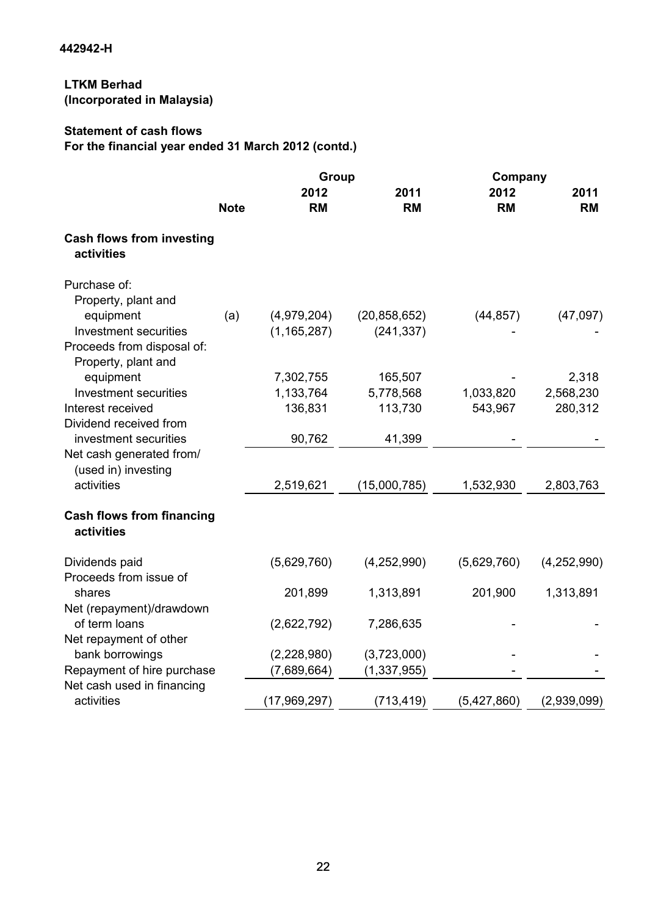442942-H

**LTKM Berhad**
**(Incorporated in Malaysia)**

**Statement of cash flows**
**For the financial year ended 31 March 2012 (contd.)**

| | Note | Group 2012 RM | Group 2011 RM | Company 2012 RM | Company 2011 RM |
|---|---|---|---|---|---|
| **Cash flows from investing activities** | | | | | |
| Purchase of: | | | | | |
| Property, plant and equipment | (a) | (4,979,204) | (20,858,652) | (44,857) | (47,097) |
| Investment securities | | (1,165,287) | (241,337) | - | - |
| Proceeds from disposal of: | | | | | |
| Property, plant and equipment | | 7,302,755 | 165,507 | - | 2,318 |
| Investment securities | | 1,133,764 | 5,778,568 | 1,033,820 | 2,568,230 |
| Interest received | | 136,831 | 113,730 | 543,967 | 280,312 |
| Dividend received from investment securities | | 90,762 | 41,399 | - | - |
| Net cash generated from/ (used in) investing activities | | 2,519,621 | (15,000,785) | 1,532,930 | 2,803,763 |
| **Cash flows from financing activities** | | | | | |
| Dividends paid | | (5,629,760) | (4,252,990) | (5,629,760) | (4,252,990) |
| Proceeds from issue of shares | | 201,899 | 1,313,891 | 201,900 | 1,313,891 |
| Net (repayment)/drawdown of term loans | | (2,622,792) | 7,286,635 | - | - |
| Net repayment of other bank borrowings | | (2,228,980) | (3,723,000) | - | - |
| Repayment of hire purchase | | (7,689,664) | (1,337,955) | - | - |
| Net cash used in financing activities | | (17,969,297) | (713,419) | (5,427,860) | (2,939,099) |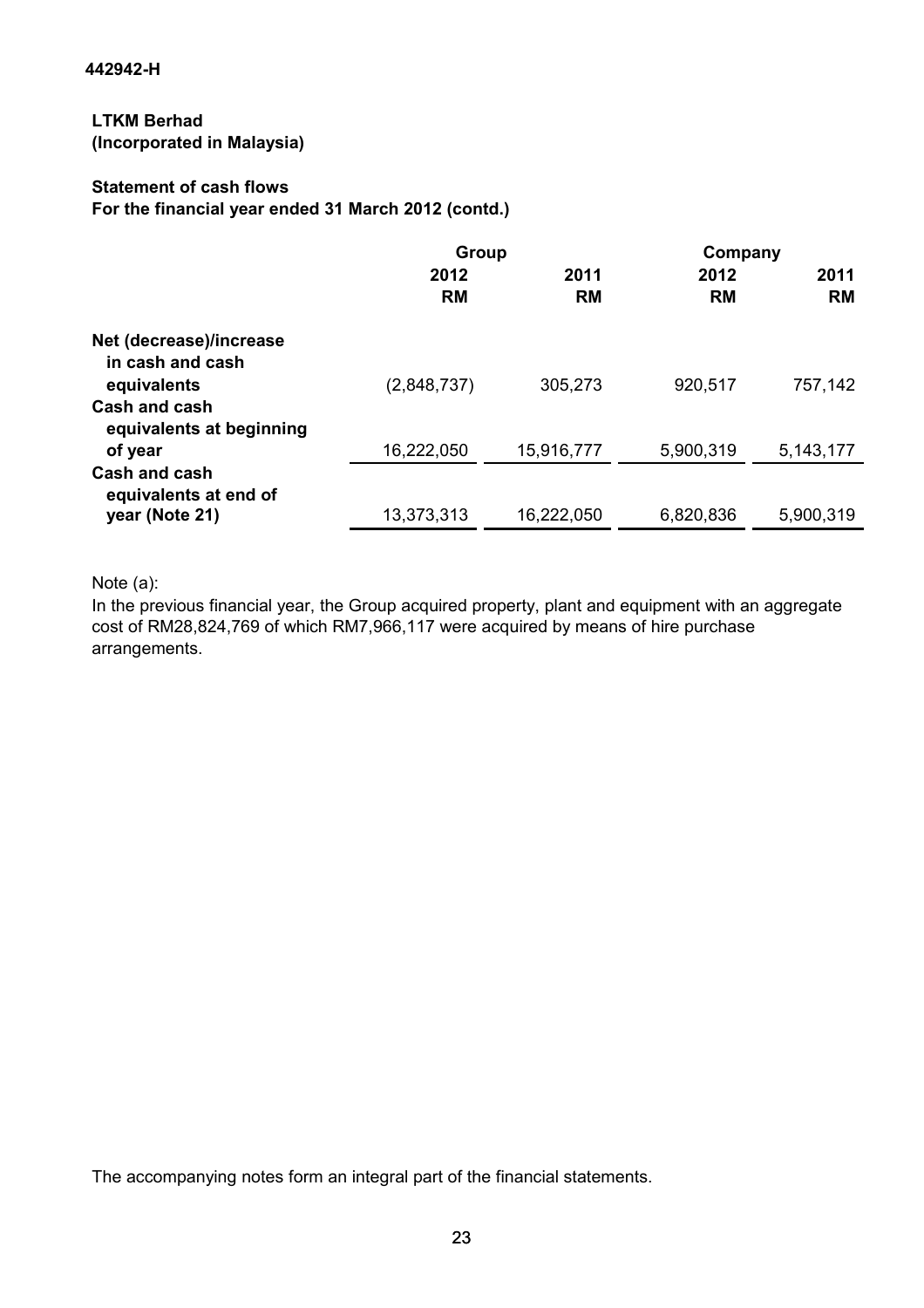442942-H

**LTKM Berhad**
**(Incorporated in Malaysia)**

**Statement of cash flows**
**For the financial year ended 31 March 2012 (contd.)**

| | Group | | Company | |
|---|---|---|---|---|
| | **2012** | **2011** | **2012** | **2011** |
| | **RM** | **RM** | **RM** | **RM** |
| **Net (decrease)/increase in cash and cash equivalents** | (2,848,737) | 305,273 | 920,517 | 757,142 |
| **Cash and cash equivalents at beginning of year** | 16,222,050 | 15,916,777 | 5,900,319 | 5,143,177 |
| **Cash and cash equivalents at end of year (Note 21)** | 13,373,313 | 16,222,050 | 6,820,836 | 5,900,319 |

Note (a):
In the previous financial year, the Group acquired property, plant and equipment with an aggregate cost of RM28,824,769 of which RM7,966,117 were acquired by means of hire purchase arrangements.

The accompanying notes form an integral part of the financial statements.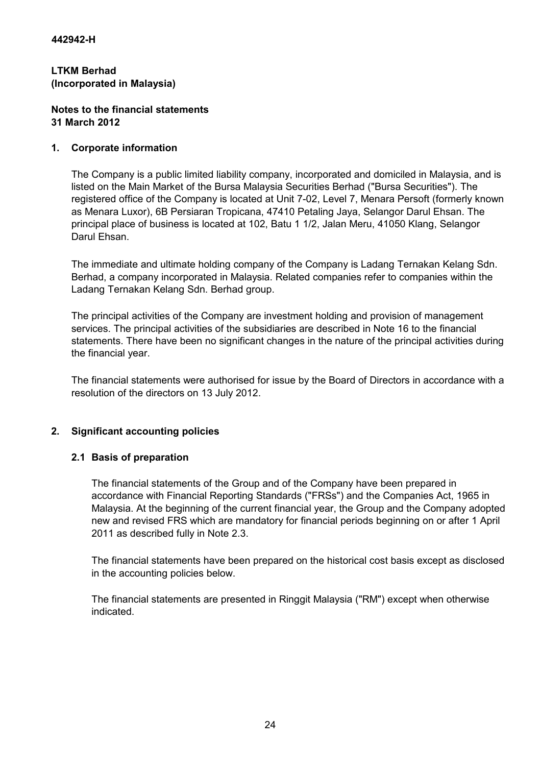**442942-H**

**LTKM Berhad**
**(Incorporated in Malaysia)**

**Notes to the financial statements**
**31 March 2012**

## 1. Corporate information

The Company is a public limited liability company, incorporated and domiciled in Malaysia, and is listed on the Main Market of the Bursa Malaysia Securities Berhad ("Bursa Securities"). The registered office of the Company is located at Unit 7-02, Level 7, Menara Persoft (formerly known as Menara Luxor), 6B Persiaran Tropicana, 47410 Petaling Jaya, Selangor Darul Ehsan. The principal place of business is located at 102, Batu 1 1/2, Jalan Meru, 41050 Klang, Selangor Darul Ehsan.

The immediate and ultimate holding company of the Company is Ladang Ternakan Kelang Sdn. Berhad, a company incorporated in Malaysia. Related companies refer to companies within the Ladang Ternakan Kelang Sdn. Berhad group.

The principal activities of the Company are investment holding and provision of management services. The principal activities of the subsidiaries are described in Note 16 to the financial statements. There have been no significant changes in the nature of the principal activities during the financial year.

The financial statements were authorised for issue by the Board of Directors in accordance with a resolution of the directors on 13 July 2012.

## 2. Significant accounting policies

### 2.1 Basis of preparation

The financial statements of the Group and of the Company have been prepared in accordance with Financial Reporting Standards ("FRSs") and the Companies Act, 1965 in Malaysia. At the beginning of the current financial year, the Group and the Company adopted new and revised FRS which are mandatory for financial periods beginning on or after 1 April 2011 as described fully in Note 2.3.

The financial statements have been prepared on the historical cost basis except as disclosed in the accounting policies below.

The financial statements are presented in Ringgit Malaysia ("RM") except when otherwise indicated.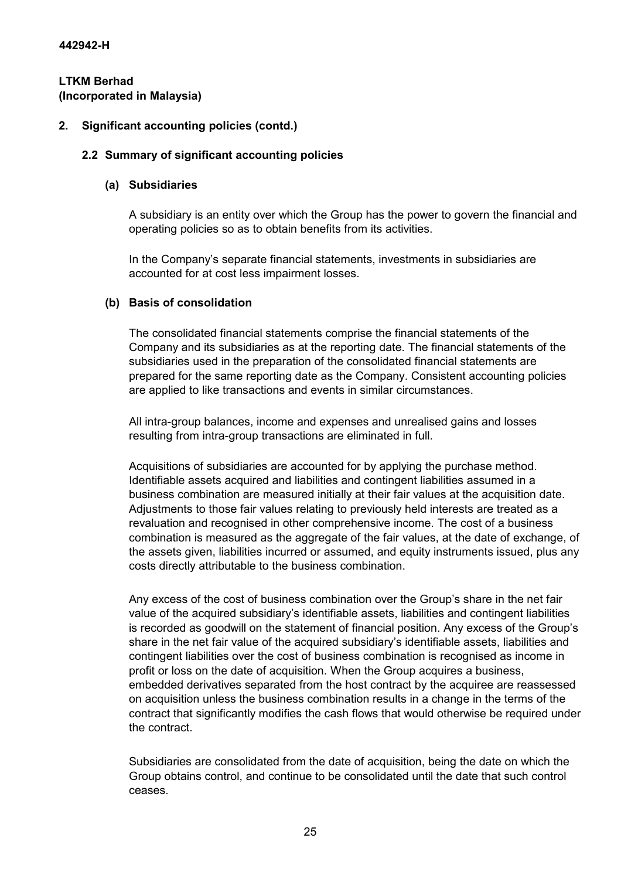442942-H

**LTKM Berhad**
**(Incorporated in Malaysia)**

## 2. Significant accounting policies (contd.)

### 2.2 Summary of significant accounting policies

#### (a) Subsidiaries

A subsidiary is an entity over which the Group has the power to govern the financial and operating policies so as to obtain benefits from its activities.

In the Company's separate financial statements, investments in subsidiaries are accounted for at cost less impairment losses.

#### (b) Basis of consolidation

The consolidated financial statements comprise the financial statements of the Company and its subsidiaries as at the reporting date. The financial statements of the subsidiaries used in the preparation of the consolidated financial statements are prepared for the same reporting date as the Company. Consistent accounting policies are applied to like transactions and events in similar circumstances.

All intra-group balances, income and expenses and unrealised gains and losses resulting from intra-group transactions are eliminated in full.

Acquisitions of subsidiaries are accounted for by applying the purchase method. Identifiable assets acquired and liabilities and contingent liabilities assumed in a business combination are measured initially at their fair values at the acquisition date. Adjustments to those fair values relating to previously held interests are treated as a revaluation and recognised in other comprehensive income. The cost of a business combination is measured as the aggregate of the fair values, at the date of exchange, of the assets given, liabilities incurred or assumed, and equity instruments issued, plus any costs directly attributable to the business combination.

Any excess of the cost of business combination over the Group's share in the net fair value of the acquired subsidiary's identifiable assets, liabilities and contingent liabilities is recorded as goodwill on the statement of financial position. Any excess of the Group's share in the net fair value of the acquired subsidiary's identifiable assets, liabilities and contingent liabilities over the cost of business combination is recognised as income in profit or loss on the date of acquisition. When the Group acquires a business, embedded derivatives separated from the host contract by the acquiree are reassessed on acquisition unless the business combination results in a change in the terms of the contract that significantly modifies the cash flows that would otherwise be required under the contract.

Subsidiaries are consolidated from the date of acquisition, being the date on which the Group obtains control, and continue to be consolidated until the date that such control ceases.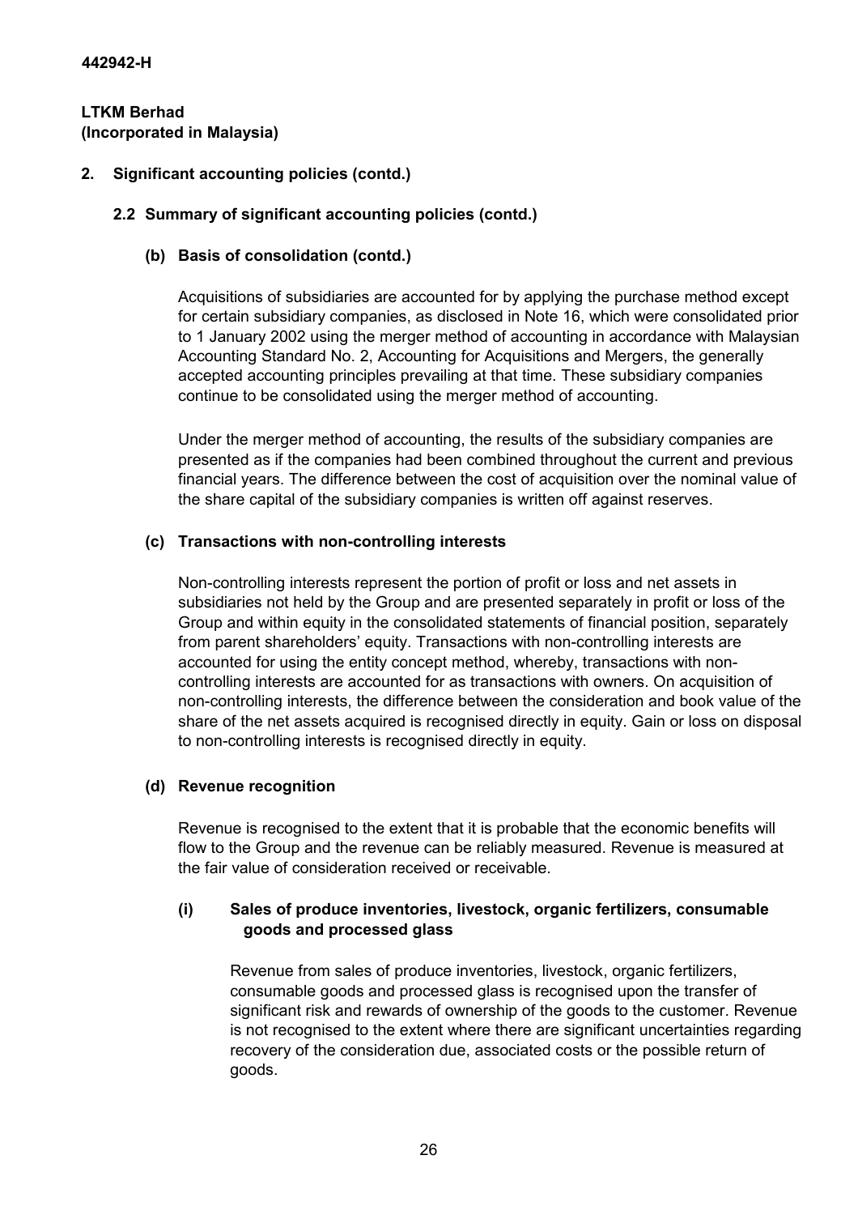**442942-H**

**LTKM Berhad**
**(Incorporated in Malaysia)**

## 2. Significant accounting policies (contd.)

### 2.2 Summary of significant accounting policies (contd.)

#### (b) Basis of consolidation (contd.)

Acquisitions of subsidiaries are accounted for by applying the purchase method except for certain subsidiary companies, as disclosed in Note 16, which were consolidated prior to 1 January 2002 using the merger method of accounting in accordance with Malaysian Accounting Standard No. 2, Accounting for Acquisitions and Mergers, the generally accepted accounting principles prevailing at that time. These subsidiary companies continue to be consolidated using the merger method of accounting.

Under the merger method of accounting, the results of the subsidiary companies are presented as if the companies had been combined throughout the current and previous financial years. The difference between the cost of acquisition over the nominal value of the share capital of the subsidiary companies is written off against reserves.

#### (c) Transactions with non-controlling interests

Non-controlling interests represent the portion of profit or loss and net assets in subsidiaries not held by the Group and are presented separately in profit or loss of the Group and within equity in the consolidated statements of financial position, separately from parent shareholders' equity. Transactions with non-controlling interests are accounted for using the entity concept method, whereby, transactions with non-controlling interests are accounted for as transactions with owners. On acquisition of non-controlling interests, the difference between the consideration and book value of the share of the net assets acquired is recognised directly in equity. Gain or loss on disposal to non-controlling interests is recognised directly in equity.

#### (d) Revenue recognition

Revenue is recognised to the extent that it is probable that the economic benefits will flow to the Group and the revenue can be reliably measured. Revenue is measured at the fair value of consideration received or receivable.

##### (i) Sales of produce inventories, livestock, organic fertilizers, consumable goods and processed glass

Revenue from sales of produce inventories, livestock, organic fertilizers, consumable goods and processed glass is recognised upon the transfer of significant risk and rewards of ownership of the goods to the customer. Revenue is not recognised to the extent where there are significant uncertainties regarding recovery of the consideration due, associated costs or the possible return of goods.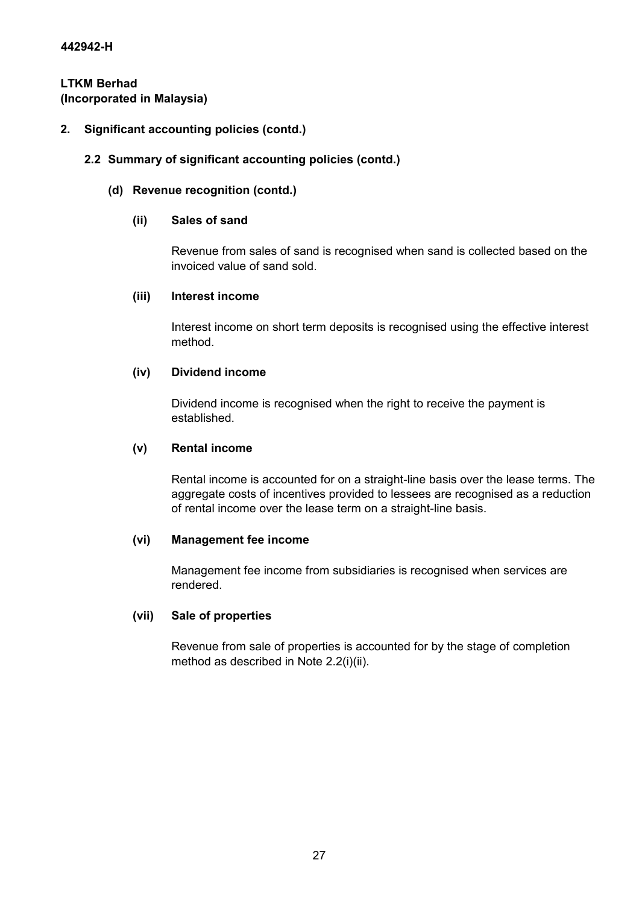**442942-H**

**LTKM Berhad**
**(Incorporated in Malaysia)**

## 2. Significant accounting policies (contd.)

### 2.2 Summary of significant accounting policies (contd.)

#### (d) Revenue recognition (contd.)

**(ii) Sales of sand**

Revenue from sales of sand is recognised when sand is collected based on the invoiced value of sand sold.

**(iii) Interest income**

Interest income on short term deposits is recognised using the effective interest method.

**(iv) Dividend income**

Dividend income is recognised when the right to receive the payment is established.

**(v) Rental income**

Rental income is accounted for on a straight-line basis over the lease terms. The aggregate costs of incentives provided to lessees are recognised as a reduction of rental income over the lease term on a straight-line basis.

**(vi) Management fee income**

Management fee income from subsidiaries is recognised when services are rendered.

**(vii) Sale of properties**

Revenue from sale of properties is accounted for by the stage of completion method as described in Note 2.2(i)(ii).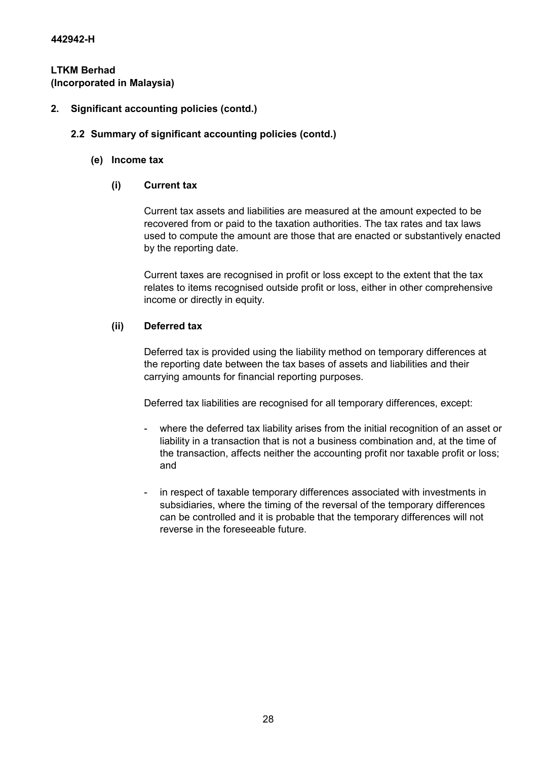**442942-H**

**LTKM Berhad**
**(Incorporated in Malaysia)**

## 2. Significant accounting policies (contd.)

### 2.2 Summary of significant accounting policies (contd.)

#### (e) Income tax

##### (i) Current tax

Current tax assets and liabilities are measured at the amount expected to be recovered from or paid to the taxation authorities. The tax rates and tax laws used to compute the amount are those that are enacted or substantively enacted by the reporting date.

Current taxes are recognised in profit or loss except to the extent that the tax relates to items recognised outside profit or loss, either in other comprehensive income or directly in equity.

##### (ii) Deferred tax

Deferred tax is provided using the liability method on temporary differences at the reporting date between the tax bases of assets and liabilities and their carrying amounts for financial reporting purposes.

Deferred tax liabilities are recognised for all temporary differences, except:

- where the deferred tax liability arises from the initial recognition of an asset or liability in a transaction that is not a business combination and, at the time of the transaction, affects neither the accounting profit nor taxable profit or loss; and

- in respect of taxable temporary differences associated with investments in subsidiaries, where the timing of the reversal of the temporary differences can be controlled and it is probable that the temporary differences will not reverse in the foreseeable future.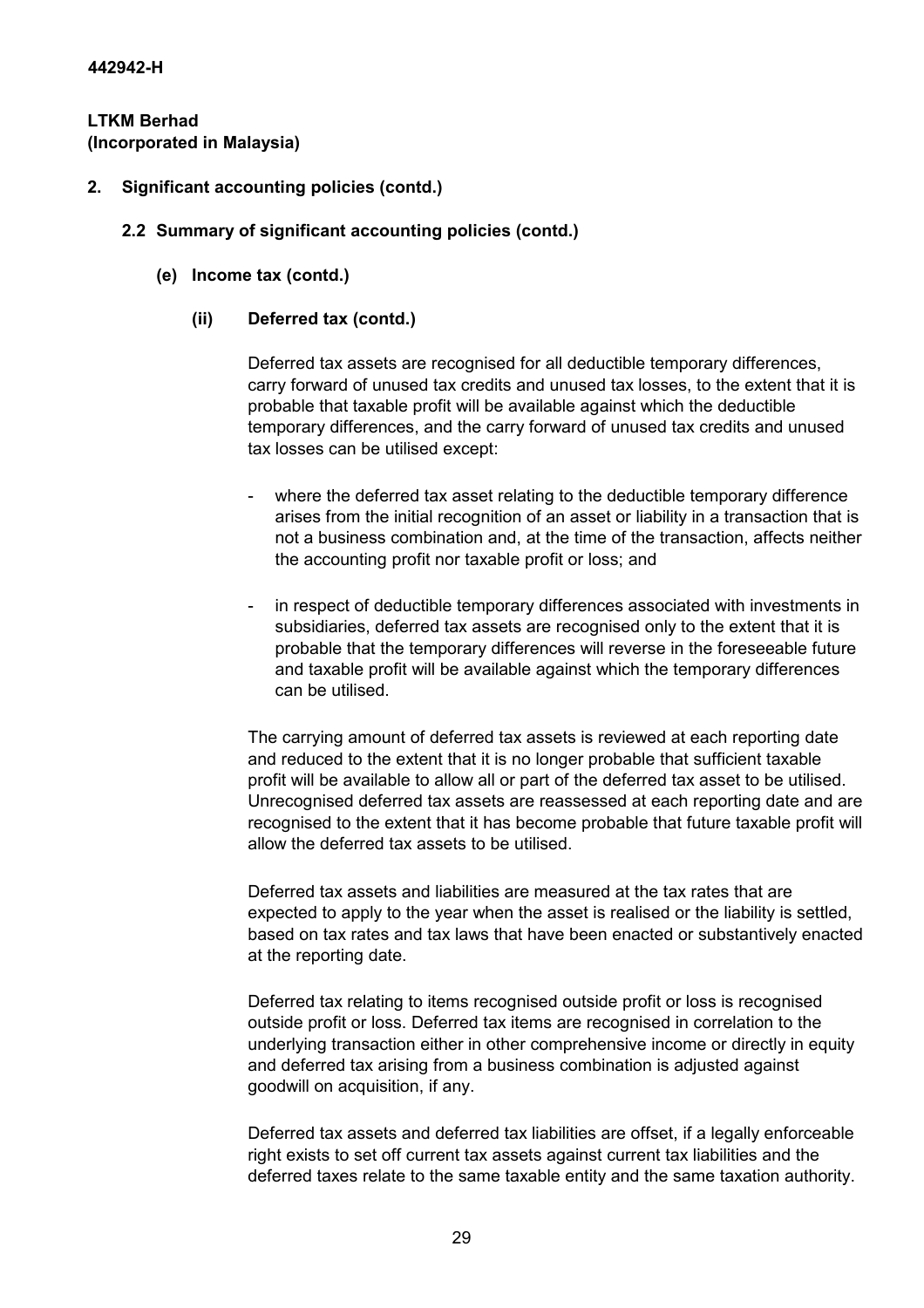442942-H

**LTKM Berhad**
**(Incorporated in Malaysia)**

**2. Significant accounting policies (contd.)**

**2.2 Summary of significant accounting policies (contd.)**

**(e) Income tax (contd.)**

**(ii) Deferred tax (contd.)**

Deferred tax assets are recognised for all deductible temporary differences, carry forward of unused tax credits and unused tax losses, to the extent that it is probable that taxable profit will be available against which the deductible temporary differences, and the carry forward of unused tax credits and unused tax losses can be utilised except:

- where the deferred tax asset relating to the deductible temporary difference arises from the initial recognition of an asset or liability in a transaction that is not a business combination and, at the time of the transaction, affects neither the accounting profit nor taxable profit or loss; and
- in respect of deductible temporary differences associated with investments in subsidiaries, deferred tax assets are recognised only to the extent that it is probable that the temporary differences will reverse in the foreseeable future and taxable profit will be available against which the temporary differences can be utilised.

The carrying amount of deferred tax assets is reviewed at each reporting date and reduced to the extent that it is no longer probable that sufficient taxable profit will be available to allow all or part of the deferred tax asset to be utilised. Unrecognised deferred tax assets are reassessed at each reporting date and are recognised to the extent that it has become probable that future taxable profit will allow the deferred tax assets to be utilised.

Deferred tax assets and liabilities are measured at the tax rates that are expected to apply to the year when the asset is realised or the liability is settled, based on tax rates and tax laws that have been enacted or substantively enacted at the reporting date.

Deferred tax relating to items recognised outside profit or loss is recognised outside profit or loss. Deferred tax items are recognised in correlation to the underlying transaction either in other comprehensive income or directly in equity and deferred tax arising from a business combination is adjusted against goodwill on acquisition, if any.

Deferred tax assets and deferred tax liabilities are offset, if a legally enforceable right exists to set off current tax assets against current tax liabilities and the deferred taxes relate to the same taxable entity and the same taxation authority.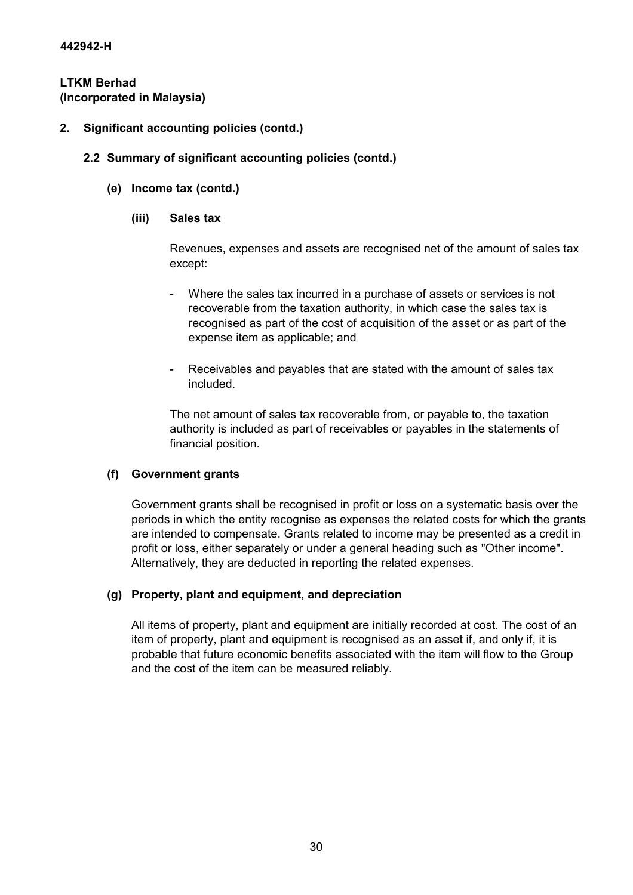**442942-H**

**LTKM Berhad**
**(Incorporated in Malaysia)**

**2. Significant accounting policies (contd.)**

**2.2 Summary of significant accounting policies (contd.)**

**(e) Income tax (contd.)**

**(iii) Sales tax**

Revenues, expenses and assets are recognised net of the amount of sales tax except:

- Where the sales tax incurred in a purchase of assets or services is not recoverable from the taxation authority, in which case the sales tax is recognised as part of the cost of acquisition of the asset or as part of the expense item as applicable; and

- Receivables and payables that are stated with the amount of sales tax included.

The net amount of sales tax recoverable from, or payable to, the taxation authority is included as part of receivables or payables in the statements of financial position.

**(f) Government grants**

Government grants shall be recognised in profit or loss on a systematic basis over the periods in which the entity recognise as expenses the related costs for which the grants are intended to compensate. Grants related to income may be presented as a credit in profit or loss, either separately or under a general heading such as "Other income". Alternatively, they are deducted in reporting the related expenses.

**(g) Property, plant and equipment, and depreciation**

All items of property, plant and equipment are initially recorded at cost. The cost of an item of property, plant and equipment is recognised as an asset if, and only if, it is probable that future economic benefits associated with the item will flow to the Group and the cost of the item can be measured reliably.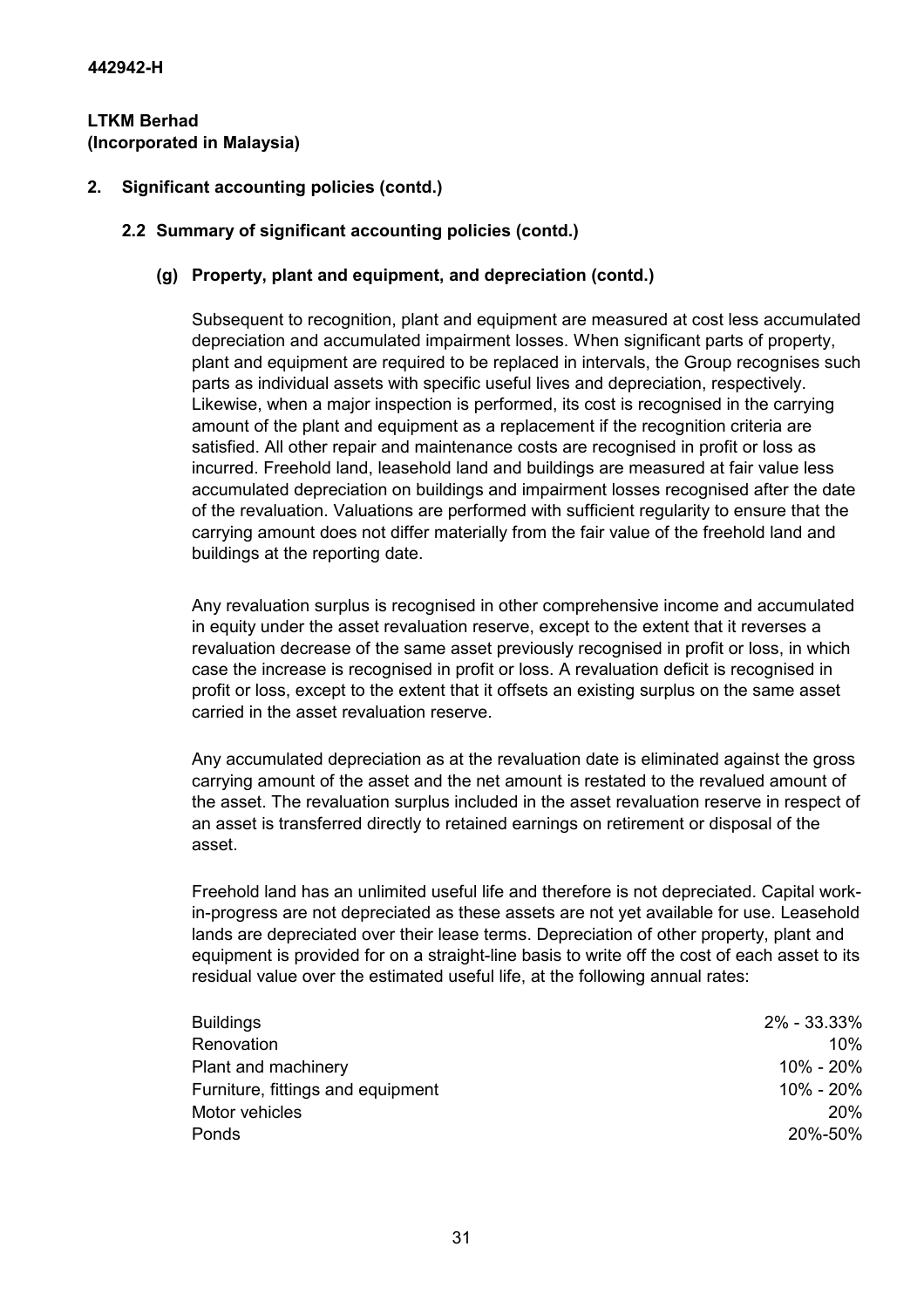**442942-H**

**LTKM Berhad**
**(Incorporated in Malaysia)**

## 2. Significant accounting policies (contd.)

### 2.2 Summary of significant accounting policies (contd.)

#### (g) Property, plant and equipment, and depreciation (contd.)

Subsequent to recognition, plant and equipment are measured at cost less accumulated depreciation and accumulated impairment losses. When significant parts of property, plant and equipment are required to be replaced in intervals, the Group recognises such parts as individual assets with specific useful lives and depreciation, respectively. Likewise, when a major inspection is performed, its cost is recognised in the carrying amount of the plant and equipment as a replacement if the recognition criteria are satisfied. All other repair and maintenance costs are recognised in profit or loss as incurred. Freehold land, leasehold land and buildings are measured at fair value less accumulated depreciation on buildings and impairment losses recognised after the date of the revaluation. Valuations are performed with sufficient regularity to ensure that the carrying amount does not differ materially from the fair value of the freehold land and buildings at the reporting date.

Any revaluation surplus is recognised in other comprehensive income and accumulated in equity under the asset revaluation reserve, except to the extent that it reverses a revaluation decrease of the same asset previously recognised in profit or loss, in which case the increase is recognised in profit or loss. A revaluation deficit is recognised in profit or loss, except to the extent that it offsets an existing surplus on the same asset carried in the asset revaluation reserve.

Any accumulated depreciation as at the revaluation date is eliminated against the gross carrying amount of the asset and the net amount is restated to the revalued amount of the asset. The revaluation surplus included in the asset revaluation reserve in respect of an asset is transferred directly to retained earnings on retirement or disposal of the asset.

Freehold land has an unlimited useful life and therefore is not depreciated. Capital work-in-progress are not depreciated as these assets are not yet available for use. Leasehold lands are depreciated over their lease terms. Depreciation of other property, plant and equipment is provided for on a straight-line basis to write off the cost of each asset to its residual value over the estimated useful life, at the following annual rates:

| | |
|---|---|
| Buildings | 2% - 33.33% |
| Renovation | 10% |
| Plant and machinery | 10% - 20% |
| Furniture, fittings and equipment | 10% - 20% |
| Motor vehicles | 20% |
| Ponds | 20%-50% |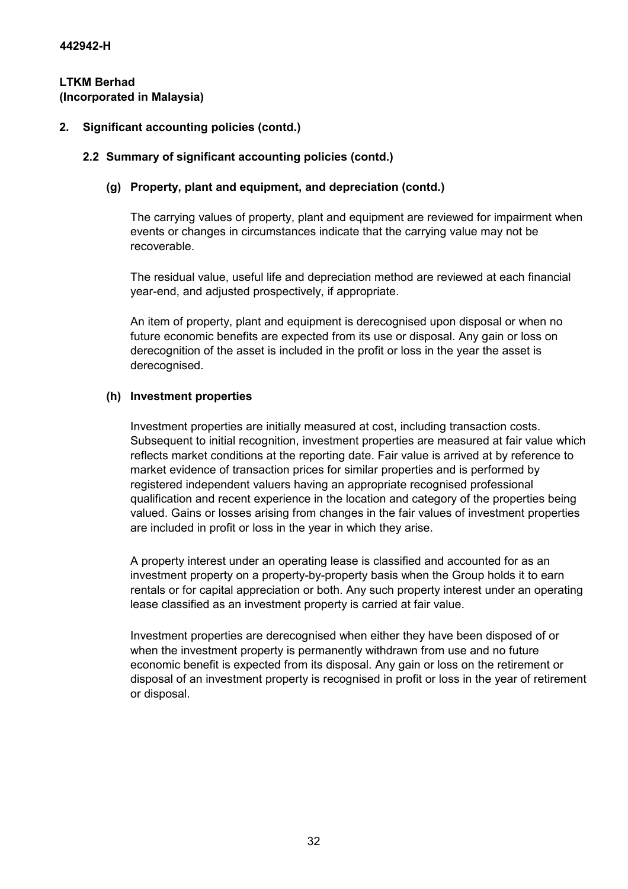**442942-H**

**LTKM Berhad**
**(Incorporated in Malaysia)**

## 2. Significant accounting policies (contd.)

### 2.2 Summary of significant accounting policies (contd.)

#### (g) Property, plant and equipment, and depreciation (contd.)

The carrying values of property, plant and equipment are reviewed for impairment when events or changes in circumstances indicate that the carrying value may not be recoverable.

The residual value, useful life and depreciation method are reviewed at each financial year-end, and adjusted prospectively, if appropriate.

An item of property, plant and equipment is derecognised upon disposal or when no future economic benefits are expected from its use or disposal. Any gain or loss on derecognition of the asset is included in the profit or loss in the year the asset is derecognised.

#### (h) Investment properties

Investment properties are initially measured at cost, including transaction costs. Subsequent to initial recognition, investment properties are measured at fair value which reflects market conditions at the reporting date. Fair value is arrived at by reference to market evidence of transaction prices for similar properties and is performed by registered independent valuers having an appropriate recognised professional qualification and recent experience in the location and category of the properties being valued. Gains or losses arising from changes in the fair values of investment properties are included in profit or loss in the year in which they arise.

A property interest under an operating lease is classified and accounted for as an investment property on a property-by-property basis when the Group holds it to earn rentals or for capital appreciation or both. Any such property interest under an operating lease classified as an investment property is carried at fair value.

Investment properties are derecognised when either they have been disposed of or when the investment property is permanently withdrawn from use and no future economic benefit is expected from its disposal. Any gain or loss on the retirement or disposal of an investment property is recognised in profit or loss in the year of retirement or disposal.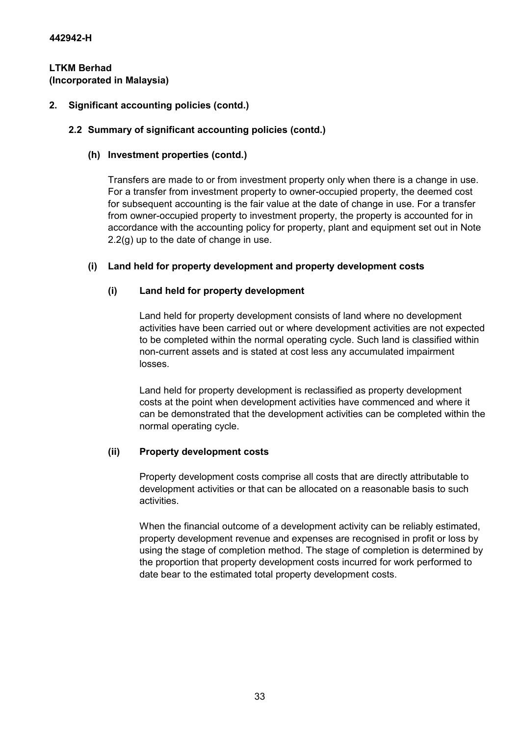**442942-H**

**LTKM Berhad**
**(Incorporated in Malaysia)**

## 2. Significant accounting policies (contd.)

### 2.2 Summary of significant accounting policies (contd.)

#### (h) Investment properties (contd.)

Transfers are made to or from investment property only when there is a change in use. For a transfer from investment property to owner-occupied property, the deemed cost for subsequent accounting is the fair value at the date of change in use. For a transfer from owner-occupied property to investment property, the property is accounted for in accordance with the accounting policy for property, plant and equipment set out in Note 2.2(g) up to the date of change in use.

#### (i) Land held for property development and property development costs

##### (i) Land held for property development

Land held for property development consists of land where no development activities have been carried out or where development activities are not expected to be completed within the normal operating cycle. Such land is classified within non-current assets and is stated at cost less any accumulated impairment losses.

Land held for property development is reclassified as property development costs at the point when development activities have commenced and where it can be demonstrated that the development activities can be completed within the normal operating cycle.

##### (ii) Property development costs

Property development costs comprise all costs that are directly attributable to development activities or that can be allocated on a reasonable basis to such activities.

When the financial outcome of a development activity can be reliably estimated, property development revenue and expenses are recognised in profit or loss by using the stage of completion method. The stage of completion is determined by the proportion that property development costs incurred for work performed to date bear to the estimated total property development costs.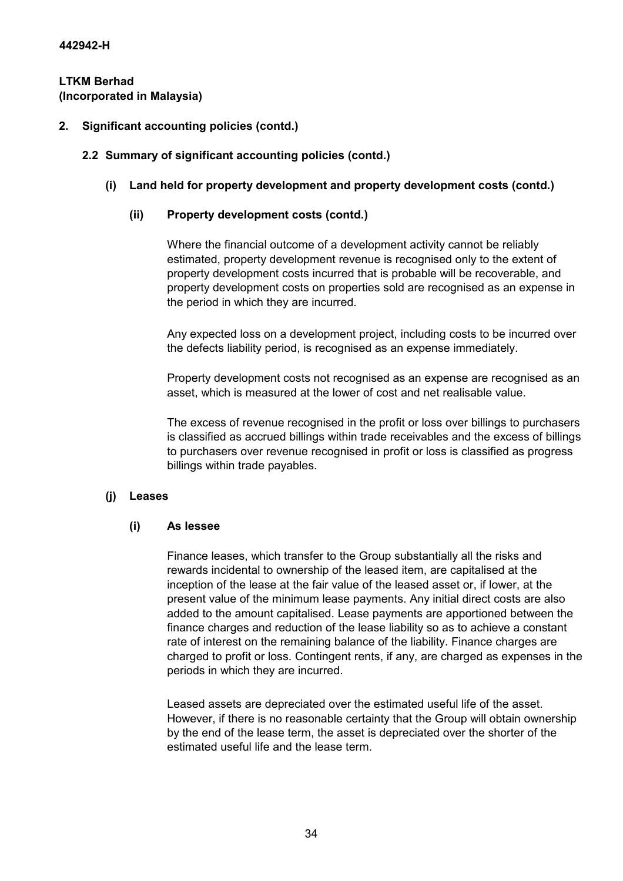**2. Significant accounting policies (contd.)**

**2.2 Summary of significant accounting policies (contd.)**

**(i) Land held for property development and property development costs (contd.)**

**(ii) Property development costs (contd.)**

Where the financial outcome of a development activity cannot be reliably estimated, property development revenue is recognised only to the extent of property development costs incurred that is probable will be recoverable, and property development costs on properties sold are recognised as an expense in the period in which they are incurred.

Any expected loss on a development project, including costs to be incurred over the defects liability period, is recognised as an expense immediately.

Property development costs not recognised as an expense are recognised as an asset, which is measured at the lower of cost and net realisable value.

The excess of revenue recognised in the profit or loss over billings to purchasers is classified as accrued billings within trade receivables and the excess of billings to purchasers over revenue recognised in profit or loss is classified as progress billings within trade payables.

**(j) Leases**

**(i) As lessee**

Finance leases, which transfer to the Group substantially all the risks and rewards incidental to ownership of the leased item, are capitalised at the inception of the lease at the fair value of the leased asset or, if lower, at the present value of the minimum lease payments. Any initial direct costs are also added to the amount capitalised. Lease payments are apportioned between the finance charges and reduction of the lease liability so as to achieve a constant rate of interest on the remaining balance of the liability. Finance charges are charged to profit or loss. Contingent rents, if any, are charged as expenses in the periods in which they are incurred.

Leased assets are depreciated over the estimated useful life of the asset. However, if there is no reasonable certainty that the Group will obtain ownership by the end of the lease term, the asset is depreciated over the shorter of the estimated useful life and the lease term.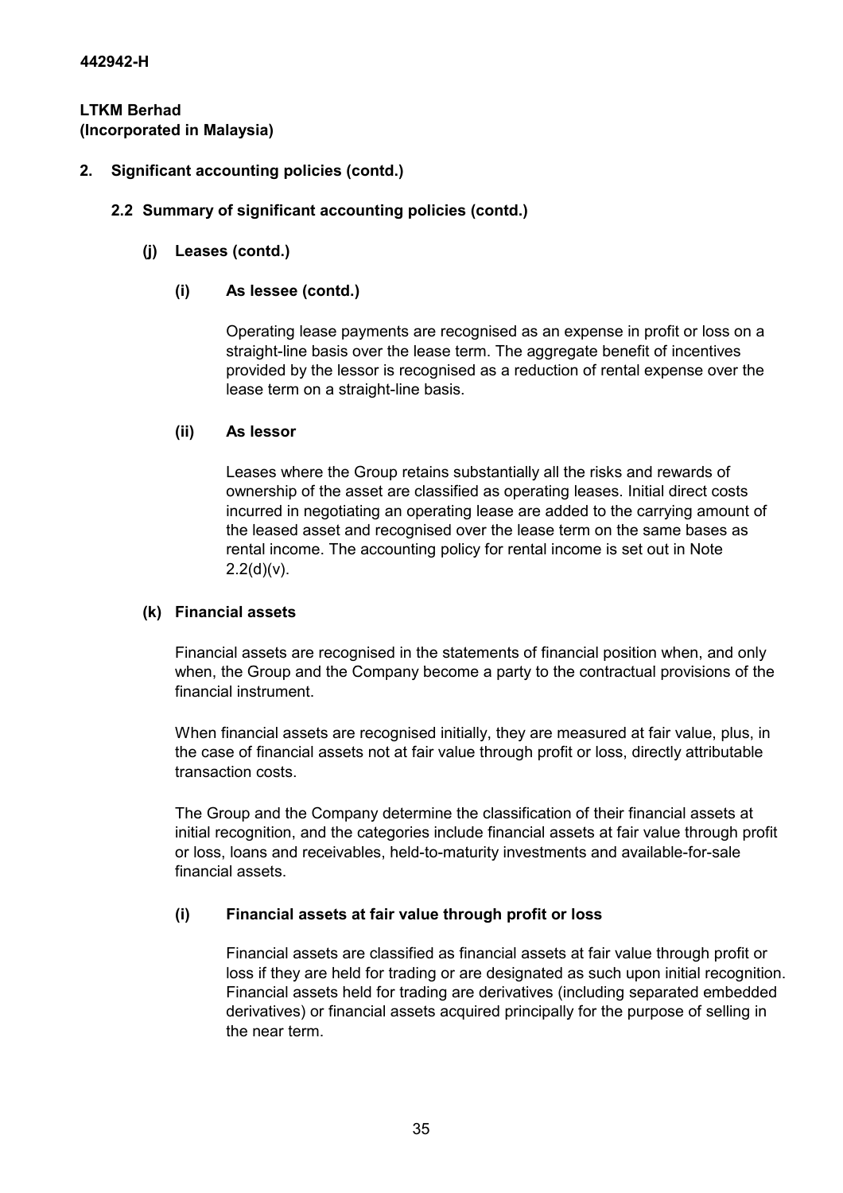## 2. Significant accounting policies (contd.)

### 2.2 Summary of significant accounting policies (contd.)

#### (j) Leases (contd.)

##### (i) As lessee (contd.)

Operating lease payments are recognised as an expense in profit or loss on a straight-line basis over the lease term. The aggregate benefit of incentives provided by the lessor is recognised as a reduction of rental expense over the lease term on a straight-line basis.

##### (ii) As lessor

Leases where the Group retains substantially all the risks and rewards of ownership of the asset are classified as operating leases. Initial direct costs incurred in negotiating an operating lease are added to the carrying amount of the leased asset and recognised over the lease term on the same bases as rental income. The accounting policy for rental income is set out in Note 2.2(d)(v).

#### (k) Financial assets

Financial assets are recognised in the statements of financial position when, and only when, the Group and the Company become a party to the contractual provisions of the financial instrument.

When financial assets are recognised initially, they are measured at fair value, plus, in the case of financial assets not at fair value through profit or loss, directly attributable transaction costs.

The Group and the Company determine the classification of their financial assets at initial recognition, and the categories include financial assets at fair value through profit or loss, loans and receivables, held-to-maturity investments and available-for-sale financial assets.

##### (i) Financial assets at fair value through profit or loss

Financial assets are classified as financial assets at fair value through profit or loss if they are held for trading or are designated as such upon initial recognition. Financial assets held for trading are derivatives (including separated embedded derivatives) or financial assets acquired principally for the purpose of selling in the near term.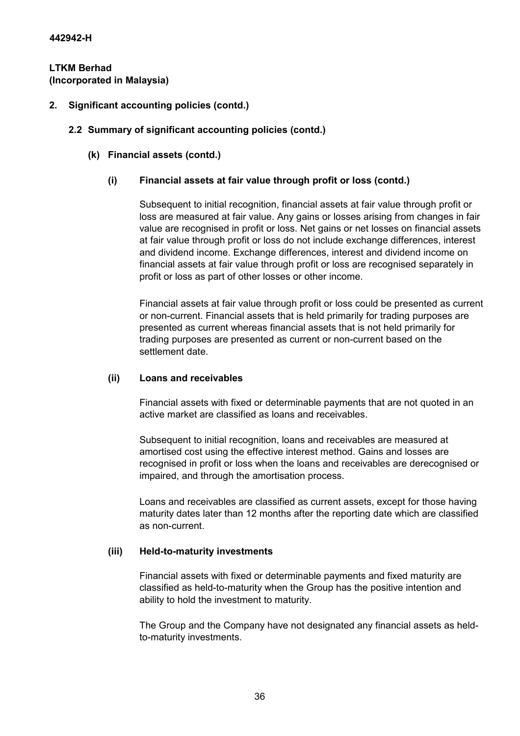442942-H

**LTKM Berhad**
**(Incorporated in Malaysia)**

## 2. Significant accounting policies (contd.)

### 2.2 Summary of significant accounting policies (contd.)

#### (k) Financial assets (contd.)

##### (i) Financial assets at fair value through profit or loss (contd.)

Subsequent to initial recognition, financial assets at fair value through profit or loss are measured at fair value. Any gains or losses arising from changes in fair value are recognised in profit or loss. Net gains or net losses on financial assets at fair value through profit or loss do not include exchange differences, interest and dividend income. Exchange differences, interest and dividend income on financial assets at fair value through profit or loss are recognised separately in profit or loss as part of other losses or other income.

Financial assets at fair value through profit or loss could be presented as current or non-current. Financial assets that is held primarily for trading purposes are presented as current whereas financial assets that is not held primarily for trading purposes are presented as current or non-current based on the settlement date.

##### (ii) Loans and receivables

Financial assets with fixed or determinable payments that are not quoted in an active market are classified as loans and receivables.

Subsequent to initial recognition, loans and receivables are measured at amortised cost using the effective interest method. Gains and losses are recognised in profit or loss when the loans and receivables are derecognised or impaired, and through the amortisation process.

Loans and receivables are classified as current assets, except for those having maturity dates later than 12 months after the reporting date which are classified as non-current.

##### (iii) Held-to-maturity investments

Financial assets with fixed or determinable payments and fixed maturity are classified as held-to-maturity when the Group has the positive intention and ability to hold the investment to maturity.

The Group and the Company have not designated any financial assets as held-to-maturity investments.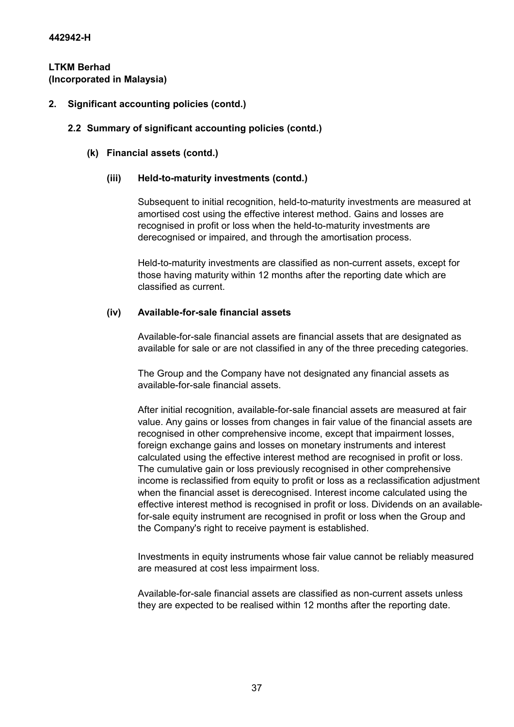## 2. Significant accounting policies (contd.)

### 2.2 Summary of significant accounting policies (contd.)

#### (k) Financial assets (contd.)

##### (iii) Held-to-maturity investments (contd.)

Subsequent to initial recognition, held-to-maturity investments are measured at amortised cost using the effective interest method. Gains and losses are recognised in profit or loss when the held-to-maturity investments are derecognised or impaired, and through the amortisation process.

Held-to-maturity investments are classified as non-current assets, except for those having maturity within 12 months after the reporting date which are classified as current.

##### (iv) Available-for-sale financial assets

Available-for-sale financial assets are financial assets that are designated as available for sale or are not classified in any of the three preceding categories.

The Group and the Company have not designated any financial assets as available-for-sale financial assets.

After initial recognition, available-for-sale financial assets are measured at fair value. Any gains or losses from changes in fair value of the financial assets are recognised in other comprehensive income, except that impairment losses, foreign exchange gains and losses on monetary instruments and interest calculated using the effective interest method are recognised in profit or loss. The cumulative gain or loss previously recognised in other comprehensive income is reclassified from equity to profit or loss as a reclassification adjustment when the financial asset is derecognised. Interest income calculated using the effective interest method is recognised in profit or loss. Dividends on an available-for-sale equity instrument are recognised in profit or loss when the Group and the Company's right to receive payment is established.

Investments in equity instruments whose fair value cannot be reliably measured are measured at cost less impairment loss.

Available-for-sale financial assets are classified as non-current assets unless they are expected to be realised within 12 months after the reporting date.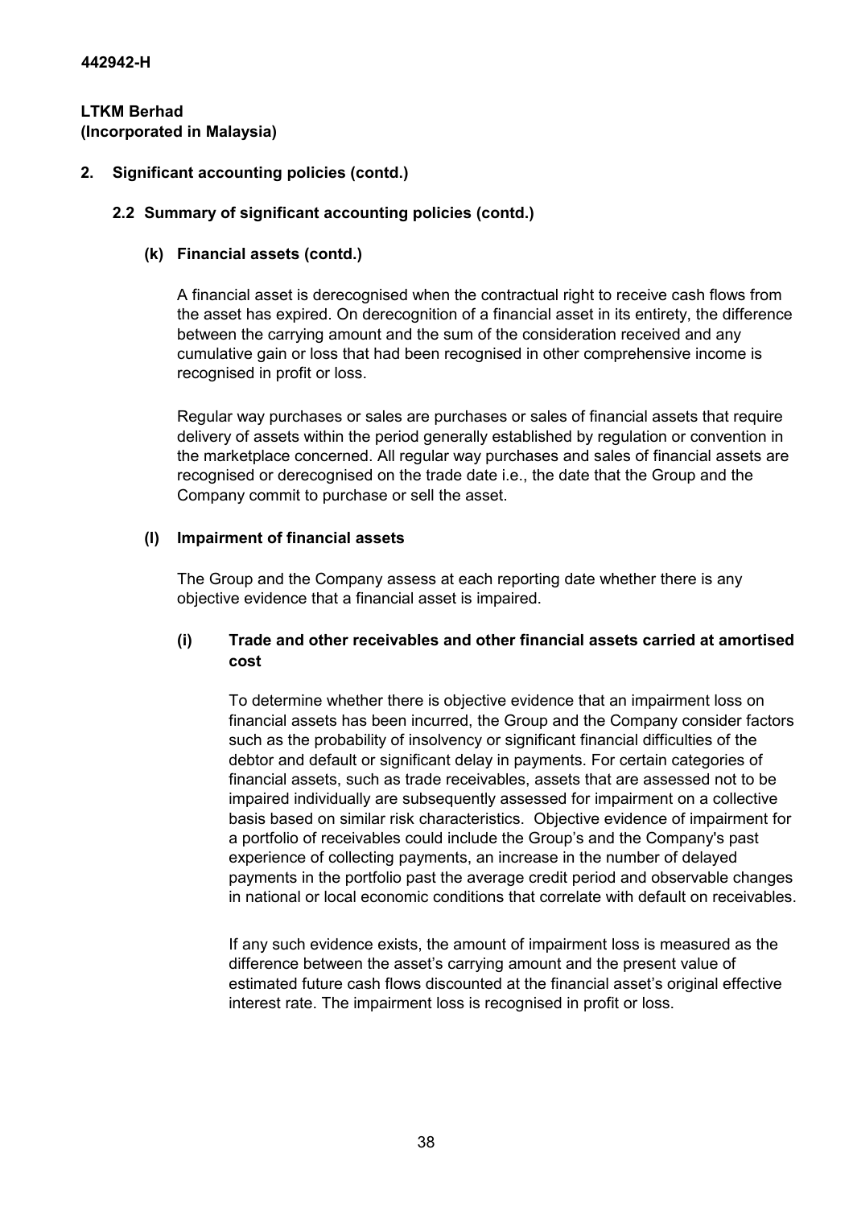442942-H

**LTKM Berhad**
**(Incorporated in Malaysia)**

## 2. Significant accounting policies (contd.)

### 2.2 Summary of significant accounting policies (contd.)

#### (k) Financial assets (contd.)

A financial asset is derecognised when the contractual right to receive cash flows from the asset has expired. On derecognition of a financial asset in its entirety, the difference between the carrying amount and the sum of the consideration received and any cumulative gain or loss that had been recognised in other comprehensive income is recognised in profit or loss.

Regular way purchases or sales are purchases or sales of financial assets that require delivery of assets within the period generally established by regulation or convention in the marketplace concerned. All regular way purchases and sales of financial assets are recognised or derecognised on the trade date i.e., the date that the Group and the Company commit to purchase or sell the asset.

#### (l) Impairment of financial assets

The Group and the Company assess at each reporting date whether there is any objective evidence that a financial asset is impaired.

##### (i) Trade and other receivables and other financial assets carried at amortised cost

To determine whether there is objective evidence that an impairment loss on financial assets has been incurred, the Group and the Company consider factors such as the probability of insolvency or significant financial difficulties of the debtor and default or significant delay in payments. For certain categories of financial assets, such as trade receivables, assets that are assessed not to be impaired individually are subsequently assessed for impairment on a collective basis based on similar risk characteristics. Objective evidence of impairment for a portfolio of receivables could include the Group's and the Company's past experience of collecting payments, an increase in the number of delayed payments in the portfolio past the average credit period and observable changes in national or local economic conditions that correlate with default on receivables.

If any such evidence exists, the amount of impairment loss is measured as the difference between the asset's carrying amount and the present value of estimated future cash flows discounted at the financial asset's original effective interest rate. The impairment loss is recognised in profit or loss.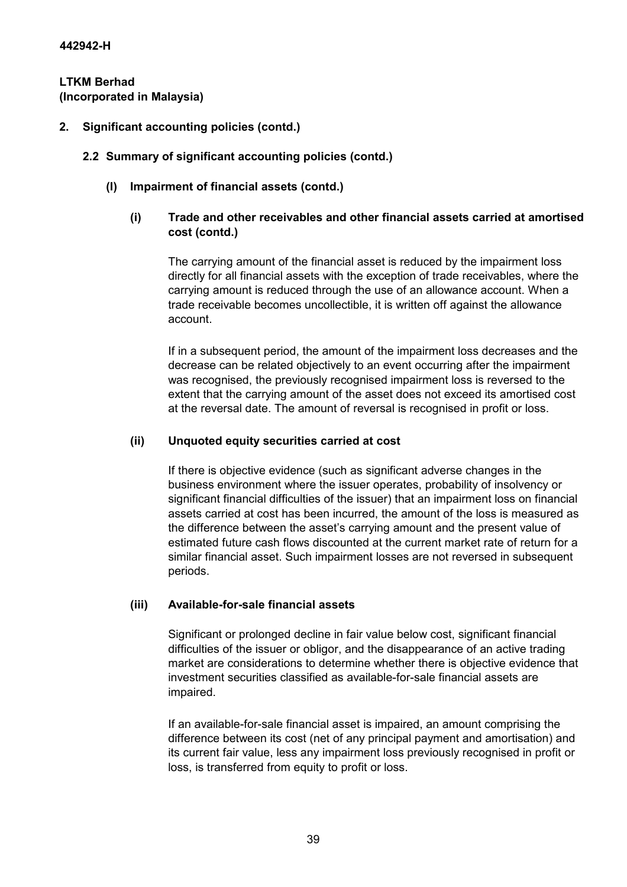**442942-H**

**LTKM Berhad**
**(Incorporated in Malaysia)**

**2. Significant accounting policies (contd.)**

**2.2 Summary of significant accounting policies (contd.)**

**(l) Impairment of financial assets (contd.)**

**(i) Trade and other receivables and other financial assets carried at amortised cost (contd.)**

The carrying amount of the financial asset is reduced by the impairment loss directly for all financial assets with the exception of trade receivables, where the carrying amount is reduced through the use of an allowance account. When a trade receivable becomes uncollectible, it is written off against the allowance account.

If in a subsequent period, the amount of the impairment loss decreases and the decrease can be related objectively to an event occurring after the impairment was recognised, the previously recognised impairment loss is reversed to the extent that the carrying amount of the asset does not exceed its amortised cost at the reversal date. The amount of reversal is recognised in profit or loss.

**(ii) Unquoted equity securities carried at cost**

If there is objective evidence (such as significant adverse changes in the business environment where the issuer operates, probability of insolvency or significant financial difficulties of the issuer) that an impairment loss on financial assets carried at cost has been incurred, the amount of the loss is measured as the difference between the asset's carrying amount and the present value of estimated future cash flows discounted at the current market rate of return for a similar financial asset. Such impairment losses are not reversed in subsequent periods.

**(iii) Available-for-sale financial assets**

Significant or prolonged decline in fair value below cost, significant financial difficulties of the issuer or obligor, and the disappearance of an active trading market are considerations to determine whether there is objective evidence that investment securities classified as available-for-sale financial assets are impaired.

If an available-for-sale financial asset is impaired, an amount comprising the difference between its cost (net of any principal payment and amortisation) and its current fair value, less any impairment loss previously recognised in profit or loss, is transferred from equity to profit or loss.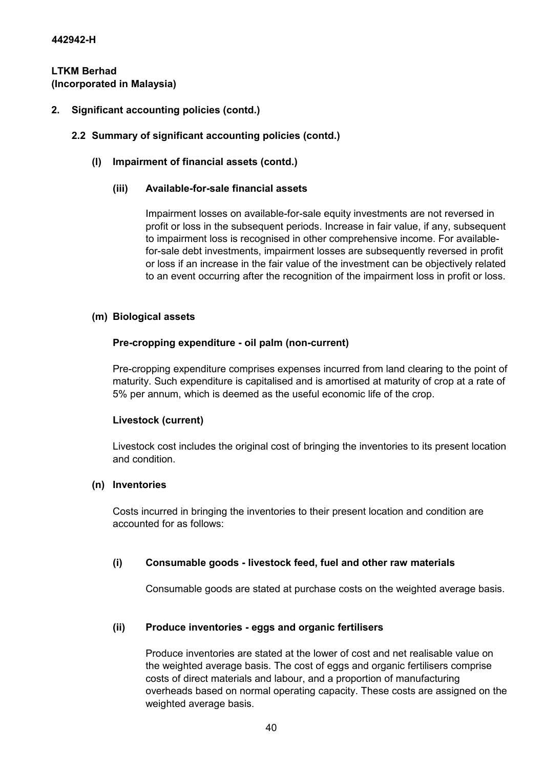442942-H

**LTKM Berhad**
**(Incorporated in Malaysia)**

## 2. Significant accounting policies (contd.)

### 2.2 Summary of significant accounting policies (contd.)

#### (l) Impairment of financial assets (contd.)

##### (iii) Available-for-sale financial assets

Impairment losses on available-for-sale equity investments are not reversed in profit or loss in the subsequent periods. Increase in fair value, if any, subsequent to impairment loss is recognised in other comprehensive income. For available-for-sale debt investments, impairment losses are subsequently reversed in profit or loss if an increase in the fair value of the investment can be objectively related to an event occurring after the recognition of the impairment loss in profit or loss.

#### (m) Biological assets

**Pre-cropping expenditure - oil palm (non-current)**

Pre-cropping expenditure comprises expenses incurred from land clearing to the point of maturity. Such expenditure is capitalised and is amortised at maturity of crop at a rate of 5% per annum, which is deemed as the useful economic life of the crop.

**Livestock (current)**

Livestock cost includes the original cost of bringing the inventories to its present location and condition.

#### (n) Inventories

Costs incurred in bringing the inventories to their present location and condition are accounted for as follows:

##### (i) Consumable goods - livestock feed, fuel and other raw materials

Consumable goods are stated at purchase costs on the weighted average basis.

##### (ii) Produce inventories - eggs and organic fertilisers

Produce inventories are stated at the lower of cost and net realisable value on the weighted average basis. The cost of eggs and organic fertilisers comprise costs of direct materials and labour, and a proportion of manufacturing overheads based on normal operating capacity. These costs are assigned on the weighted average basis.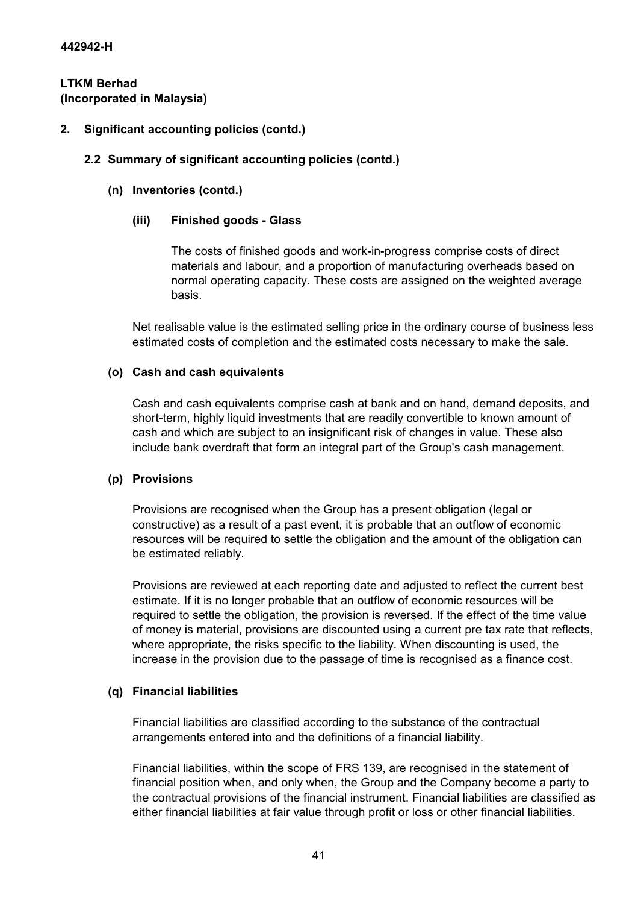**442942-H**

**LTKM Berhad**
**(Incorporated in Malaysia)**

## 2. Significant accounting policies (contd.)

### 2.2 Summary of significant accounting policies (contd.)

#### (n) Inventories (contd.)

##### (iii) Finished goods - Glass

The costs of finished goods and work-in-progress comprise costs of direct materials and labour, and a proportion of manufacturing overheads based on normal operating capacity. These costs are assigned on the weighted average basis.

Net realisable value is the estimated selling price in the ordinary course of business less estimated costs of completion and the estimated costs necessary to make the sale.

#### (o) Cash and cash equivalents

Cash and cash equivalents comprise cash at bank and on hand, demand deposits, and short-term, highly liquid investments that are readily convertible to known amount of cash and which are subject to an insignificant risk of changes in value. These also include bank overdraft that form an integral part of the Group's cash management.

#### (p) Provisions

Provisions are recognised when the Group has a present obligation (legal or constructive) as a result of a past event, it is probable that an outflow of economic resources will be required to settle the obligation and the amount of the obligation can be estimated reliably.

Provisions are reviewed at each reporting date and adjusted to reflect the current best estimate. If it is no longer probable that an outflow of economic resources will be required to settle the obligation, the provision is reversed. If the effect of the time value of money is material, provisions are discounted using a current pre tax rate that reflects, where appropriate, the risks specific to the liability. When discounting is used, the increase in the provision due to the passage of time is recognised as a finance cost.

#### (q) Financial liabilities

Financial liabilities are classified according to the substance of the contractual arrangements entered into and the definitions of a financial liability.

Financial liabilities, within the scope of FRS 139, are recognised in the statement of financial position when, and only when, the Group and the Company become a party to the contractual provisions of the financial instrument. Financial liabilities are classified as either financial liabilities at fair value through profit or loss or other financial liabilities.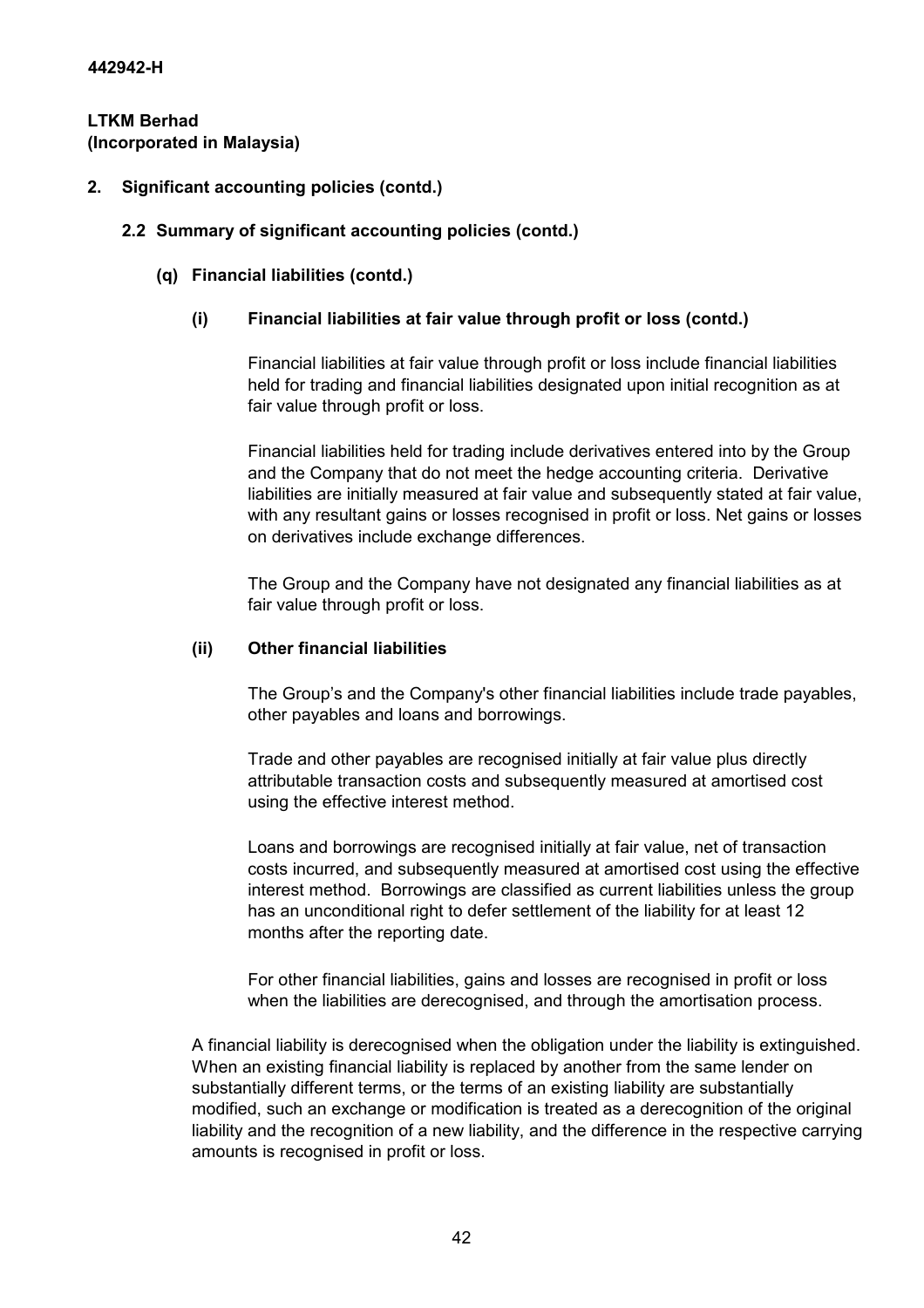**442942-H**

**LTKM Berhad**
**(Incorporated in Malaysia)**

**2. Significant accounting policies (contd.)**

**2.2 Summary of significant accounting policies (contd.)**

**(q) Financial liabilities (contd.)**

**(i) Financial liabilities at fair value through profit or loss (contd.)**

Financial liabilities at fair value through profit or loss include financial liabilities held for trading and financial liabilities designated upon initial recognition as at fair value through profit or loss.

Financial liabilities held for trading include derivatives entered into by the Group and the Company that do not meet the hedge accounting criteria. Derivative liabilities are initially measured at fair value and subsequently stated at fair value, with any resultant gains or losses recognised in profit or loss. Net gains or losses on derivatives include exchange differences.

The Group and the Company have not designated any financial liabilities as at fair value through profit or loss.

**(ii) Other financial liabilities**

The Group's and the Company's other financial liabilities include trade payables, other payables and loans and borrowings.

Trade and other payables are recognised initially at fair value plus directly attributable transaction costs and subsequently measured at amortised cost using the effective interest method.

Loans and borrowings are recognised initially at fair value, net of transaction costs incurred, and subsequently measured at amortised cost using the effective interest method. Borrowings are classified as current liabilities unless the group has an unconditional right to defer settlement of the liability for at least 12 months after the reporting date.

For other financial liabilities, gains and losses are recognised in profit or loss when the liabilities are derecognised, and through the amortisation process.

A financial liability is derecognised when the obligation under the liability is extinguished. When an existing financial liability is replaced by another from the same lender on substantially different terms, or the terms of an existing liability are substantially modified, such an exchange or modification is treated as a derecognition of the original liability and the recognition of a new liability, and the difference in the respective carrying amounts is recognised in profit or loss.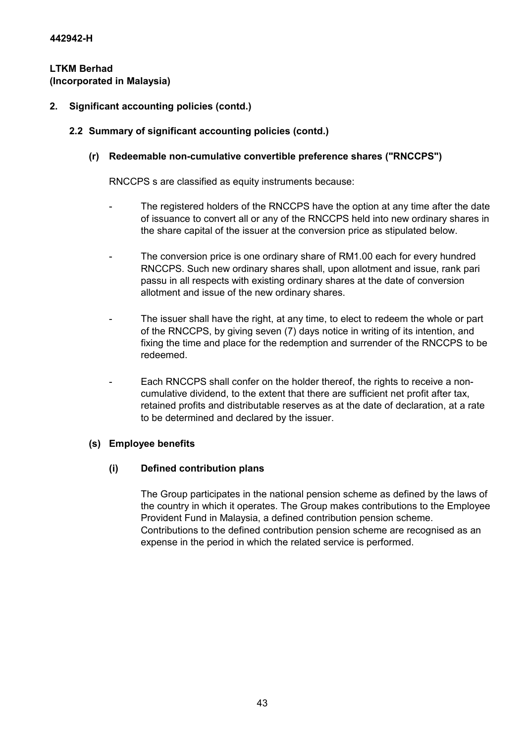**442942-H**

**LTKM Berhad**
**(Incorporated in Malaysia)**

**2. Significant accounting policies (contd.)**

**2.2 Summary of significant accounting policies (contd.)**

**(r) Redeemable non-cumulative convertible preference shares ("RNCCPS")**

RNCCPS s are classified as equity instruments because:

- The registered holders of the RNCCPS have the option at any time after the date of issuance to convert all or any of the RNCCPS held into new ordinary shares in the share capital of the issuer at the conversion price as stipulated below.

- The conversion price is one ordinary share of RM1.00 each for every hundred RNCCPS. Such new ordinary shares shall, upon allotment and issue, rank pari passu in all respects with existing ordinary shares at the date of conversion allotment and issue of the new ordinary shares.

- The issuer shall have the right, at any time, to elect to redeem the whole or part of the RNCCPS, by giving seven (7) days notice in writing of its intention, and fixing the time and place for the redemption and surrender of the RNCCPS to be redeemed.

- Each RNCCPS shall confer on the holder thereof, the rights to receive a non-cumulative dividend, to the extent that there are sufficient net profit after tax, retained profits and distributable reserves as at the date of declaration, at a rate to be determined and declared by the issuer.

**(s) Employee benefits**

**(i) Defined contribution plans**

The Group participates in the national pension scheme as defined by the laws of the country in which it operates. The Group makes contributions to the Employee Provident Fund in Malaysia, a defined contribution pension scheme. Contributions to the defined contribution pension scheme are recognised as an expense in the period in which the related service is performed.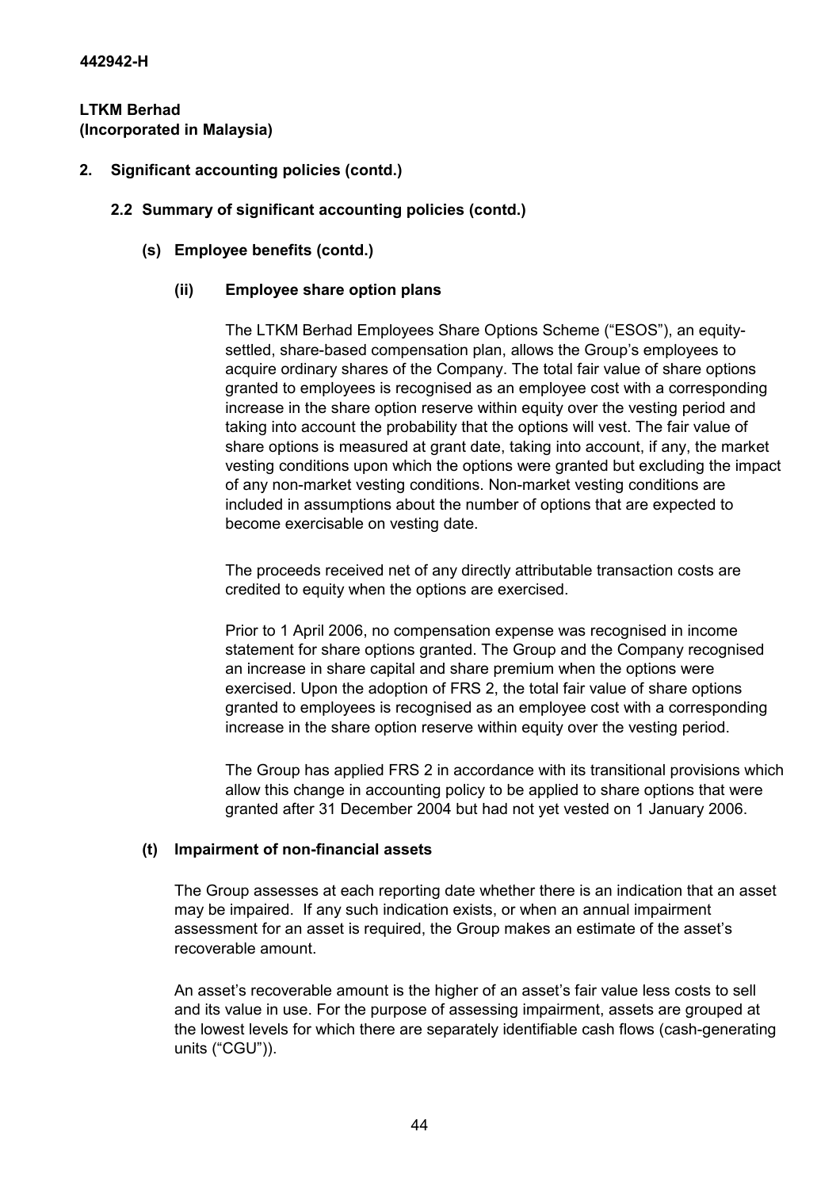## 2. Significant accounting policies (contd.)

### 2.2 Summary of significant accounting policies (contd.)

#### (s) Employee benefits (contd.)

##### (ii) Employee share option plans

The LTKM Berhad Employees Share Options Scheme ("ESOS"), an equity-settled, share-based compensation plan, allows the Group's employees to acquire ordinary shares of the Company. The total fair value of share options granted to employees is recognised as an employee cost with a corresponding increase in the share option reserve within equity over the vesting period and taking into account the probability that the options will vest. The fair value of share options is measured at grant date, taking into account, if any, the market vesting conditions upon which the options were granted but excluding the impact of any non-market vesting conditions. Non-market vesting conditions are included in assumptions about the number of options that are expected to become exercisable on vesting date.

The proceeds received net of any directly attributable transaction costs are credited to equity when the options are exercised.

Prior to 1 April 2006, no compensation expense was recognised in income statement for share options granted. The Group and the Company recognised an increase in share capital and share premium when the options were exercised. Upon the adoption of FRS 2, the total fair value of share options granted to employees is recognised as an employee cost with a corresponding increase in the share option reserve within equity over the vesting period.

The Group has applied FRS 2 in accordance with its transitional provisions which allow this change in accounting policy to be applied to share options that were granted after 31 December 2004 but had not yet vested on 1 January 2006.

#### (t) Impairment of non-financial assets

The Group assesses at each reporting date whether there is an indication that an asset may be impaired. If any such indication exists, or when an annual impairment assessment for an asset is required, the Group makes an estimate of the asset's recoverable amount.

An asset's recoverable amount is the higher of an asset's fair value less costs to sell and its value in use. For the purpose of assessing impairment, assets are grouped at the lowest levels for which there are separately identifiable cash flows (cash-generating units ("CGU")).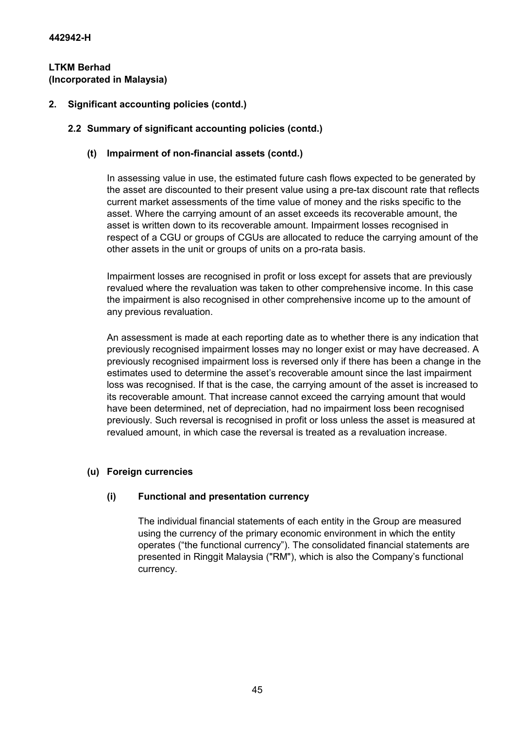**442942-H**

**LTKM Berhad**
**(Incorporated in Malaysia)**

## 2. Significant accounting policies (contd.)

### 2.2 Summary of significant accounting policies (contd.)

#### (t) Impairment of non-financial assets (contd.)

In assessing value in use, the estimated future cash flows expected to be generated by the asset are discounted to their present value using a pre-tax discount rate that reflects current market assessments of the time value of money and the risks specific to the asset. Where the carrying amount of an asset exceeds its recoverable amount, the asset is written down to its recoverable amount. Impairment losses recognised in respect of a CGU or groups of CGUs are allocated to reduce the carrying amount of the other assets in the unit or groups of units on a pro-rata basis.

Impairment losses are recognised in profit or loss except for assets that are previously revalued where the revaluation was taken to other comprehensive income. In this case the impairment is also recognised in other comprehensive income up to the amount of any previous revaluation.

An assessment is made at each reporting date as to whether there is any indication that previously recognised impairment losses may no longer exist or may have decreased. A previously recognised impairment loss is reversed only if there has been a change in the estimates used to determine the asset's recoverable amount since the last impairment loss was recognised. If that is the case, the carrying amount of the asset is increased to its recoverable amount. That increase cannot exceed the carrying amount that would have been determined, net of depreciation, had no impairment loss been recognised previously. Such reversal is recognised in profit or loss unless the asset is measured at revalued amount, in which case the reversal is treated as a revaluation increase.

#### (u) Foreign currencies

##### (i) Functional and presentation currency

The individual financial statements of each entity in the Group are measured using the currency of the primary economic environment in which the entity operates ("the functional currency"). The consolidated financial statements are presented in Ringgit Malaysia ("RM"), which is also the Company's functional currency.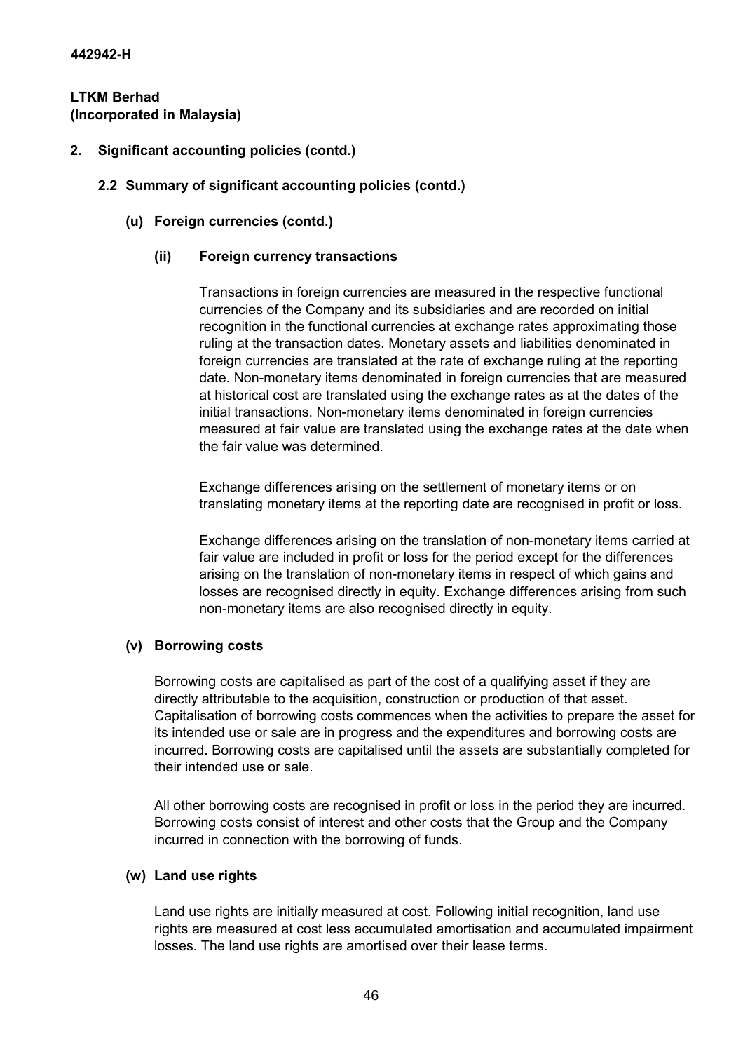442942-H

**LTKM Berhad**
**(Incorporated in Malaysia)**

## 2. Significant accounting policies (contd.)

### 2.2 Summary of significant accounting policies (contd.)

#### (u) Foreign currencies (contd.)

##### (ii) Foreign currency transactions

Transactions in foreign currencies are measured in the respective functional currencies of the Company and its subsidiaries and are recorded on initial recognition in the functional currencies at exchange rates approximating those ruling at the transaction dates. Monetary assets and liabilities denominated in foreign currencies are translated at the rate of exchange ruling at the reporting date. Non-monetary items denominated in foreign currencies that are measured at historical cost are translated using the exchange rates as at the dates of the initial transactions. Non-monetary items denominated in foreign currencies measured at fair value are translated using the exchange rates at the date when the fair value was determined.

Exchange differences arising on the settlement of monetary items or on translating monetary items at the reporting date are recognised in profit or loss.

Exchange differences arising on the translation of non-monetary items carried at fair value are included in profit or loss for the period except for the differences arising on the translation of non-monetary items in respect of which gains and losses are recognised directly in equity. Exchange differences arising from such non-monetary items are also recognised directly in equity.

#### (v) Borrowing costs

Borrowing costs are capitalised as part of the cost of a qualifying asset if they are directly attributable to the acquisition, construction or production of that asset. Capitalisation of borrowing costs commences when the activities to prepare the asset for its intended use or sale are in progress and the expenditures and borrowing costs are incurred. Borrowing costs are capitalised until the assets are substantially completed for their intended use or sale.

All other borrowing costs are recognised in profit or loss in the period they are incurred. Borrowing costs consist of interest and other costs that the Group and the Company incurred in connection with the borrowing of funds.

#### (w) Land use rights

Land use rights are initially measured at cost. Following initial recognition, land use rights are measured at cost less accumulated amortisation and accumulated impairment losses. The land use rights are amortised over their lease terms.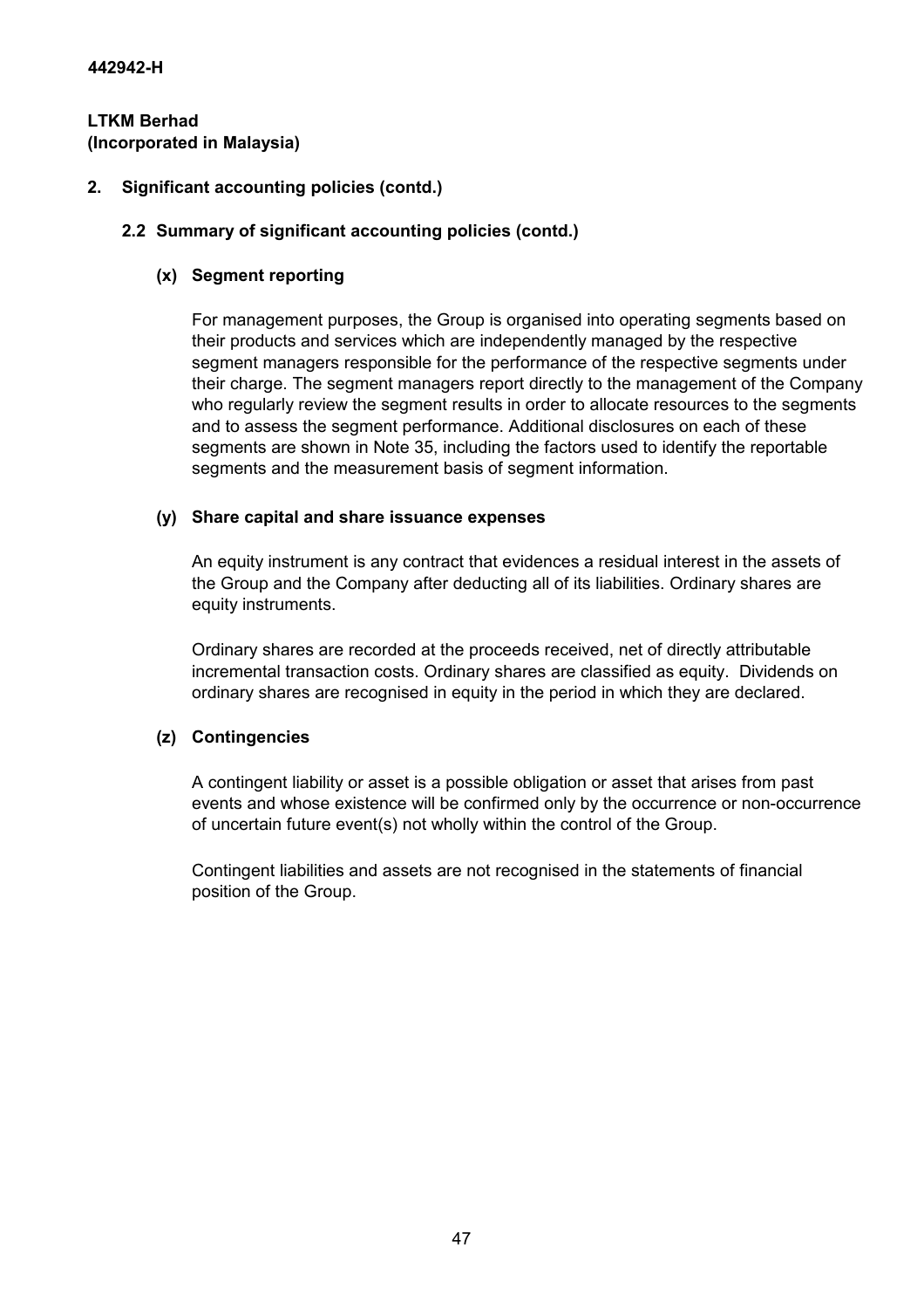**442942-H**

**LTKM Berhad**
**(Incorporated in Malaysia)**

## 2. Significant accounting policies (contd.)

### 2.2 Summary of significant accounting policies (contd.)

#### (x) Segment reporting

For management purposes, the Group is organised into operating segments based on their products and services which are independently managed by the respective segment managers responsible for the performance of the respective segments under their charge. The segment managers report directly to the management of the Company who regularly review the segment results in order to allocate resources to the segments and to assess the segment performance. Additional disclosures on each of these segments are shown in Note 35, including the factors used to identify the reportable segments and the measurement basis of segment information.

#### (y) Share capital and share issuance expenses

An equity instrument is any contract that evidences a residual interest in the assets of the Group and the Company after deducting all of its liabilities. Ordinary shares are equity instruments.

Ordinary shares are recorded at the proceeds received, net of directly attributable incremental transaction costs. Ordinary shares are classified as equity. Dividends on ordinary shares are recognised in equity in the period in which they are declared.

#### (z) Contingencies

A contingent liability or asset is a possible obligation or asset that arises from past events and whose existence will be confirmed only by the occurrence or non-occurrence of uncertain future event(s) not wholly within the control of the Group.

Contingent liabilities and assets are not recognised in the statements of financial position of the Group.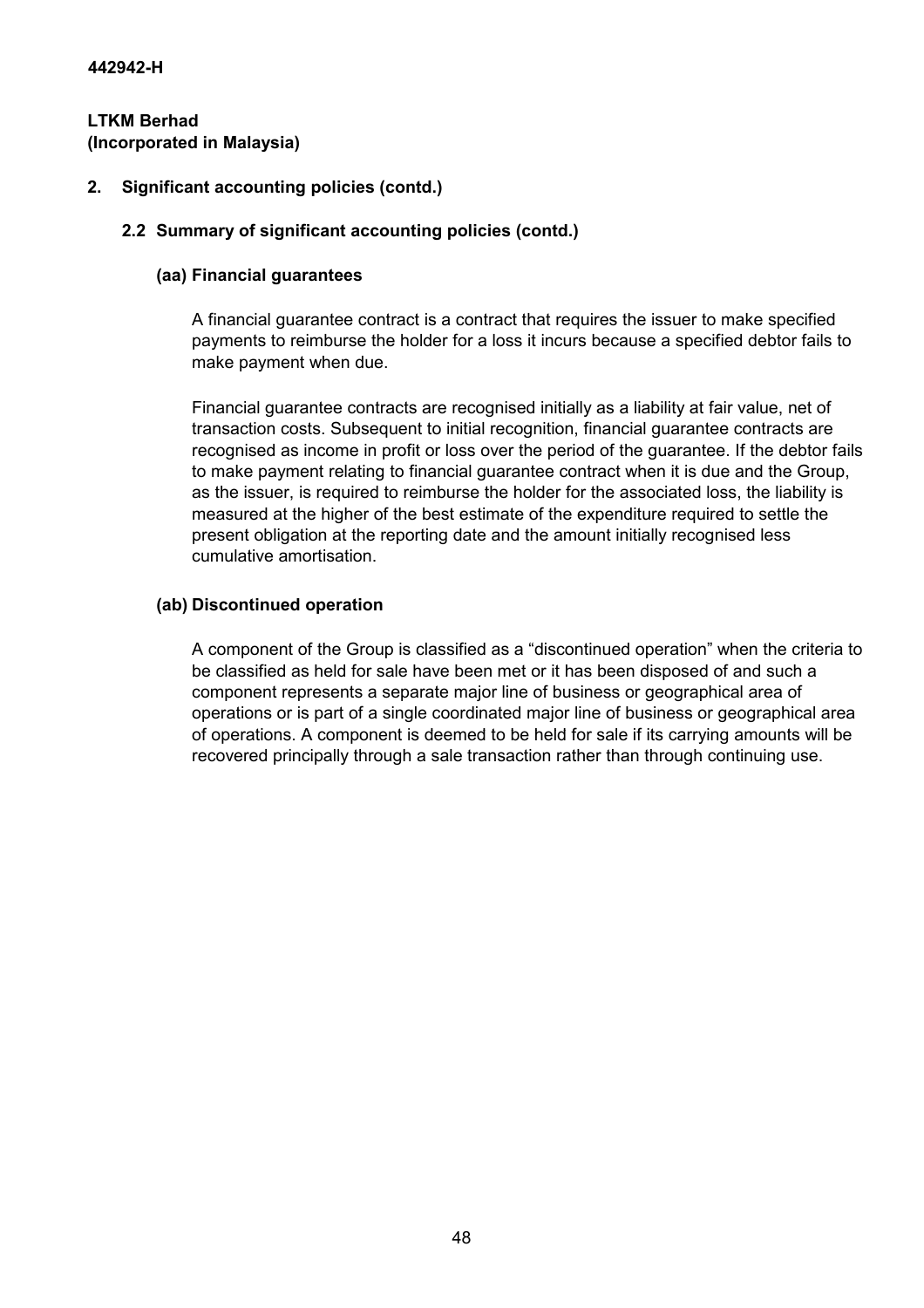**442942-H**

**LTKM Berhad**
**(Incorporated in Malaysia)**

## 2. Significant accounting policies (contd.)

### 2.2 Summary of significant accounting policies (contd.)

#### (aa) Financial guarantees

A financial guarantee contract is a contract that requires the issuer to make specified payments to reimburse the holder for a loss it incurs because a specified debtor fails to make payment when due.

Financial guarantee contracts are recognised initially as a liability at fair value, net of transaction costs. Subsequent to initial recognition, financial guarantee contracts are recognised as income in profit or loss over the period of the guarantee. If the debtor fails to make payment relating to financial guarantee contract when it is due and the Group, as the issuer, is required to reimburse the holder for the associated loss, the liability is measured at the higher of the best estimate of the expenditure required to settle the present obligation at the reporting date and the amount initially recognised less cumulative amortisation.

#### (ab) Discontinued operation

A component of the Group is classified as a "discontinued operation" when the criteria to be classified as held for sale have been met or it has been disposed of and such a component represents a separate major line of business or geographical area of operations or is part of a single coordinated major line of business or geographical area of operations. A component is deemed to be held for sale if its carrying amounts will be recovered principally through a sale transaction rather than through continuing use.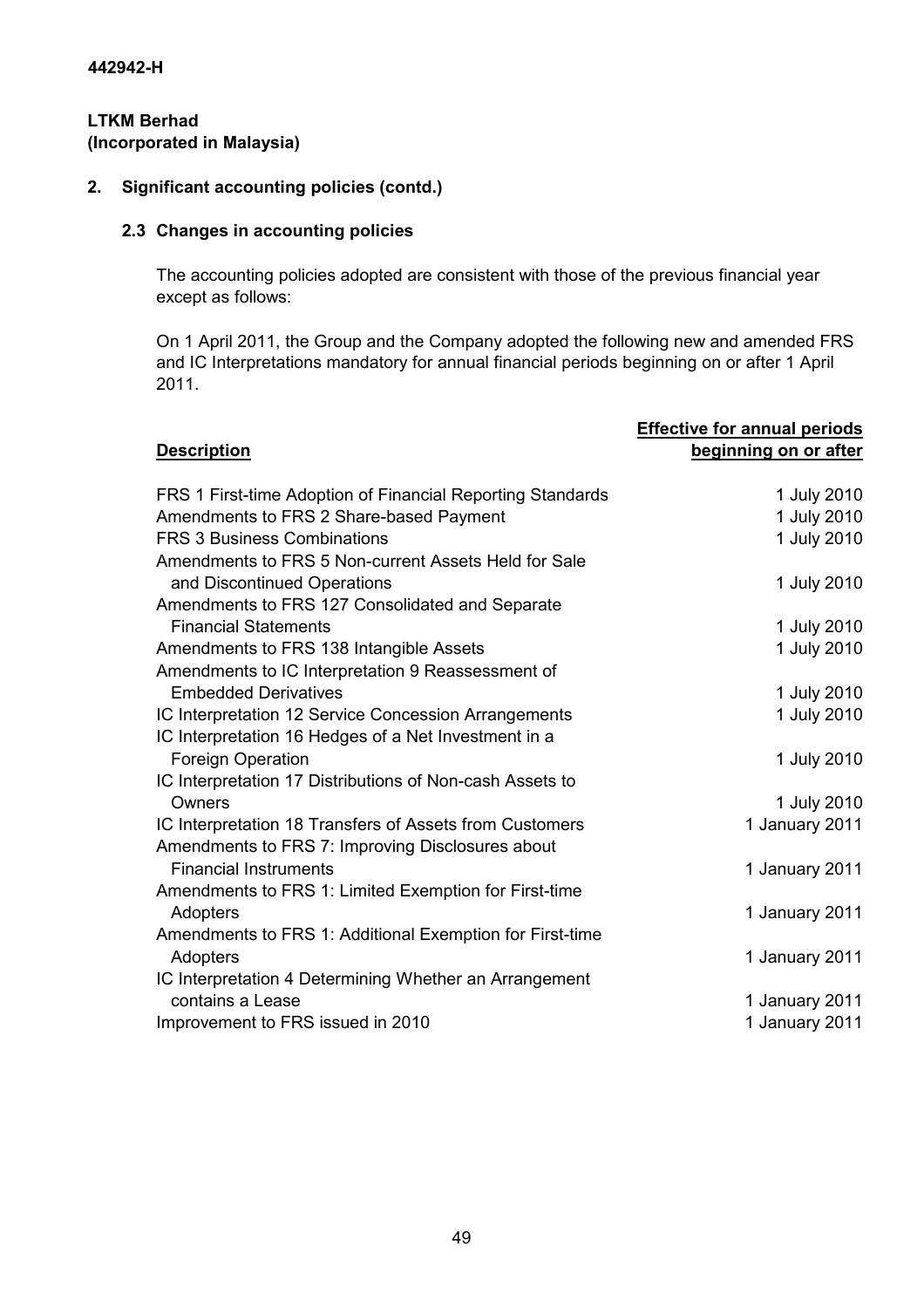442942-H

**LTKM Berhad**
**(Incorporated in Malaysia)**

## 2. Significant accounting policies (contd.)

### 2.3 Changes in accounting policies

The accounting policies adopted are consistent with those of the previous financial year except as follows:

On 1 April 2011, the Group and the Company adopted the following new and amended FRS and IC Interpretations mandatory for annual financial periods beginning on or after 1 April 2011.

| **Description** | **Effective for annual periods beginning on or after** |
|---|---|
| FRS 1 First-time Adoption of Financial Reporting Standards | 1 July 2010 |
| Amendments to FRS 2 Share-based Payment | 1 July 2010 |
| FRS 3 Business Combinations | 1 July 2010 |
| Amendments to FRS 5 Non-current Assets Held for Sale and Discontinued Operations | 1 July 2010 |
| Amendments to FRS 127 Consolidated and Separate Financial Statements | 1 July 2010 |
| Amendments to FRS 138 Intangible Assets | 1 July 2010 |
| Amendments to IC Interpretation 9 Reassessment of Embedded Derivatives | 1 July 2010 |
| IC Interpretation 12 Service Concession Arrangements | 1 July 2010 |
| IC Interpretation 16 Hedges of a Net Investment in a Foreign Operation | 1 July 2010 |
| IC Interpretation 17 Distributions of Non-cash Assets to Owners | 1 July 2010 |
| IC Interpretation 18 Transfers of Assets from Customers | 1 January 2011 |
| Amendments to FRS 7: Improving Disclosures about Financial Instruments | 1 January 2011 |
| Amendments to FRS 1: Limited Exemption for First-time Adopters | 1 January 2011 |
| Amendments to FRS 1: Additional Exemption for First-time Adopters | 1 January 2011 |
| IC Interpretation 4 Determining Whether an Arrangement contains a Lease | 1 January 2011 |
| Improvement to FRS issued in 2010 | 1 January 2011 |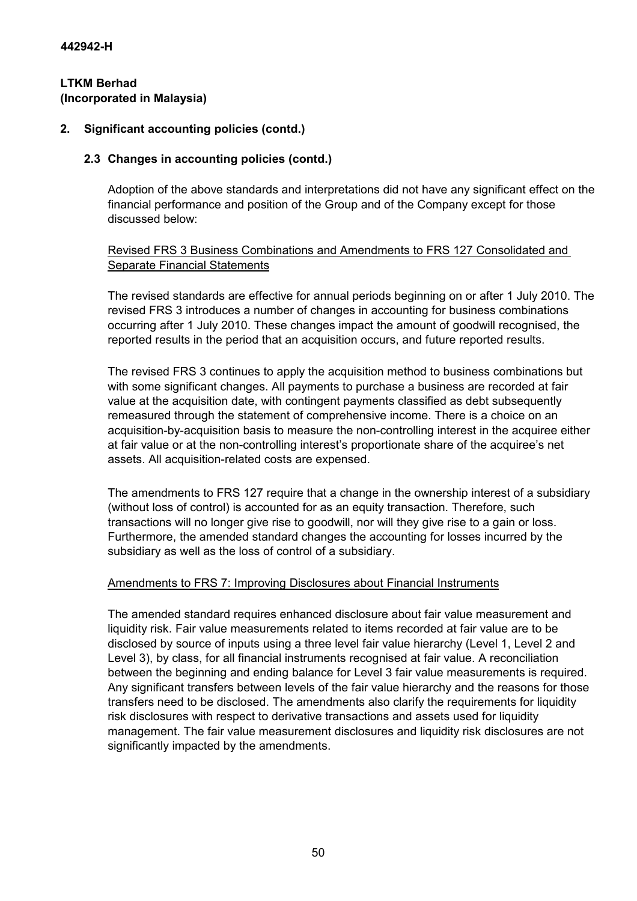# 2. Significant accounting policies (contd.)

## 2.3 Changes in accounting policies (contd.)

Adoption of the above standards and interpretations did not have any significant effect on the financial performance and position of the Group and of the Company except for those discussed below:

<u>Revised FRS 3 Business Combinations and Amendments to FRS 127 Consolidated and Separate Financial Statements</u>

The revised standards are effective for annual periods beginning on or after 1 July 2010. The revised FRS 3 introduces a number of changes in accounting for business combinations occurring after 1 July 2010. These changes impact the amount of goodwill recognised, the reported results in the period that an acquisition occurs, and future reported results.

The revised FRS 3 continues to apply the acquisition method to business combinations but with some significant changes. All payments to purchase a business are recorded at fair value at the acquisition date, with contingent payments classified as debt subsequently remeasured through the statement of comprehensive income. There is a choice on an acquisition-by-acquisition basis to measure the non-controlling interest in the acquiree either at fair value or at the non-controlling interest's proportionate share of the acquiree's net assets. All acquisition-related costs are expensed.

The amendments to FRS 127 require that a change in the ownership interest of a subsidiary (without loss of control) is accounted for as an equity transaction. Therefore, such transactions will no longer give rise to goodwill, nor will they give rise to a gain or loss. Furthermore, the amended standard changes the accounting for losses incurred by the subsidiary as well as the loss of control of a subsidiary.

<u>Amendments to FRS 7: Improving Disclosures about Financial Instruments</u>

The amended standard requires enhanced disclosure about fair value measurement and liquidity risk. Fair value measurements related to items recorded at fair value are to be disclosed by source of inputs using a three level fair value hierarchy (Level 1, Level 2 and Level 3), by class, for all financial instruments recognised at fair value. A reconciliation between the beginning and ending balance for Level 3 fair value measurements is required. Any significant transfers between levels of the fair value hierarchy and the reasons for those transfers need to be disclosed. The amendments also clarify the requirements for liquidity risk disclosures with respect to derivative transactions and assets used for liquidity management. The fair value measurement disclosures and liquidity risk disclosures are not significantly impacted by the amendments.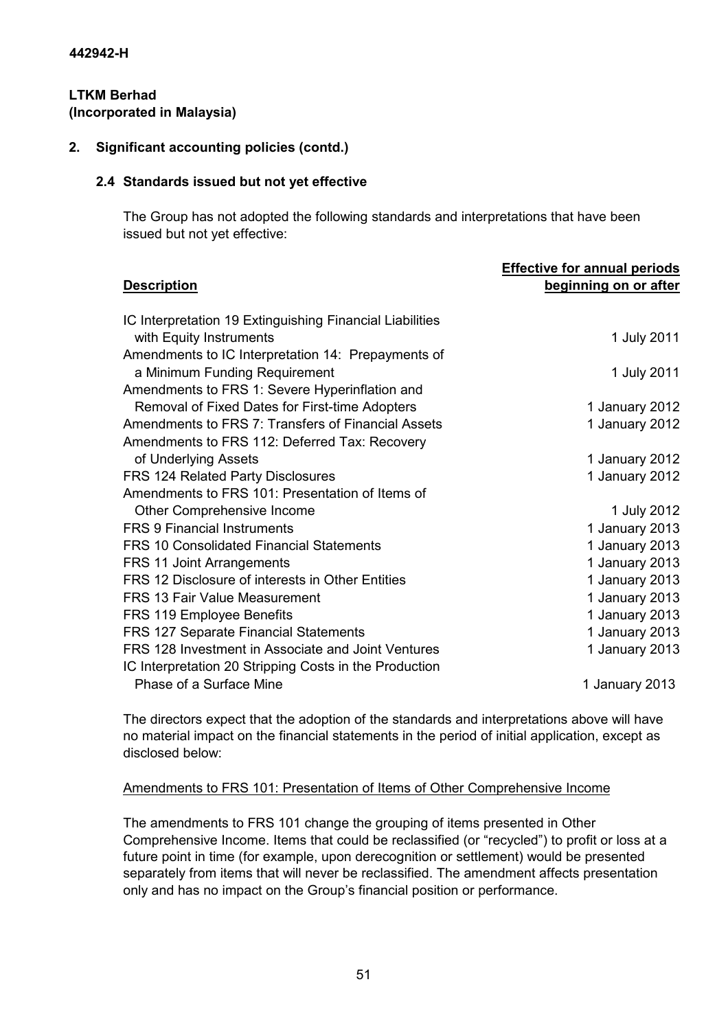442942-H

**LTKM Berhad**
**(Incorporated in Malaysia)**

## 2. Significant accounting policies (contd.)

### 2.4 Standards issued but not yet effective

The Group has not adopted the following standards and interpretations that have been issued but not yet effective:

| Description | Effective for annual periods beginning on or after |
|---|---|
| IC Interpretation 19 Extinguishing Financial Liabilities with Equity Instruments | 1 July 2011 |
| Amendments to IC Interpretation 14: Prepayments of a Minimum Funding Requirement | 1 July 2011 |
| Amendments to FRS 1: Severe Hyperinflation and Removal of Fixed Dates for First-time Adopters | 1 January 2012 |
| Amendments to FRS 7: Transfers of Financial Assets | 1 January 2012 |
| Amendments to FRS 112: Deferred Tax: Recovery of Underlying Assets | 1 January 2012 |
| FRS 124 Related Party Disclosures | 1 January 2012 |
| Amendments to FRS 101: Presentation of Items of Other Comprehensive Income | 1 July 2012 |
| FRS 9 Financial Instruments | 1 January 2013 |
| FRS 10 Consolidated Financial Statements | 1 January 2013 |
| FRS 11 Joint Arrangements | 1 January 2013 |
| FRS 12 Disclosure of interests in Other Entities | 1 January 2013 |
| FRS 13 Fair Value Measurement | 1 January 2013 |
| FRS 119 Employee Benefits | 1 January 2013 |
| FRS 127 Separate Financial Statements | 1 January 2013 |
| FRS 128 Investment in Associate and Joint Ventures | 1 January 2013 |
| IC Interpretation 20 Stripping Costs in the Production Phase of a Surface Mine | 1 January 2013 |

The directors expect that the adoption of the standards and interpretations above will have no material impact on the financial statements in the period of initial application, except as disclosed below:

Amendments to FRS 101: Presentation of Items of Other Comprehensive Income

The amendments to FRS 101 change the grouping of items presented in Other Comprehensive Income. Items that could be reclassified (or "recycled") to profit or loss at a future point in time (for example, upon derecognition or settlement) would be presented separately from items that will never be reclassified. The amendment affects presentation only and has no impact on the Group's financial position or performance.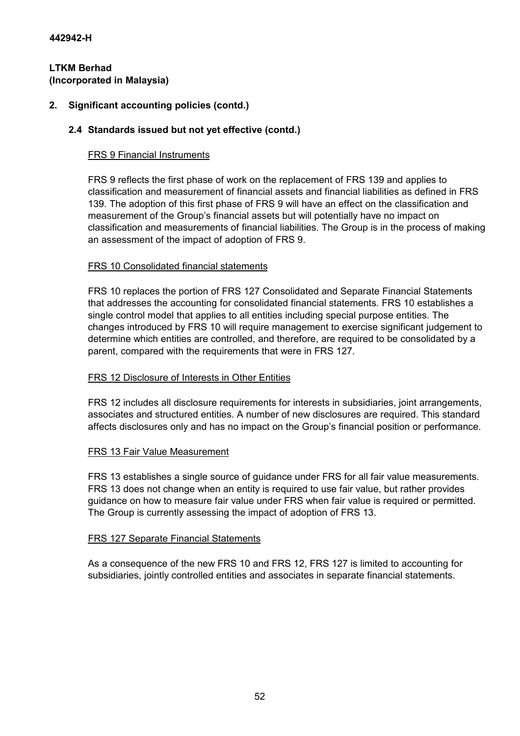## 2. Significant accounting policies (contd.)

### 2.4 Standards issued but not yet effective (contd.)

FRS 9 Financial Instruments

FRS 9 reflects the first phase of work on the replacement of FRS 139 and applies to classification and measurement of financial assets and financial liabilities as defined in FRS 139. The adoption of this first phase of FRS 9 will have an effect on the classification and measurement of the Group's financial assets but will potentially have no impact on classification and measurements of financial liabilities. The Group is in the process of making an assessment of the impact of adoption of FRS 9.

FRS 10 Consolidated financial statements

FRS 10 replaces the portion of FRS 127 Consolidated and Separate Financial Statements that addresses the accounting for consolidated financial statements. FRS 10 establishes a single control model that applies to all entities including special purpose entities. The changes introduced by FRS 10 will require management to exercise significant judgement to determine which entities are controlled, and therefore, are required to be consolidated by a parent, compared with the requirements that were in FRS 127.

FRS 12 Disclosure of Interests in Other Entities

FRS 12 includes all disclosure requirements for interests in subsidiaries, joint arrangements, associates and structured entities. A number of new disclosures are required. This standard affects disclosures only and has no impact on the Group's financial position or performance.

FRS 13 Fair Value Measurement

FRS 13 establishes a single source of guidance under FRS for all fair value measurements. FRS 13 does not change when an entity is required to use fair value, but rather provides guidance on how to measure fair value under FRS when fair value is required or permitted. The Group is currently assessing the impact of adoption of FRS 13.

FRS 127 Separate Financial Statements

As a consequence of the new FRS 10 and FRS 12, FRS 127 is limited to accounting for subsidiaries, jointly controlled entities and associates in separate financial statements.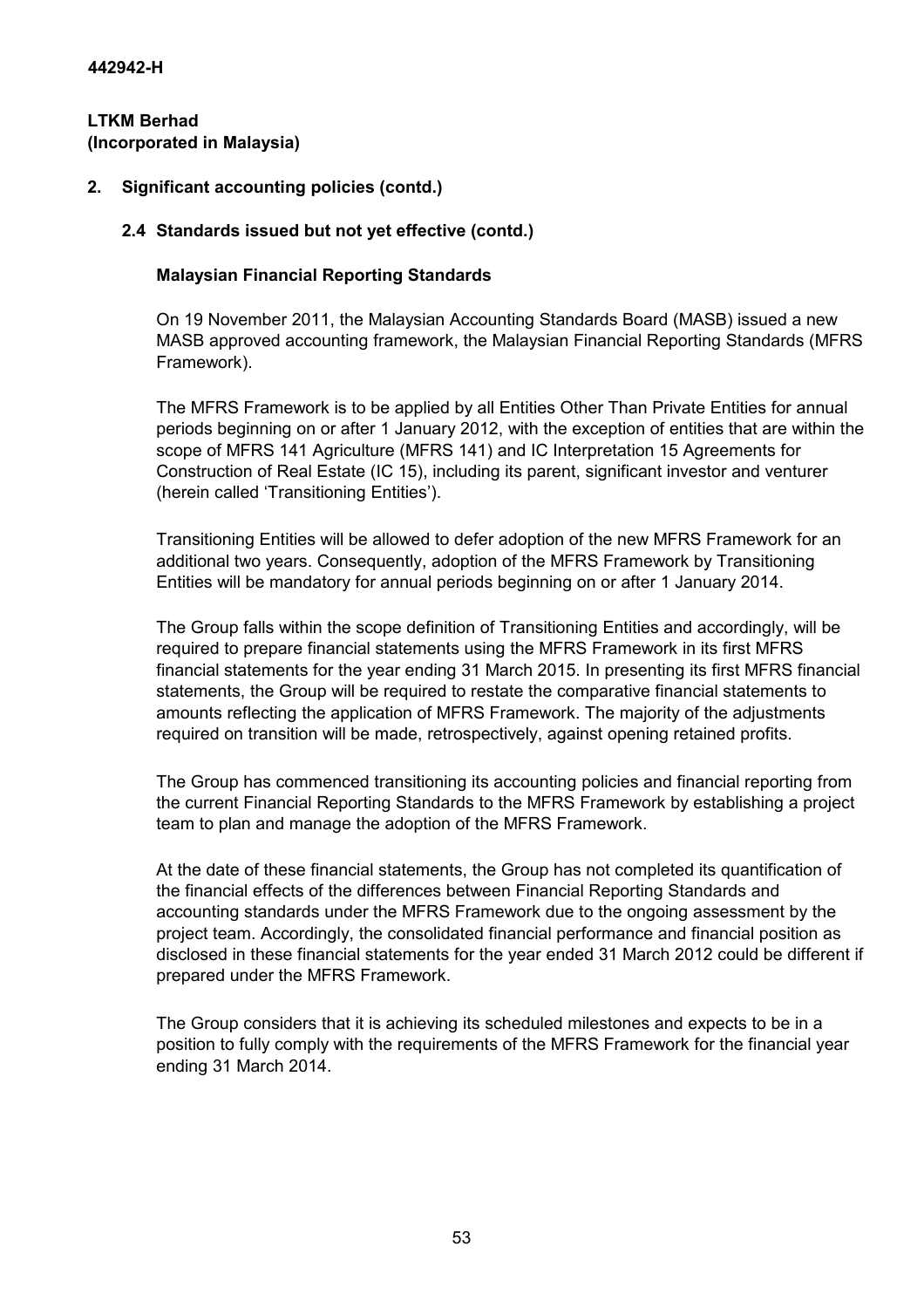## 2. Significant accounting policies (contd.)

### 2.4 Standards issued but not yet effective (contd.)

**Malaysian Financial Reporting Standards**

On 19 November 2011, the Malaysian Accounting Standards Board (MASB) issued a new MASB approved accounting framework, the Malaysian Financial Reporting Standards (MFRS Framework).

The MFRS Framework is to be applied by all Entities Other Than Private Entities for annual periods beginning on or after 1 January 2012, with the exception of entities that are within the scope of MFRS 141 Agriculture (MFRS 141) and IC Interpretation 15 Agreements for Construction of Real Estate (IC 15), including its parent, significant investor and venturer (herein called 'Transitioning Entities').

Transitioning Entities will be allowed to defer adoption of the new MFRS Framework for an additional two years. Consequently, adoption of the MFRS Framework by Transitioning Entities will be mandatory for annual periods beginning on or after 1 January 2014.

The Group falls within the scope definition of Transitioning Entities and accordingly, will be required to prepare financial statements using the MFRS Framework in its first MFRS financial statements for the year ending 31 March 2015. In presenting its first MFRS financial statements, the Group will be required to restate the comparative financial statements to amounts reflecting the application of MFRS Framework. The majority of the adjustments required on transition will be made, retrospectively, against opening retained profits.

The Group has commenced transitioning its accounting policies and financial reporting from the current Financial Reporting Standards to the MFRS Framework by establishing a project team to plan and manage the adoption of the MFRS Framework.

At the date of these financial statements, the Group has not completed its quantification of the financial effects of the differences between Financial Reporting Standards and accounting standards under the MFRS Framework due to the ongoing assessment by the project team. Accordingly, the consolidated financial performance and financial position as disclosed in these financial statements for the year ended 31 March 2012 could be different if prepared under the MFRS Framework.

The Group considers that it is achieving its scheduled milestones and expects to be in a position to fully comply with the requirements of the MFRS Framework for the financial year ending 31 March 2014.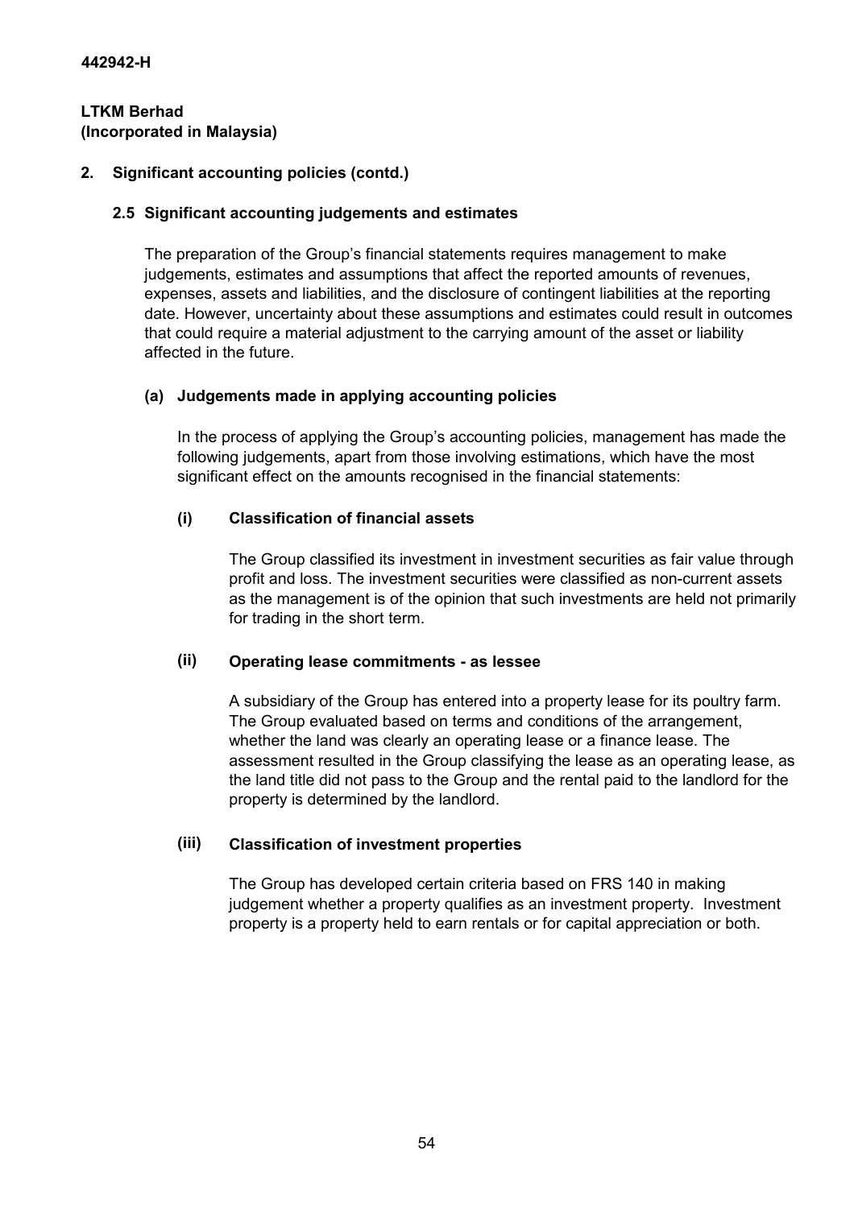442942-H

**LTKM Berhad**
**(Incorporated in Malaysia)**

## 2. Significant accounting policies (contd.)

### 2.5 Significant accounting judgements and estimates

The preparation of the Group's financial statements requires management to make judgements, estimates and assumptions that affect the reported amounts of revenues, expenses, assets and liabilities, and the disclosure of contingent liabilities at the reporting date. However, uncertainty about these assumptions and estimates could result in outcomes that could require a material adjustment to the carrying amount of the asset or liability affected in the future.

#### (a) Judgements made in applying accounting policies

In the process of applying the Group's accounting policies, management has made the following judgements, apart from those involving estimations, which have the most significant effect on the amounts recognised in the financial statements:

**(i) Classification of financial assets**

The Group classified its investment in investment securities as fair value through profit and loss. The investment securities were classified as non-current assets as the management is of the opinion that such investments are held not primarily for trading in the short term.

**(ii) Operating lease commitments - as lessee**

A subsidiary of the Group has entered into a property lease for its poultry farm. The Group evaluated based on terms and conditions of the arrangement, whether the land was clearly an operating lease or a finance lease. The assessment resulted in the Group classifying the lease as an operating lease, as the land title did not pass to the Group and the rental paid to the landlord for the property is determined by the landlord.

**(iii) Classification of investment properties**

The Group has developed certain criteria based on FRS 140 in making judgement whether a property qualifies as an investment property. Investment property is a property held to earn rentals or for capital appreciation or both.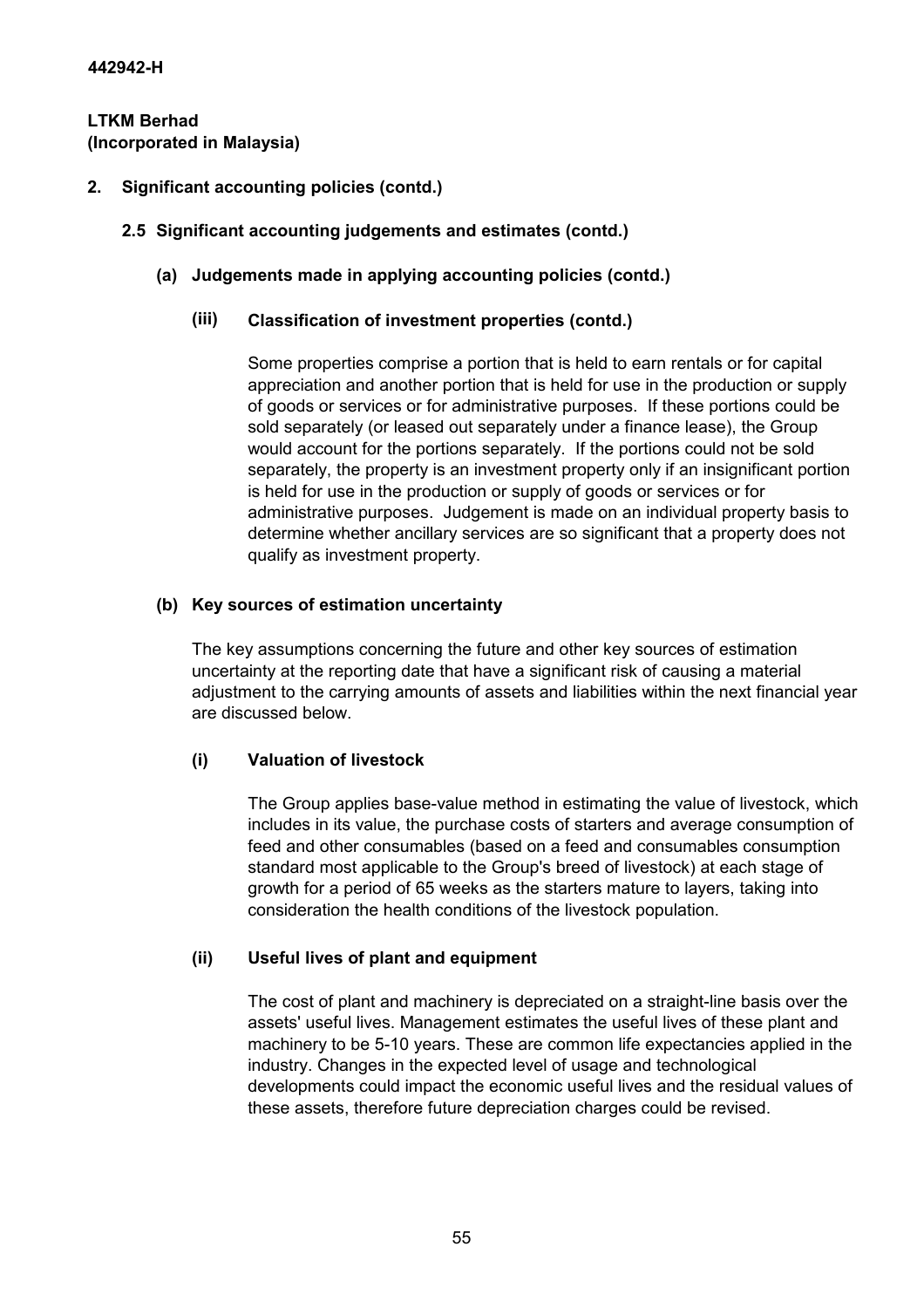442942-H

**LTKM Berhad**
**(Incorporated in Malaysia)**

## 2. Significant accounting policies (contd.)

### 2.5 Significant accounting judgements and estimates (contd.)

#### (a) Judgements made in applying accounting policies (contd.)

##### (iii) Classification of investment properties (contd.)

Some properties comprise a portion that is held to earn rentals or for capital appreciation and another portion that is held for use in the production or supply of goods or services or for administrative purposes. If these portions could be sold separately (or leased out separately under a finance lease), the Group would account for the portions separately. If the portions could not be sold separately, the property is an investment property only if an insignificant portion is held for use in the production or supply of goods or services or for administrative purposes. Judgement is made on an individual property basis to determine whether ancillary services are so significant that a property does not qualify as investment property.

#### (b) Key sources of estimation uncertainty

The key assumptions concerning the future and other key sources of estimation uncertainty at the reporting date that have a significant risk of causing a material adjustment to the carrying amounts of assets and liabilities within the next financial year are discussed below.

##### (i) Valuation of livestock

The Group applies base-value method in estimating the value of livestock, which includes in its value, the purchase costs of starters and average consumption of feed and other consumables (based on a feed and consumables consumption standard most applicable to the Group's breed of livestock) at each stage of growth for a period of 65 weeks as the starters mature to layers, taking into consideration the health conditions of the livestock population.

##### (ii) Useful lives of plant and equipment

The cost of plant and machinery is depreciated on a straight-line basis over the assets' useful lives. Management estimates the useful lives of these plant and machinery to be 5-10 years. These are common life expectancies applied in the industry. Changes in the expected level of usage and technological developments could impact the economic useful lives and the residual values of these assets, therefore future depreciation charges could be revised.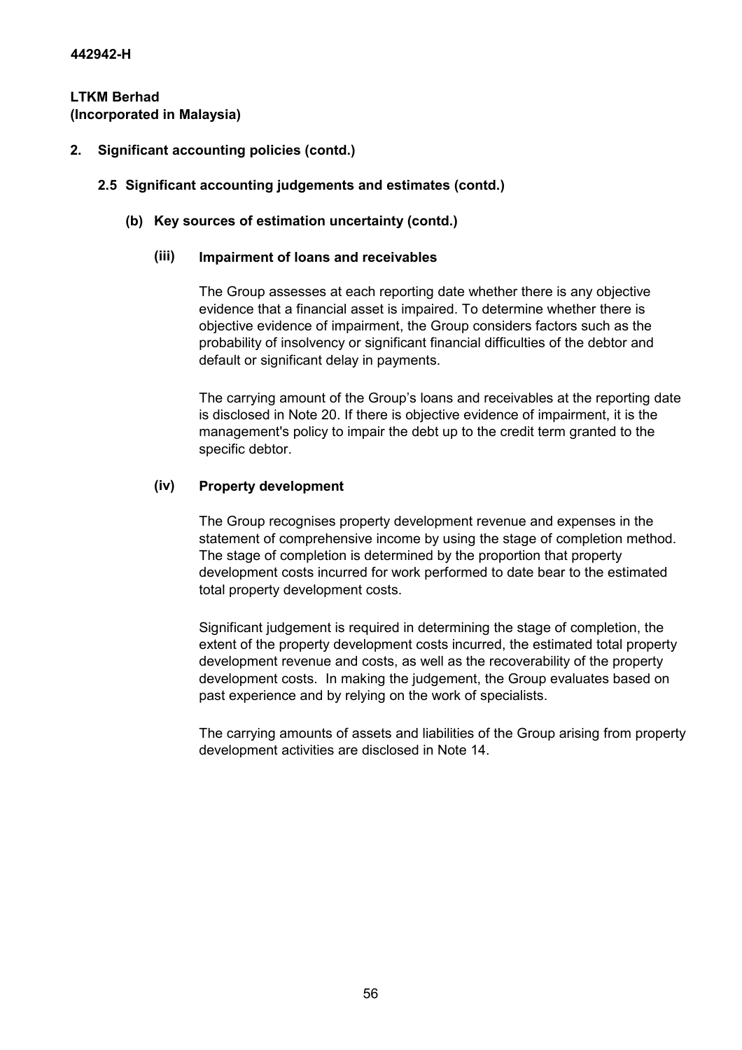**LTKM Berhad**
**(Incorporated in Malaysia)**

## 2. Significant accounting policies (contd.)

### 2.5 Significant accounting judgements and estimates (contd.)

#### (b) Key sources of estimation uncertainty (contd.)

##### (iii) Impairment of loans and receivables

The Group assesses at each reporting date whether there is any objective evidence that a financial asset is impaired. To determine whether there is objective evidence of impairment, the Group considers factors such as the probability of insolvency or significant financial difficulties of the debtor and default or significant delay in payments.

The carrying amount of the Group's loans and receivables at the reporting date is disclosed in Note 20. If there is objective evidence of impairment, it is the management's policy to impair the debt up to the credit term granted to the specific debtor.

##### (iv) Property development

The Group recognises property development revenue and expenses in the statement of comprehensive income by using the stage of completion method. The stage of completion is determined by the proportion that property development costs incurred for work performed to date bear to the estimated total property development costs.

Significant judgement is required in determining the stage of completion, the extent of the property development costs incurred, the estimated total property development revenue and costs, as well as the recoverability of the property development costs. In making the judgement, the Group evaluates based on past experience and by relying on the work of specialists.

The carrying amounts of assets and liabilities of the Group arising from property development activities are disclosed in Note 14.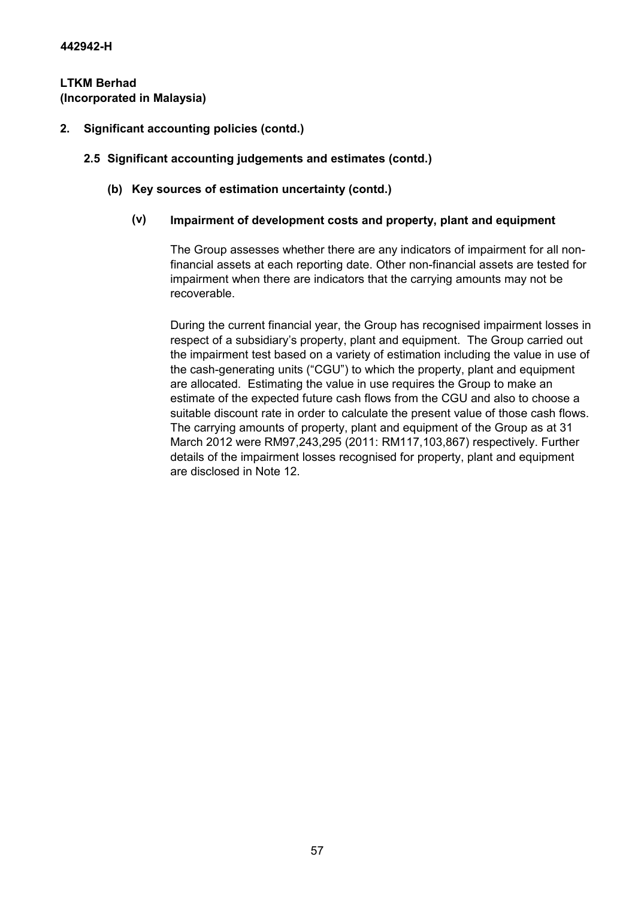**442942-H**

**LTKM Berhad**
**(Incorporated in Malaysia)**

**2. Significant accounting policies (contd.)**

**2.5 Significant accounting judgements and estimates (contd.)**

**(b) Key sources of estimation uncertainty (contd.)**

**(v) Impairment of development costs and property, plant and equipment**

The Group assesses whether there are any indicators of impairment for all non-financial assets at each reporting date. Other non-financial assets are tested for impairment when there are indicators that the carrying amounts may not be recoverable.

During the current financial year, the Group has recognised impairment losses in respect of a subsidiary's property, plant and equipment. The Group carried out the impairment test based on a variety of estimation including the value in use of the cash-generating units ("CGU") to which the property, plant and equipment are allocated. Estimating the value in use requires the Group to make an estimate of the expected future cash flows from the CGU and also to choose a suitable discount rate in order to calculate the present value of those cash flows. The carrying amounts of property, plant and equipment of the Group as at 31 March 2012 were RM97,243,295 (2011: RM117,103,867) respectively. Further details of the impairment losses recognised for property, plant and equipment are disclosed in Note 12.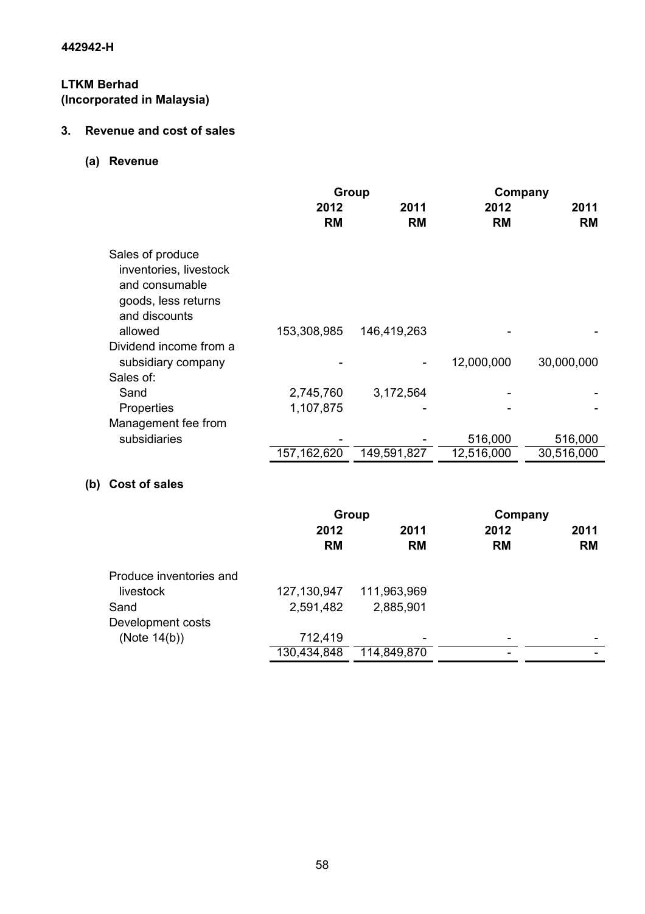442942-H

**LTKM Berhad**
**(Incorporated in Malaysia)**

## 3. Revenue and cost of sales

### (a) Revenue

| | Group | | Company | |
|---|---|---|---|---|
| | 2012 RM | 2011 RM | 2012 RM | 2011 RM |
| Sales of produce inventories, livestock and consumable goods, less returns and discounts allowed | 153,308,985 | 146,419,263 | - | - |
| Dividend income from a subsidiary company | - | - | 12,000,000 | 30,000,000 |
| Sales of: | | | | |
| Sand | 2,745,760 | 3,172,564 | - | - |
| Properties | 1,107,875 | - | - | - |
| Management fee from subsidiaries | - | - | 516,000 | 516,000 |
| | 157,162,620 | 149,591,827 | 12,516,000 | 30,516,000 |

### (b) Cost of sales

| | Group | | Company | |
|---|---|---|---|---|
| | 2012 RM | 2011 RM | 2012 RM | 2011 RM |
| Produce inventories and livestock | 127,130,947 | 111,963,969 | | |
| Sand | 2,591,482 | 2,885,901 | | |
| Development costs (Note 14(b)) | 712,419 | - | - | - |
| | 130,434,848 | 114,849,870 | - | - |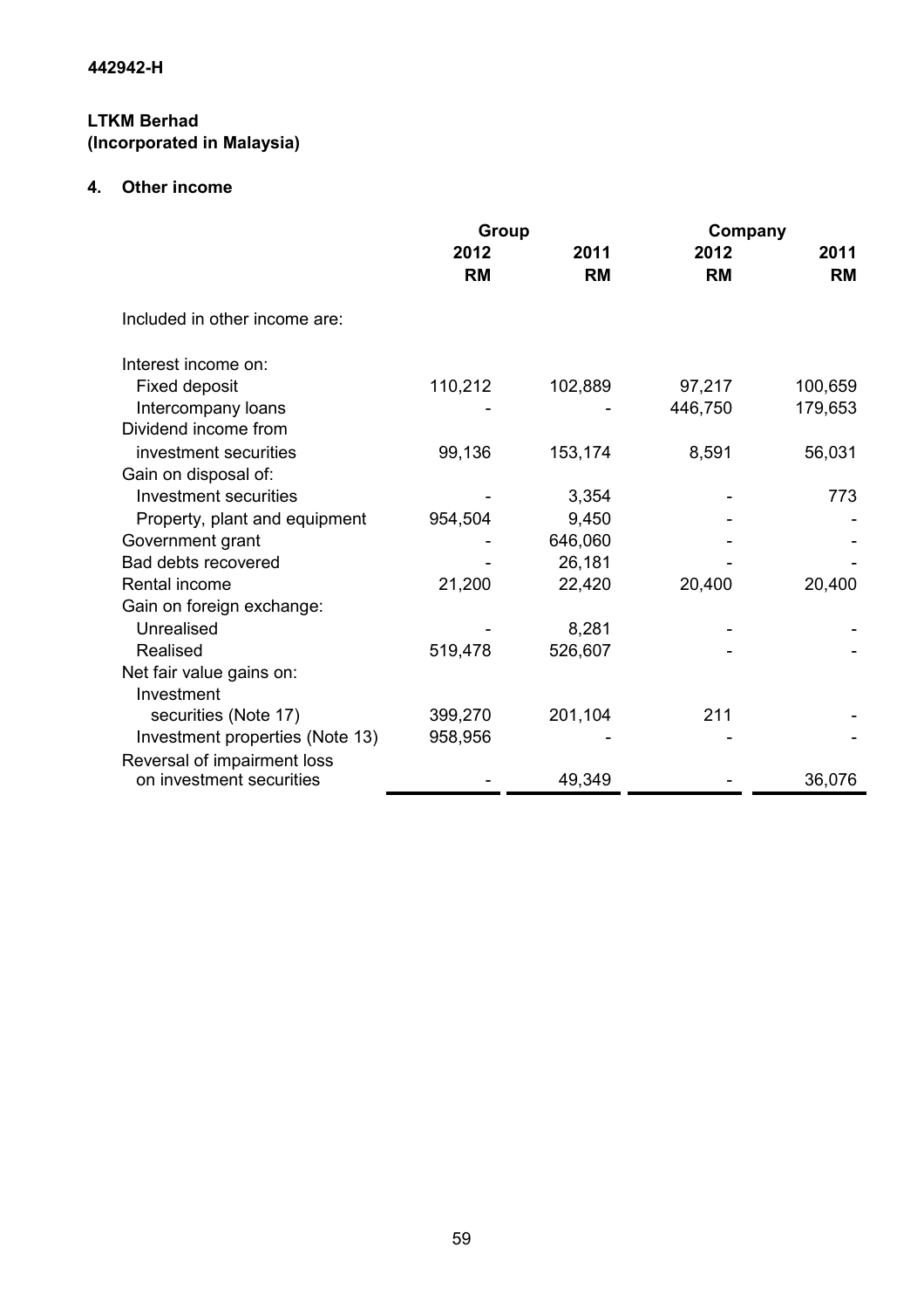442942-H

**LTKM Berhad**
**(Incorporated in Malaysia)**

## 4. Other income

| | Group | | Company | |
|---|---|---|---|---|
| | 2012 | 2011 | 2012 | 2011 |
| | RM | RM | RM | RM |
| Included in other income are: | | | | |
| Interest income on: | | | | |
| Fixed deposit | 110,212 | 102,889 | 97,217 | 100,659 |
| Intercompany loans | - | - | 446,750 | 179,653 |
| Dividend income from investment securities | 99,136 | 153,174 | 8,591 | 56,031 |
| Gain on disposal of: | | | | |
| Investment securities | - | 3,354 | - | 773 |
| Property, plant and equipment | 954,504 | 9,450 | - | - |
| Government grant | - | 646,060 | - | - |
| Bad debts recovered | - | 26,181 | - | - |
| Rental income | 21,200 | 22,420 | 20,400 | 20,400 |
| Gain on foreign exchange: | | | | |
| Unrealised | - | 8,281 | - | - |
| Realised | 519,478 | 526,607 | - | - |
| Net fair value gains on: | | | | |
| Investment securities (Note 17) | 399,270 | 201,104 | 211 | - |
| Investment properties (Note 13) | 958,956 | - | - | - |
| Reversal of impairment loss on investment securities | - | 49,349 | - | 36,076 |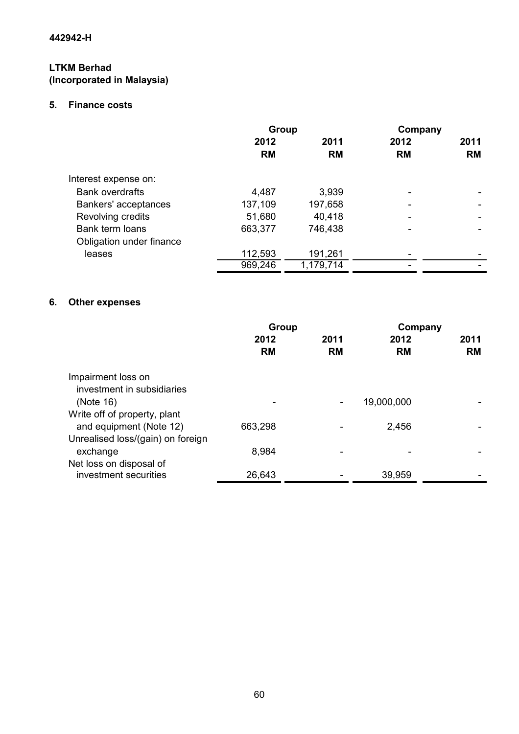442942-H

**LTKM Berhad**
**(Incorporated in Malaysia)**

## 5. Finance costs

| | Group | | Company | |
|---|---|---|---|---|
| | 2012 | 2011 | 2012 | 2011 |
| | RM | RM | RM | RM |
| Interest expense on: | | | | |
| Bank overdrafts | 4,487 | 3,939 | - | - |
| Bankers' acceptances | 137,109 | 197,658 | - | - |
| Revolving credits | 51,680 | 40,418 | - | - |
| Bank term loans | 663,377 | 746,438 | - | - |
| Obligation under finance leases | 112,593 | 191,261 | - | - |
| | 969,246 | 1,179,714 | - | - |

## 6. Other expenses

| | Group | | Company | |
|---|---|---|---|---|
| | 2012 | 2011 | 2012 | 2011 |
| | RM | RM | RM | RM |
| Impairment loss on investment in subsidiaries (Note 16) | - | - | 19,000,000 | - |
| Write off of property, plant and equipment (Note 12) | 663,298 | - | 2,456 | - |
| Unrealised loss/(gain) on foreign exchange | 8,984 | - | - | - |
| Net loss on disposal of investment securities | 26,643 | - | 39,959 | - |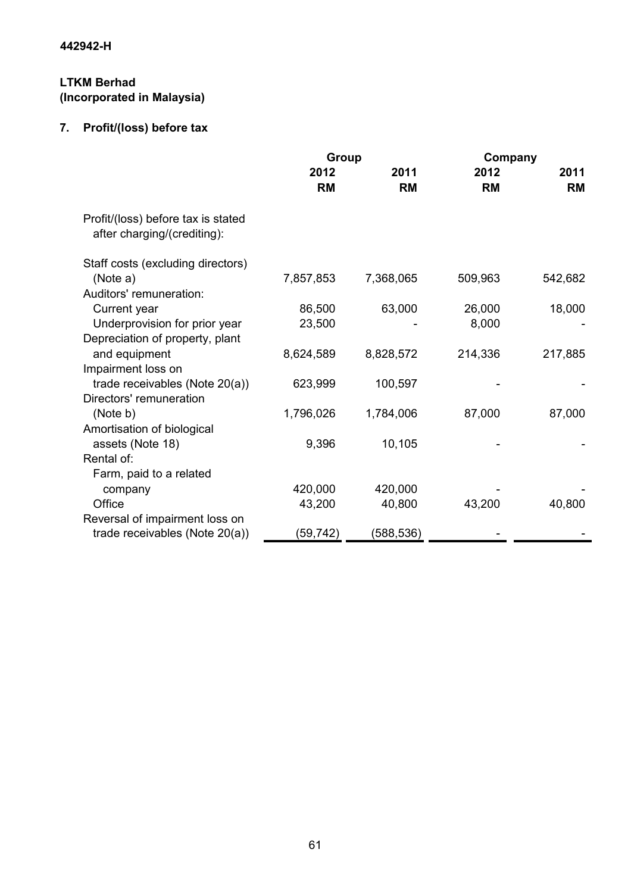442942-H

**LTKM Berhad**
**(Incorporated in Malaysia)**

## 7. Profit/(loss) before tax

| | Group | | Company | |
|---|---|---|---|---|
| | 2012 | 2011 | 2012 | 2011 |
| | RM | RM | RM | RM |
| Profit/(loss) before tax is stated after charging/(crediting): | | | | |
| Staff costs (excluding directors) (Note a) | 7,857,853 | 7,368,065 | 509,963 | 542,682 |
| Auditors' remuneration: | | | | |
| Current year | 86,500 | 63,000 | 26,000 | 18,000 |
| Underprovision for prior year | 23,500 | - | 8,000 | - |
| Depreciation of property, plant and equipment | 8,624,589 | 8,828,572 | 214,336 | 217,885 |
| Impairment loss on trade receivables (Note 20(a)) | 623,999 | 100,597 | - | - |
| Directors' remuneration (Note b) | 1,796,026 | 1,784,006 | 87,000 | 87,000 |
| Amortisation of biological assets (Note 18) | 9,396 | 10,105 | - | - |
| Rental of: | | | | |
| Farm, paid to a related company | 420,000 | 420,000 | - | - |
| Office | 43,200 | 40,800 | 43,200 | 40,800 |
| Reversal of impairment loss on trade receivables (Note 20(a)) | (59,742) | (588,536) | - | - |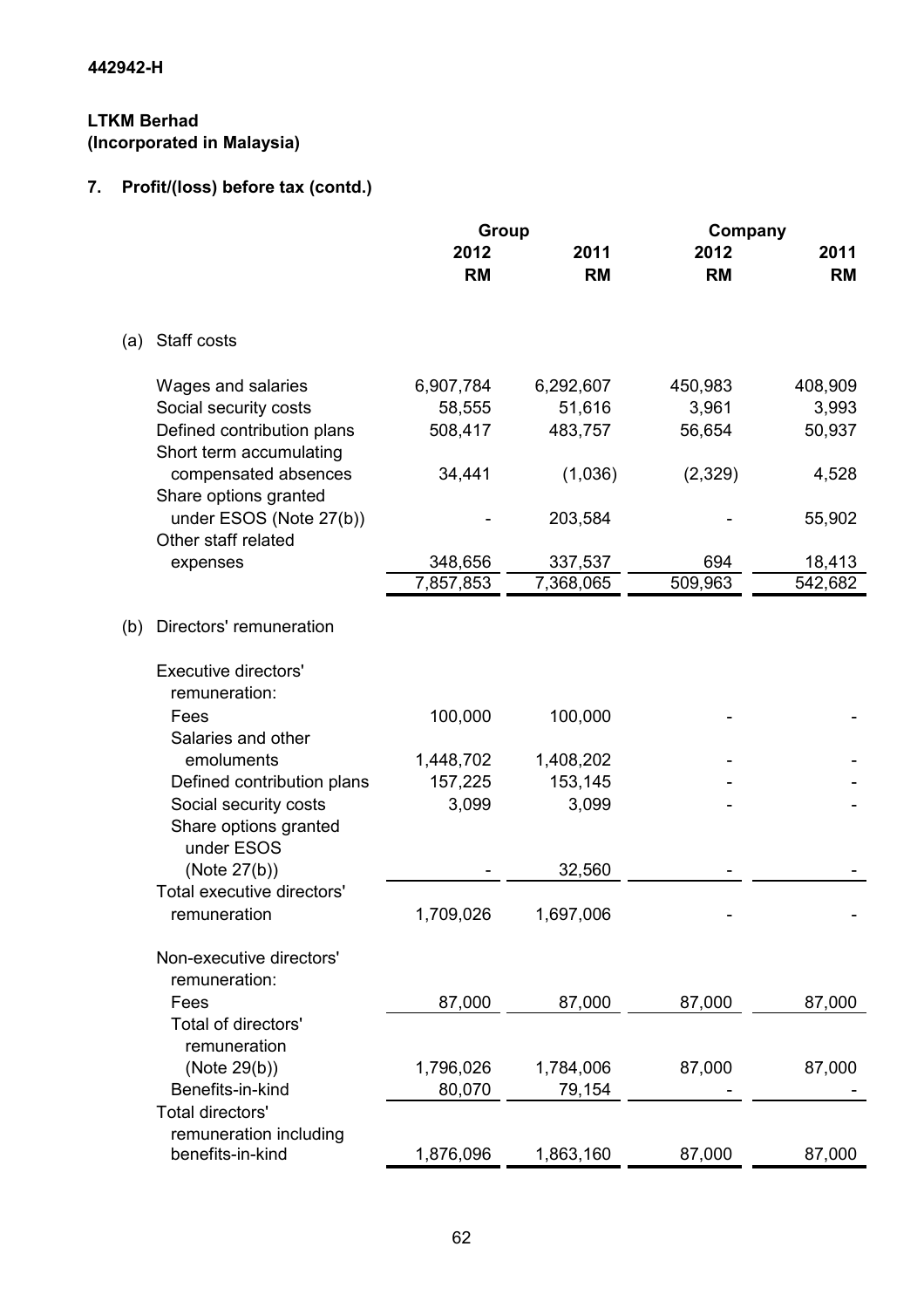442942-H

**LTKM Berhad**
**(Incorporated in Malaysia)**

## 7. Profit/(loss) before tax (contd.)

| | Group | | Company | |
|---|---|---|---|---|
| | 2012 | 2011 | 2012 | 2011 |
| | RM | RM | RM | RM |
| **(a) Staff costs** | | | | |
| Wages and salaries | 6,907,784 | 6,292,607 | 450,983 | 408,909 |
| Social security costs | 58,555 | 51,616 | 3,961 | 3,993 |
| Defined contribution plans | 508,417 | 483,757 | 56,654 | 50,937 |
| Short term accumulating compensated absences | 34,441 | (1,036) | (2,329) | 4,528 |
| Share options granted under ESOS (Note 27(b)) | - | 203,584 | - | 55,902 |
| Other staff related expenses | 348,656 | 337,537 | 694 | 18,413 |
| | 7,857,853 | 7,368,065 | 509,963 | 542,682 |
| **(b) Directors' remuneration** | | | | |
| Executive directors' remuneration: | | | | |
| Fees | 100,000 | 100,000 | - | - |
| Salaries and other emoluments | 1,448,702 | 1,408,202 | - | - |
| Defined contribution plans | 157,225 | 153,145 | - | - |
| Social security costs | 3,099 | 3,099 | - | - |
| Share options granted under ESOS (Note 27(b)) | - | 32,560 | - | - |
| Total executive directors' remuneration | 1,709,026 | 1,697,006 | - | - |
| Non-executive directors' remuneration: | | | | |
| Fees | 87,000 | 87,000 | 87,000 | 87,000 |
| Total of directors' remuneration (Note 29(b)) | 1,796,026 | 1,784,006 | 87,000 | 87,000 |
| Benefits-in-kind | 80,070 | 79,154 | - | - |
| Total directors' remuneration including benefits-in-kind | 1,876,096 | 1,863,160 | 87,000 | 87,000 |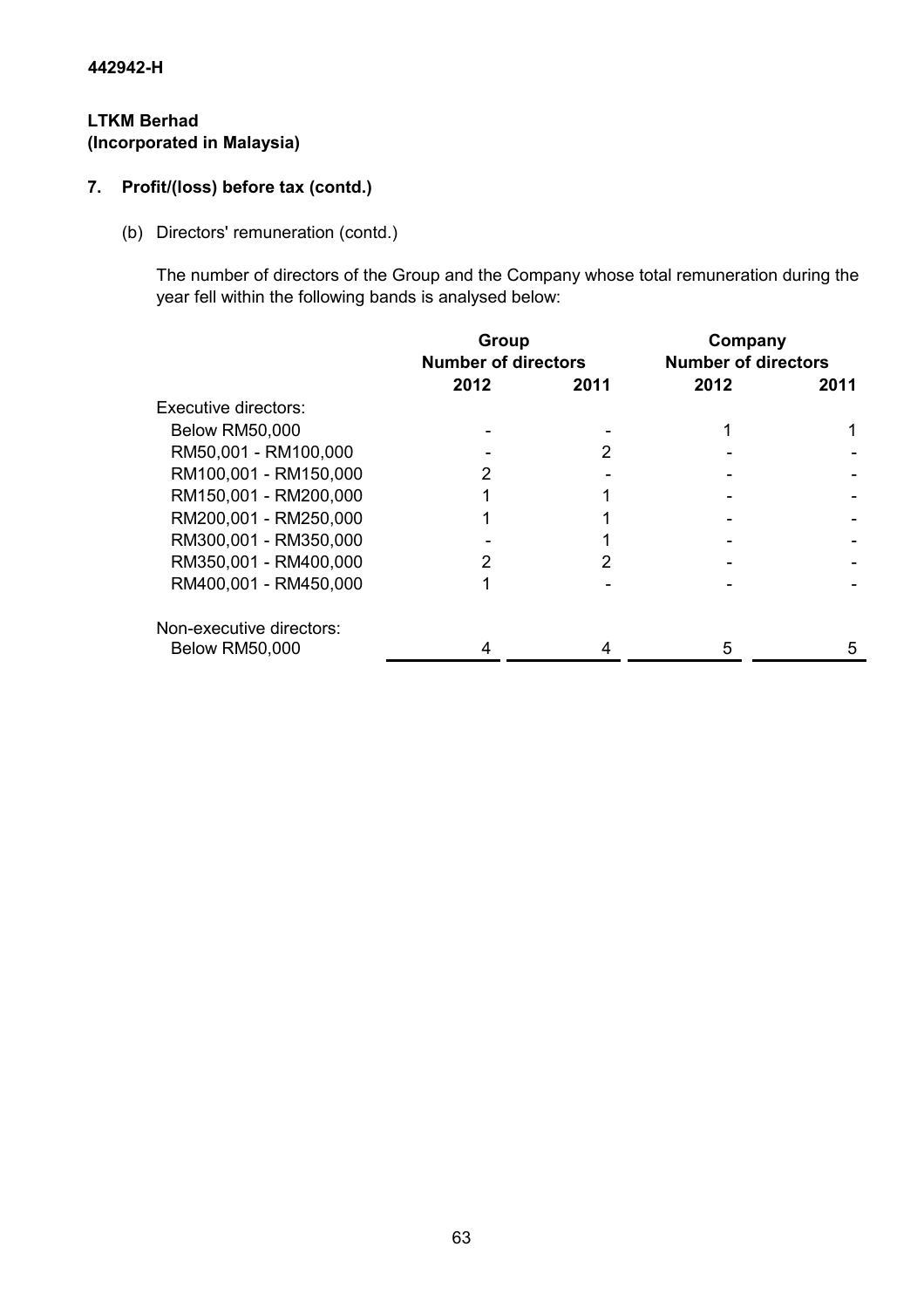442942-H

**LTKM Berhad**
**(Incorporated in Malaysia)**

## 7. Profit/(loss) before tax (contd.)

(b) Directors' remuneration (contd.)

The number of directors of the Group and the Company whose total remuneration during the year fell within the following bands is analysed below:

| | Group | | Company | |
|---|---|---|---|---|
| | Number of directors | | Number of directors | |
| | 2012 | 2011 | 2012 | 2011 |
| Executive directors: | | | | |
| Below RM50,000 | - | - | 1 | 1 |
| RM50,001 - RM100,000 | - | 2 | - | - |
| RM100,001 - RM150,000 | 2 | - | - | - |
| RM150,001 - RM200,000 | 1 | 1 | - | - |
| RM200,001 - RM250,000 | 1 | 1 | - | - |
| RM300,001 - RM350,000 | - | 1 | - | - |
| RM350,001 - RM400,000 | 2 | 2 | - | - |
| RM400,001 - RM450,000 | 1 | - | - | - |
| Non-executive directors: | | | | |
| Below RM50,000 | 4 | 4 | 5 | 5 |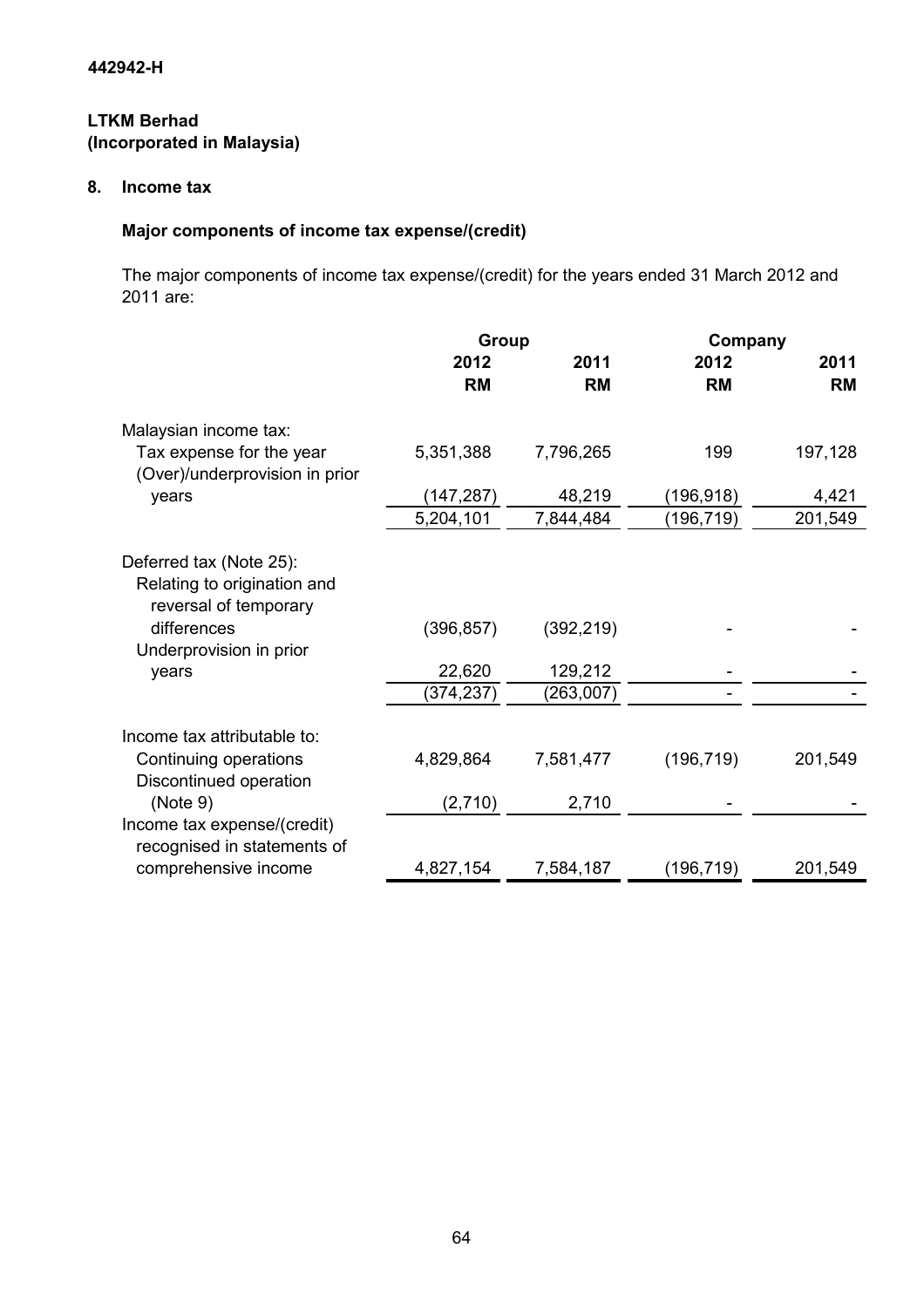442942-H

**LTKM Berhad**
**(Incorporated in Malaysia)**

## 8. Income tax

### Major components of income tax expense/(credit)

The major components of income tax expense/(credit) for the years ended 31 March 2012 and 2011 are:

| | Group | | Company | |
|---|---|---|---|---|
| | 2012 | 2011 | 2012 | 2011 |
| | RM | RM | RM | RM |
| Malaysian income tax: | | | | |
| Tax expense for the year | 5,351,388 | 7,796,265 | 199 | 197,128 |
| (Over)/underprovision in prior years | (147,287) | 48,219 | (196,918) | 4,421 |
| | 5,204,101 | 7,844,484 | (196,719) | 201,549 |
| Deferred tax (Note 25): | | | | |
| Relating to origination and reversal of temporary differences | (396,857) | (392,219) | - | - |
| Underprovision in prior years | 22,620 | 129,212 | - | - |
| | (374,237) | (263,007) | - | - |
| Income tax attributable to: | | | | |
| Continuing operations | 4,829,864 | 7,581,477 | (196,719) | 201,549 |
| Discontinued operation (Note 9) | (2,710) | 2,710 | - | - |
| Income tax expense/(credit) recognised in statements of comprehensive income | 4,827,154 | 7,584,187 | (196,719) | 201,549 |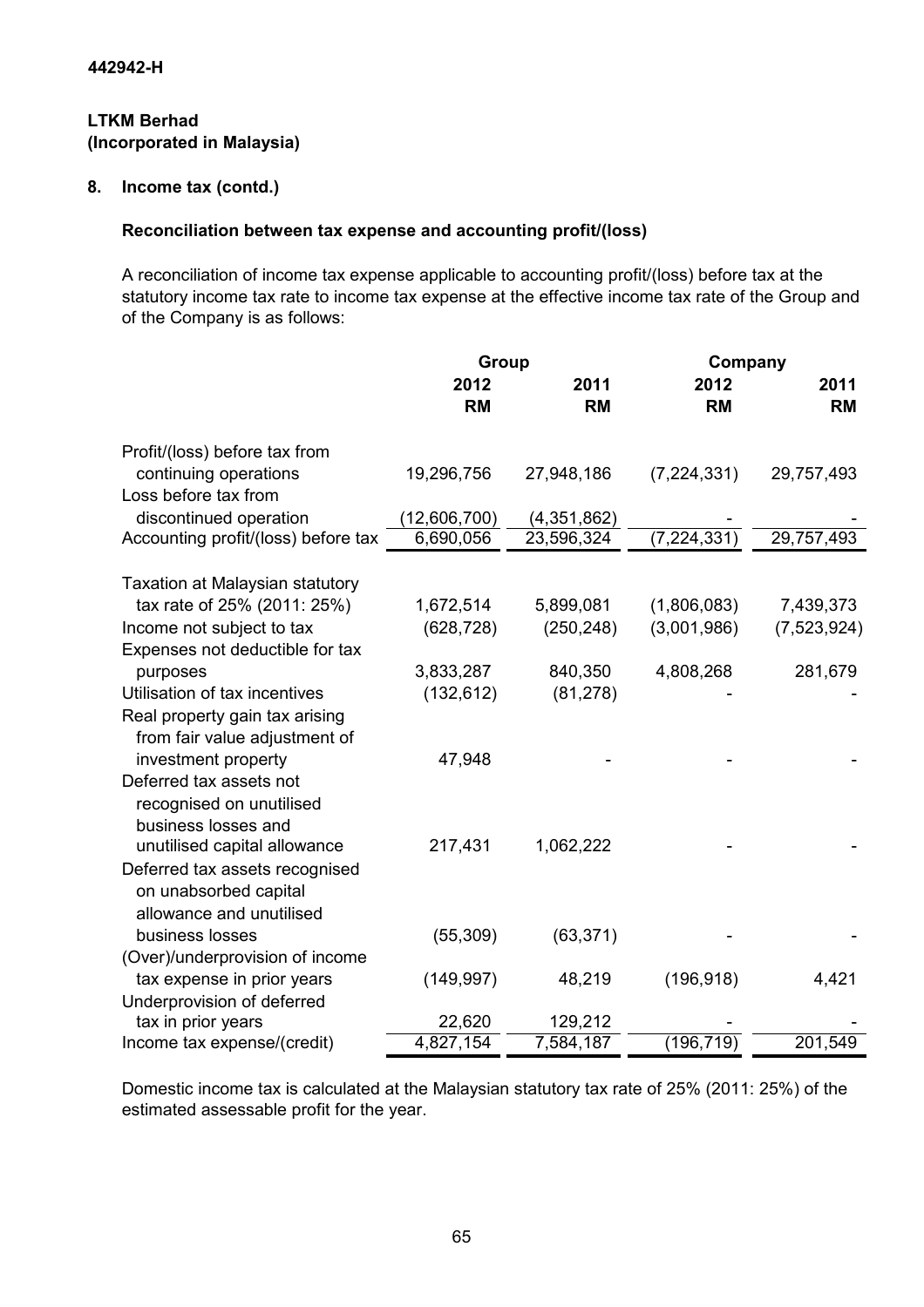442942-H

**LTKM Berhad**
**(Incorporated in Malaysia)**

## 8. Income tax (contd.)

### Reconciliation between tax expense and accounting profit/(loss)

A reconciliation of income tax expense applicable to accounting profit/(loss) before tax at the statutory income tax rate to income tax expense at the effective income tax rate of the Group and of the Company is as follows:

| | Group | | Company | |
|---|---|---|---|---|
| | 2012 RM | 2011 RM | 2012 RM | 2011 RM |
| Profit/(loss) before tax from continuing operations | 19,296,756 | 27,948,186 | (7,224,331) | 29,757,493 |
| Loss before tax from discontinued operation | (12,606,700) | (4,351,862) | - | - |
| Accounting profit/(loss) before tax | 6,690,056 | 23,596,324 | (7,224,331) | 29,757,493 |
| Taxation at Malaysian statutory tax rate of 25% (2011: 25%) | 1,672,514 | 5,899,081 | (1,806,083) | 7,439,373 |
| Income not subject to tax | (628,728) | (250,248) | (3,001,986) | (7,523,924) |
| Expenses not deductible for tax purposes | 3,833,287 | 840,350 | 4,808,268 | 281,679 |
| Utilisation of tax incentives | (132,612) | (81,278) | - | - |
| Real property gain tax arising from fair value adjustment of investment property | 47,948 | - | - | - |
| Deferred tax assets not recognised on unutilised business losses and unutilised capital allowance | 217,431 | 1,062,222 | - | - |
| Deferred tax assets recognised on unabsorbed capital allowance and unutilised business losses | (55,309) | (63,371) | - | - |
| (Over)/underprovision of income tax expense in prior years | (149,997) | 48,219 | (196,918) | 4,421 |
| Underprovision of deferred tax in prior years | 22,620 | 129,212 | - | - |
| Income tax expense/(credit) | 4,827,154 | 7,584,187 | (196,719) | 201,549 |

Domestic income tax is calculated at the Malaysian statutory tax rate of 25% (2011: 25%) of the estimated assessable profit for the year.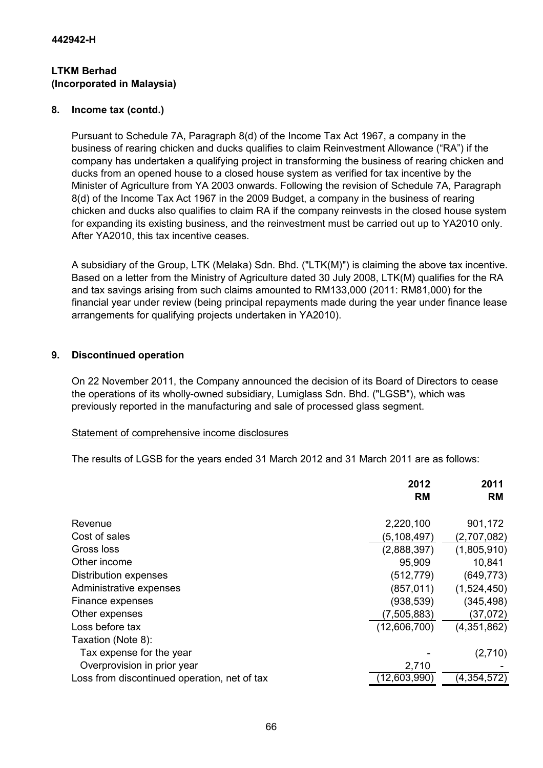**442942-H**

**LTKM Berhad**
**(Incorporated in Malaysia)**

## 8. Income tax (contd.)

Pursuant to Schedule 7A, Paragraph 8(d) of the Income Tax Act 1967, a company in the business of rearing chicken and ducks qualifies to claim Reinvestment Allowance ("RA") if the company has undertaken a qualifying project in transforming the business of rearing chicken and ducks from an opened house to a closed house system as verified for tax incentive by the Minister of Agriculture from YA 2003 onwards. Following the revision of Schedule 7A, Paragraph 8(d) of the Income Tax Act 1967 in the 2009 Budget, a company in the business of rearing chicken and ducks also qualifies to claim RA if the company reinvests in the closed house system for expanding its existing business, and the reinvestment must be carried out up to YA2010 only. After YA2010, this tax incentive ceases.

A subsidiary of the Group, LTK (Melaka) Sdn. Bhd. ("LTK(M)") is claiming the above tax incentive. Based on a letter from the Ministry of Agriculture dated 30 July 2008, LTK(M) qualifies for the RA and tax savings arising from such claims amounted to RM133,000 (2011: RM81,000) for the financial year under review (being principal repayments made during the year under finance lease arrangements for qualifying projects undertaken in YA2010).

## 9. Discontinued operation

On 22 November 2011, the Company announced the decision of its Board of Directors to cease the operations of its wholly-owned subsidiary, Lumiglass Sdn. Bhd. ("LGSB"), which was previously reported in the manufacturing and sale of processed glass segment.

Statement of comprehensive income disclosures

The results of LGSB for the years ended 31 March 2012 and 31 March 2011 are as follows:

| | 2012 RM | 2011 RM |
|---|---|---|
| Revenue | 2,220,100 | 901,172 |
| Cost of sales | (5,108,497) | (2,707,082) |
| Gross loss | (2,888,397) | (1,805,910) |
| Other income | 95,909 | 10,841 |
| Distribution expenses | (512,779) | (649,773) |
| Administrative expenses | (857,011) | (1,524,450) |
| Finance expenses | (938,539) | (345,498) |
| Other expenses | (7,505,883) | (37,072) |
| Loss before tax | (12,606,700) | (4,351,862) |
| Taxation (Note 8): | | |
| Tax expense for the year | - | (2,710) |
| Overprovision in prior year | 2,710 | - |
| Loss from discontinued operation, net of tax | (12,603,990) | (4,354,572) |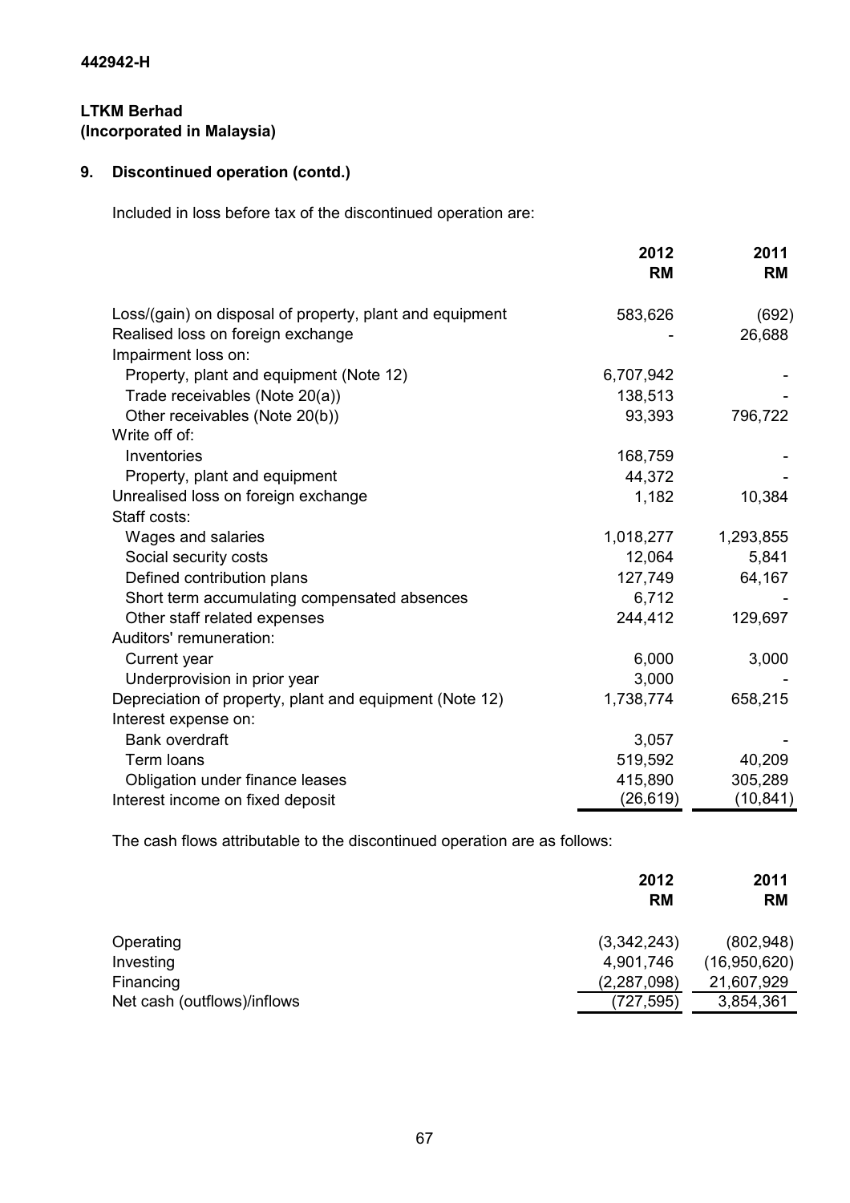442942-H

**LTKM Berhad**
**(Incorporated in Malaysia)**

## 9. Discontinued operation (contd.)

Included in loss before tax of the discontinued operation are:

| | 2012 RM | 2011 RM |
|---|---|---|
| Loss/(gain) on disposal of property, plant and equipment | 583,626 | (692) |
| Realised loss on foreign exchange | - | 26,688 |
| Impairment loss on: | | |
| Property, plant and equipment (Note 12) | 6,707,942 | - |
| Trade receivables (Note 20(a)) | 138,513 | - |
| Other receivables (Note 20(b)) | 93,393 | 796,722 |
| Write off of: | | |
| Inventories | 168,759 | - |
| Property, plant and equipment | 44,372 | - |
| Unrealised loss on foreign exchange | 1,182 | 10,384 |
| Staff costs: | | |
| Wages and salaries | 1,018,277 | 1,293,855 |
| Social security costs | 12,064 | 5,841 |
| Defined contribution plans | 127,749 | 64,167 |
| Short term accumulating compensated absences | 6,712 | - |
| Other staff related expenses | 244,412 | 129,697 |
| Auditors' remuneration: | | |
| Current year | 6,000 | 3,000 |
| Underprovision in prior year | 3,000 | - |
| Depreciation of property, plant and equipment (Note 12) | 1,738,774 | 658,215 |
| Interest expense on: | | |
| Bank overdraft | 3,057 | - |
| Term loans | 519,592 | 40,209 |
| Obligation under finance leases | 415,890 | 305,289 |
| Interest income on fixed deposit | (26,619) | (10,841) |

The cash flows attributable to the discontinued operation are as follows:

| | 2012 RM | 2011 RM |
|---|---|---|
| Operating | (3,342,243) | (802,948) |
| Investing | 4,901,746 | (16,950,620) |
| Financing | (2,287,098) | 21,607,929 |
| Net cash (outflows)/inflows | (727,595) | 3,854,361 |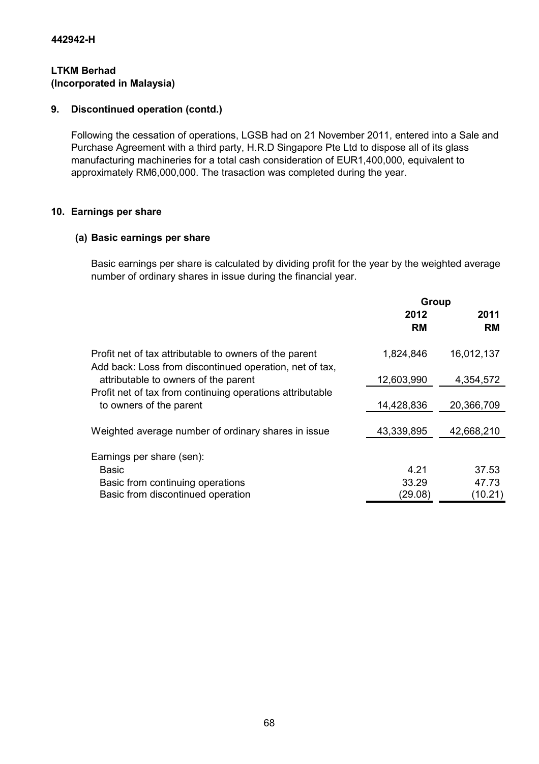**442942-H**

**LTKM Berhad**
**(Incorporated in Malaysia)**

## 9. Discontinued operation (contd.)

Following the cessation of operations, LGSB had on 21 November 2011, entered into a Sale and Purchase Agreement with a third party, H.R.D Singapore Pte Ltd to dispose all of its glass manufacturing machineries for a total cash consideration of EUR1,400,000, equivalent to approximately RM6,000,000. The trasaction was completed during the year.

## 10. Earnings per share

### (a) Basic earnings per share

Basic earnings per share is calculated by dividing profit for the year by the weighted average number of ordinary shares in issue during the financial year.

| | Group | |
|---|---|---|
| | **2012** **RM** | **2011** **RM** |
| Profit net of tax attributable to owners of the parent | 1,824,846 | 16,012,137 |
| Add back: Loss from discontinued operation, net of tax, attributable to owners of the parent | 12,603,990 | 4,354,572 |
| Profit net of tax from continuing operations attributable to owners of the parent | 14,428,836 | 20,366,709 |
| Weighted average number of ordinary shares in issue | 43,339,895 | 42,668,210 |
| Earnings per share (sen): | | |
| Basic | 4.21 | 37.53 |
| Basic from continuing operations | 33.29 | 47.73 |
| Basic from discontinued operation | (29.08) | (10.21) |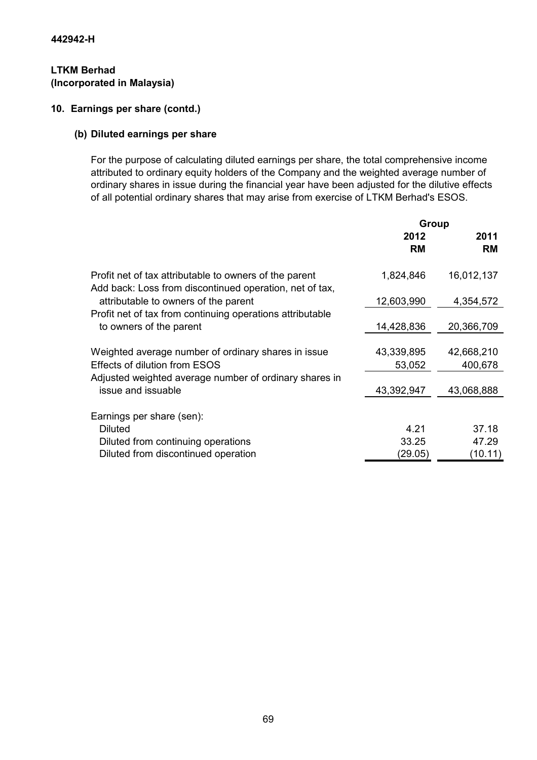442942-H

**LTKM Berhad**
**(Incorporated in Malaysia)**

## 10. Earnings per share (contd.)

### (b) Diluted earnings per share

For the purpose of calculating diluted earnings per share, the total comprehensive income attributed to ordinary equity holders of the Company and the weighted average number of ordinary shares in issue during the financial year have been adjusted for the dilutive effects of all potential ordinary shares that may arise from exercise of LTKM Berhad's ESOS.

| | Group | |
|---|---|---|
| | **2012** | **2011** |
| | **RM** | **RM** |
| Profit net of tax attributable to owners of the parent | 1,824,846 | 16,012,137 |
| Add back: Loss from discontinued operation, net of tax, attributable to owners of the parent | 12,603,990 | 4,354,572 |
| Profit net of tax from continuing operations attributable to owners of the parent | 14,428,836 | 20,366,709 |
| | | |
| Weighted average number of ordinary shares in issue | 43,339,895 | 42,668,210 |
| Effects of dilution from ESOS | 53,052 | 400,678 |
| Adjusted weighted average number of ordinary shares in issue and issuable | 43,392,947 | 43,068,888 |
| | | |
| Earnings per share (sen): | | |
| Diluted | 4.21 | 37.18 |
| Diluted from continuing operations | 33.25 | 47.29 |
| Diluted from discontinued operation | (29.05) | (10.11) |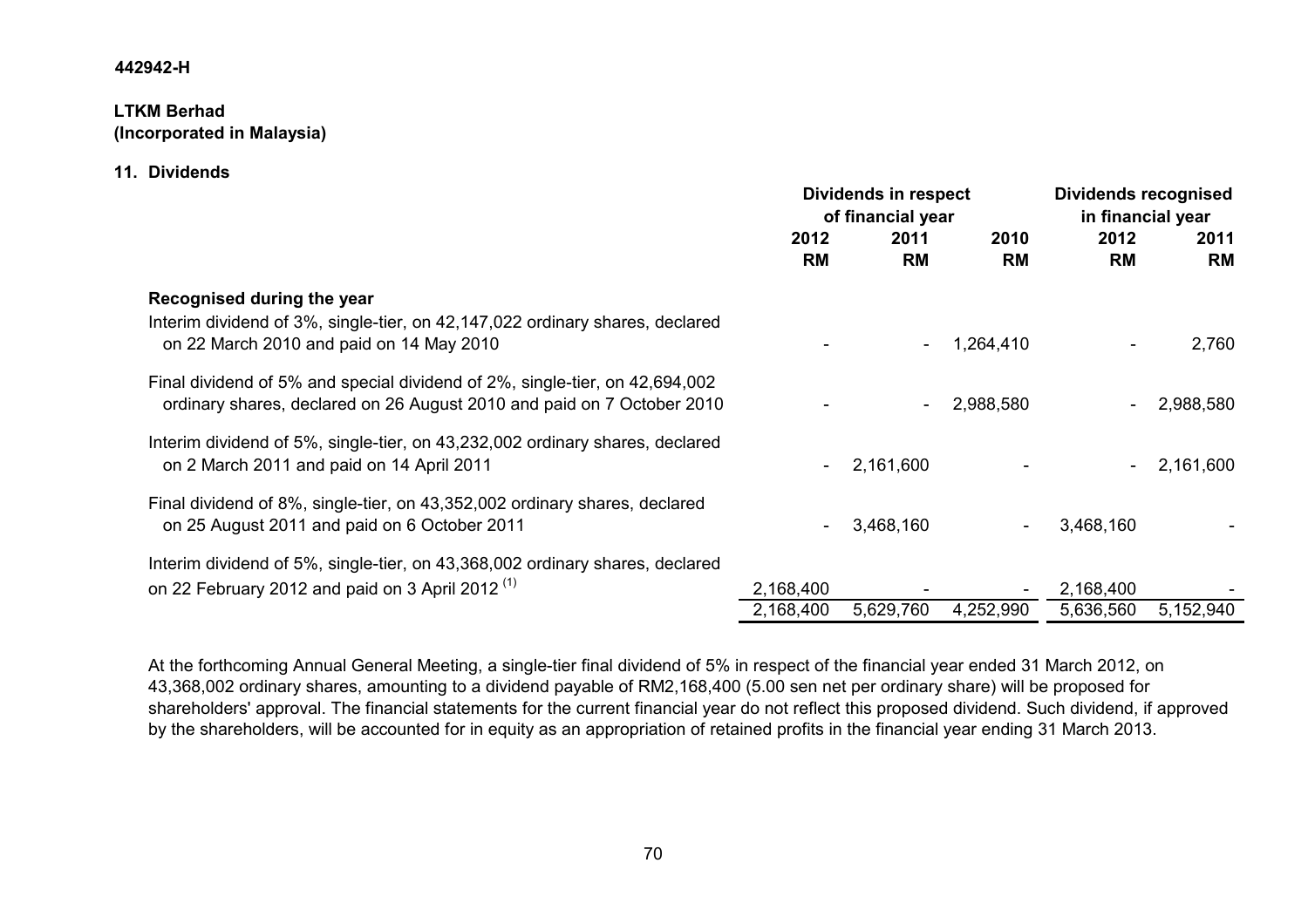442942-H

**LTKM Berhad**
**(Incorporated in Malaysia)**

## 11. Dividends

| | Dividends in respect of financial year | | | Dividends recognised in financial year | |
|---|---|---|---|---|---|
| | 2012 | 2011 | 2010 | 2012 | 2011 |
| | RM | RM | RM | RM | RM |
| **Recognised during the year** | | | | | |
| Interim dividend of 3%, single-tier, on 42,147,022 ordinary shares, declared on 22 March 2010 and paid on 14 May 2010 | - | - | 1,264,410 | - | 2,760 |
| Final dividend of 5% and special dividend of 2%, single-tier, on 42,694,002 ordinary shares, declared on 26 August 2010 and paid on 7 October 2010 | - | - | 2,988,580 | - | 2,988,580 |
| Interim dividend of 5%, single-tier, on 43,232,002 ordinary shares, declared on 2 March 2011 and paid on 14 April 2011 | - | 2,161,600 | - | - | 2,161,600 |
| Final dividend of 8%, single-tier, on 43,352,002 ordinary shares, declared on 25 August 2011 and paid on 6 October 2011 | - | 3,468,160 | - | 3,468,160 | - |
| Interim dividend of 5%, single-tier, on 43,368,002 ordinary shares, declared on 22 February 2012 and paid on 3 April 2012 [(1)] | 2,168,400 | - | - | 2,168,400 | - |
| | 2,168,400 | 5,629,760 | 4,252,990 | 5,636,560 | 5,152,940 |

At the forthcoming Annual General Meeting, a single-tier final dividend of 5% in respect of the financial year ended 31 March 2012, on 43,368,002 ordinary shares, amounting to a dividend payable of RM2,168,400 (5.00 sen net per ordinary share) will be proposed for shareholders' approval. The financial statements for the current financial year do not reflect this proposed dividend. Such dividend, if approved by the shareholders, will be accounted for in equity as an appropriation of retained profits in the financial year ending 31 March 2013.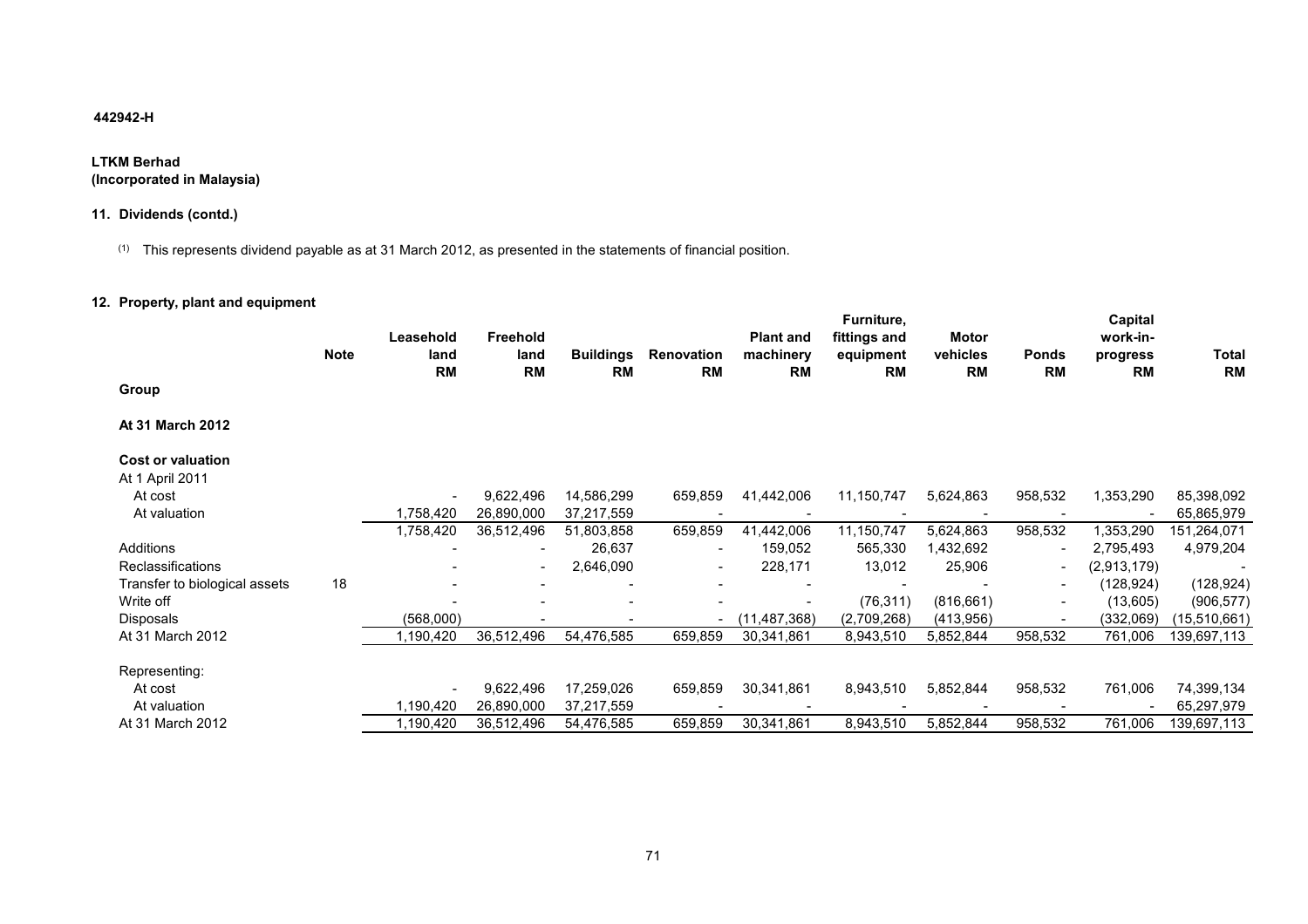442942-H

**LTKM Berhad**
**(Incorporated in Malaysia)**

## 11. Dividends (contd.)

(1) This represents dividend payable as at 31 March 2012, as presented in the statements of financial position.

## 12. Property, plant and equipment

| | Note | Leasehold land RM | Freehold land RM | Buildings RM | Renovation RM | Plant and machinery RM | Furniture, fittings and equipment RM | Motor vehicles RM | Ponds RM | Capital work-in-progress RM | Total RM |
|---|---|---|---|---|---|---|---|---|---|---|---|
| **Group** | | | | | | | | | | | |
| **At 31 March 2012** | | | | | | | | | | | |
| **Cost or valuation** | | | | | | | | | | | |
| At 1 April 2011 | | | | | | | | | | | |
| At cost | | - | 9,622,496 | 14,586,299 | 659,859 | 41,442,006 | 11,150,747 | 5,624,863 | 958,532 | 1,353,290 | 85,398,092 |
| At valuation | | 1,758,420 | 26,890,000 | 37,217,559 | - | - | - | - | - | - | 65,865,979 |
| | | 1,758,420 | 36,512,496 | 51,803,858 | 659,859 | 41,442,006 | 11,150,747 | 5,624,863 | 958,532 | 1,353,290 | 151,264,071 |
| Additions | | - | - | 26,637 | - | 159,052 | 565,330 | 1,432,692 | - | 2,795,493 | 4,979,204 |
| Reclassifications | | - | - | 2,646,090 | - | 228,171 | 13,012 | 25,906 | - | (2,913,179) | - |
| Transfer to biological assets | 18 | - | - | - | - | - | - | - | - | (128,924) | (128,924) |
| Write off | | - | - | - | - | - | (76,311) | (816,661) | - | (13,605) | (906,577) |
| Disposals | | (568,000) | - | - | - | (11,487,368) | (2,709,268) | (413,956) | - | (332,069) | (15,510,661) |
| At 31 March 2012 | | 1,190,420 | 36,512,496 | 54,476,585 | 659,859 | 30,341,861 | 8,943,510 | 5,852,844 | 958,532 | 761,006 | 139,697,113 |
| Representing: | | | | | | | | | | | |
| At cost | | - | 9,622,496 | 17,259,026 | 659,859 | 30,341,861 | 8,943,510 | 5,852,844 | 958,532 | 761,006 | 74,399,134 |
| At valuation | | 1,190,420 | 26,890,000 | 37,217,559 | - | - | - | - | - | - | 65,297,979 |
| At 31 March 2012 | | 1,190,420 | 36,512,496 | 54,476,585 | 659,859 | 30,341,861 | 8,943,510 | 5,852,844 | 958,532 | 761,006 | 139,697,113 |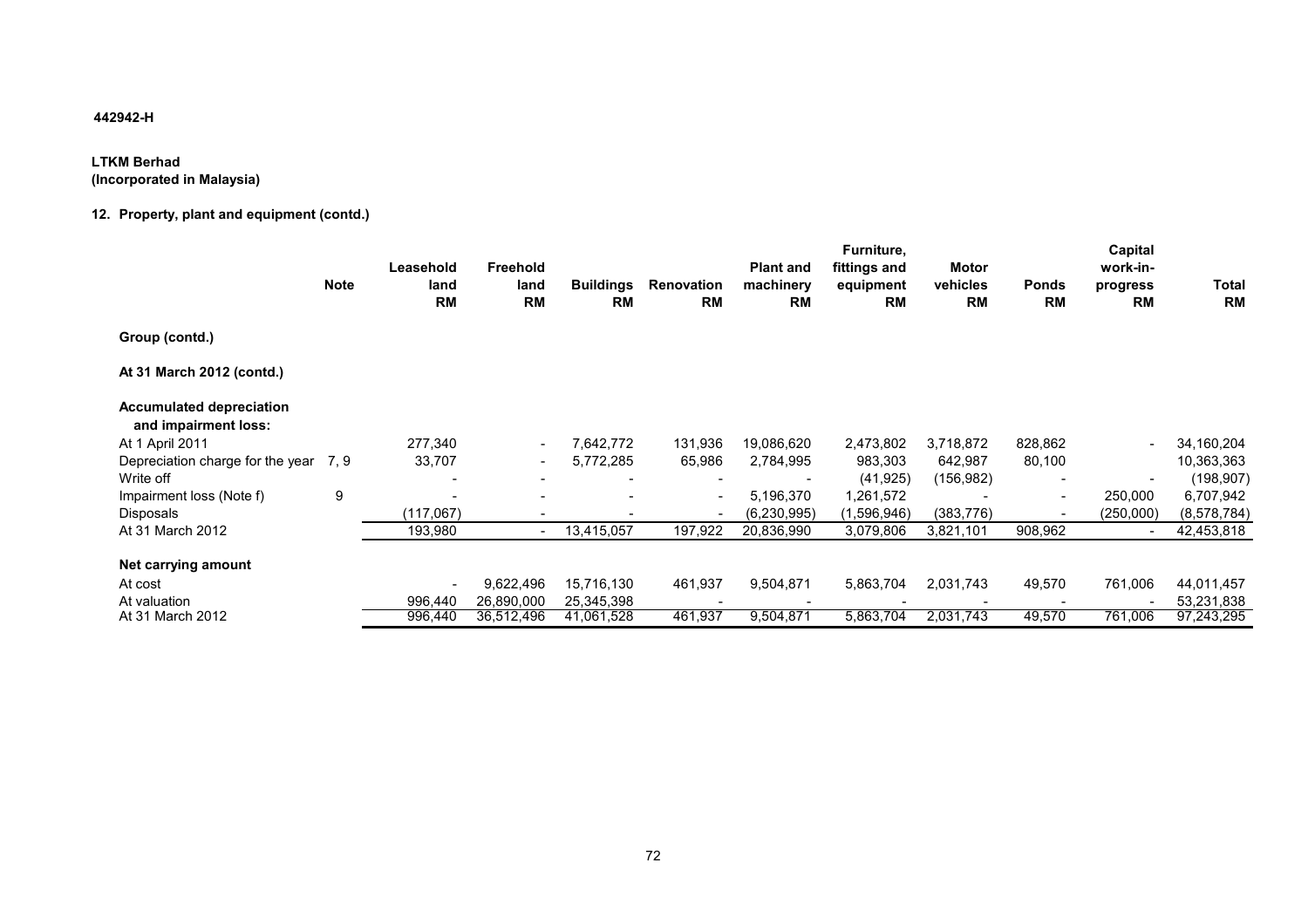442942-H

**LTKM Berhad**
**(Incorporated in Malaysia)**

## 12. Property, plant and equipment (contd.)

| | Note | Leasehold land RM | Freehold land RM | Buildings RM | Renovation RM | Plant and machinery RM | Furniture, fittings and equipment RM | Motor vehicles RM | Ponds RM | Capital work-in-progress RM | Total RM |
|---|---|---|---|---|---|---|---|---|---|---|---|
| **Group (contd.)** | | | | | | | | | | | |
| **At 31 March 2012 (contd.)** | | | | | | | | | | | |
| **Accumulated depreciation and impairment loss:** | | | | | | | | | | | |
| At 1 April 2011 | | 277,340 | - | 7,642,772 | 131,936 | 19,086,620 | 2,473,802 | 3,718,872 | 828,862 | - | 34,160,204 |
| Depreciation charge for the year | 7, 9 | 33,707 | - | 5,772,285 | 65,986 | 2,784,995 | 983,303 | 642,987 | 80,100 | | 10,363,363 |
| Write off | | - | - | - | - | - | (41,925) | (156,982) | - | - | (198,907) |
| Impairment loss (Note f) | 9 | - | - | - | - | 5,196,370 | 1,261,572 | - | - | 250,000 | 6,707,942 |
| Disposals | | (117,067) | - | - | - | (6,230,995) | (1,596,946) | (383,776) | - | (250,000) | (8,578,784) |
| At 31 March 2012 | | 193,980 | - | 13,415,057 | 197,922 | 20,836,990 | 3,079,806 | 3,821,101 | 908,962 | - | 42,453,818 |
| **Net carrying amount** | | | | | | | | | | | |
| At cost | | - | 9,622,496 | 15,716,130 | 461,937 | 9,504,871 | 5,863,704 | 2,031,743 | 49,570 | 761,006 | 44,011,457 |
| At valuation | | 996,440 | 26,890,000 | 25,345,398 | - | - | - | - | - | - | 53,231,838 |
| At 31 March 2012 | | 996,440 | 36,512,496 | 41,061,528 | 461,937 | 9,504,871 | 5,863,704 | 2,031,743 | 49,570 | 761,006 | 97,243,295 |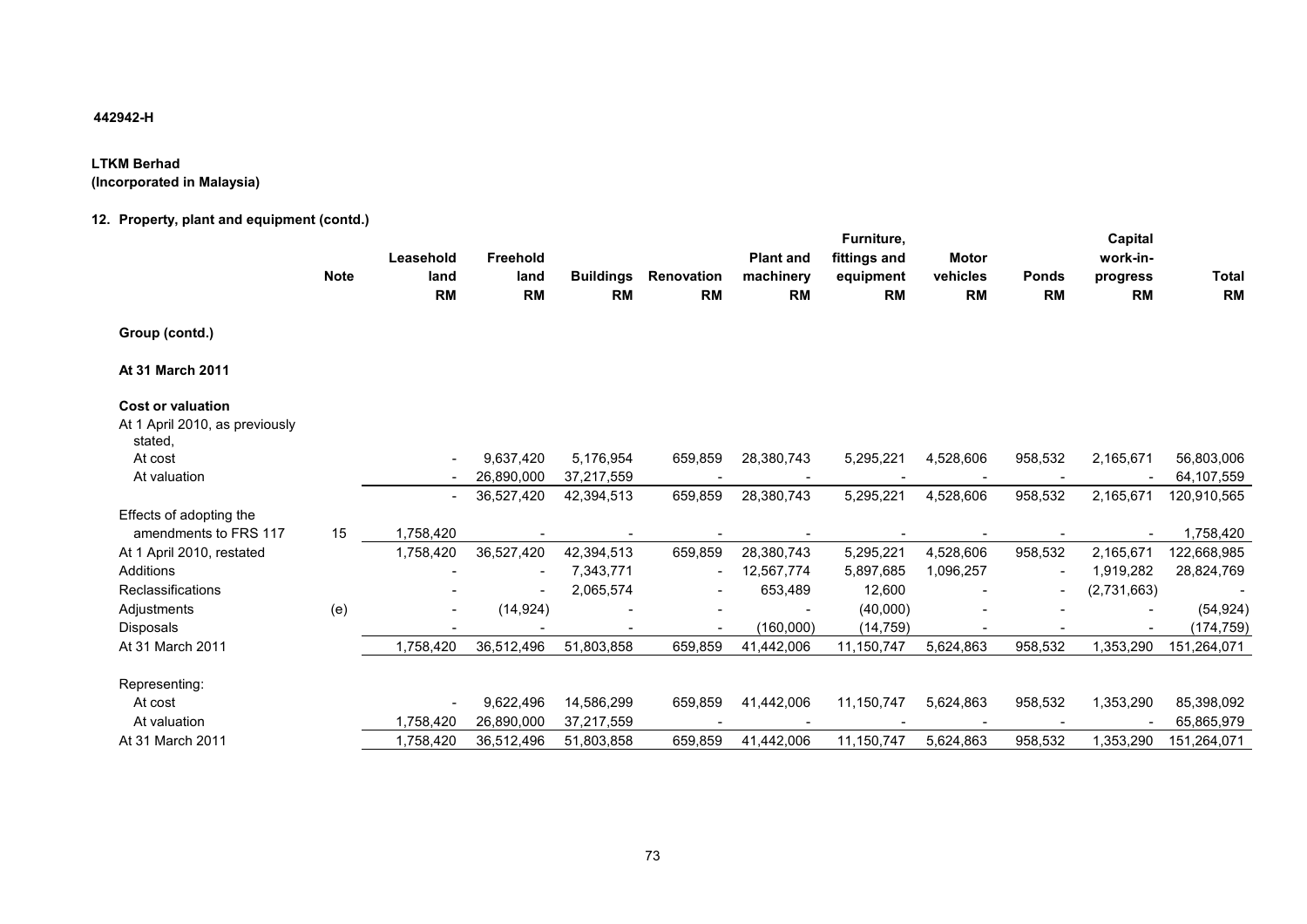442942-H

**LTKM Berhad**
**(Incorporated in Malaysia)**

**12. Property, plant and equipment (contd.)**

| | Note | Leasehold land RM | Freehold land RM | Buildings RM | Renovation RM | Plant and machinery RM | Furniture, fittings and equipment RM | Motor vehicles RM | Ponds RM | Capital work-in-progress RM | Total RM |
|---|---|---|---|---|---|---|---|---|---|---|---|
| **Group (contd.)** | | | | | | | | | | | |
| **At 31 March 2011** | | | | | | | | | | | |
| **Cost or valuation** | | | | | | | | | | | |
| At 1 April 2010, as previously stated, | | | | | | | | | | | |
| At cost | | - | 9,637,420 | 5,176,954 | 659,859 | 28,380,743 | 5,295,221 | 4,528,606 | 958,532 | 2,165,671 | 56,803,006 |
| At valuation | | - | 26,890,000 | 37,217,559 | - | - | - | - | - | - | 64,107,559 |
| | | - | 36,527,420 | 42,394,513 | 659,859 | 28,380,743 | 5,295,221 | 4,528,606 | 958,532 | 2,165,671 | 120,910,565 |
| Effects of adopting the amendments to FRS 117 | 15 | 1,758,420 | - | - | - | - | - | - | - | - | 1,758,420 |
| At 1 April 2010, restated | | 1,758,420 | 36,527,420 | 42,394,513 | 659,859 | 28,380,743 | 5,295,221 | 4,528,606 | 958,532 | 2,165,671 | 122,668,985 |
| Additions | | - | - | 7,343,771 | - | 12,567,774 | 5,897,685 | 1,096,257 | - | 1,919,282 | 28,824,769 |
| Reclassifications | | - | - | 2,065,574 | - | 653,489 | 12,600 | - | - | (2,731,663) | - |
| Adjustments | (e) | - | (14,924) | - | - | - | (40,000) | - | - | - | (54,924) |
| Disposals | | - | - | - | - | (160,000) | (14,759) | - | - | - | (174,759) |
| At 31 March 2011 | | 1,758,420 | 36,512,496 | 51,803,858 | 659,859 | 41,442,006 | 11,150,747 | 5,624,863 | 958,532 | 1,353,290 | 151,264,071 |
| Representing: | | | | | | | | | | | |
| At cost | | - | 9,622,496 | 14,586,299 | 659,859 | 41,442,006 | 11,150,747 | 5,624,863 | 958,532 | 1,353,290 | 85,398,092 |
| At valuation | | 1,758,420 | 26,890,000 | 37,217,559 | - | - | - | - | - | - | 65,865,979 |
| At 31 March 2011 | | 1,758,420 | 36,512,496 | 51,803,858 | 659,859 | 41,442,006 | 11,150,747 | 5,624,863 | 958,532 | 1,353,290 | 151,264,071 |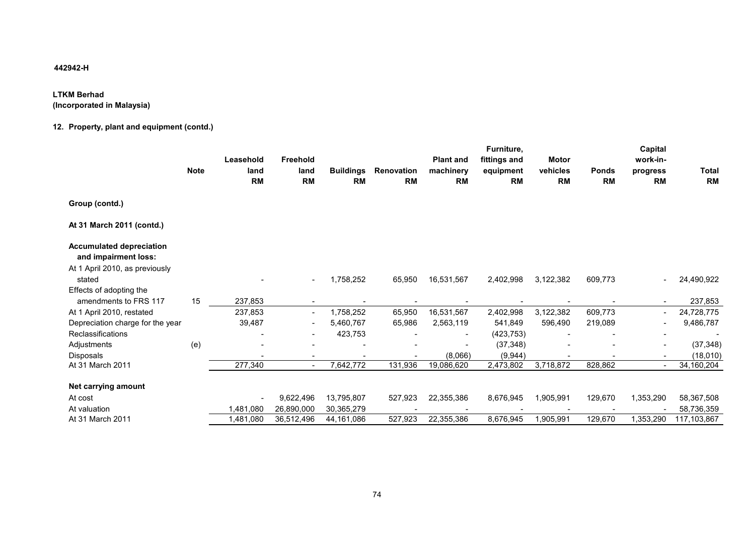442942-H

**LTKM Berhad**
**(Incorporated in Malaysia)**

## 12. Property, plant and equipment (contd.)

| | Note | Leasehold land RM | Freehold land RM | Buildings RM | Renovation RM | Plant and machinery RM | Furniture, fittings and equipment RM | Motor vehicles RM | Ponds RM | Capital work-in-progress RM | Total RM |
|---|---|---|---|---|---|---|---|---|---|---|---|
| **Group (contd.)** | | | | | | | | | | | |
| **At 31 March 2011 (contd.)** | | | | | | | | | | | |
| **Accumulated depreciation and impairment loss:** | | | | | | | | | | | |
| At 1 April 2010, as previously stated | | - | - | 1,758,252 | 65,950 | 16,531,567 | 2,402,998 | 3,122,382 | 609,773 | - | 24,490,922 |
| Effects of adopting the amendments to FRS 117 | 15 | 237,853 | - | - | - | - | - | - | - | - | 237,853 |
| At 1 April 2010, restated | | 237,853 | - | 1,758,252 | 65,950 | 16,531,567 | 2,402,998 | 3,122,382 | 609,773 | - | 24,728,775 |
| Depreciation charge for the year | | 39,487 | - | 5,460,767 | 65,986 | 2,563,119 | 541,849 | 596,490 | 219,089 | - | 9,486,787 |
| Reclassifications | | - | - | 423,753 | - | - | (423,753) | - | - | - | - |
| Adjustments | (e) | - | - | - | - | - | (37,348) | - | - | - | (37,348) |
| Disposals | | - | - | - | - | (8,066) | (9,944) | - | - | - | (18,010) |
| At 31 March 2011 | | 277,340 | - | 7,642,772 | 131,936 | 19,086,620 | 2,473,802 | 3,718,872 | 828,862 | - | 34,160,204 |
| **Net carrying amount** | | | | | | | | | | | |
| At cost | | - | 9,622,496 | 13,795,807 | 527,923 | 22,355,386 | 8,676,945 | 1,905,991 | 129,670 | 1,353,290 | 58,367,508 |
| At valuation | | 1,481,080 | 26,890,000 | 30,365,279 | - | - | - | - | - | - | 58,736,359 |
| At 31 March 2011 | | 1,481,080 | 36,512,496 | 44,161,086 | 527,923 | 22,355,386 | 8,676,945 | 1,905,991 | 129,670 | 1,353,290 | 117,103,867 |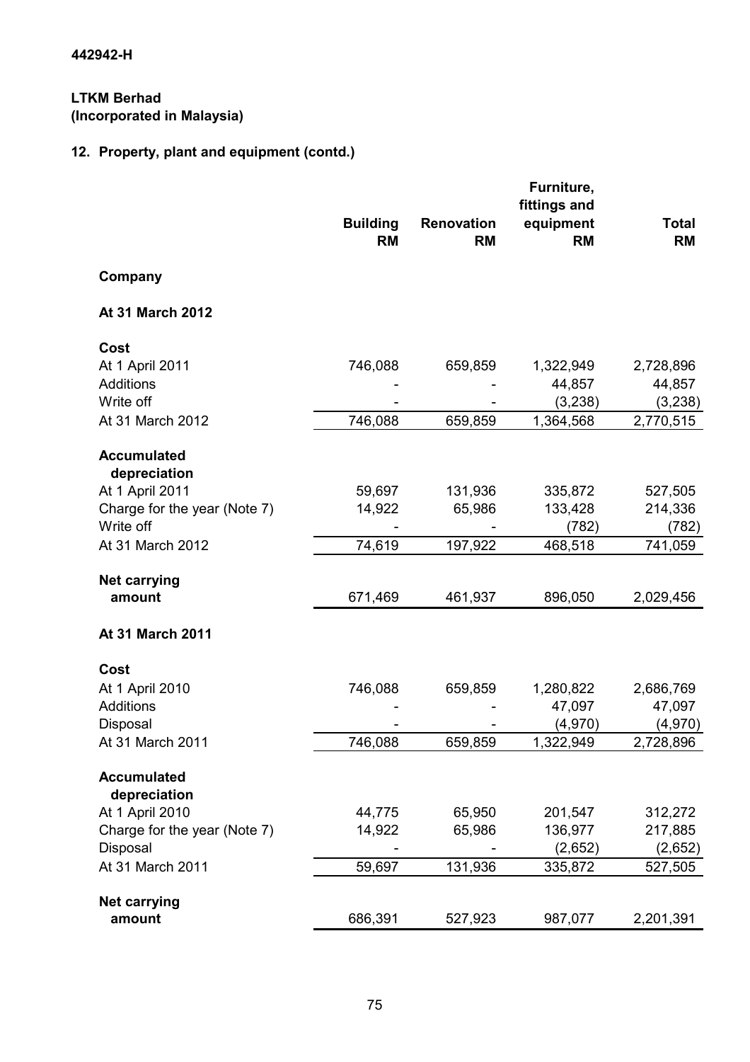442942-H

**LTKM Berhad**
**(Incorporated in Malaysia)**

## 12. Property, plant and equipment (contd.)

| | Building RM | Renovation RM | Furniture, fittings and equipment RM | Total RM |
|---|---|---|---|---|
| **Company** | | | | |
| **At 31 March 2012** | | | | |
| **Cost** | | | | |
| At 1 April 2011 | 746,088 | 659,859 | 1,322,949 | 2,728,896 |
| Additions | - | - | 44,857 | 44,857 |
| Write off | - | - | (3,238) | (3,238) |
| At 31 March 2012 | 746,088 | 659,859 | 1,364,568 | 2,770,515 |
| **Accumulated depreciation** | | | | |
| At 1 April 2011 | 59,697 | 131,936 | 335,872 | 527,505 |
| Charge for the year (Note 7) | 14,922 | 65,986 | 133,428 | 214,336 |
| Write off | - | - | (782) | (782) |
| At 31 March 2012 | 74,619 | 197,922 | 468,518 | 741,059 |
| **Net carrying amount** | 671,469 | 461,937 | 896,050 | 2,029,456 |
| **At 31 March 2011** | | | | |
| **Cost** | | | | |
| At 1 April 2010 | 746,088 | 659,859 | 1,280,822 | 2,686,769 |
| Additions | - | - | 47,097 | 47,097 |
| Disposal | - | - | (4,970) | (4,970) |
| At 31 March 2011 | 746,088 | 659,859 | 1,322,949 | 2,728,896 |
| **Accumulated depreciation** | | | | |
| At 1 April 2010 | 44,775 | 65,950 | 201,547 | 312,272 |
| Charge for the year (Note 7) | 14,922 | 65,986 | 136,977 | 217,885 |
| Disposal | - | - | (2,652) | (2,652) |
| At 31 March 2011 | 59,697 | 131,936 | 335,872 | 527,505 |
| **Net carrying amount** | 686,391 | 527,923 | 987,077 | 2,201,391 |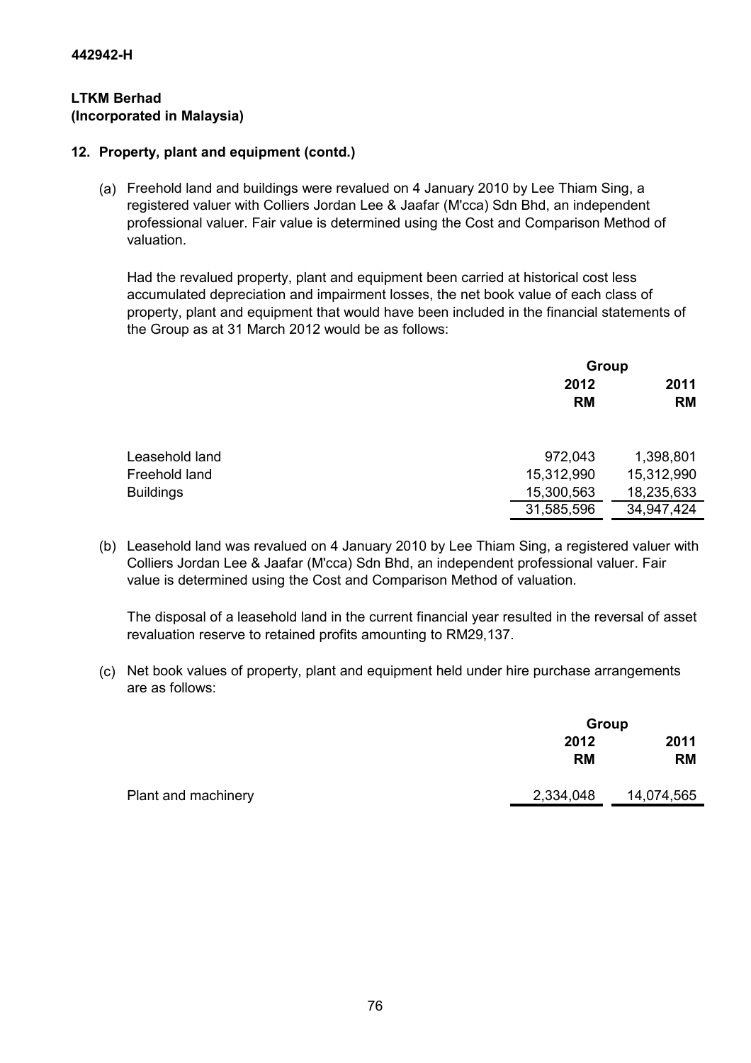**LTKM Berhad**
**(Incorporated in Malaysia)**

## 12. Property, plant and equipment (contd.)

(a) Freehold land and buildings were revalued on 4 January 2010 by Lee Thiam Sing, a registered valuer with Colliers Jordan Lee & Jaafar (M'cca) Sdn Bhd, an independent professional valuer. Fair value is determined using the Cost and Comparison Method of valuation.

Had the revalued property, plant and equipment been carried at historical cost less accumulated depreciation and impairment losses, the net book value of each class of property, plant and equipment that would have been included in the financial statements of the Group as at 31 March 2012 would be as follows:

| | Group | |
|---|---|---|
| | **2012** | **2011** |
| | **RM** | **RM** |
| Leasehold land | 972,043 | 1,398,801 |
| Freehold land | 15,312,990 | 15,312,990 |
| Buildings | 15,300,563 | 18,235,633 |
| | 31,585,596 | 34,947,424 |

(b) Leasehold land was revalued on 4 January 2010 by Lee Thiam Sing, a registered valuer with Colliers Jordan Lee & Jaafar (M'cca) Sdn Bhd, an independent professional valuer. Fair value is determined using the Cost and Comparison Method of valuation.

The disposal of a leasehold land in the current financial year resulted in the reversal of asset revaluation reserve to retained profits amounting to RM29,137.

(c) Net book values of property, plant and equipment held under hire purchase arrangements are as follows:

| | Group | |
|---|---|---|
| | **2012** | **2011** |
| | **RM** | **RM** |
| Plant and machinery | 2,334,048 | 14,074,565 |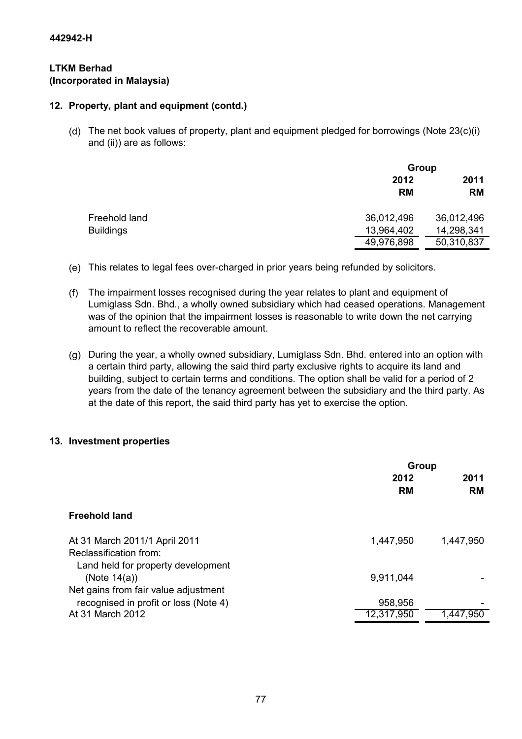442942-H

**LTKM Berhad**
**(Incorporated in Malaysia)**

## 12. Property, plant and equipment (contd.)

(d) The net book values of property, plant and equipment pledged for borrowings (Note 23(c)(i) and (ii)) are as follows:

| | Group | |
|---|---|---|
| | 2012 | 2011 |
| | RM | RM |
| Freehold land | 36,012,496 | 36,012,496 |
| Buildings | 13,964,402 | 14,298,341 |
| | 49,976,898 | 50,310,837 |

(e) This relates to legal fees over-charged in prior years being refunded by solicitors.

(f) The impairment losses recognised during the year relates to plant and equipment of Lumiglass Sdn. Bhd., a wholly owned subsidiary which had ceased operations. Management was of the opinion that the impairment losses is reasonable to write down the net carrying amount to reflect the recoverable amount.

(g) During the year, a wholly owned subsidiary, Lumiglass Sdn. Bhd. entered into an option with a certain third party, allowing the said third party exclusive rights to acquire its land and building, subject to certain terms and conditions. The option shall be valid for a period of 2 years from the date of the tenancy agreement between the subsidiary and the third party. As at the date of this report, the said third party has yet to exercise the option.

## 13. Investment properties

| | Group | |
|---|---|---|
| | 2012 | 2011 |
| | RM | RM |
| **Freehold land** | | |
| At 31 March 2011/1 April 2011 | 1,447,950 | 1,447,950 |
| Reclassification from: | | |
| Land held for property development (Note 14(a)) | 9,911,044 | - |
| Net gains from fair value adjustment recognised in profit or loss (Note 4) | 958,956 | - |
| At 31 March 2012 | 12,317,950 | 1,447,950 |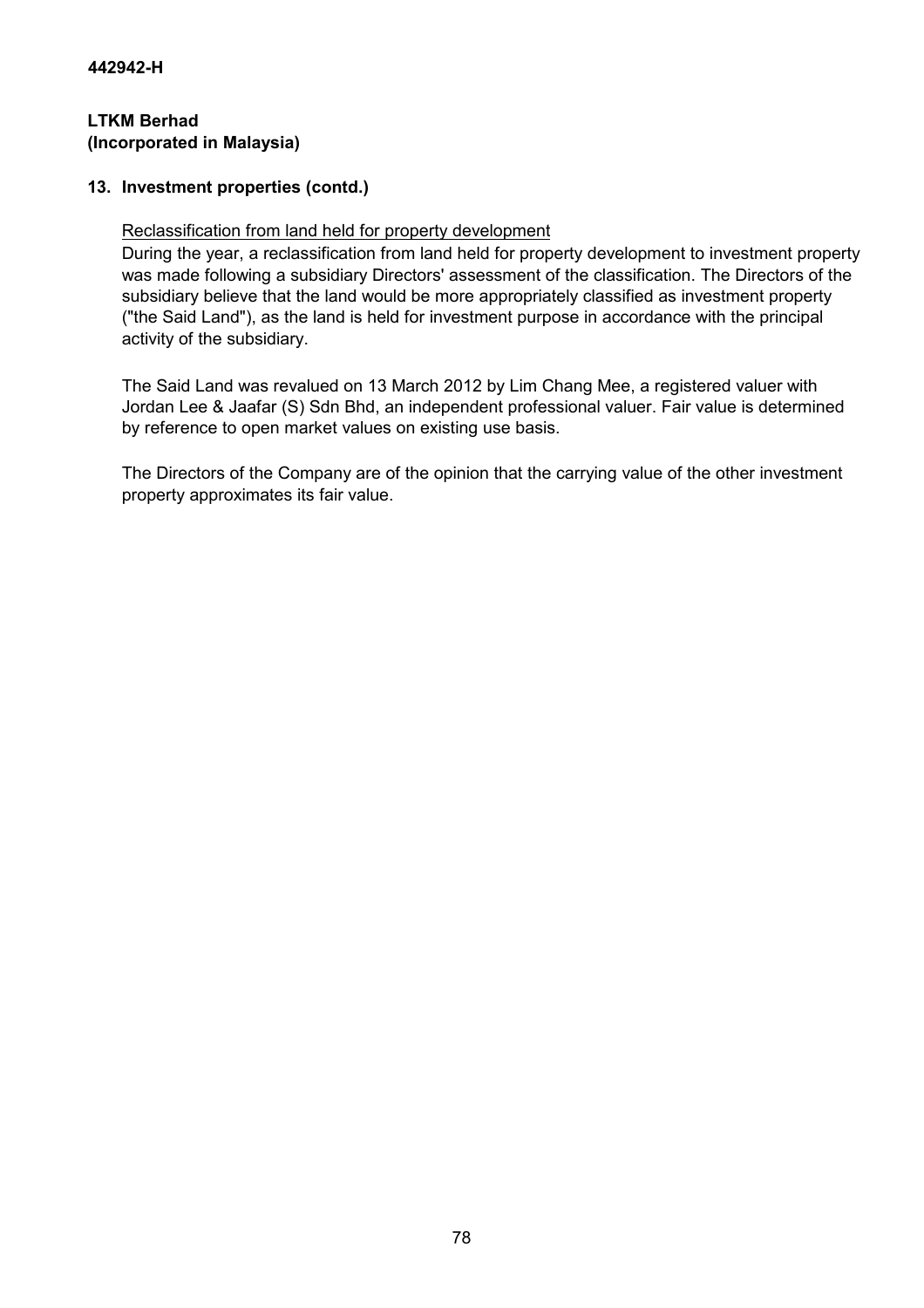**442942-H**

**LTKM Berhad**
**(Incorporated in Malaysia)**

## 13. Investment properties (contd.)

Reclassification from land held for property development

During the year, a reclassification from land held for property development to investment property was made following a subsidiary Directors' assessment of the classification. The Directors of the subsidiary believe that the land would be more appropriately classified as investment property ("the Said Land"), as the land is held for investment purpose in accordance with the principal activity of the subsidiary.

The Said Land was revalued on 13 March 2012 by Lim Chang Mee, a registered valuer with Jordan Lee & Jaafar (S) Sdn Bhd, an independent professional valuer. Fair value is determined by reference to open market values on existing use basis.

The Directors of the Company are of the opinion that the carrying value of the other investment property approximates its fair value.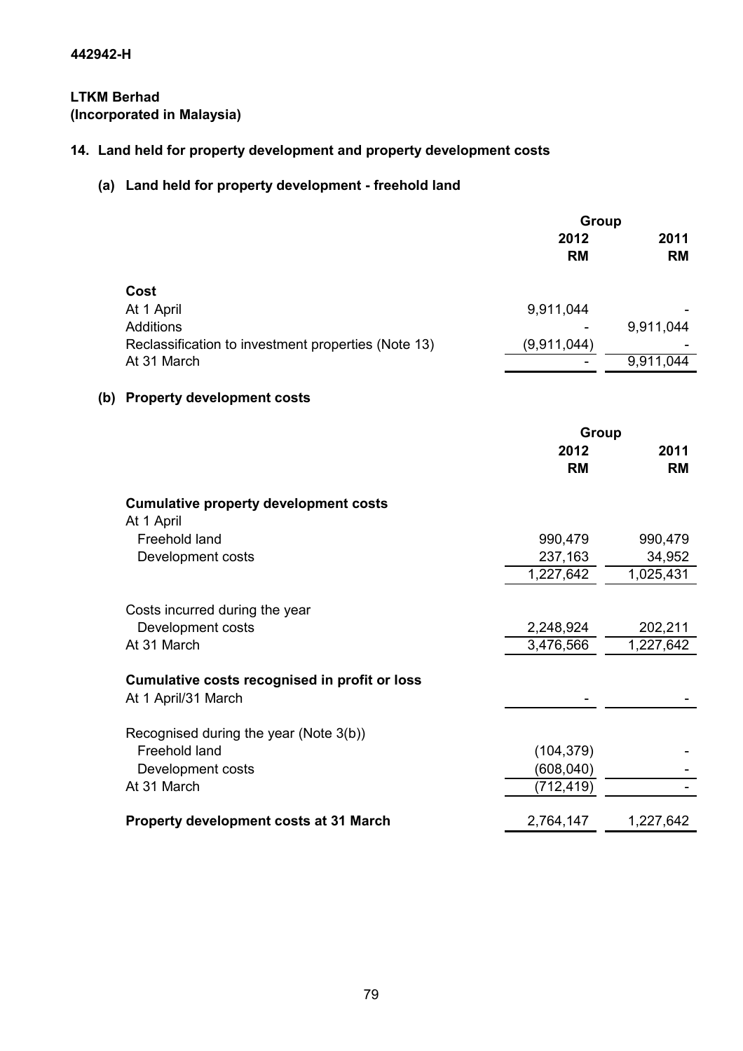442942-H

**LTKM Berhad**
**(Incorporated in Malaysia)**

## 14. Land held for property development and property development costs

### (a) Land held for property development - freehold land

| | Group | |
|---|---|---|
| | 2012 | 2011 |
| | RM | RM |
| **Cost** | | |
| At 1 April | 9,911,044 | - |
| Additions | - | 9,911,044 |
| Reclassification to investment properties (Note 13) | (9,911,044) | - |
| At 31 March | - | 9,911,044 |

### (b) Property development costs

| | Group | |
|---|---|---|
| | 2012 | 2011 |
| | RM | RM |
| **Cumulative property development costs** | | |
| At 1 April | | |
| Freehold land | 990,479 | 990,479 |
| Development costs | 237,163 | 34,952 |
| | 1,227,642 | 1,025,431 |
| Costs incurred during the year | | |
| Development costs | 2,248,924 | 202,211 |
| At 31 March | 3,476,566 | 1,227,642 |
| **Cumulative costs recognised in profit or loss** | | |
| At 1 April/31 March | - | - |
| Recognised during the year (Note 3(b)) | | |
| Freehold land | (104,379) | - |
| Development costs | (608,040) | - |
| At 31 March | (712,419) | - |
| **Property development costs at 31 March** | 2,764,147 | 1,227,642 |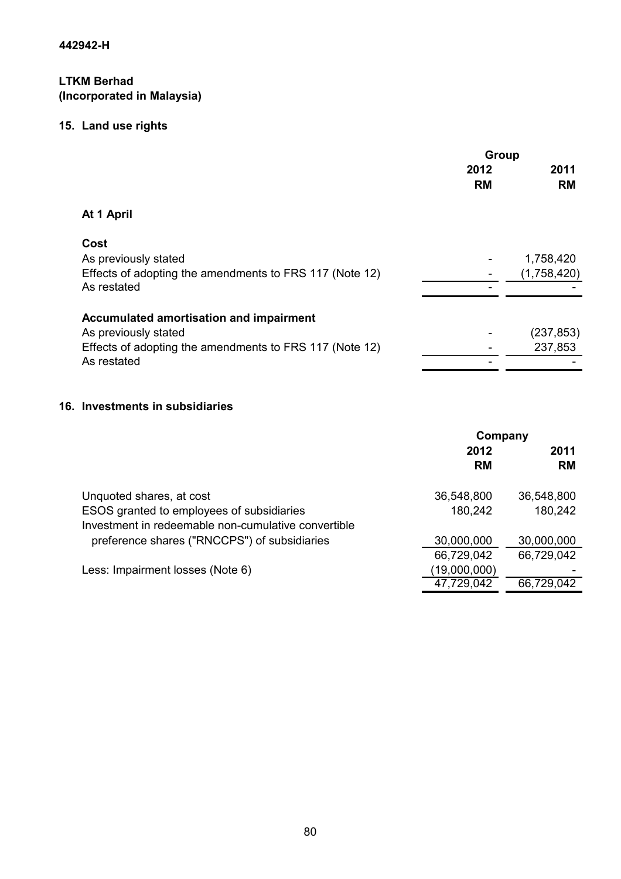442942-H

**LTKM Berhad**
**(Incorporated in Malaysia)**

## 15. Land use rights

| | Group | |
|---|---|---|
| | **2012** | **2011** |
| | **RM** | **RM** |
| **At 1 April** | | |
| **Cost** | | |
| As previously stated | - | 1,758,420 |
| Effects of adopting the amendments to FRS 117 (Note 12) | - | (1,758,420) |
| As restated | - | - |
| **Accumulated amortisation and impairment** | | |
| As previously stated | - | (237,853) |
| Effects of adopting the amendments to FRS 117 (Note 12) | - | 237,853 |
| As restated | - | - |

## 16. Investments in subsidiaries

| | Company | |
|---|---|---|
| | **2012** | **2011** |
| | **RM** | **RM** |
| Unquoted shares, at cost | 36,548,800 | 36,548,800 |
| ESOS granted to employees of subsidiaries | 180,242 | 180,242 |
| Investment in redeemable non-cumulative convertible preference shares ("RNCCPS") of subsidiaries | 30,000,000 | 30,000,000 |
| | 66,729,042 | 66,729,042 |
| Less: Impairment losses (Note 6) | (19,000,000) | - |
| | 47,729,042 | 66,729,042 |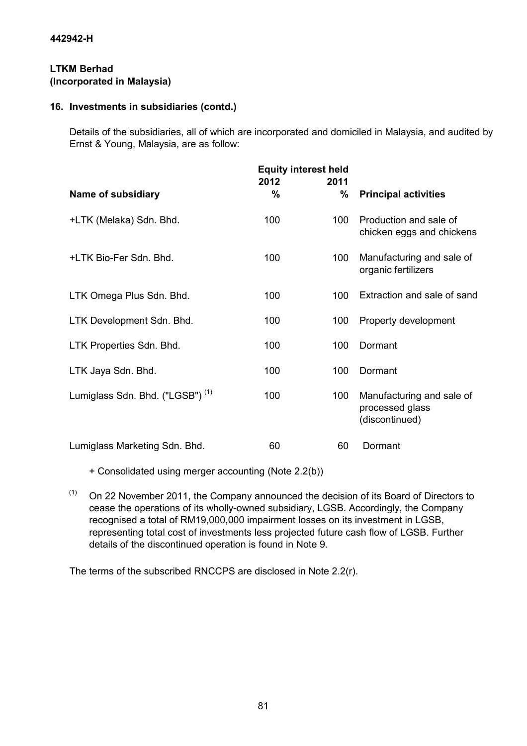442942-H

**LTKM Berhad**
**(Incorporated in Malaysia)**

## 16. Investments in subsidiaries (contd.)

Details of the subsidiaries, all of which are incorporated and domiciled in Malaysia, and audited by Ernst & Young, Malaysia, are as follow:

| | Equity interest held | | |
|---|---|---|---|
| | 2012 | 2011 | |
| **Name of subsidiary** | **%** | **%** | **Principal activities** |
| +LTK (Melaka) Sdn. Bhd. | 100 | 100 | Production and sale of chicken eggs and chickens |
| +LTK Bio-Fer Sdn. Bhd. | 100 | 100 | Manufacturing and sale of organic fertilizers |
| LTK Omega Plus Sdn. Bhd. | 100 | 100 | Extraction and sale of sand |
| LTK Development Sdn. Bhd. | 100 | 100 | Property development |
| LTK Properties Sdn. Bhd. | 100 | 100 | Dormant |
| LTK Jaya Sdn. Bhd. | 100 | 100 | Dormant |
| Lumiglass Sdn. Bhd. ("LGSB") [(1)] | 100 | 100 | Manufacturing and sale of processed glass (discontinued) |
| Lumiglass Marketing Sdn. Bhd. | 60 | 60 | Dormant |

+ Consolidated using merger accounting (Note 2.2(b))

[(1)] On 22 November 2011, the Company announced the decision of its Board of Directors to cease the operations of its wholly-owned subsidiary, LGSB. Accordingly, the Company recognised a total of RM19,000,000 impairment losses on its investment in LGSB, representing total cost of investments less projected future cash flow of LGSB. Further details of the discontinued operation is found in Note 9.

The terms of the subscribed RNCCPS are disclosed in Note 2.2(r).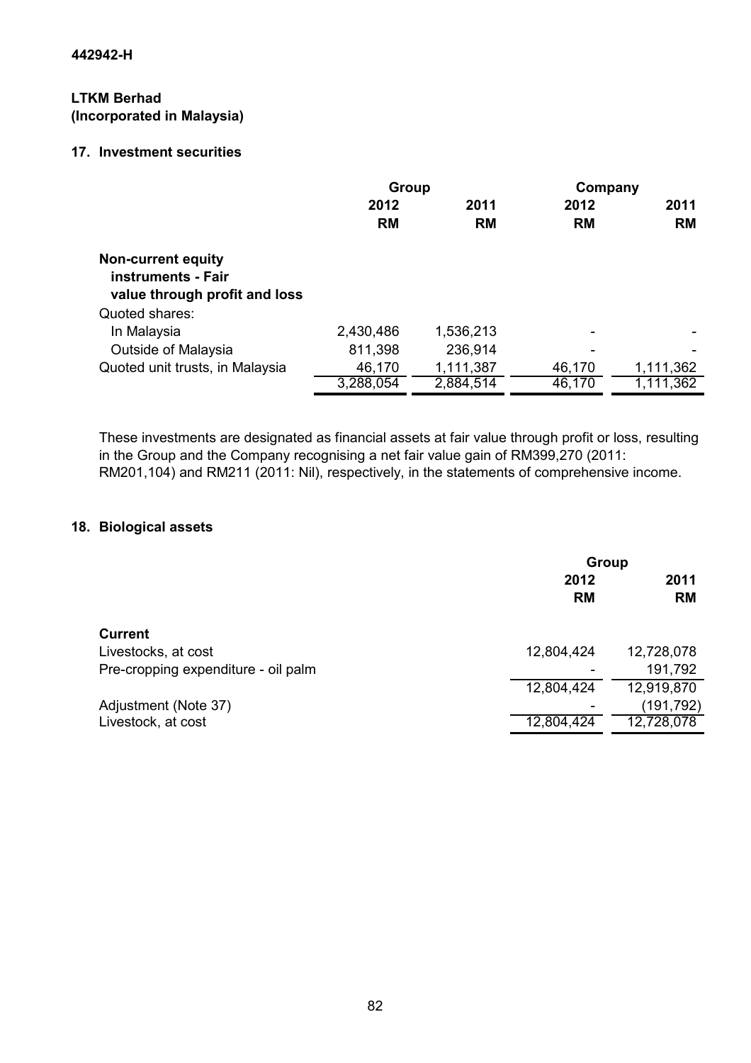442942-H

**LTKM Berhad**
**(Incorporated in Malaysia)**

## 17. Investment securities

| | Group | | Company | |
|---|---|---|---|---|
| | 2012 | 2011 | 2012 | 2011 |
| | RM | RM | RM | RM |
| **Non-current equity instruments - Fair value through profit and loss** | | | | |
| Quoted shares: | | | | |
| In Malaysia | 2,430,486 | 1,536,213 | - | - |
| Outside of Malaysia | 811,398 | 236,914 | - | - |
| Quoted unit trusts, in Malaysia | 46,170 | 1,111,387 | 46,170 | 1,111,362 |
| | 3,288,054 | 2,884,514 | 46,170 | 1,111,362 |

These investments are designated as financial assets at fair value through profit or loss, resulting in the Group and the Company recognising a net fair value gain of RM399,270 (2011: RM201,104) and RM211 (2011: Nil), respectively, in the statements of comprehensive income.

## 18. Biological assets

| | Group | |
|---|---|---|
| | 2012 | 2011 |
| | RM | RM |
| **Current** | | |
| Livestocks, at cost | 12,804,424 | 12,728,078 |
| Pre-cropping expenditure - oil palm | - | 191,792 |
| | 12,804,424 | 12,919,870 |
| Adjustment (Note 37) | - | (191,792) |
| Livestock, at cost | 12,804,424 | 12,728,078 |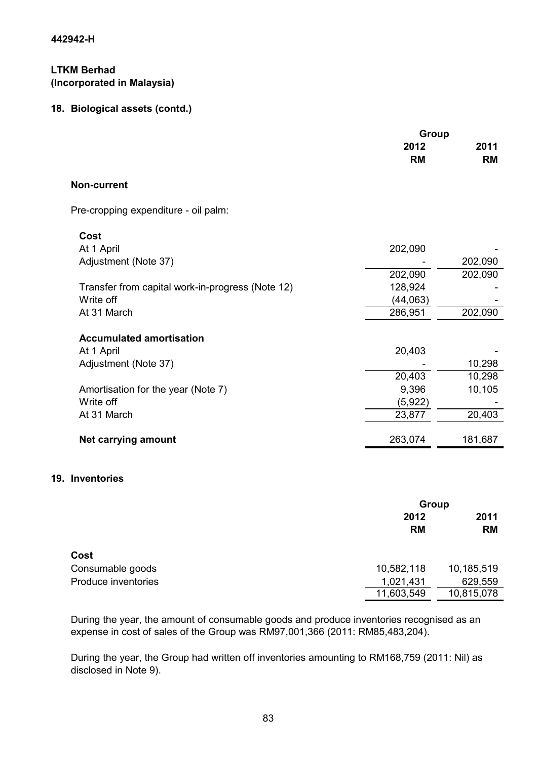442942-H

**LTKM Berhad**
**(Incorporated in Malaysia)**

## 18. Biological assets (contd.)

| | Group | |
|---|---|---|
| | 2012 | 2011 |
| | RM | RM |
| **Non-current** | | |
| Pre-cropping expenditure - oil palm: | | |
| **Cost** | | |
| At 1 April | 202,090 | - |
| Adjustment (Note 37) | - | 202,090 |
| | 202,090 | 202,090 |
| Transfer from capital work-in-progress (Note 12) | 128,924 | - |
| Write off | (44,063) | - |
| At 31 March | 286,951 | 202,090 |
| **Accumulated amortisation** | | |
| At 1 April | 20,403 | - |
| Adjustment (Note 37) | - | 10,298 |
| | 20,403 | 10,298 |
| Amortisation for the year (Note 7) | 9,396 | 10,105 |
| Write off | (5,922) | - |
| At 31 March | 23,877 | 20,403 |
| **Net carrying amount** | 263,074 | 181,687 |

## 19. Inventories

| | Group | |
|---|---|---|
| | 2012 | 2011 |
| | RM | RM |
| **Cost** | | |
| Consumable goods | 10,582,118 | 10,185,519 |
| Produce inventories | 1,021,431 | 629,559 |
| | 11,603,549 | 10,815,078 |

During the year, the amount of consumable goods and produce inventories recognised as an expense in cost of sales of the Group was RM97,001,366 (2011: RM85,483,204).

During the year, the Group had written off inventories amounting to RM168,759 (2011: Nil) as disclosed in Note 9).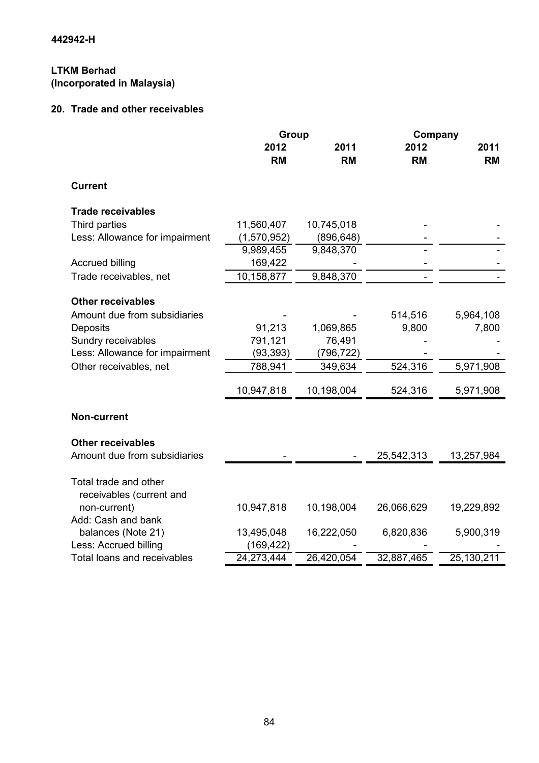442942-H

**LTKM Berhad**
**(Incorporated in Malaysia)**

## 20. Trade and other receivables

| | Group | | Company | |
|---|---|---|---|---|
| | 2012 | 2011 | 2012 | 2011 |
| | RM | RM | RM | RM |
| **Current** | | | | |
| **Trade receivables** | | | | |
| Third parties | 11,560,407 | 10,745,018 | - | - |
| Less: Allowance for impairment | (1,570,952) | (896,648) | - | - |
| | 9,989,455 | 9,848,370 | - | - |
| Accrued billing | 169,422 | - | - | - |
| Trade receivables, net | 10,158,877 | 9,848,370 | - | - |
| **Other receivables** | | | | |
| Amount due from subsidiaries | - | - | 514,516 | 5,964,108 |
| Deposits | 91,213 | 1,069,865 | 9,800 | 7,800 |
| Sundry receivables | 791,121 | 76,491 | - | - |
| Less: Allowance for impairment | (93,393) | (796,722) | - | - |
| Other receivables, net | 788,941 | 349,634 | 524,316 | 5,971,908 |
| | 10,947,818 | 10,198,004 | 524,316 | 5,971,908 |
| **Non-current** | | | | |
| **Other receivables** | | | | |
| Amount due from subsidiaries | - | - | 25,542,313 | 13,257,984 |
| Total trade and other receivables (current and non-current) | 10,947,818 | 10,198,004 | 26,066,629 | 19,229,892 |
| Add: Cash and bank balances (Note 21) | 13,495,048 | 16,222,050 | 6,820,836 | 5,900,319 |
| Less: Accrued billing | (169,422) | - | - | - |
| Total loans and receivables | 24,273,444 | 26,420,054 | 32,887,465 | 25,130,211 |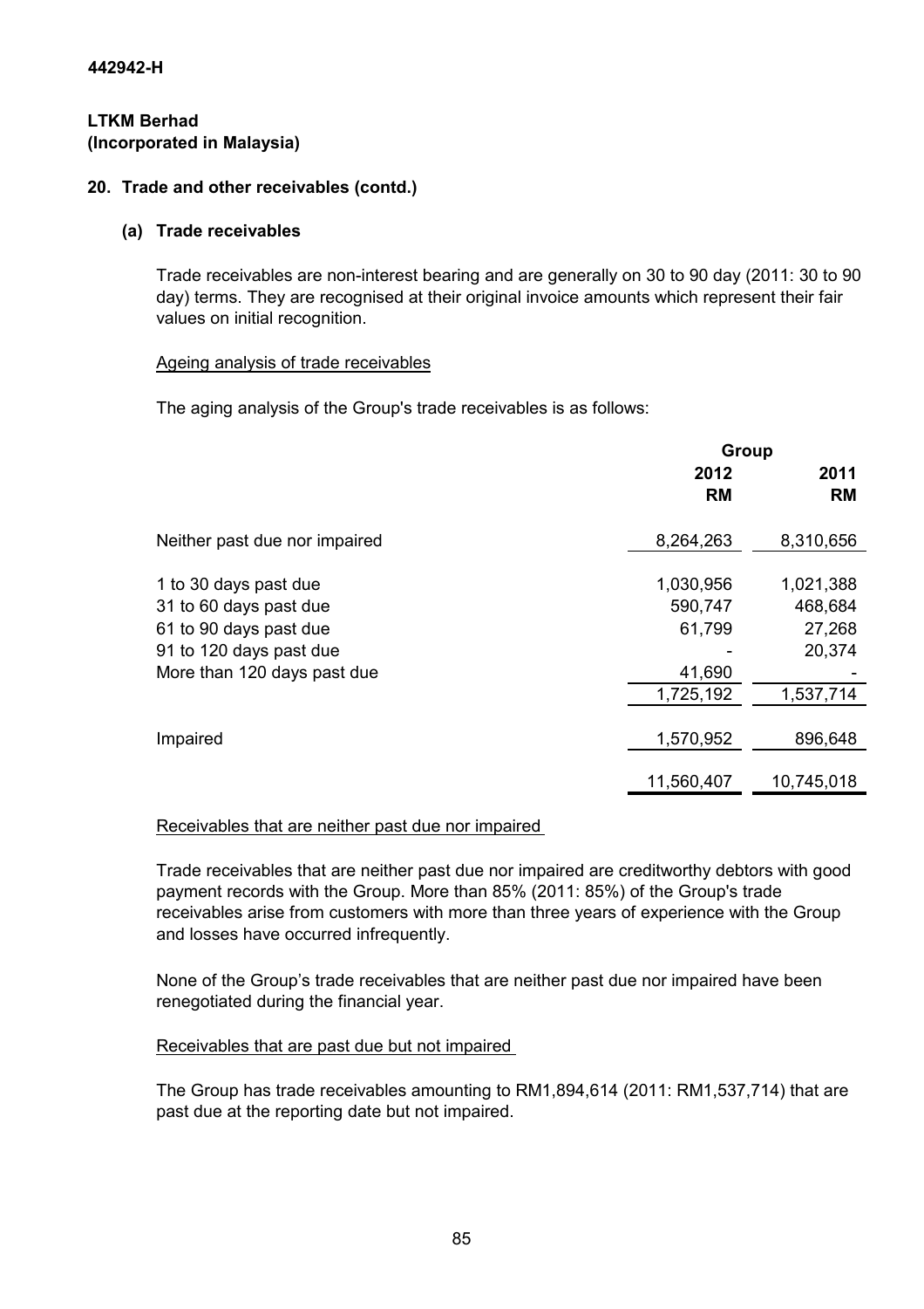442942-H

**LTKM Berhad**
**(Incorporated in Malaysia)**

## 20. Trade and other receivables (contd.)

### (a) Trade receivables

Trade receivables are non-interest bearing and are generally on 30 to 90 day (2011: 30 to 90 day) terms. They are recognised at their original invoice amounts which represent their fair values on initial recognition.

Ageing analysis of trade receivables

The aging analysis of the Group's trade receivables is as follows:

| | Group | |
|---|---|---|
| | 2012 RM | 2011 RM |
| Neither past due nor impaired | 8,264,263 | 8,310,656 |
| 1 to 30 days past due | 1,030,956 | 1,021,388 |
| 31 to 60 days past due | 590,747 | 468,684 |
| 61 to 90 days past due | 61,799 | 27,268 |
| 91 to 120 days past due | - | 20,374 |
| More than 120 days past due | 41,690 | - |
| | 1,725,192 | 1,537,714 |
| Impaired | 1,570,952 | 896,648 |
| | 11,560,407 | 10,745,018 |

Receivables that are neither past due nor impaired

Trade receivables that are neither past due nor impaired are creditworthy debtors with good payment records with the Group. More than 85% (2011: 85%) of the Group's trade receivables arise from customers with more than three years of experience with the Group and losses have occurred infrequently.

None of the Group's trade receivables that are neither past due nor impaired have been renegotiated during the financial year.

Receivables that are past due but not impaired

The Group has trade receivables amounting to RM1,894,614 (2011: RM1,537,714) that are past due at the reporting date but not impaired.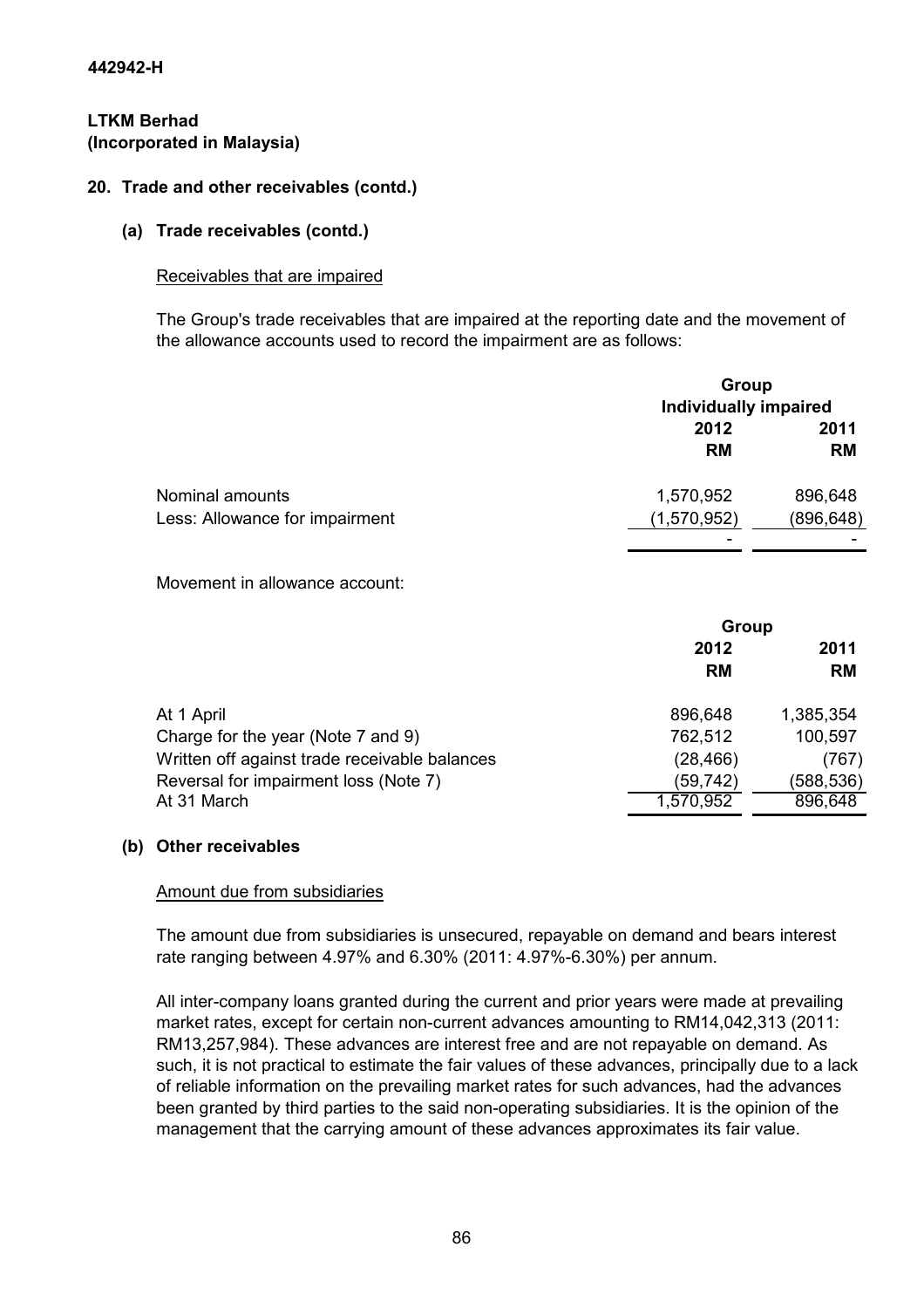442942-H

**LTKM Berhad**
**(Incorporated in Malaysia)**

## 20. Trade and other receivables (contd.)

### (a) Trade receivables (contd.)

Receivables that are impaired

The Group's trade receivables that are impaired at the reporting date and the movement of the allowance accounts used to record the impairment are as follows:

| | Group | |
|---|---|---|
| | Individually impaired | |
| | 2012 | 2011 |
| | RM | RM |
| Nominal amounts | 1,570,952 | 896,648 |
| Less: Allowance for impairment | (1,570,952) | (896,648) |
| | - | - |

Movement in allowance account:

| | Group | |
|---|---|---|
| | 2012 | 2011 |
| | RM | RM |
| At 1 April | 896,648 | 1,385,354 |
| Charge for the year (Note 7 and 9) | 762,512 | 100,597 |
| Written off against trade receivable balances | (28,466) | (767) |
| Reversal for impairment loss (Note 7) | (59,742) | (588,536) |
| At 31 March | 1,570,952 | 896,648 |

### (b) Other receivables

Amount due from subsidiaries

The amount due from subsidiaries is unsecured, repayable on demand and bears interest rate ranging between 4.97% and 6.30% (2011: 4.97%-6.30%) per annum.

All inter-company loans granted during the current and prior years were made at prevailing market rates, except for certain non-current advances amounting to RM14,042,313 (2011: RM13,257,984). These advances are interest free and are not repayable on demand. As such, it is not practical to estimate the fair values of these advances, principally due to a lack of reliable information on the prevailing market rates for such advances, had the advances been granted by third parties to the said non-operating subsidiaries. It is the opinion of the management that the carrying amount of these advances approximates its fair value.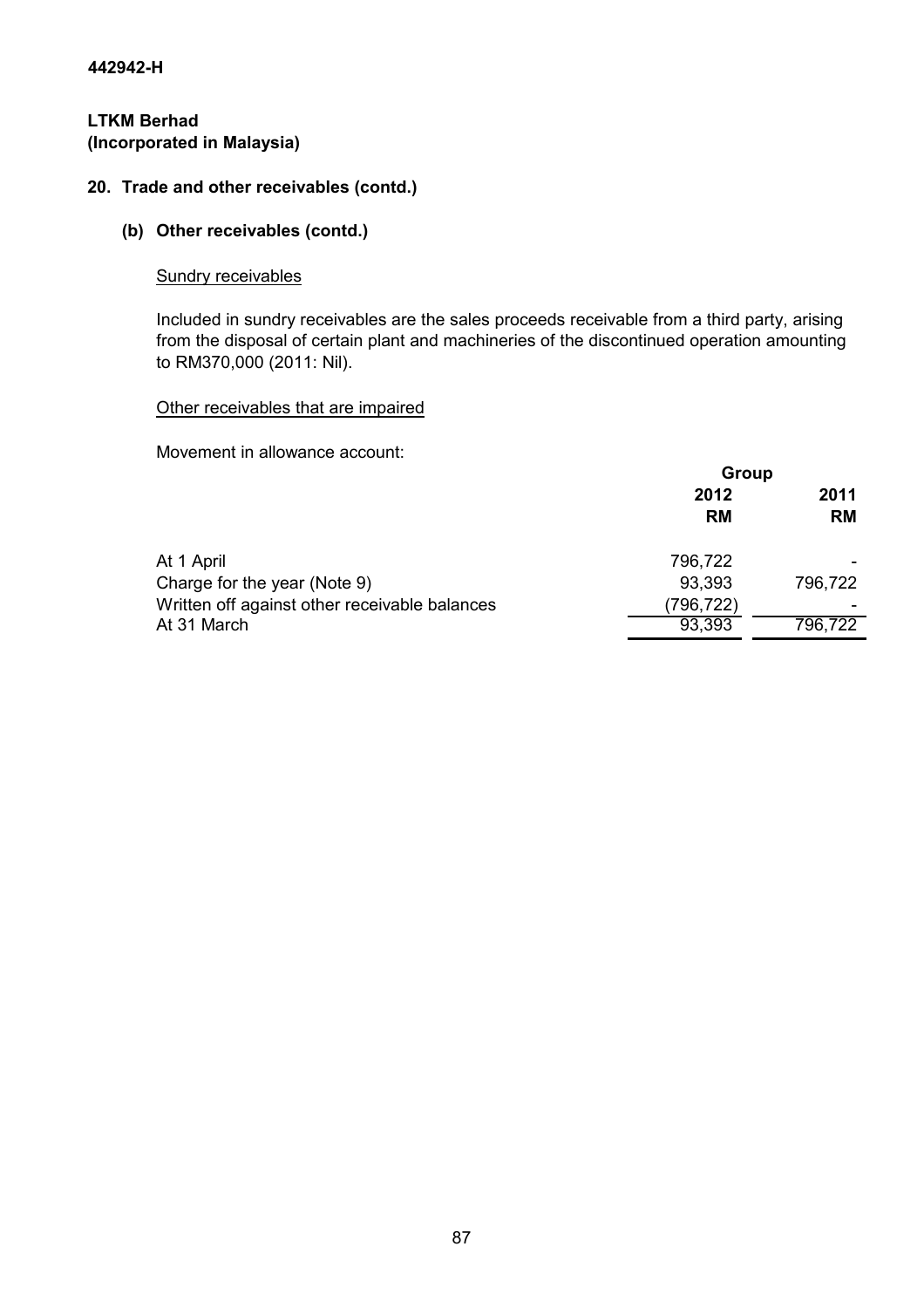**442942-H**

**LTKM Berhad**
**(Incorporated in Malaysia)**

## 20. Trade and other receivables (contd.)

### (b) Other receivables (contd.)

Sundry receivables

Included in sundry receivables are the sales proceeds receivable from a third party, arising from the disposal of certain plant and machineries of the discontinued operation amounting to RM370,000 (2011: Nil).

Other receivables that are impaired

Movement in allowance account:

| | Group | |
|---|---|---|
| | 2012 RM | 2011 RM |
| At 1 April | 796,722 | - |
| Charge for the year (Note 9) | 93,393 | 796,722 |
| Written off against other receivable balances | (796,722) | - |
| At 31 March | 93,393 | 796,722 |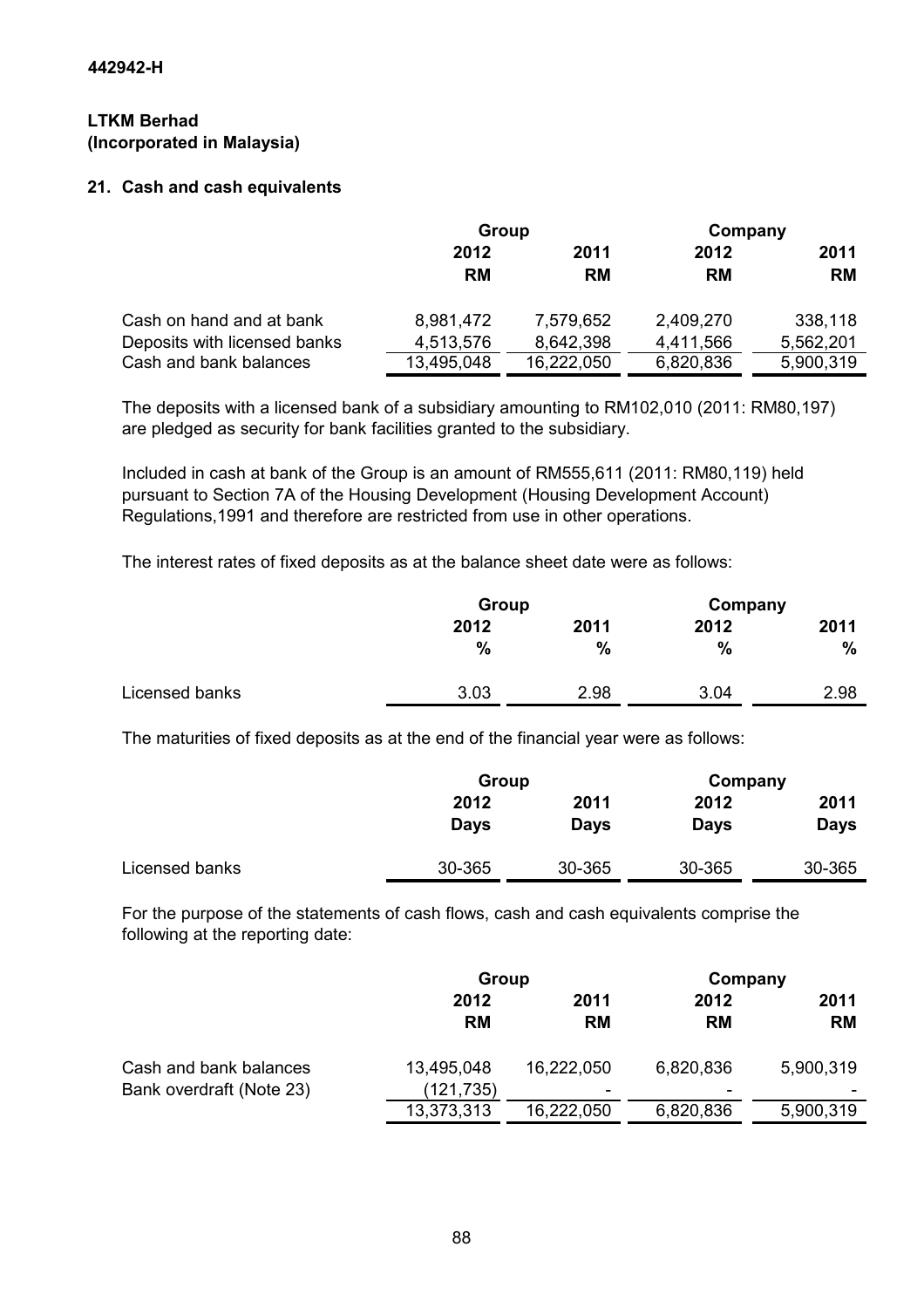442942-H

**LTKM Berhad**
**(Incorporated in Malaysia)**

### 21. Cash and cash equivalents

| | Group | | Company | |
|---|---|---|---|---|
| | 2012 | 2011 | 2012 | 2011 |
| | RM | RM | RM | RM |
| Cash on hand and at bank | 8,981,472 | 7,579,652 | 2,409,270 | 338,118 |
| Deposits with licensed banks | 4,513,576 | 8,642,398 | 4,411,566 | 5,562,201 |
| Cash and bank balances | 13,495,048 | 16,222,050 | 6,820,836 | 5,900,319 |

The deposits with a licensed bank of a subsidiary amounting to RM102,010 (2011: RM80,197) are pledged as security for bank facilities granted to the subsidiary.

Included in cash at bank of the Group is an amount of RM555,611 (2011: RM80,119) held pursuant to Section 7A of the Housing Development (Housing Development Account) Regulations,1991 and therefore are restricted from use in other operations.

The interest rates of fixed deposits as at the balance sheet date were as follows:

| | Group | | Company | |
|---|---|---|---|---|
| | 2012 | 2011 | 2012 | 2011 |
| | % | % | % | % |
| Licensed banks | 3.03 | 2.98 | 3.04 | 2.98 |

The maturities of fixed deposits as at the end of the financial year were as follows:

| | Group | | Company | |
|---|---|---|---|---|
| | 2012 | 2011 | 2012 | 2011 |
| | Days | Days | Days | Days |
| Licensed banks | 30-365 | 30-365 | 30-365 | 30-365 |

For the purpose of the statements of cash flows, cash and cash equivalents comprise the following at the reporting date:

| | Group | | Company | |
|---|---|---|---|---|
| | 2012 | 2011 | 2012 | 2011 |
| | RM | RM | RM | RM |
| Cash and bank balances | 13,495,048 | 16,222,050 | 6,820,836 | 5,900,319 |
| Bank overdraft (Note 23) | (121,735) | - | - | - |
| | 13,373,313 | 16,222,050 | 6,820,836 | 5,900,319 |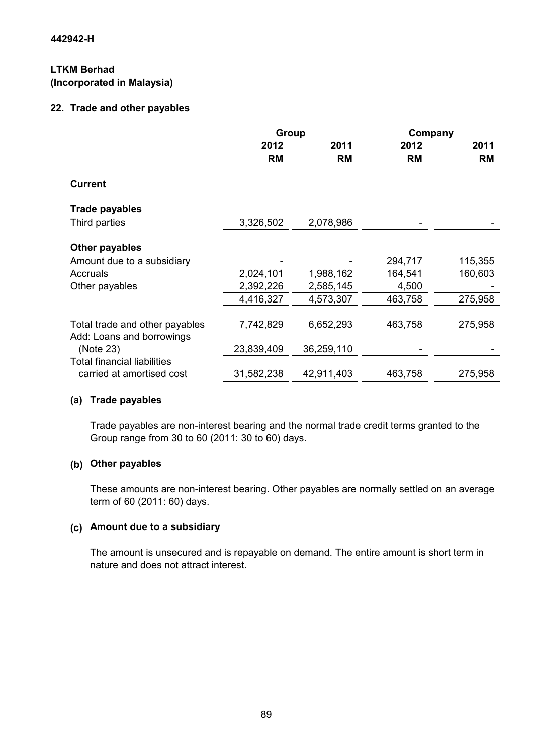442942-H

**LTKM Berhad**
**(Incorporated in Malaysia)**

## 22. Trade and other payables

| | Group | | Company | |
|---|---|---|---|---|
| | 2012 | 2011 | 2012 | 2011 |
| | RM | RM | RM | RM |
| **Current** | | | | |
| **Trade payables** | | | | |
| Third parties | 3,326,502 | 2,078,986 | - | - |
| **Other payables** | | | | |
| Amount due to a subsidiary | - | - | 294,717 | 115,355 |
| Accruals | 2,024,101 | 1,988,162 | 164,541 | 160,603 |
| Other payables | 2,392,226 | 2,585,145 | 4,500 | - |
| | 4,416,327 | 4,573,307 | 463,758 | 275,958 |
| Total trade and other payables | 7,742,829 | 6,652,293 | 463,758 | 275,958 |
| Add: Loans and borrowings (Note 23) | 23,839,409 | 36,259,110 | - | - |
| Total financial liabilities carried at amortised cost | 31,582,238 | 42,911,403 | 463,758 | 275,958 |

### (a) Trade payables

Trade payables are non-interest bearing and the normal trade credit terms granted to the Group range from 30 to 60 (2011: 30 to 60) days.

### (b) Other payables

These amounts are non-interest bearing. Other payables are normally settled on an average term of 60 (2011: 60) days.

### (c) Amount due to a subsidiary

The amount is unsecured and is repayable on demand. The entire amount is short term in nature and does not attract interest.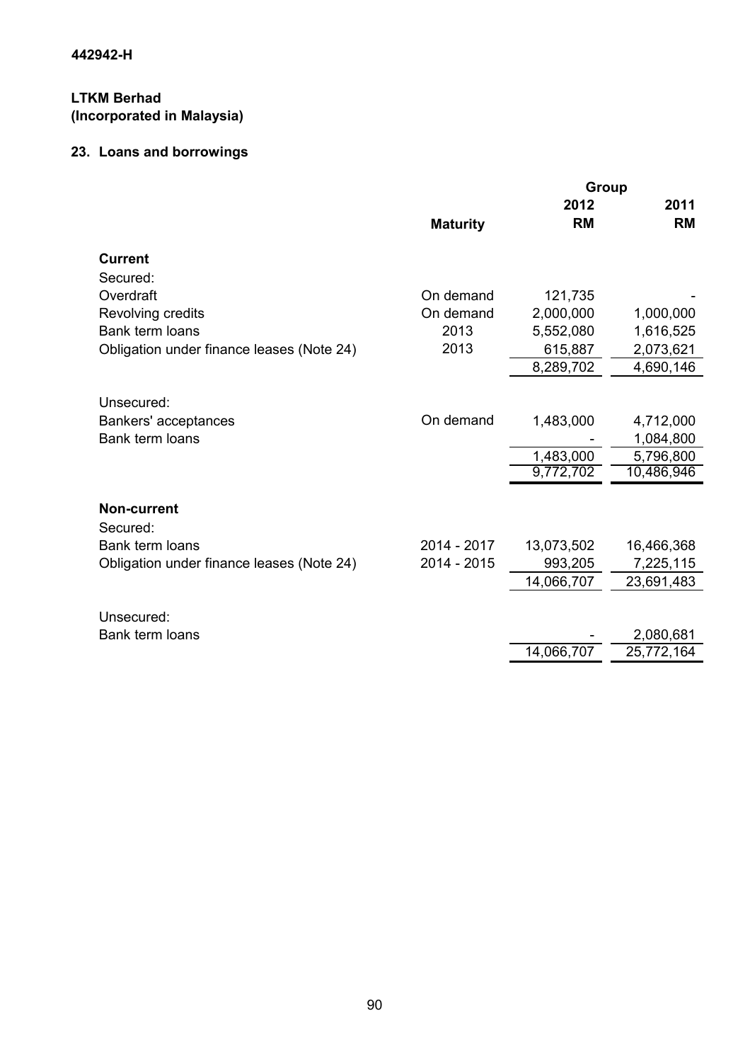442942-H

**LTKM Berhad**
**(Incorporated in Malaysia)**

## 23. Loans and borrowings

| | | Group | |
|---|---|---|---|
| | **Maturity** | **2012 RM** | **2011 RM** |
| **Current** | | | |
| Secured: | | | |
| Overdraft | On demand | 121,735 | - |
| Revolving credits | On demand | 2,000,000 | 1,000,000 |
| Bank term loans | 2013 | 5,552,080 | 1,616,525 |
| Obligation under finance leases (Note 24) | 2013 | 615,887 | 2,073,621 |
| | | 8,289,702 | 4,690,146 |
| Unsecured: | | | |
| Bankers' acceptances | On demand | 1,483,000 | 4,712,000 |
| Bank term loans | | - | 1,084,800 |
| | | 1,483,000 | 5,796,800 |
| | | 9,772,702 | 10,486,946 |
| **Non-current** | | | |
| Secured: | | | |
| Bank term loans | 2014 - 2017 | 13,073,502 | 16,466,368 |
| Obligation under finance leases (Note 24) | 2014 - 2015 | 993,205 | 7,225,115 |
| | | 14,066,707 | 23,691,483 |
| Unsecured: | | | |
| Bank term loans | | - | 2,080,681 |
| | | 14,066,707 | 25,772,164 |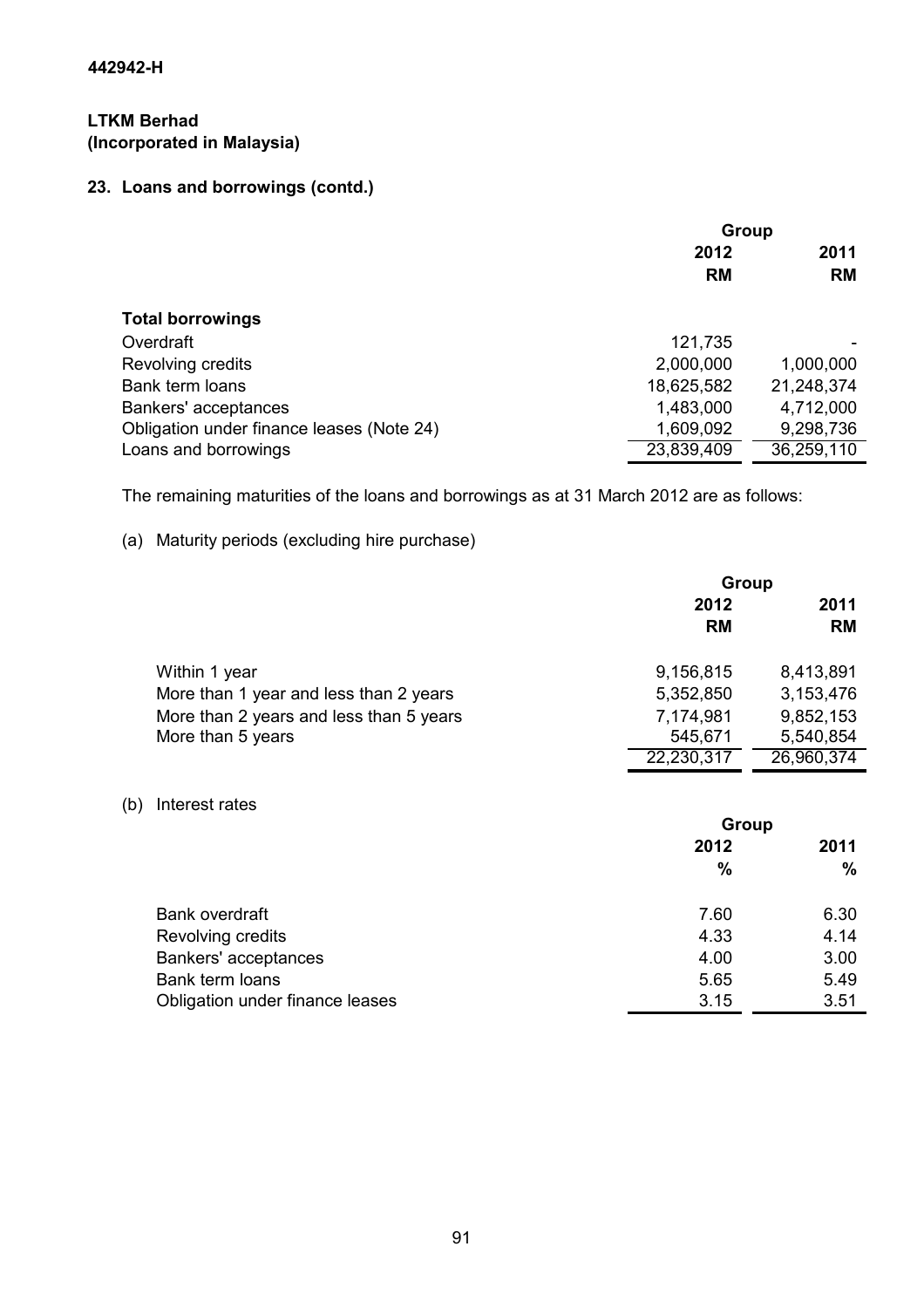442942-H

**LTKM Berhad**
**(Incorporated in Malaysia)**

## 23. Loans and borrowings (contd.)

| | Group | |
|---|---|---|
| | 2012 | 2011 |
| | RM | RM |
| **Total borrowings** | | |
| Overdraft | 121,735 | - |
| Revolving credits | 2,000,000 | 1,000,000 |
| Bank term loans | 18,625,582 | 21,248,374 |
| Bankers' acceptances | 1,483,000 | 4,712,000 |
| Obligation under finance leases (Note 24) | 1,609,092 | 9,298,736 |
| Loans and borrowings | 23,839,409 | 36,259,110 |

The remaining maturities of the loans and borrowings as at 31 March 2012 are as follows:

(a) Maturity periods (excluding hire purchase)

| | Group | |
|---|---|---|
| | 2012 | 2011 |
| | RM | RM |
| Within 1 year | 9,156,815 | 8,413,891 |
| More than 1 year and less than 2 years | 5,352,850 | 3,153,476 |
| More than 2 years and less than 5 years | 7,174,981 | 9,852,153 |
| More than 5 years | 545,671 | 5,540,854 |
| | 22,230,317 | 26,960,374 |

(b) Interest rates

| | Group | |
|---|---|---|
| | 2012 | 2011 |
| | % | % |
| Bank overdraft | 7.60 | 6.30 |
| Revolving credits | 4.33 | 4.14 |
| Bankers' acceptances | 4.00 | 3.00 |
| Bank term loans | 5.65 | 5.49 |
| Obligation under finance leases | 3.15 | 3.51 |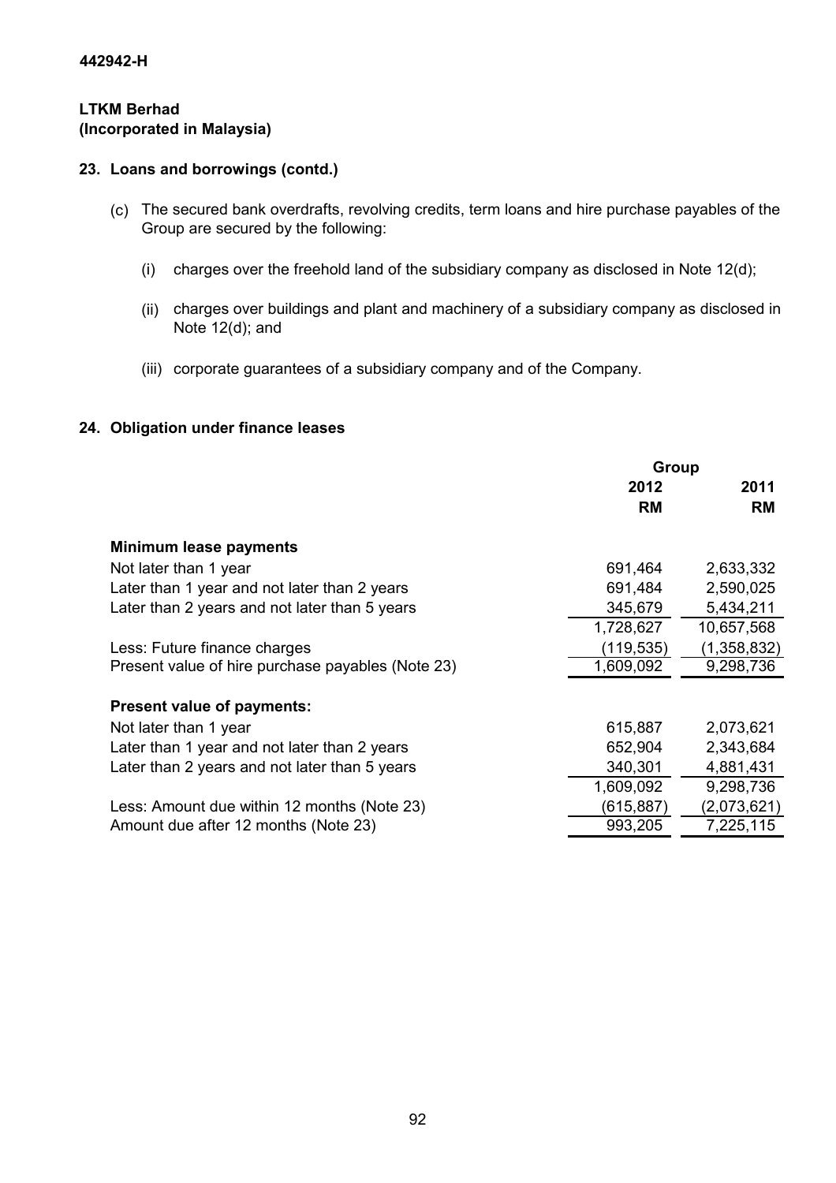442942-H

**LTKM Berhad**
**(Incorporated in Malaysia)**

### 23. Loans and borrowings (contd.)

(c) The secured bank overdrafts, revolving credits, term loans and hire purchase payables of the Group are secured by the following:

   (i) charges over the freehold land of the subsidiary company as disclosed in Note 12(d);

   (ii) charges over buildings and plant and machinery of a subsidiary company as disclosed in Note 12(d); and

   (iii) corporate guarantees of a subsidiary company and of the Company.

### 24. Obligation under finance leases

| | Group | |
|---|---|---|
| | 2012 | 2011 |
| | RM | RM |
| **Minimum lease payments** | | |
| Not later than 1 year | 691,464 | 2,633,332 |
| Later than 1 year and not later than 2 years | 691,484 | 2,590,025 |
| Later than 2 years and not later than 5 years | 345,679 | 5,434,211 |
| | 1,728,627 | 10,657,568 |
| Less: Future finance charges | (119,535) | (1,358,832) |
| Present value of hire purchase payables (Note 23) | 1,609,092 | 9,298,736 |
| **Present value of payments:** | | |
| Not later than 1 year | 615,887 | 2,073,621 |
| Later than 1 year and not later than 2 years | 652,904 | 2,343,684 |
| Later than 2 years and not later than 5 years | 340,301 | 4,881,431 |
| | 1,609,092 | 9,298,736 |
| Less: Amount due within 12 months (Note 23) | (615,887) | (2,073,621) |
| Amount due after 12 months (Note 23) | 993,205 | 7,225,115 |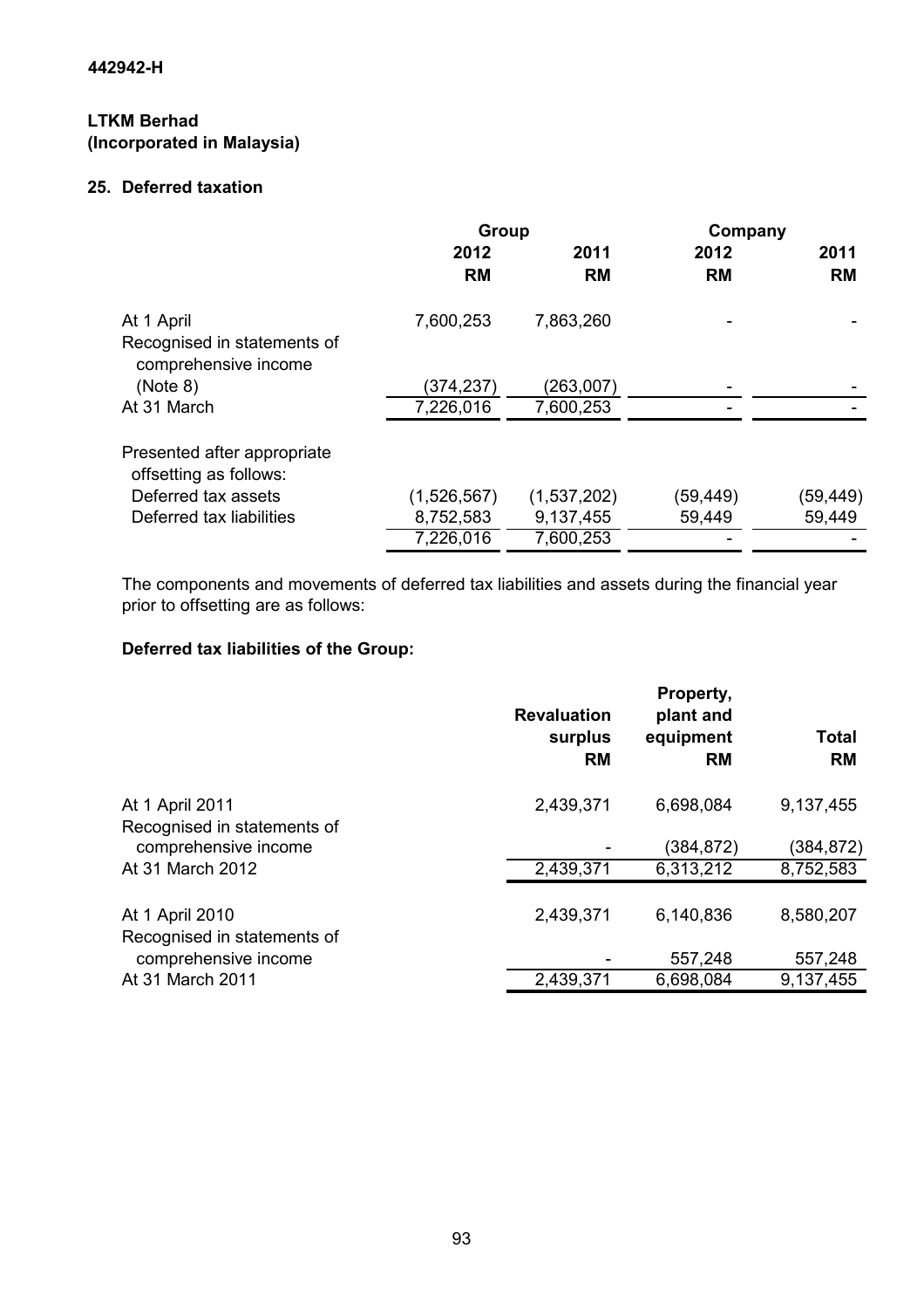442942-H

**LTKM Berhad**
**(Incorporated in Malaysia)**

## 25. Deferred taxation

| | Group | | Company | |
|---|---|---|---|---|
| | 2012 | 2011 | 2012 | 2011 |
| | RM | RM | RM | RM |
| At 1 April | 7,600,253 | 7,863,260 | - | - |
| Recognised in statements of comprehensive income (Note 8) | (374,237) | (263,007) | - | - |
| At 31 March | 7,226,016 | 7,600,253 | - | - |
| Presented after appropriate offsetting as follows: | | | | |
| Deferred tax assets | (1,526,567) | (1,537,202) | (59,449) | (59,449) |
| Deferred tax liabilities | 8,752,583 | 9,137,455 | 59,449 | 59,449 |
| | 7,226,016 | 7,600,253 | - | - |

The components and movements of deferred tax liabilities and assets during the financial year prior to offsetting are as follows:

**Deferred tax liabilities of the Group:**

| | Revaluation surplus | Property, plant and equipment | Total |
|---|---|---|---|
| | RM | RM | RM |
| At 1 April 2011 | 2,439,371 | 6,698,084 | 9,137,455 |
| Recognised in statements of comprehensive income | - | (384,872) | (384,872) |
| At 31 March 2012 | 2,439,371 | 6,313,212 | 8,752,583 |
| At 1 April 2010 | 2,439,371 | 6,140,836 | 8,580,207 |
| Recognised in statements of comprehensive income | - | 557,248 | 557,248 |
| At 31 March 2011 | 2,439,371 | 6,698,084 | 9,137,455 |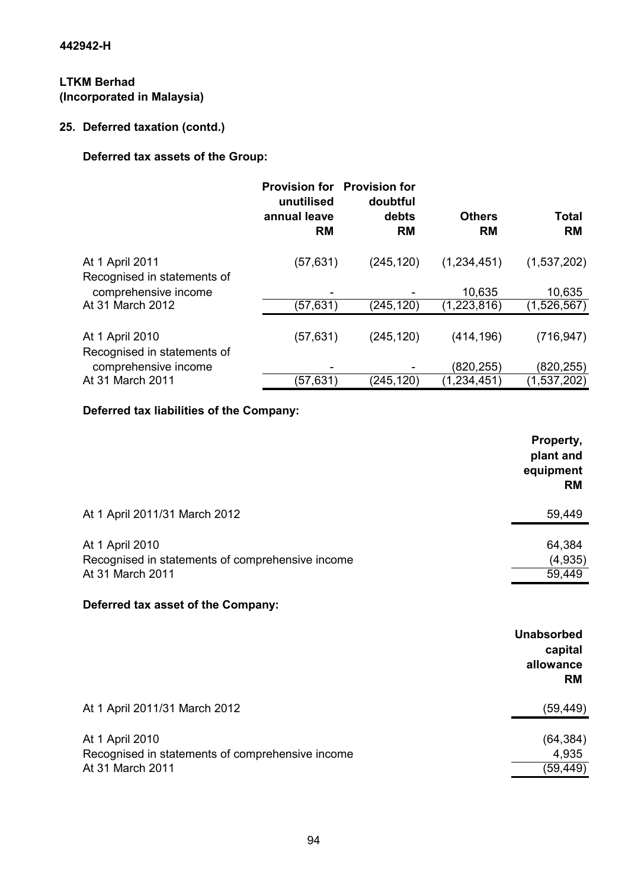442942-H

**LTKM Berhad**
**(Incorporated in Malaysia)**

## 25. Deferred taxation (contd.)

### Deferred tax assets of the Group:

| | Provision for unutilised annual leave RM | Provision for doubtful debts RM | Others RM | Total RM |
|---|---|---|---|---|
| At 1 April 2011 | (57,631) | (245,120) | (1,234,451) | (1,537,202) |
| Recognised in statements of comprehensive income | - | - | 10,635 | 10,635 |
| At 31 March 2012 | (57,631) | (245,120) | (1,223,816) | (1,526,567) |
| | | | | |
| At 1 April 2010 | (57,631) | (245,120) | (414,196) | (716,947) |
| Recognised in statements of comprehensive income | - | - | (820,255) | (820,255) |
| At 31 March 2011 | (57,631) | (245,120) | (1,234,451) | (1,537,202) |

### Deferred tax liabilities of the Company:

| | Property, plant and equipment RM |
|---|---|
| At 1 April 2011/31 March 2012 | 59,449 |
| | |
| At 1 April 2010 | 64,384 |
| Recognised in statements of comprehensive income | (4,935) |
| At 31 March 2011 | 59,449 |

### Deferred tax asset of the Company:

| | Unabsorbed capital allowance RM |
|---|---|
| At 1 April 2011/31 March 2012 | (59,449) |
| | |
| At 1 April 2010 | (64,384) |
| Recognised in statements of comprehensive income | 4,935 |
| At 31 March 2011 | (59,449) |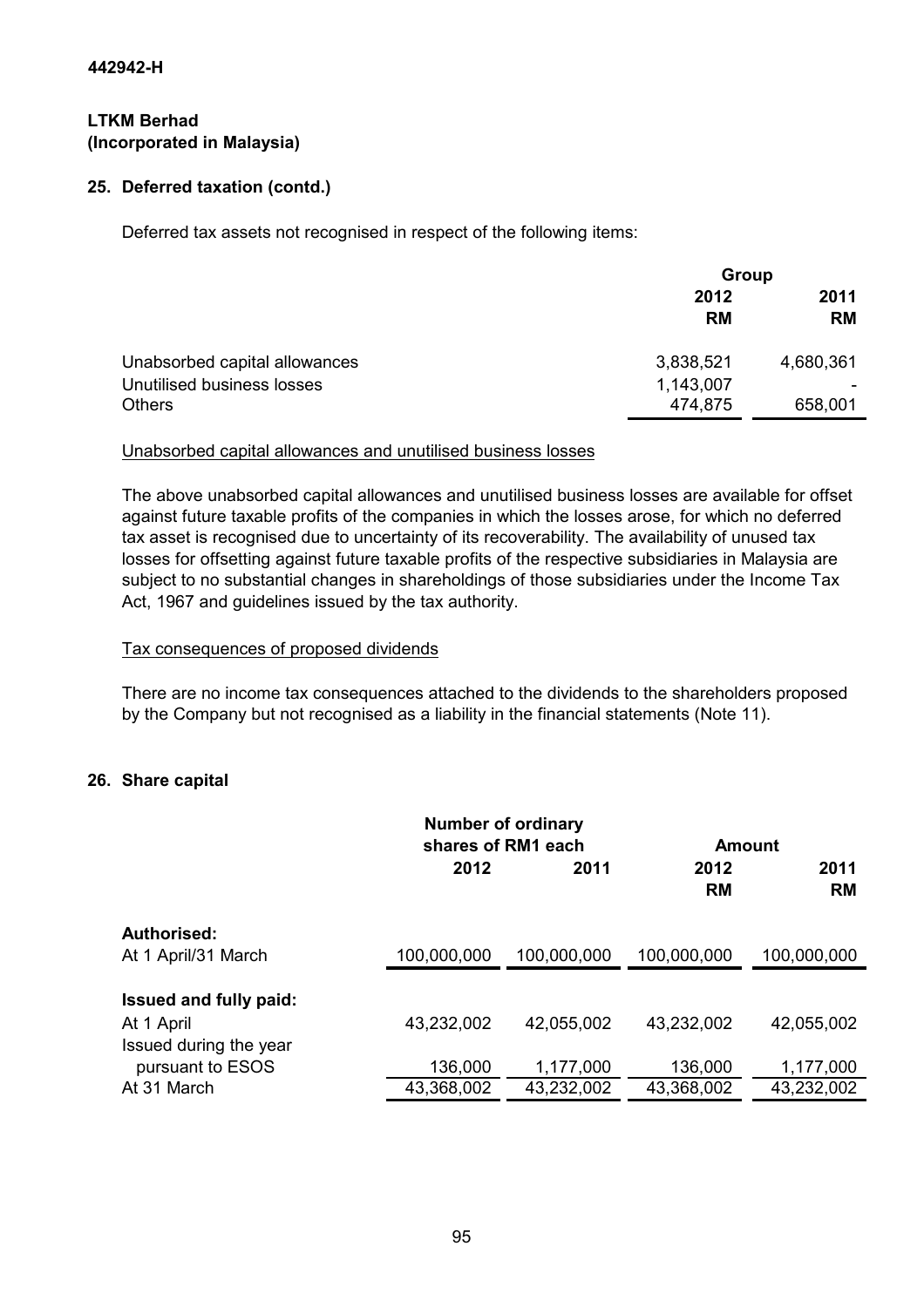**442942-H**

**LTKM Berhad**
**(Incorporated in Malaysia)**

### 25. Deferred taxation (contd.)

Deferred tax assets not recognised in respect of the following items:

| | Group | |
|---|---|---|
| | 2012 RM | 2011 RM |
| Unabsorbed capital allowances | 3,838,521 | 4,680,361 |
| Unutilised business losses | 1,143,007 | - |
| Others | 474,875 | 658,001 |

Unabsorbed capital allowances and unutilised business losses

The above unabsorbed capital allowances and unutilised business losses are available for offset against future taxable profits of the companies in which the losses arose, for which no deferred tax asset is recognised due to uncertainty of its recoverability. The availability of unused tax losses for offsetting against future taxable profits of the respective subsidiaries in Malaysia are subject to no substantial changes in shareholdings of those subsidiaries under the Income Tax Act, 1967 and guidelines issued by the tax authority.

Tax consequences of proposed dividends

There are no income tax consequences attached to the dividends to the shareholders proposed by the Company but not recognised as a liability in the financial statements (Note 11).

### 26. Share capital

| | Number of ordinary shares of RM1 each | | Amount | |
|---|---|---|---|---|
| | 2012 | 2011 | 2012 RM | 2011 RM |
| **Authorised:** | | | | |
| At 1 April/31 March | 100,000,000 | 100,000,000 | 100,000,000 | 100,000,000 |
| **Issued and fully paid:** | | | | |
| At 1 April | 43,232,002 | 42,055,002 | 43,232,002 | 42,055,002 |
| Issued during the year pursuant to ESOS | 136,000 | 1,177,000 | 136,000 | 1,177,000 |
| At 31 March | 43,368,002 | 43,232,002 | 43,368,002 | 43,232,002 |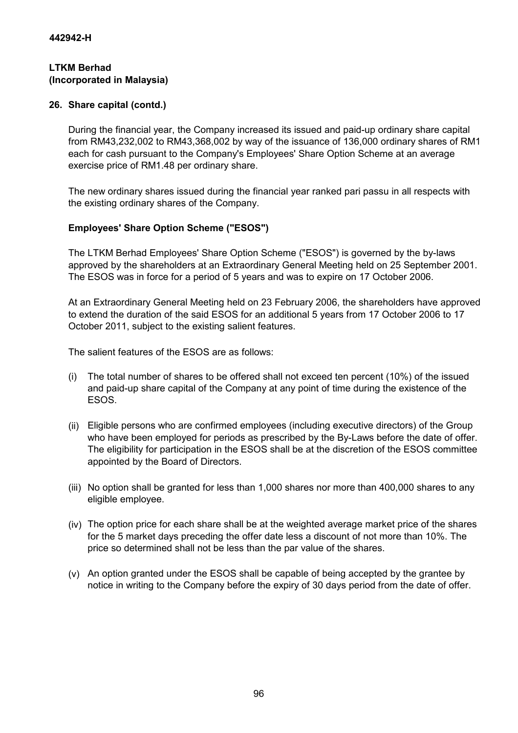442942-H

**LTKM Berhad**
**(Incorporated in Malaysia)**

## 26. Share capital (contd.)

During the financial year, the Company increased its issued and paid-up ordinary share capital from RM43,232,002 to RM43,368,002 by way of the issuance of 136,000 ordinary shares of RM1 each for cash pursuant to the Company's Employees' Share Option Scheme at an average exercise price of RM1.48 per ordinary share.

The new ordinary shares issued during the financial year ranked pari passu in all respects with the existing ordinary shares of the Company.

### Employees' Share Option Scheme ("ESOS")

The LTKM Berhad Employees' Share Option Scheme ("ESOS") is governed by the by-laws approved by the shareholders at an Extraordinary General Meeting held on 25 September 2001. The ESOS was in force for a period of 5 years and was to expire on 17 October 2006.

At an Extraordinary General Meeting held on 23 February 2006, the shareholders have approved to extend the duration of the said ESOS for an additional 5 years from 17 October 2006 to 17 October 2011, subject to the existing salient features.

The salient features of the ESOS are as follows:

(i) The total number of shares to be offered shall not exceed ten percent (10%) of the issued and paid-up share capital of the Company at any point of time during the existence of the ESOS.

(ii) Eligible persons who are confirmed employees (including executive directors) of the Group who have been employed for periods as prescribed by the By-Laws before the date of offer. The eligibility for participation in the ESOS shall be at the discretion of the ESOS committee appointed by the Board of Directors.

(iii) No option shall be granted for less than 1,000 shares nor more than 400,000 shares to any eligible employee.

(iv) The option price for each share shall be at the weighted average market price of the shares for the 5 market days preceding the offer date less a discount of not more than 10%. The price so determined shall not be less than the par value of the shares.

(v) An option granted under the ESOS shall be capable of being accepted by the grantee by notice in writing to the Company before the expiry of 30 days period from the date of offer.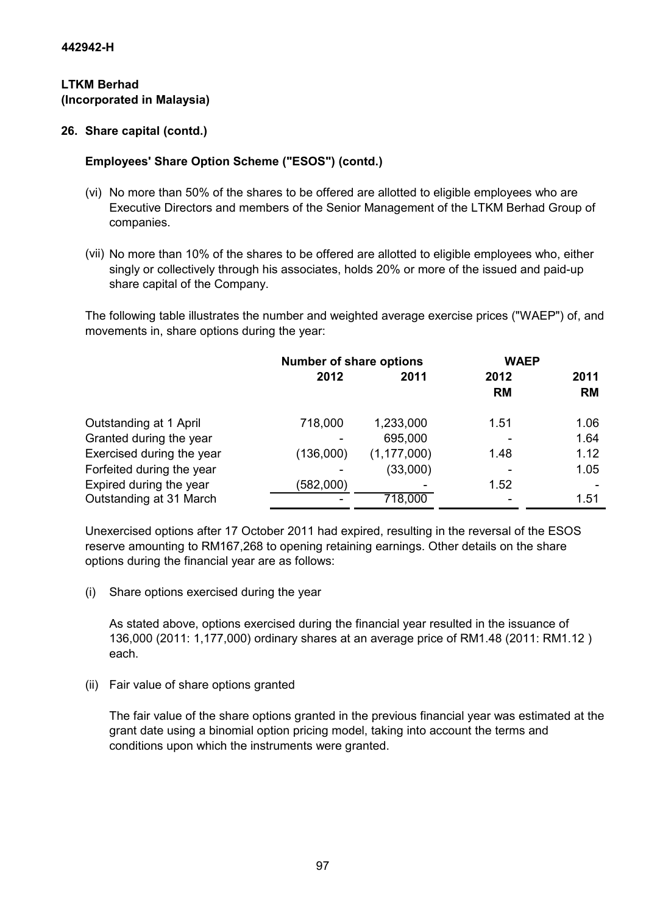**442942-H**

**LTKM Berhad**
**(Incorporated in Malaysia)**

## 26. Share capital (contd.)

### Employees' Share Option Scheme ("ESOS") (contd.)

(vi) No more than 50% of the shares to be offered are allotted to eligible employees who are Executive Directors and members of the Senior Management of the LTKM Berhad Group of companies.

(vii) No more than 10% of the shares to be offered are allotted to eligible employees who, either singly or collectively through his associates, holds 20% or more of the issued and paid-up share capital of the Company.

The following table illustrates the number and weighted average exercise prices ("WAEP") of, and movements in, share options during the year:

| | Number of share options | | WAEP | |
|---|---|---|---|---|
| | 2012 | 2011 | 2012 RM | 2011 RM |
| Outstanding at 1 April | 718,000 | 1,233,000 | 1.51 | 1.06 |
| Granted during the year | - | 695,000 | - | 1.64 |
| Exercised during the year | (136,000) | (1,177,000) | 1.48 | 1.12 |
| Forfeited during the year | - | (33,000) | - | 1.05 |
| Expired during the year | (582,000) | - | 1.52 | - |
| Outstanding at 31 March | - | 718,000 | - | 1.51 |

Unexercised options after 17 October 2011 had expired, resulting in the reversal of the ESOS reserve amounting to RM167,268 to opening retaining earnings. Other details on the share options during the financial year are as follows:

(i) Share options exercised during the year

As stated above, options exercised during the financial year resulted in the issuance of 136,000 (2011: 1,177,000) ordinary shares at an average price of RM1.48 (2011: RM1.12 ) each.

(ii) Fair value of share options granted

The fair value of the share options granted in the previous financial year was estimated at the grant date using a binomial option pricing model, taking into account the terms and conditions upon which the instruments were granted.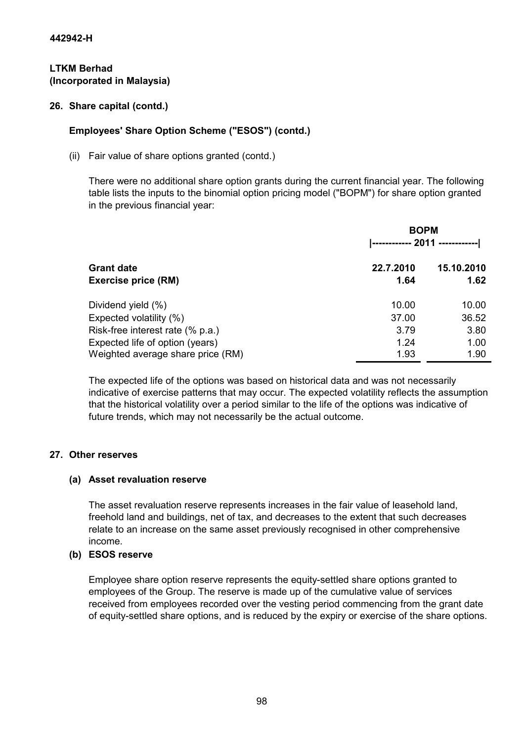442942-H

**LTKM Berhad**
**(Incorporated in Malaysia)**

**26. Share capital (contd.)**

**Employees' Share Option Scheme ("ESOS") (contd.)**

(ii) Fair value of share options granted (contd.)

There were no additional share option grants during the current financial year. The following table lists the inputs to the binomial option pricing model ("BOPM") for share option granted in the previous financial year:

| | BOPM | |
|---|---|---|
| | 2011 | |
| **Grant date** | **22.7.2010** | **15.10.2010** |
| **Exercise price (RM)** | **1.64** | **1.62** |
| Dividend yield (%) | 10.00 | 10.00 |
| Expected volatility (%) | 37.00 | 36.52 |
| Risk-free interest rate (% p.a.) | 3.79 | 3.80 |
| Expected life of option (years) | 1.24 | 1.00 |
| Weighted average share price (RM) | 1.93 | 1.90 |

The expected life of the options was based on historical data and was not necessarily indicative of exercise patterns that may occur. The expected volatility reflects the assumption that the historical volatility over a period similar to the life of the options was indicative of future trends, which may not necessarily be the actual outcome.

**27. Other reserves**

**(a) Asset revaluation reserve**

The asset revaluation reserve represents increases in the fair value of leasehold land, freehold land and buildings, net of tax, and decreases to the extent that such decreases relate to an increase on the same asset previously recognised in other comprehensive income.

**(b) ESOS reserve**

Employee share option reserve represents the equity-settled share options granted to employees of the Group. The reserve is made up of the cumulative value of services received from employees recorded over the vesting period commencing from the grant date of equity-settled share options, and is reduced by the expiry or exercise of the share options.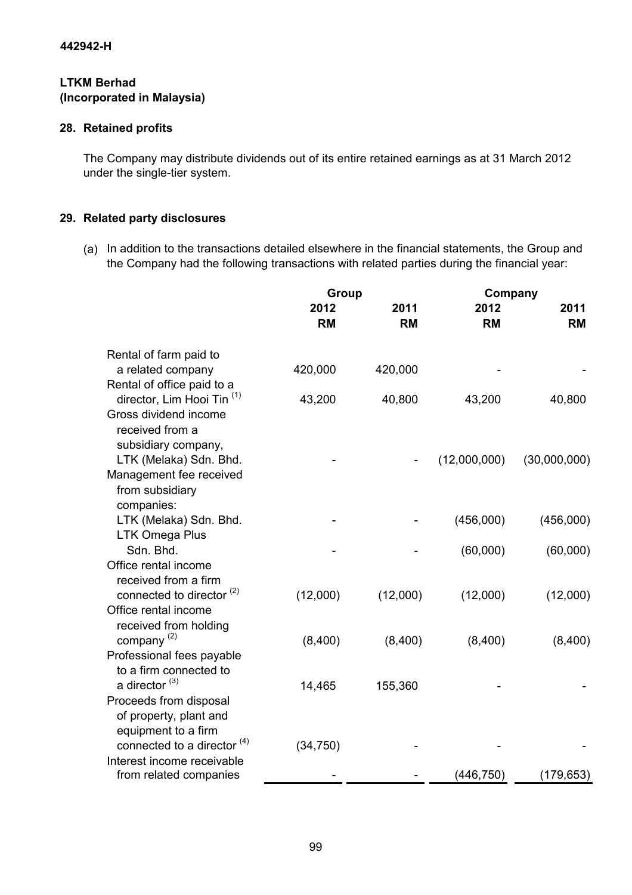442942-H

**LTKM Berhad**
**(Incorporated in Malaysia)**

## 28. Retained profits

The Company may distribute dividends out of its entire retained earnings as at 31 March 2012 under the single-tier system.

## 29. Related party disclosures

(a) In addition to the transactions detailed elsewhere in the financial statements, the Group and the Company had the following transactions with related parties during the financial year:

| | Group | | Company | |
|---|---|---|---|---|
| | 2012 | 2011 | 2012 | 2011 |
| | RM | RM | RM | RM |
| Rental of farm paid to a related company | 420,000 | 420,000 | - | - |
| Rental of office paid to a director, Lim Hooi Tin [1] | 43,200 | 40,800 | 43,200 | 40,800 |
| Gross dividend income received from a subsidiary company, LTK (Melaka) Sdn. Bhd. | - | - | (12,000,000) | (30,000,000) |
| Management fee received from subsidiary companies: | | | | |
| LTK (Melaka) Sdn. Bhd. | - | - | (456,000) | (456,000) |
| LTK Omega Plus Sdn. Bhd. | - | - | (60,000) | (60,000) |
| Office rental income received from a firm connected to director [2] | (12,000) | (12,000) | (12,000) | (12,000) |
| Office rental income received from holding company [2] | (8,400) | (8,400) | (8,400) | (8,400) |
| Professional fees payable to a firm connected to a director [3] | 14,465 | 155,360 | - | - |
| Proceeds from disposal of property, plant and equipment to a firm connected to a director [4] | (34,750) | - | - | - |
| Interest income receivable from related companies | - | - | (446,750) | (179,653) |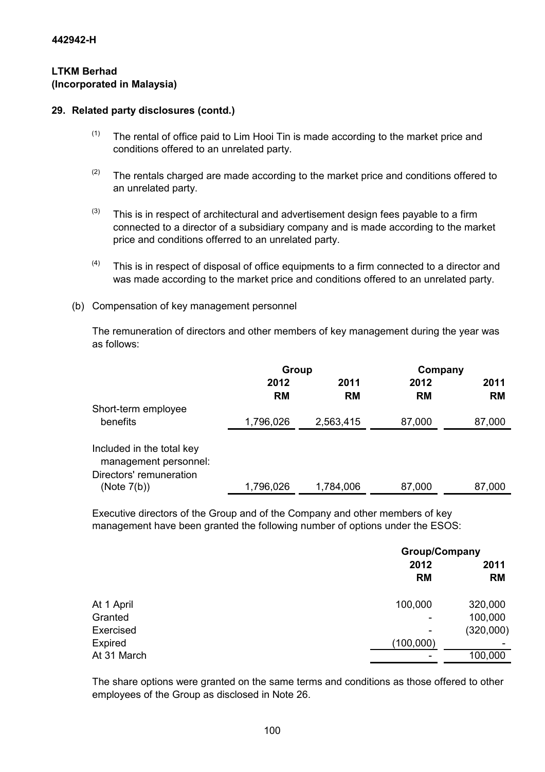442942-H

**LTKM Berhad**
**(Incorporated in Malaysia)**

**29. Related party disclosures (contd.)**

(1) The rental of office paid to Lim Hooi Tin is made according to the market price and conditions offered to an unrelated party.

(2) The rentals charged are made according to the market price and conditions offered to an unrelated party.

(3) This is in respect of architectural and advertisement design fees payable to a firm connected to a director of a subsidiary company and is made according to the market price and conditions offerred to an unrelated party.

(4) This is in respect of disposal of office equipments to a firm connected to a director and was made according to the market price and conditions offered to an unrelated party.

(b) Compensation of key management personnel

The remuneration of directors and other members of key management during the year was as follows:

| | Group | | Company | |
|---|---|---|---|---|
| | 2012 | 2011 | 2012 | 2011 |
| | RM | RM | RM | RM |
| Short-term employee benefits | 1,796,026 | 2,563,415 | 87,000 | 87,000 |
| Included in the total key management personnel: | | | | |
| Directors' remuneration (Note 7(b)) | 1,796,026 | 1,784,006 | 87,000 | 87,000 |

Executive directors of the Group and of the Company and other members of key management have been granted the following number of options under the ESOS:

| | Group/Company | |
|---|---|---|
| | 2012 | 2011 |
| | RM | RM |
| At 1 April | 100,000 | 320,000 |
| Granted | - | 100,000 |
| Exercised | - | (320,000) |
| Expired | (100,000) | - |
| At 31 March | - | 100,000 |

The share options were granted on the same terms and conditions as those offered to other employees of the Group as disclosed in Note 26.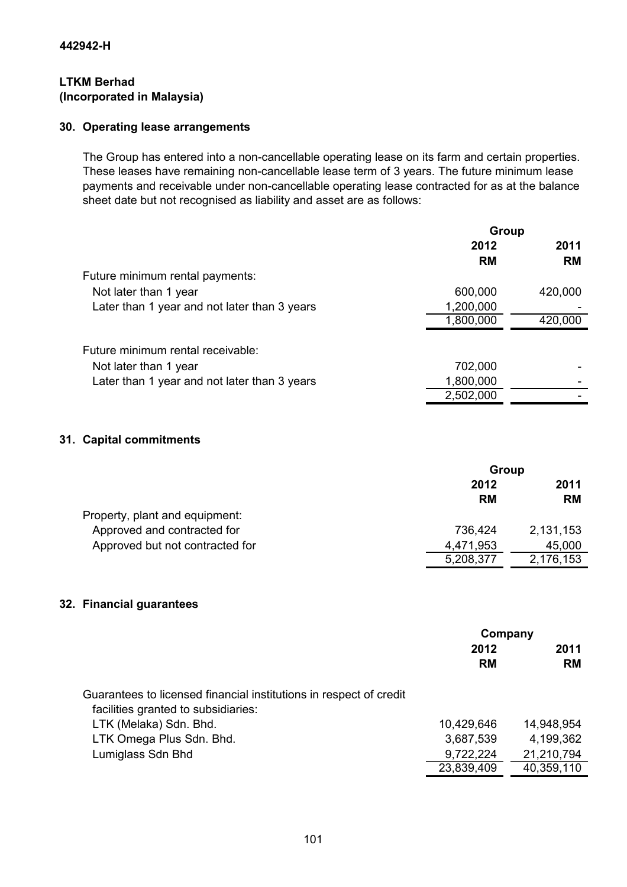**442942-H**

**LTKM Berhad**
**(Incorporated in Malaysia)**

## 30. Operating lease arrangements

The Group has entered into a non-cancellable operating lease on its farm and certain properties. These leases have remaining non-cancellable lease term of 3 years. The future minimum lease payments and receivable under non-cancellable operating lease contracted for as at the balance sheet date but not recognised as liability and asset are as follows:

| | Group | |
|---|---|---|
| | 2012 | 2011 |
| | RM | RM |
| Future minimum rental payments: | | |
| Not later than 1 year | 600,000 | 420,000 |
| Later than 1 year and not later than 3 years | 1,200,000 | - |
| | 1,800,000 | 420,000 |
| | | |
| Future minimum rental receivable: | | |
| Not later than 1 year | 702,000 | - |
| Later than 1 year and not later than 3 years | 1,800,000 | - |
| | 2,502,000 | - |

## 31. Capital commitments

| | Group | |
|---|---|---|
| | 2012 | 2011 |
| | RM | RM |
| Property, plant and equipment: | | |
| Approved and contracted for | 736,424 | 2,131,153 |
| Approved but not contracted for | 4,471,953 | 45,000 |
| | 5,208,377 | 2,176,153 |

## 32. Financial guarantees

| | Company | |
|---|---|---|
| | 2012 | 2011 |
| | RM | RM |
| Guarantees to licensed financial institutions in respect of credit facilities granted to subsidiaries: | | |
| LTK (Melaka) Sdn. Bhd. | 10,429,646 | 14,948,954 |
| LTK Omega Plus Sdn. Bhd. | 3,687,539 | 4,199,362 |
| Lumiglass Sdn Bhd | 9,722,224 | 21,210,794 |
| | 23,839,409 | 40,359,110 |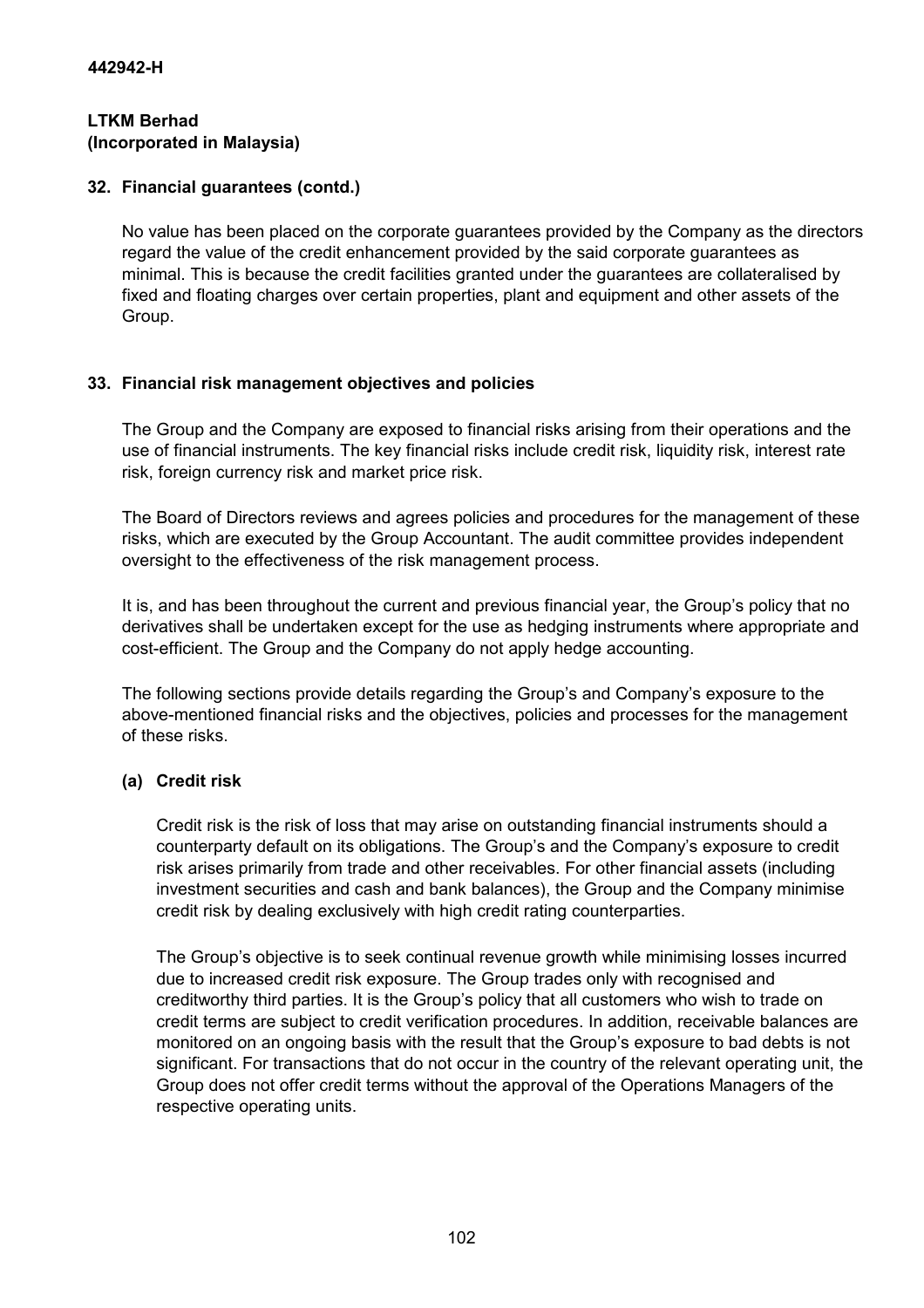# 442942-H

**LTKM Berhad**
**(Incorporated in Malaysia)**

## 32. Financial guarantees (contd.)

No value has been placed on the corporate guarantees provided by the Company as the directors regard the value of the credit enhancement provided by the said corporate guarantees as minimal. This is because the credit facilities granted under the guarantees are collateralised by fixed and floating charges over certain properties, plant and equipment and other assets of the Group.

## 33. Financial risk management objectives and policies

The Group and the Company are exposed to financial risks arising from their operations and the use of financial instruments. The key financial risks include credit risk, liquidity risk, interest rate risk, foreign currency risk and market price risk.

The Board of Directors reviews and agrees policies and procedures for the management of these risks, which are executed by the Group Accountant. The audit committee provides independent oversight to the effectiveness of the risk management process.

It is, and has been throughout the current and previous financial year, the Group's policy that no derivatives shall be undertaken except for the use as hedging instruments where appropriate and cost-efficient. The Group and the Company do not apply hedge accounting.

The following sections provide details regarding the Group's and Company's exposure to the above-mentioned financial risks and the objectives, policies and processes for the management of these risks.

### (a) Credit risk

Credit risk is the risk of loss that may arise on outstanding financial instruments should a counterparty default on its obligations. The Group's and the Company's exposure to credit risk arises primarily from trade and other receivables. For other financial assets (including investment securities and cash and bank balances), the Group and the Company minimise credit risk by dealing exclusively with high credit rating counterparties.

The Group's objective is to seek continual revenue growth while minimising losses incurred due to increased credit risk exposure. The Group trades only with recognised and creditworthy third parties. It is the Group's policy that all customers who wish to trade on credit terms are subject to credit verification procedures. In addition, receivable balances are monitored on an ongoing basis with the result that the Group's exposure to bad debts is not significant. For transactions that do not occur in the country of the relevant operating unit, the Group does not offer credit terms without the approval of the Operations Managers of the respective operating units.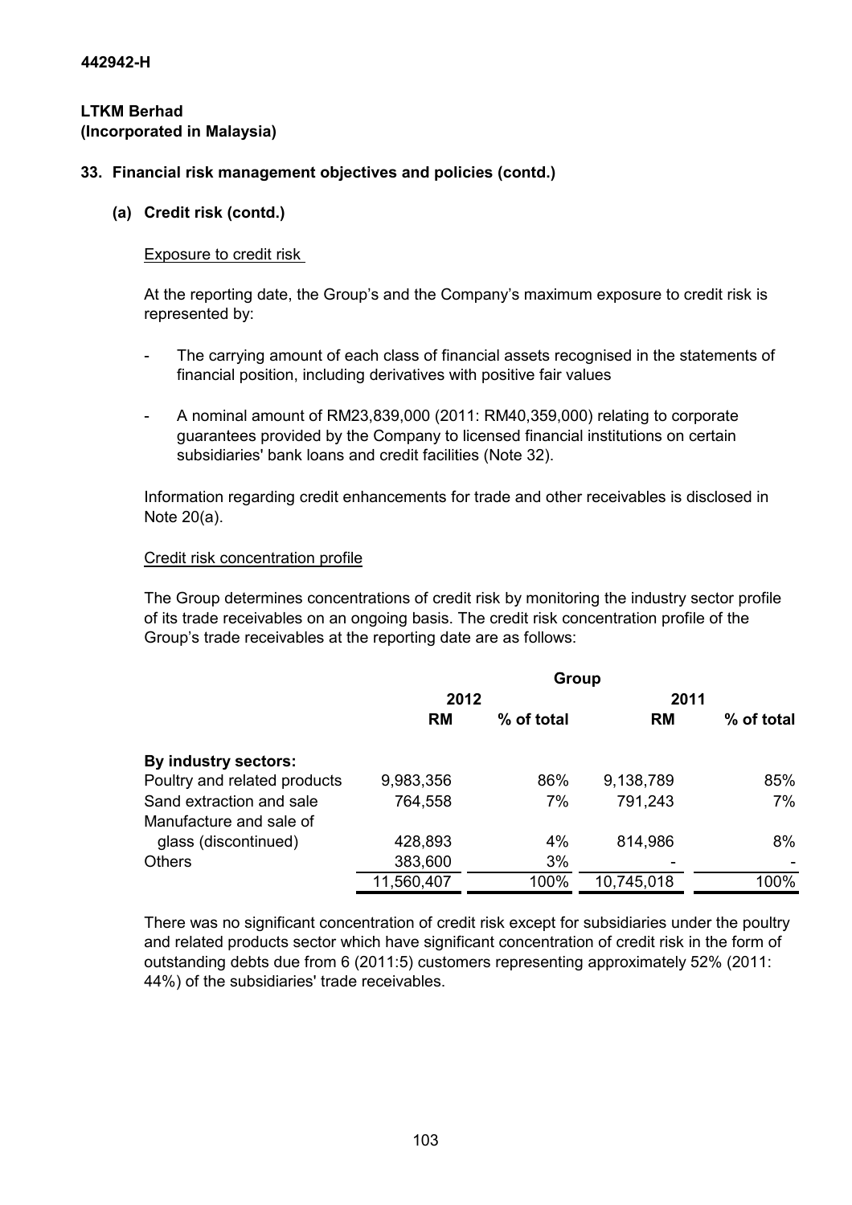442942-H

**LTKM Berhad**
**(Incorporated in Malaysia)**

## 33. Financial risk management objectives and policies (contd.)

### (a) Credit risk (contd.)

Exposure to credit risk

At the reporting date, the Group's and the Company's maximum exposure to credit risk is represented by:

- The carrying amount of each class of financial assets recognised in the statements of financial position, including derivatives with positive fair values
- A nominal amount of RM23,839,000 (2011: RM40,359,000) relating to corporate guarantees provided by the Company to licensed financial institutions on certain subsidiaries' bank loans and credit facilities (Note 32).

Information regarding credit enhancements for trade and other receivables is disclosed in Note 20(a).

Credit risk concentration profile

The Group determines concentrations of credit risk by monitoring the industry sector profile of its trade receivables on an ongoing basis. The credit risk concentration profile of the Group's trade receivables at the reporting date are as follows:

| | Group | | | |
|---|---|---|---|---|
| | 2012 | | 2011 | |
| | RM | % of total | RM | % of total |
| **By industry sectors:** | | | | |
| Poultry and related products | 9,983,356 | 86% | 9,138,789 | 85% |
| Sand extraction and sale | 764,558 | 7% | 791,243 | 7% |
| Manufacture and sale of glass (discontinued) | 428,893 | 4% | 814,986 | 8% |
| Others | 383,600 | 3% | - | - |
| | 11,560,407 | 100% | 10,745,018 | 100% |

There was no significant concentration of credit risk except for subsidiaries under the poultry and related products sector which have significant concentration of credit risk in the form of outstanding debts due from 6 (2011:5) customers representing approximately 52% (2011: 44%) of the subsidiaries' trade receivables.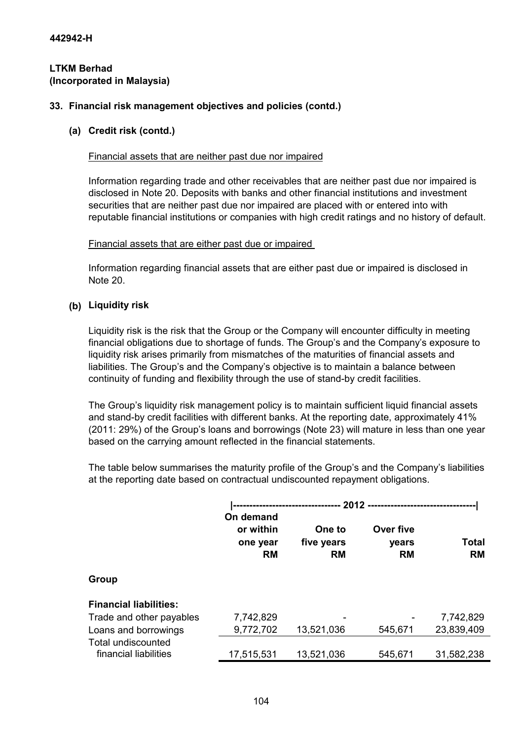442942-H

**LTKM Berhad**
**(Incorporated in Malaysia)**

## 33. Financial risk management objectives and policies (contd.)

### (a) Credit risk (contd.)

Financial assets that are neither past due nor impaired

Information regarding trade and other receivables that are neither past due nor impaired is disclosed in Note 20. Deposits with banks and other financial institutions and investment securities that are neither past due nor impaired are placed with or entered into with reputable financial institutions or companies with high credit ratings and no history of default.

Financial assets that are either past due or impaired

Information regarding financial assets that are either past due or impaired is disclosed in Note 20.

### (b) Liquidity risk

Liquidity risk is the risk that the Group or the Company will encounter difficulty in meeting financial obligations due to shortage of funds. The Group's and the Company's exposure to liquidity risk arises primarily from mismatches of the maturities of financial assets and liabilities. The Group's and the Company's objective is to maintain a balance between continuity of funding and flexibility through the use of stand-by credit facilities.

The Group's liquidity risk management policy is to maintain sufficient liquid financial assets and stand-by credit facilities with different banks. At the reporting date, approximately 41% (2011: 29%) of the Group's loans and borrowings (Note 23) will mature in less than one year based on the carrying amount reflected in the financial statements.

The table below summarises the maturity profile of the Group's and the Company's liabilities at the reporting date based on contractual undiscounted repayment obligations.

| | 2012 | | | |
|---|---|---|---|---|
| | On demand or within one year RM | One to five years RM | Over five years RM | Total RM |
| **Group** | | | | |
| **Financial liabilities:** | | | | |
| Trade and other payables | 7,742,829 | - | - | 7,742,829 |
| Loans and borrowings | 9,772,702 | 13,521,036 | 545,671 | 23,839,409 |
| Total undiscounted financial liabilities | 17,515,531 | 13,521,036 | 545,671 | 31,582,238 |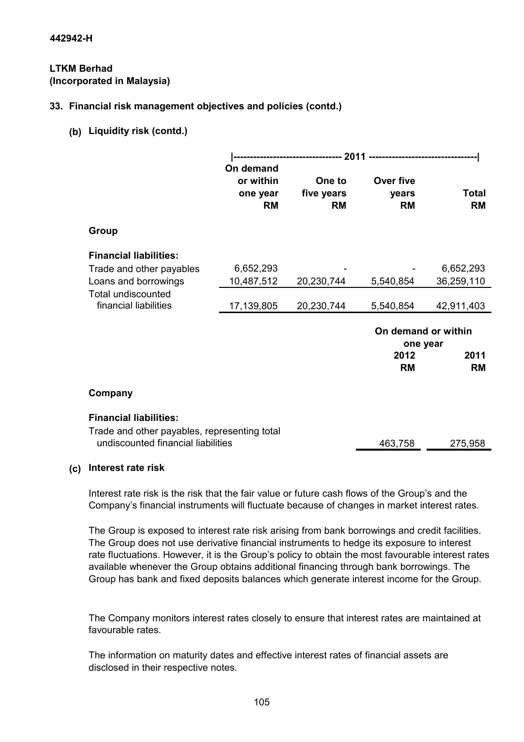442942-H

**LTKM Berhad**
**(Incorporated in Malaysia)**

## 33. Financial risk management objectives and policies (contd.)

### (b) Liquidity risk (contd.)

| | 2011 | | | |
|---|---|---|---|---|
| | On demand or within one year RM | One to five years RM | Over five years RM | Total RM |
| **Group** | | | | |
| **Financial liabilities:** | | | | |
| Trade and other payables | 6,652,293 | - | - | 6,652,293 |
| Loans and borrowings | 10,487,512 | 20,230,744 | 5,540,854 | 36,259,110 |
| Total undiscounted financial liabilities | 17,139,805 | 20,230,744 | 5,540,854 | 42,911,403 |

| | On demand or within one year | |
|---|---|---|
| | 2012 RM | 2011 RM |
| **Company** | | |
| **Financial liabilities:** | | |
| Trade and other payables, representing total undiscounted financial liabilities | 463,758 | 275,958 |

### (c) Interest rate risk

Interest rate risk is the risk that the fair value or future cash flows of the Group's and the Company's financial instruments will fluctuate because of changes in market interest rates.

The Group is exposed to interest rate risk arising from bank borrowings and credit facilities. The Group does not use derivative financial instruments to hedge its exposure to interest rate fluctuations. However, it is the Group's policy to obtain the most favourable interest rates available whenever the Group obtains additional financing through bank borrowings. The Group has bank and fixed deposits balances which generate interest income for the Group.

The Company monitors interest rates closely to ensure that interest rates are maintained at favourable rates.

The information on maturity dates and effective interest rates of financial assets are disclosed in their respective notes.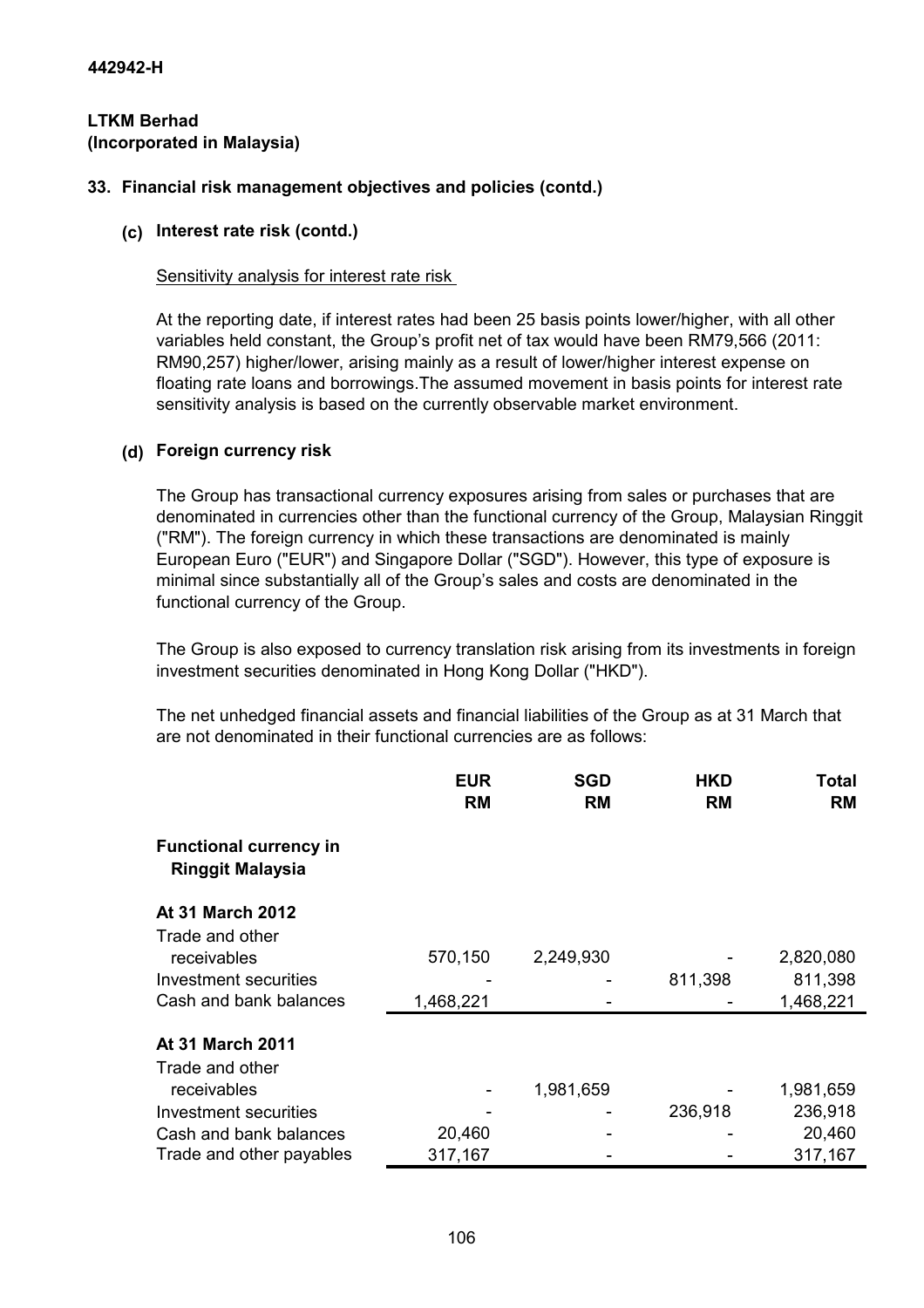442942-H

**LTKM Berhad**
**(Incorporated in Malaysia)**

## 33. Financial risk management objectives and policies (contd.)

### (c) Interest rate risk (contd.)

Sensitivity analysis for interest rate risk

At the reporting date, if interest rates had been 25 basis points lower/higher, with all other variables held constant, the Group's profit net of tax would have been RM79,566 (2011: RM90,257) higher/lower, arising mainly as a result of lower/higher interest expense on floating rate loans and borrowings.The assumed movement in basis points for interest rate sensitivity analysis is based on the currently observable market environment.

### (d) Foreign currency risk

The Group has transactional currency exposures arising from sales or purchases that are denominated in currencies other than the functional currency of the Group, Malaysian Ringgit ("RM"). The foreign currency in which these transactions are denominated is mainly European Euro ("EUR") and Singapore Dollar ("SGD"). However, this type of exposure is minimal since substantially all of the Group's sales and costs are denominated in the functional currency of the Group.

The Group is also exposed to currency translation risk arising from its investments in foreign investment securities denominated in Hong Kong Dollar ("HKD").

The net unhedged financial assets and financial liabilities of the Group as at 31 March that are not denominated in their functional currencies are as follows:

| | EUR<br>RM | SGD<br>RM | HKD<br>RM | Total<br>RM |
|---|---|---|---|---|
| **Functional currency in Ringgit Malaysia** | | | | |
| **At 31 March 2012** | | | | |
| Trade and other receivables | 570,150 | 2,249,930 | - | 2,820,080 |
| Investment securities | - | - | 811,398 | 811,398 |
| Cash and bank balances | 1,468,221 | - | - | 1,468,221 |
| **At 31 March 2011** | | | | |
| Trade and other receivables | - | 1,981,659 | - | 1,981,659 |
| Investment securities | - | - | 236,918 | 236,918 |
| Cash and bank balances | 20,460 | - | - | 20,460 |
| Trade and other payables | 317,167 | - | - | 317,167 |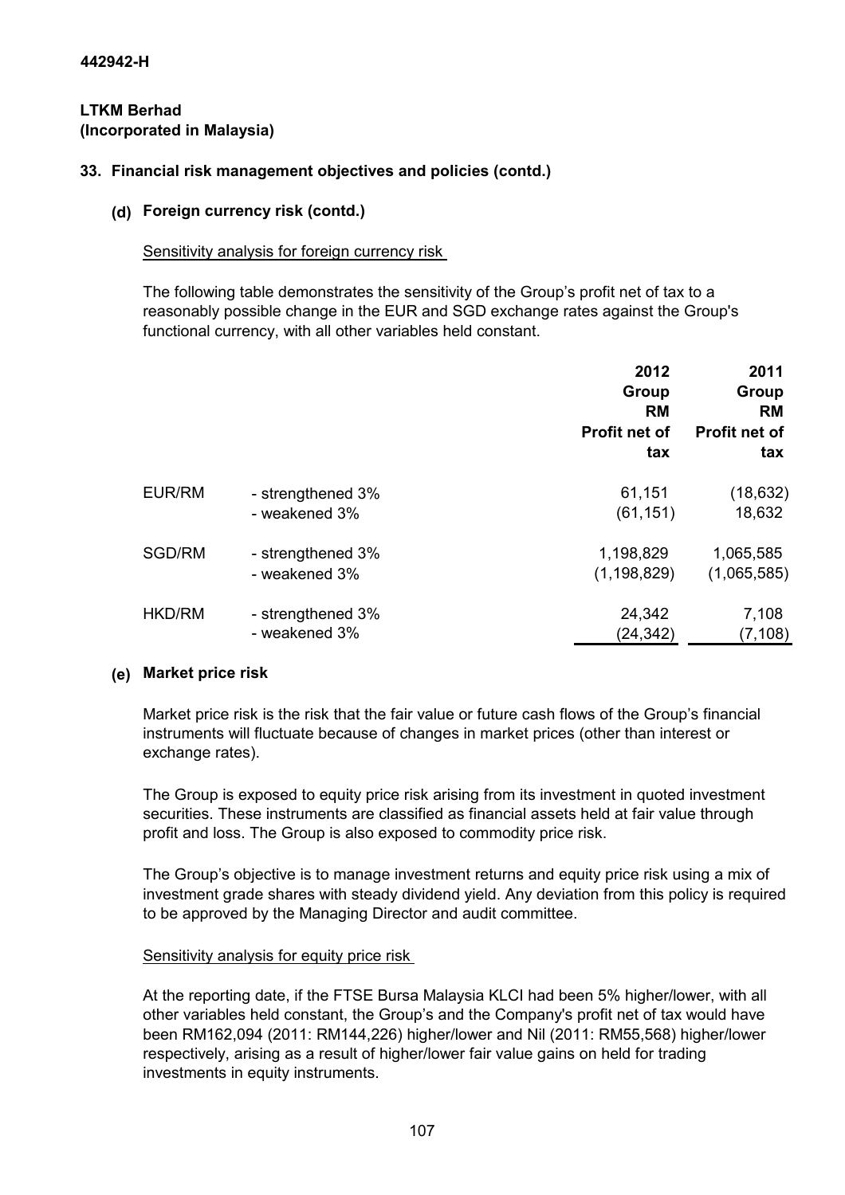442942-H

**LTKM Berhad**
**(Incorporated in Malaysia)**

## 33. Financial risk management objectives and policies (contd.)

### (d) Foreign currency risk (contd.)

Sensitivity analysis for foreign currency risk

The following table demonstrates the sensitivity of the Group's profit net of tax to a reasonably possible change in the EUR and SGD exchange rates against the Group's functional currency, with all other variables held constant.

| | | 2012 Group RM Profit net of tax | 2011 Group RM Profit net of tax |
|---|---|---|---|
| EUR/RM | - strengthened 3% | 61,151 | (18,632) |
| | - weakened 3% | (61,151) | 18,632 |
| SGD/RM | - strengthened 3% | 1,198,829 | 1,065,585 |
| | - weakened 3% | (1,198,829) | (1,065,585) |
| HKD/RM | - strengthened 3% | 24,342 | 7,108 |
| | - weakened 3% | (24,342) | (7,108) |

### (e) Market price risk

Market price risk is the risk that the fair value or future cash flows of the Group's financial instruments will fluctuate because of changes in market prices (other than interest or exchange rates).

The Group is exposed to equity price risk arising from its investment in quoted investment securities. These instruments are classified as financial assets held at fair value through profit and loss. The Group is also exposed to commodity price risk.

The Group's objective is to manage investment returns and equity price risk using a mix of investment grade shares with steady dividend yield. Any deviation from this policy is required to be approved by the Managing Director and audit committee.

Sensitivity analysis for equity price risk

At the reporting date, if the FTSE Bursa Malaysia KLCI had been 5% higher/lower, with all other variables held constant, the Group's and the Company's profit net of tax would have been RM162,094 (2011: RM144,226) higher/lower and Nil (2011: RM55,568) higher/lower respectively, arising as a result of higher/lower fair value gains on held for trading investments in equity instruments.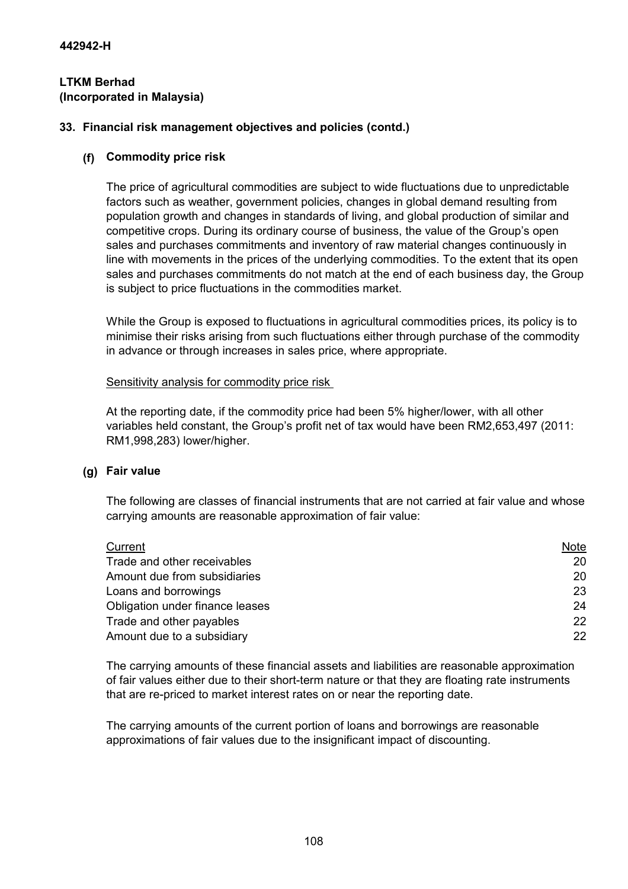442942-H

**LTKM Berhad**
**(Incorporated in Malaysia)**

## 33. Financial risk management objectives and policies (contd.)

### (f) Commodity price risk

The price of agricultural commodities are subject to wide fluctuations due to unpredictable factors such as weather, government policies, changes in global demand resulting from population growth and changes in standards of living, and global production of similar and competitive crops. During its ordinary course of business, the value of the Group's open sales and purchases commitments and inventory of raw material changes continuously in line with movements in the prices of the underlying commodities. To the extent that its open sales and purchases commitments do not match at the end of each business day, the Group is subject to price fluctuations in the commodities market.

While the Group is exposed to fluctuations in agricultural commodities prices, its policy is to minimise their risks arising from such fluctuations either through purchase of the commodity in advance or through increases in sales price, where appropriate.

Sensitivity analysis for commodity price risk

At the reporting date, if the commodity price had been 5% higher/lower, with all other variables held constant, the Group's profit net of tax would have been RM2,653,497 (2011: RM1,998,283) lower/higher.

### (g) Fair value

The following are classes of financial instruments that are not carried at fair value and whose carrying amounts are reasonable approximation of fair value:

| Current | Note |
|---|---|
| Trade and other receivables | 20 |
| Amount due from subsidiaries | 20 |
| Loans and borrowings | 23 |
| Obligation under finance leases | 24 |
| Trade and other payables | 22 |
| Amount due to a subsidiary | 22 |

The carrying amounts of these financial assets and liabilities are reasonable approximation of fair values either due to their short-term nature or that they are floating rate instruments that are re-priced to market interest rates on or near the reporting date.

The carrying amounts of the current portion of loans and borrowings are reasonable approximations of fair values due to the insignificant impact of discounting.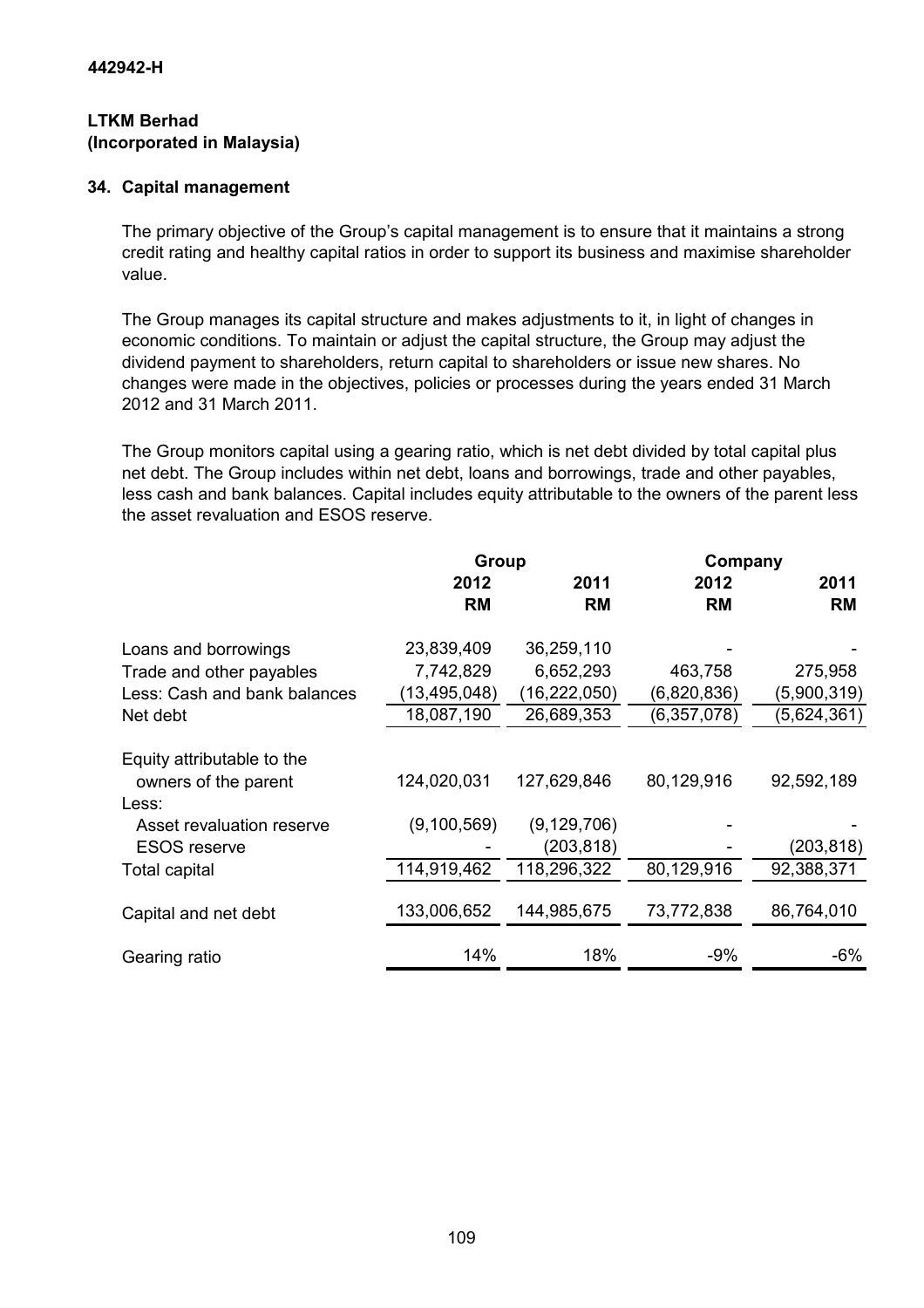**442942-H**

**LTKM Berhad**
**(Incorporated in Malaysia)**

## 34. Capital management

The primary objective of the Group's capital management is to ensure that it maintains a strong credit rating and healthy capital ratios in order to support its business and maximise shareholder value.

The Group manages its capital structure and makes adjustments to it, in light of changes in economic conditions. To maintain or adjust the capital structure, the Group may adjust the dividend payment to shareholders, return capital to shareholders or issue new shares. No changes were made in the objectives, policies or processes during the years ended 31 March 2012 and 31 March 2011.

The Group monitors capital using a gearing ratio, which is net debt divided by total capital plus net debt. The Group includes within net debt, loans and borrowings, trade and other payables, less cash and bank balances. Capital includes equity attributable to the owners of the parent less the asset revaluation and ESOS reserve.

| | Group | | Company | |
|---|---|---|---|---|
| | 2012 | 2011 | 2012 | 2011 |
| | RM | RM | RM | RM |
| Loans and borrowings | 23,839,409 | 36,259,110 | - | - |
| Trade and other payables | 7,742,829 | 6,652,293 | 463,758 | 275,958 |
| Less: Cash and bank balances | (13,495,048) | (16,222,050) | (6,820,836) | (5,900,319) |
| Net debt | 18,087,190 | 26,689,353 | (6,357,078) | (5,624,361) |
| Equity attributable to the owners of the parent | 124,020,031 | 127,629,846 | 80,129,916 | 92,592,189 |
| Less: | | | | |
| Asset revaluation reserve | (9,100,569) | (9,129,706) | - | - |
| ESOS reserve | - | (203,818) | - | (203,818) |
| Total capital | 114,919,462 | 118,296,322 | 80,129,916 | 92,388,371 |
| Capital and net debt | 133,006,652 | 144,985,675 | 73,772,838 | 86,764,010 |
| Gearing ratio | 14% | 18% | -9% | -6% |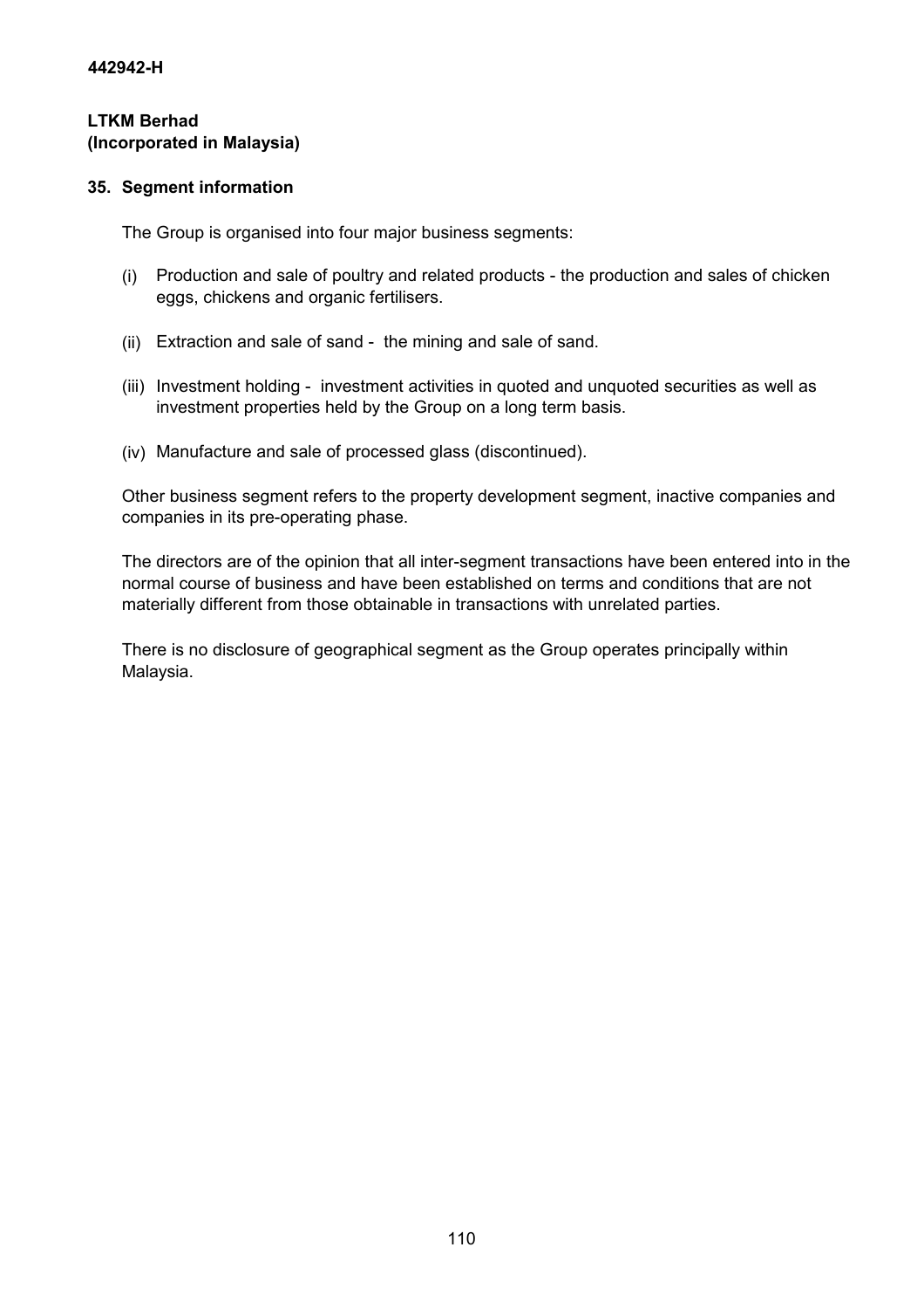442942-H

**LTKM Berhad**
**(Incorporated in Malaysia)**

## 35. Segment information

The Group is organised into four major business segments:

(i) Production and sale of poultry and related products - the production and sales of chicken eggs, chickens and organic fertilisers.

(ii) Extraction and sale of sand - the mining and sale of sand.

(iii) Investment holding - investment activities in quoted and unquoted securities as well as investment properties held by the Group on a long term basis.

(iv) Manufacture and sale of processed glass (discontinued).

Other business segment refers to the property development segment, inactive companies and companies in its pre-operating phase.

The directors are of the opinion that all inter-segment transactions have been entered into in the normal course of business and have been established on terms and conditions that are not materially different from those obtainable in transactions with unrelated parties.

There is no disclosure of geographical segment as the Group operates principally within Malaysia.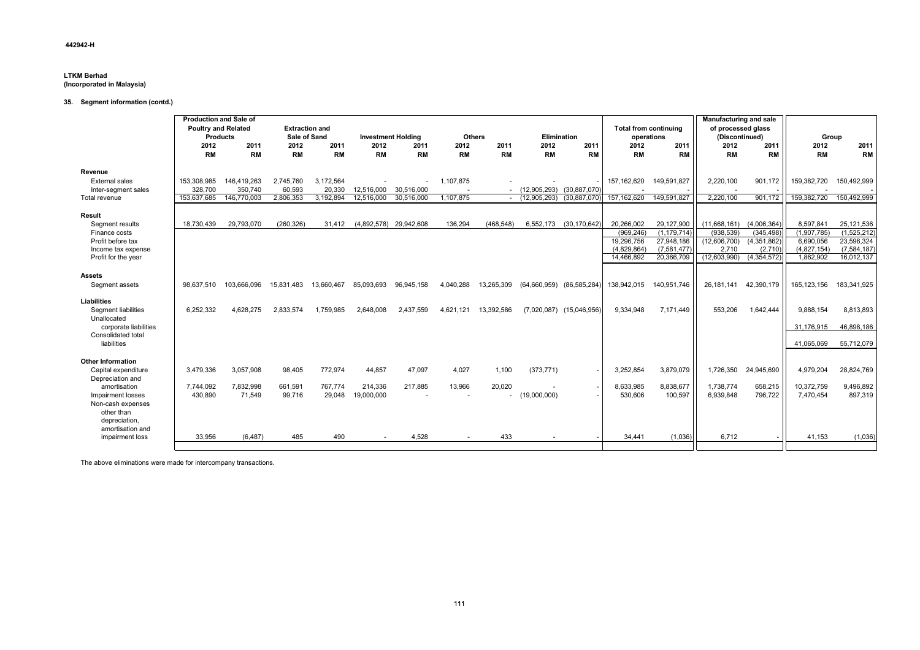442942-H

**LTKM Berhad**
**(Incorporated in Malaysia)**

**35. Segment information (contd.)**

| | Production and Sale of Poultry and Related Products | | Extraction and Sale of Sand | | Investment Holding | | Others | | Elimination | | Total from continuing operations | | Manufacturing and sale of processed glass (Discontinued) | | Group | |
|---|---|---|---|---|---|---|---|---|---|---|---|---|---|---|---|---|
| | 2012 | 2011 | 2012 | 2011 | 2012 | 2011 | 2012 | 2011 | 2012 | 2011 | 2012 | 2011 | 2012 | 2011 | 2012 | 2011 |
| | RM | RM | RM | RM | RM | RM | RM | RM | RM | RM | RM | RM | RM | RM | RM | RM |
| **Revenue** | | | | | | | | | | | | | | | | |
| External sales | 153,308,985 | 146,419,263 | 2,745,760 | 3,172,564 | - | - | 1,107,875 | - | - | - | 157,162,620 | 149,591,827 | 2,220,100 | 901,172 | 159,382,720 | 150,492,999 |
| Inter-segment sales | 328,700 | 350,740 | 60,593 | 20,330 | 12,516,000 | 30,516,000 | - | - | (12,905,293) | (30,887,070) | - | - | - | - | - | - |
| Total revenue | 153,637,685 | 146,770,003 | 2,806,353 | 3,192,894 | 12,516,000 | 30,516,000 | 1,107,875 | - | (12,905,293) | (30,887,070) | 157,162,620 | 149,591,827 | 2,220,100 | 901,172 | 159,382,720 | 150,492,999 |
| **Result** | | | | | | | | | | | | | | | | |
| Segment results | 18,730,439 | 29,793,070 | (260,326) | 31,412 | (4,892,578) | 29,942,608 | 136,294 | (468,548) | 6,552,173 | (30,170,642) | 20,266,002 | 29,127,900 | (11,668,161) | (4,006,364) | 8,597,841 | 25,121,536 |
| Finance costs | | | | | | | | | | | (969,246) | (1,179,714) | (938,539) | (345,498) | (1,907,785) | (1,525,212) |
| Profit before tax | | | | | | | | | | | 19,296,756 | 27,948,186 | (12,606,700) | (4,351,862) | 6,690,056 | 23,596,324 |
| Income tax expense | | | | | | | | | | | (4,829,864) | (7,581,477) | 2,710 | (2,710) | (4,827,154) | (7,584,187) |
| Profit for the year | | | | | | | | | | | 14,466,892 | 20,366,709 | (12,603,990) | (4,354,572) | 1,862,902 | 16,012,137 |
| **Assets** | | | | | | | | | | | | | | | | |
| Segment assets | 98,637,510 | 103,666,096 | 15,831,483 | 13,660,467 | 85,093,693 | 96,945,158 | 4,040,288 | 13,265,309 | (64,660,959) | (86,585,284) | 138,942,015 | 140,951,746 | 26,181,141 | 42,390,179 | 165,123,156 | 183,341,925 |
| **Liabilities** | | | | | | | | | | | | | | | | |
| Segment liabilities | 6,252,332 | 4,628,275 | 2,833,574 | 1,759,985 | 2,648,008 | 2,437,559 | 4,621,121 | 13,392,586 | (7,020,087) | (15,046,956) | 9,334,948 | 7,171,449 | 553,206 | 1,642,444 | 9,888,154 | 8,813,893 |
| Unallocated corporate liabilities | | | | | | | | | | | | | | | 31,176,915 | 46,898,186 |
| Consolidated total liabilities | | | | | | | | | | | | | | | 41,065,069 | 55,712,079 |
| **Other Information** | | | | | | | | | | | | | | | | |
| Capital expenditure | 3,479,336 | 3,057,908 | 98,405 | 772,974 | 44,857 | 47,097 | 4,027 | 1,100 | (373,771) | - | 3,252,854 | 3,879,079 | 1,726,350 | 24,945,690 | 4,979,204 | 28,824,769 |
| Depreciation and amortisation | 7,744,092 | 7,832,998 | 661,591 | 767,774 | 214,336 | 217,885 | 13,966 | 20,020 | - | - | 8,633,985 | 8,838,677 | 1,738,774 | 658,215 | 10,372,759 | 9,496,892 |
| Impairment losses | 430,890 | 71,549 | 99,716 | 29,048 | 19,000,000 | - | - | - | (19,000,000) | - | 530,606 | 100,597 | 6,939,848 | 796,722 | 7,470,454 | 897,319 |
| Non-cash expenses other than depreciation, amortisation and impairment loss | 33,956 | (6,487) | 485 | 490 | - | 4,528 | - | 433 | - | - | 34,441 | (1,036) | 6,712 | - | 41,153 | (1,036) |

The above eliminations were made for intercompany transactions.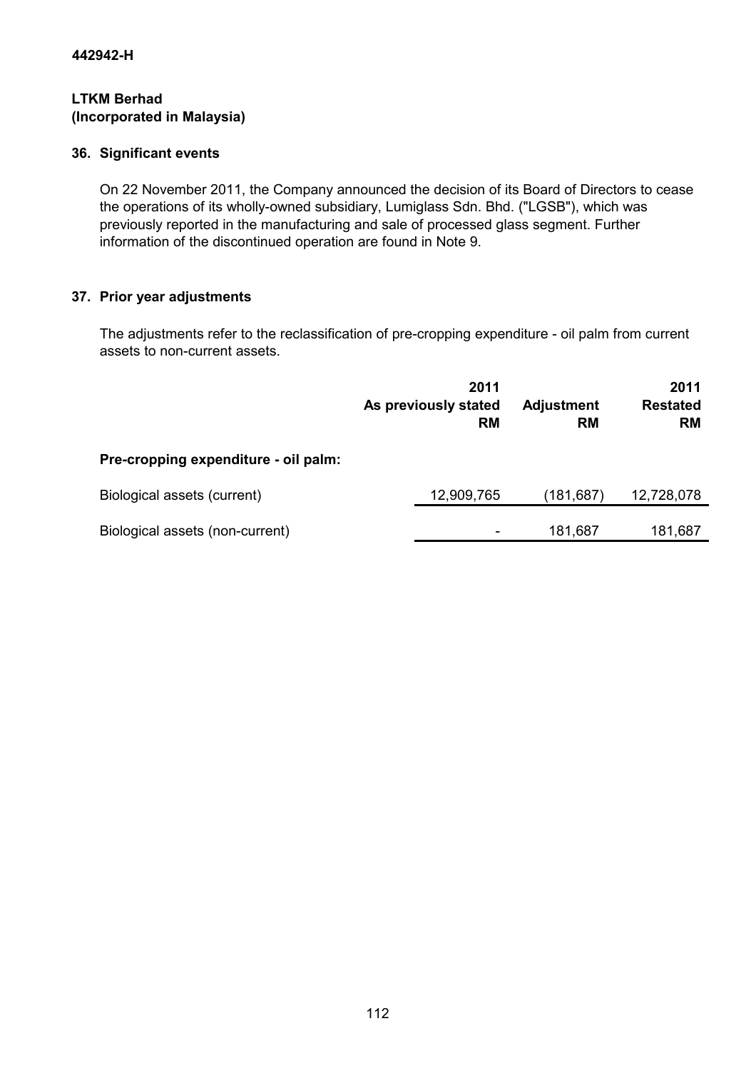442942-H

**LTKM Berhad**
**(Incorporated in Malaysia)**

## 36. Significant events

On 22 November 2011, the Company announced the decision of its Board of Directors to cease the operations of its wholly-owned subsidiary, Lumiglass Sdn. Bhd. ("LGSB"), which was previously reported in the manufacturing and sale of processed glass segment. Further information of the discontinued operation are found in Note 9.

## 37. Prior year adjustments

The adjustments refer to the reclassification of pre-cropping expenditure - oil palm from current assets to non-current assets.

| | 2011 As previously stated RM | Adjustment RM | 2011 Restated RM |
|---|---|---|---|
| **Pre-cropping expenditure - oil palm:** | | | |
| Biological assets (current) | 12,909,765 | (181,687) | 12,728,078 |
| Biological assets (non-current) | - | 181,687 | 181,687 |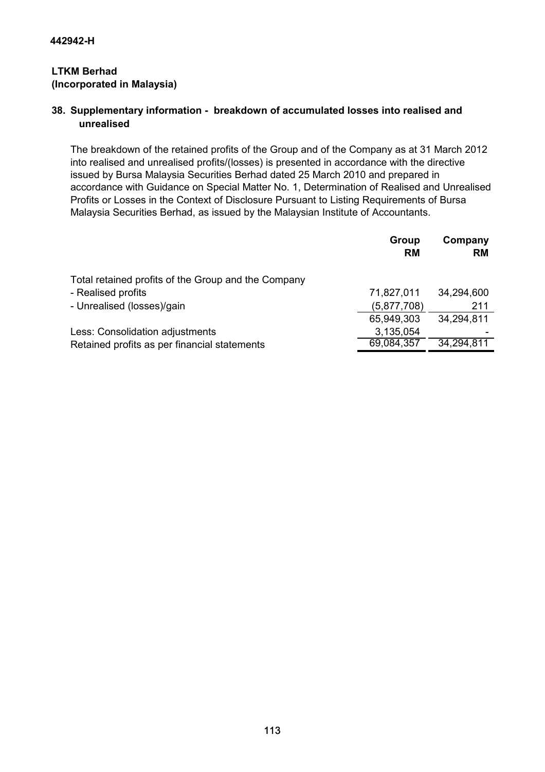442942-H

**LTKM Berhad**
**(Incorporated in Malaysia)**

## 38. Supplementary information - breakdown of accumulated losses into realised and unrealised

The breakdown of the retained profits of the Group and of the Company as at 31 March 2012 into realised and unrealised profits/(losses) is presented in accordance with the directive issued by Bursa Malaysia Securities Berhad dated 25 March 2010 and prepared in accordance with Guidance on Special Matter No. 1, Determination of Realised and Unrealised Profits or Losses in the Context of Disclosure Pursuant to Listing Requirements of Bursa Malaysia Securities Berhad, as issued by the Malaysian Institute of Accountants.

| | Group RM | Company RM |
|---|---|---|
| Total retained profits of the Group and the Company | | |
| - Realised profits | 71,827,011 | 34,294,600 |
| - Unrealised (losses)/gain | (5,877,708) | 211 |
| | 65,949,303 | 34,294,811 |
| Less: Consolidation adjustments | 3,135,054 | - |
| Retained profits as per financial statements | 69,084,357 | 34,294,811 |